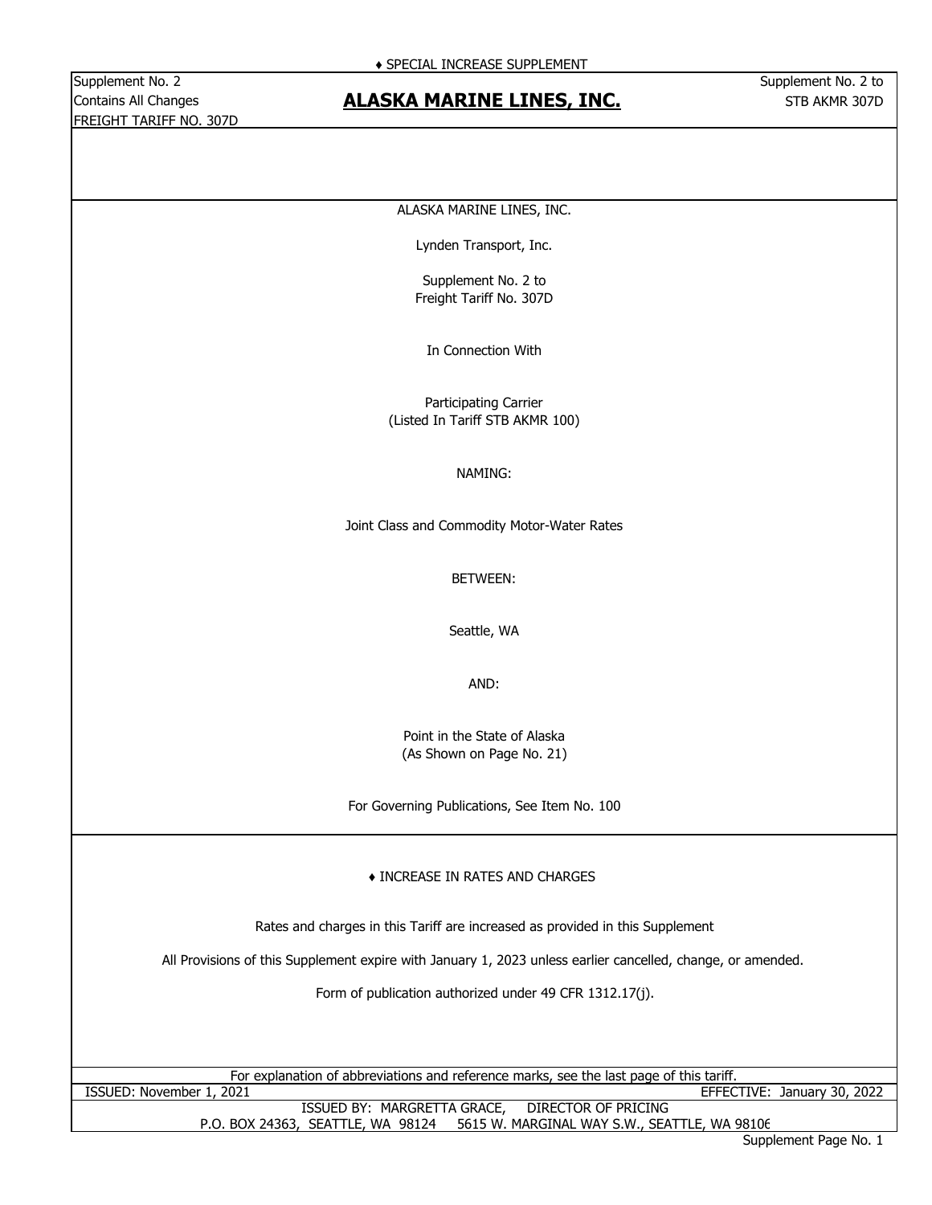♦ SPECIAL INCREASE SUPPLEMENT

Supplement No. 2
Contains All Changes
FREIGHT TARIFF NO. 307D

# ALASKA MARINE LINES, INC.

Supplement No. 2 to
STB AKMR 307D

ALASKA MARINE LINES, INC.

Lynden Transport, Inc.

Supplement No. 2 to
Freight Tariff No. 307D

In Connection With

Participating Carrier
(Listed In Tariff STB AKMR 100)

NAMING:

Joint Class and Commodity Motor-Water Rates

BETWEEN:

Seattle, WA

AND:

Point in the State of Alaska
(As Shown on Page No. 21)

For Governing Publications, See Item No. 100

♦ INCREASE IN RATES AND CHARGES

Rates and charges in this Tariff are increased as provided in this Supplement

All Provisions of this Supplement expire with January 1, 2023 unless earlier cancelled, change, or amended.

Form of publication authorized under 49 CFR 1312.17(j).

For explanation of abbreviations and reference marks, see the last page of this tariff.

ISSUED: November 1, 2021 EFFECTIVE: January 30, 2022

ISSUED BY: MARGRETTA GRACE, DIRECTOR OF PRICING
P.O. BOX 24363, SEATTLE, WA 98124 5615 W. MARGINAL WAY S.W., SEATTLE, WA 98106

Supplement Page No. 1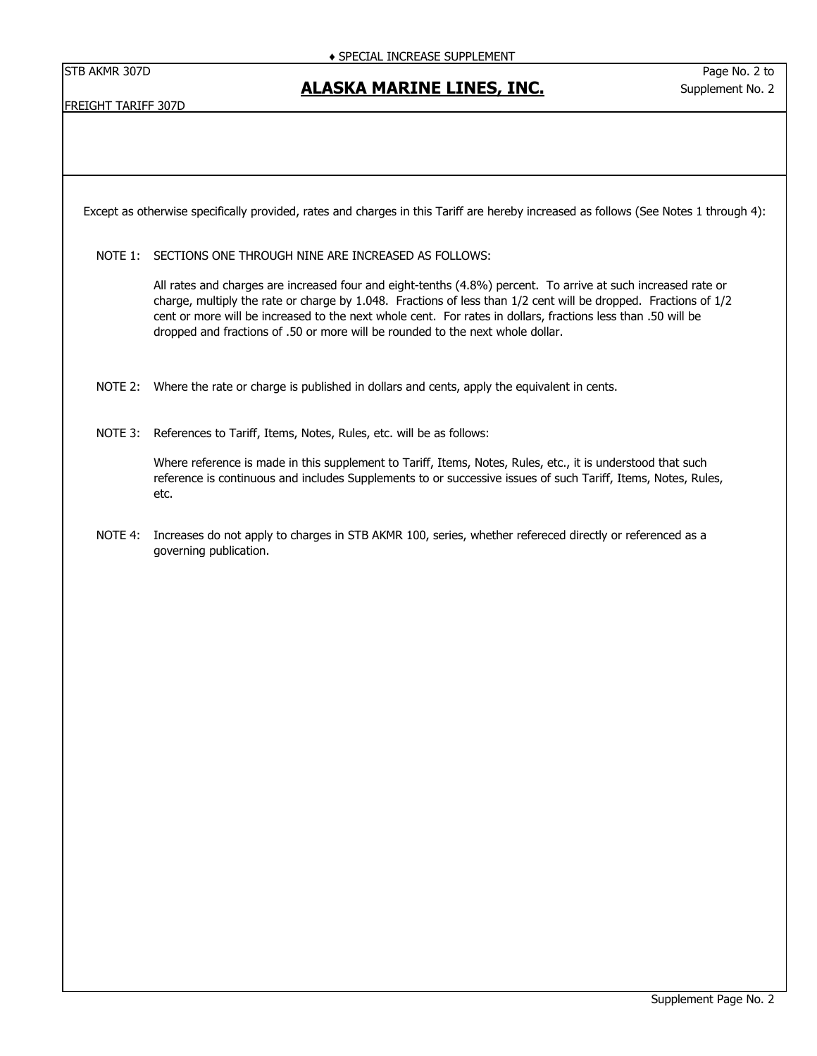♦ SPECIAL INCREASE SUPPLEMENT

STB AKMR 307D

# ALASKA MARINE LINES, INC.

Page No. 2 to Supplement No. 2

FREIGHT TARIFF 307D

Except as otherwise specifically provided, rates and charges in this Tariff are hereby increased as follows (See Notes 1 through 4):

NOTE 1: SECTIONS ONE THROUGH NINE ARE INCREASED AS FOLLOWS:

All rates and charges are increased four and eight-tenths (4.8%) percent. To arrive at such increased rate or charge, multiply the rate or charge by 1.048. Fractions of less than 1/2 cent will be dropped. Fractions of 1/2 cent or more will be increased to the next whole cent. For rates in dollars, fractions less than .50 will be dropped and fractions of .50 or more will be rounded to the next whole dollar.

NOTE 2: Where the rate or charge is published in dollars and cents, apply the equivalent in cents.

NOTE 3: References to Tariff, Items, Notes, Rules, etc. will be as follows:

Where reference is made in this supplement to Tariff, Items, Notes, Rules, etc., it is understood that such reference is continuous and includes Supplements to or successive issues of such Tariff, Items, Notes, Rules, etc.

NOTE 4: Increases do not apply to charges in STB AKMR 100, series, whether refereced directly or referenced as a governing publication.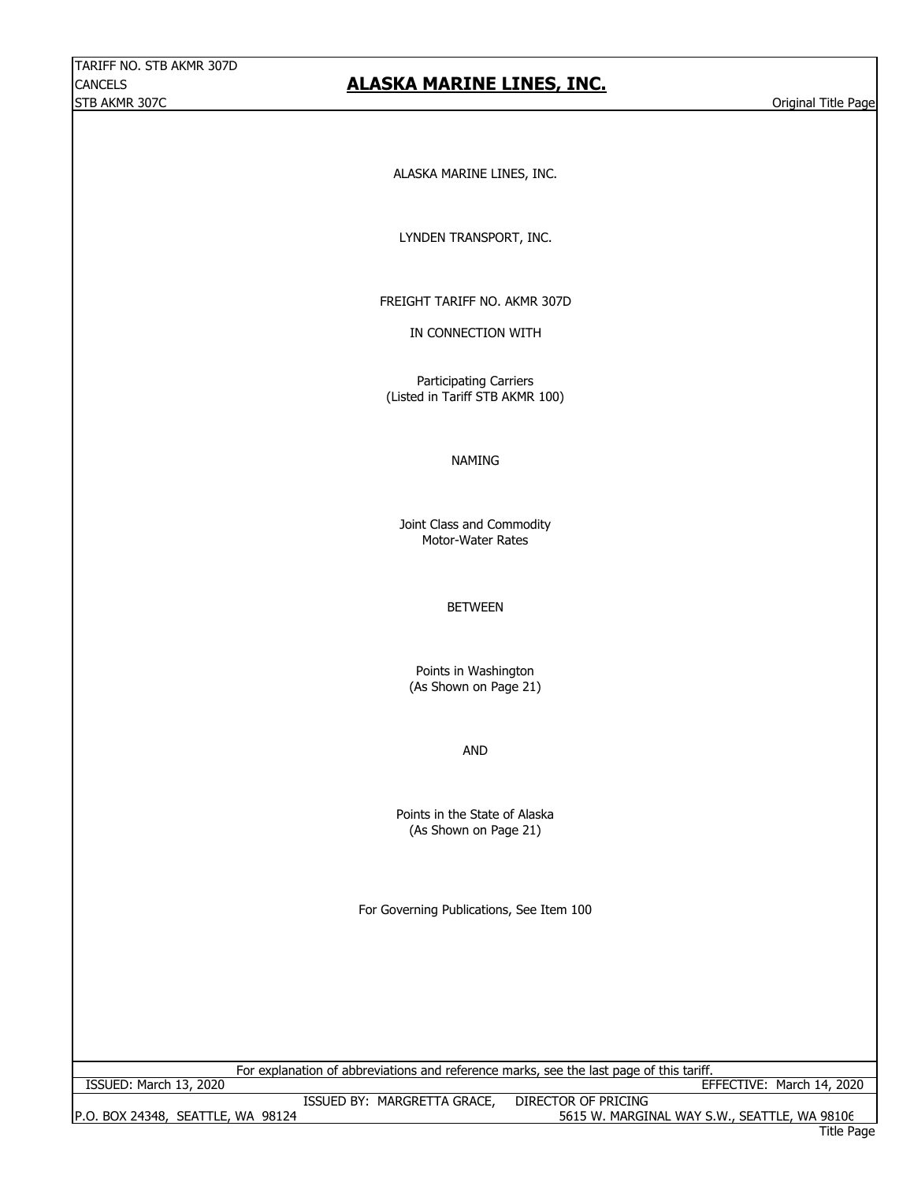TARIFF NO. STB AKMR 307D
CANCELS
STB AKMR 307C

# ALASKA MARINE LINES, INC.

Original Title Page

ALASKA MARINE LINES, INC.

LYNDEN TRANSPORT, INC.

FREIGHT TARIFF NO. AKMR 307D

IN CONNECTION WITH

Participating Carriers
(Listed in Tariff STB AKMR 100)

NAMING

Joint Class and Commodity
Motor-Water Rates

BETWEEN

Points in Washington
(As Shown on Page 21)

AND

Points in the State of Alaska
(As Shown on Page 21)

For Governing Publications, See Item 100

For explanation of abbreviations and reference marks, see the last page of this tariff.

ISSUED: March 13, 2020 — EFFECTIVE: March 14, 2020

ISSUED BY: MARGRETTA GRACE, DIRECTOR OF PRICING

P.O. BOX 24348, SEATTLE, WA 98124 — 5615 W. MARGINAL WAY S.W., SEATTLE, WA 98106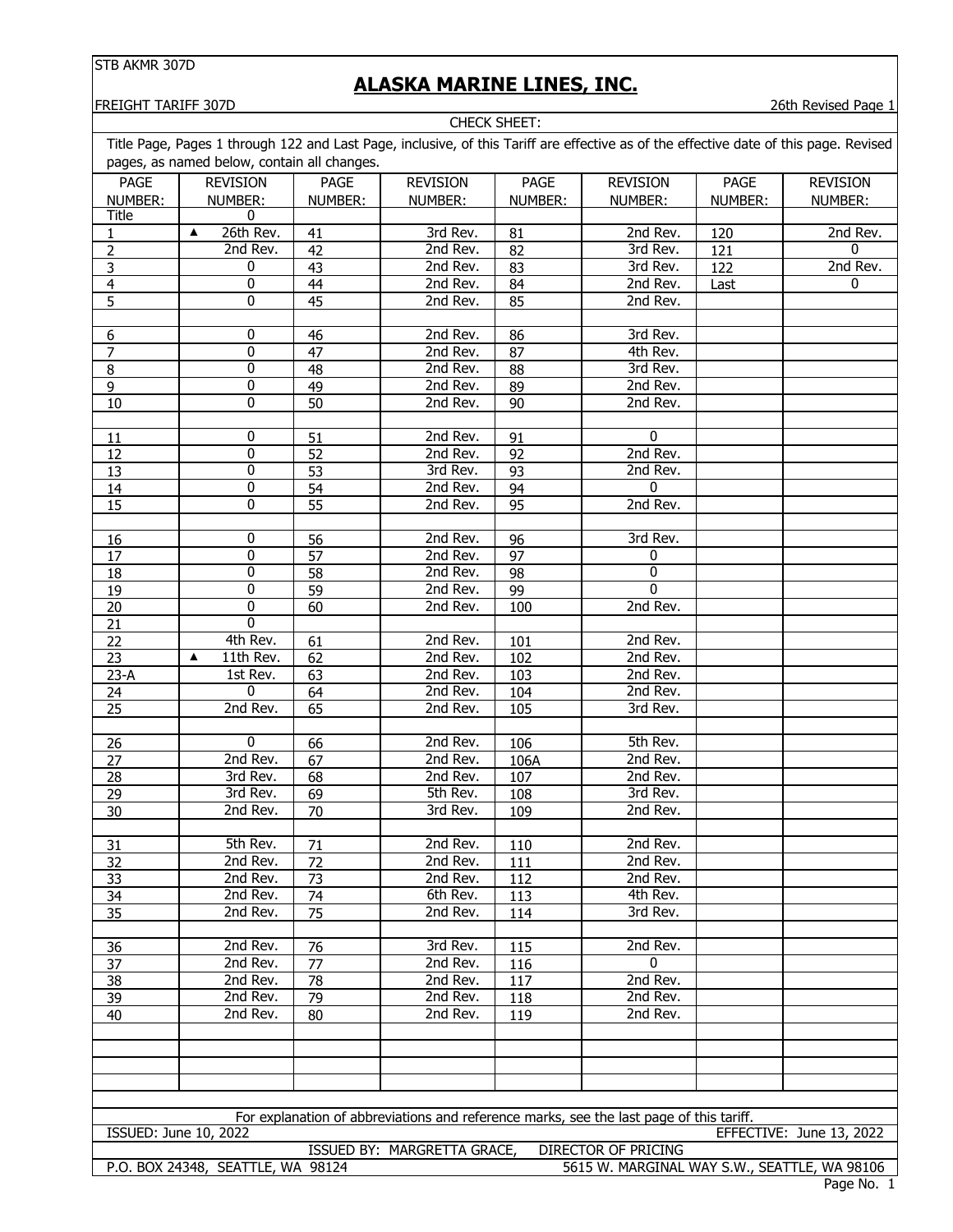STB AKMR 307D

# ALASKA MARINE LINES, INC.

FREIGHT TARIFF 307D

26th Revised Page 1

CHECK SHEET:

Title Page, Pages 1 through 122 and Last Page, inclusive, of this Tariff are effective as of the effective date of this page. Revised pages, as named below, contain all changes.

| PAGE NUMBER: | REVISION NUMBER: | PAGE NUMBER: | REVISION NUMBER: | PAGE NUMBER: | REVISION NUMBER: | PAGE NUMBER: | REVISION NUMBER: |
|---|---|---|---|---|---|---|---|
| Title | 0 | | | | | | |
| 1 | ▲ 26th Rev. | 41 | 3rd Rev. | 81 | 2nd Rev. | 120 | 2nd Rev. |
| 2 | 2nd Rev. | 42 | 2nd Rev. | 82 | 3rd Rev. | 121 | 0 |
| 3 | 0 | 43 | 2nd Rev. | 83 | 3rd Rev. | 122 | 2nd Rev. |
| 4 | 0 | 44 | 2nd Rev. | 84 | 2nd Rev. | Last | 0 |
| 5 | 0 | 45 | 2nd Rev. | 85 | 2nd Rev. | | |
| 6 | 0 | 46 | 2nd Rev. | 86 | 3rd Rev. | | |
| 7 | 0 | 47 | 2nd Rev. | 87 | 4th Rev. | | |
| 8 | 0 | 48 | 2nd Rev. | 88 | 3rd Rev. | | |
| 9 | 0 | 49 | 2nd Rev. | 89 | 2nd Rev. | | |
| 10 | 0 | 50 | 2nd Rev. | 90 | 2nd Rev. | | |
| 11 | 0 | 51 | 2nd Rev. | 91 | 0 | | |
| 12 | 0 | 52 | 2nd Rev. | 92 | 2nd Rev. | | |
| 13 | 0 | 53 | 3rd Rev. | 93 | 2nd Rev. | | |
| 14 | 0 | 54 | 2nd Rev. | 94 | 0 | | |
| 15 | 0 | 55 | 2nd Rev. | 95 | 2nd Rev. | | |
| 16 | 0 | 56 | 2nd Rev. | 96 | 3rd Rev. | | |
| 17 | 0 | 57 | 2nd Rev. | 97 | 0 | | |
| 18 | 0 | 58 | 2nd Rev. | 98 | 0 | | |
| 19 | 0 | 59 | 2nd Rev. | 99 | 0 | | |
| 20 | 0 | 60 | 2nd Rev. | 100 | 2nd Rev. | | |
| 21 | 0 | | | | | | |
| 22 | 4th Rev. | 61 | 2nd Rev. | 101 | 2nd Rev. | | |
| 23 | ▲ 11th Rev. | 62 | 2nd Rev. | 102 | 2nd Rev. | | |
| 23-A | 1st Rev. | 63 | 2nd Rev. | 103 | 2nd Rev. | | |
| 24 | 0 | 64 | 2nd Rev. | 104 | 2nd Rev. | | |
| 25 | 2nd Rev. | 65 | 2nd Rev. | 105 | 3rd Rev. | | |
| 26 | 0 | 66 | 2nd Rev. | 106 | 5th Rev. | | |
| 27 | 2nd Rev. | 67 | 2nd Rev. | 106A | 2nd Rev. | | |
| 28 | 3rd Rev. | 68 | 2nd Rev. | 107 | 2nd Rev. | | |
| 29 | 3rd Rev. | 69 | 5th Rev. | 108 | 3rd Rev. | | |
| 30 | 2nd Rev. | 70 | 3rd Rev. | 109 | 2nd Rev. | | |
| 31 | 5th Rev. | 71 | 2nd Rev. | 110 | 2nd Rev. | | |
| 32 | 2nd Rev. | 72 | 2nd Rev. | 111 | 2nd Rev. | | |
| 33 | 2nd Rev. | 73 | 2nd Rev. | 112 | 2nd Rev. | | |
| 34 | 2nd Rev. | 74 | 6th Rev. | 113 | 4th Rev. | | |
| 35 | 2nd Rev. | 75 | 2nd Rev. | 114 | 3rd Rev. | | |
| 36 | 2nd Rev. | 76 | 3rd Rev. | 115 | 2nd Rev. | | |
| 37 | 2nd Rev. | 77 | 2nd Rev. | 116 | 0 | | |
| 38 | 2nd Rev. | 78 | 2nd Rev. | 117 | 2nd Rev. | | |
| 39 | 2nd Rev. | 79 | 2nd Rev. | 118 | 2nd Rev. | | |
| 40 | 2nd Rev. | 80 | 2nd Rev. | 119 | 2nd Rev. | | |

For explanation of abbreviations and reference marks, see the last page of this tariff.

ISSUED: June 10, 2022 EFFECTIVE: June 13, 2022

ISSUED BY: MARGRETTA GRACE, DIRECTOR OF PRICING

P.O. BOX 24348, SEATTLE, WA 98124 5615 W. MARGINAL WAY S.W., SEATTLE, WA 98106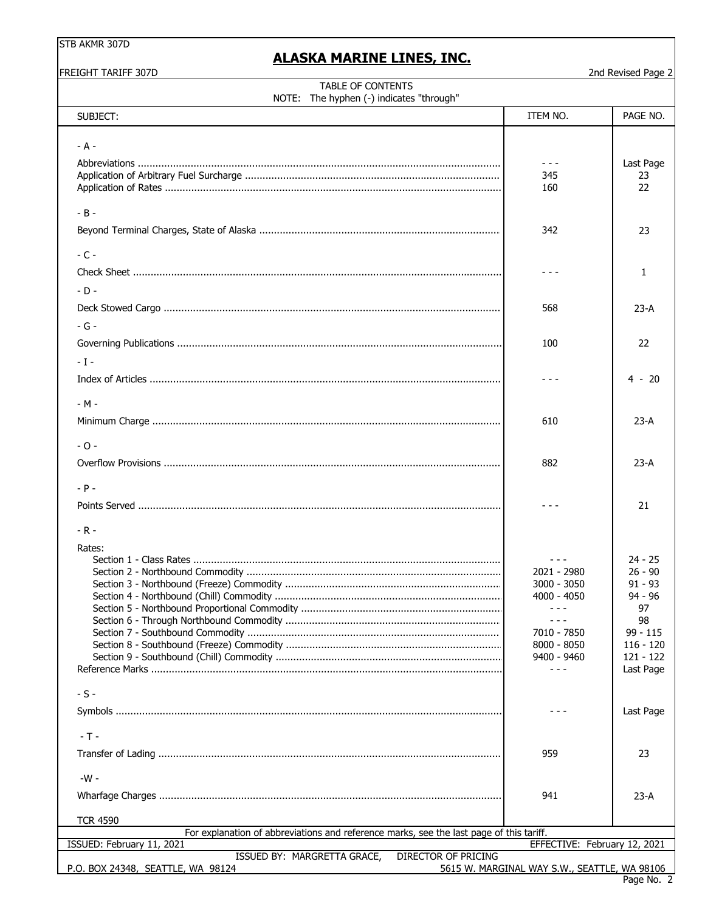STB AKMR 307D

# ALASKA MARINE LINES, INC.

FREIGHT TARIFF 307D — 2nd Revised Page 2

## TABLE OF CONTENTS

NOTE: The hyphen (-) indicates "through"

| SUBJECT: | ITEM NO. | PAGE NO. |
|---|---|---|
| **- A -** | | |
| Abbreviations | - - - | Last Page |
| Application of Arbitrary Fuel Surcharge | 345 | 23 |
| Application of Rates | 160 | 22 |
| **- B -** | | |
| Beyond Terminal Charges, State of Alaska | 342 | 23 |
| **- C -** | | |
| Check Sheet | - - - | 1 |
| **- D -** | | |
| Deck Stowed Cargo | 568 | 23-A |
| **- G -** | | |
| Governing Publications | 100 | 22 |
| **- I -** | | |
| Index of Articles | - - - | 4 - 20 |
| **- M -** | | |
| Minimum Charge | 610 | 23-A |
| **- O -** | | |
| Overflow Provisions | 882 | 23-A |
| **- P -** | | |
| Points Served | - - - | 21 |
| **- R -** | | |
| Rates: | | |
| Section 1 - Class Rates | - - - | 24 - 25 |
| Section 2 - Northbound Commodity | 2021 - 2980 | 26 - 90 |
| Section 3 - Northbound (Freeze) Commodity | 3000 - 3050 | 91 - 93 |
| Section 4 - Northbound (Chill) Commodity | 4000 - 4050 | 94 - 96 |
| Section 5 - Northbound Proportional Commodity | - - - | 97 |
| Section 6 - Through Northbound Commodity | - - - | 98 |
| Section 7 - Southbound Commodity | 7010 - 7850 | 99 - 115 |
| Section 8 - Southbound (Freeze) Commodity | 8000 - 8050 | 116 - 120 |
| Section 9 - Southbound (Chill) Commodity | 9400 - 9460 | 121 - 122 |
| Reference Marks | - - - | Last Page |
| **- S -** | | |
| Symbols | - - - | Last Page |
| **- T -** | | |
| Transfer of Lading | 959 | 23 |
| **-W -** | | |
| Wharfage Charges | 941 | 23-A |

TCR 4590

For explanation of abbreviations and reference marks, see the last page of this tariff.

ISSUED: February 11, 2021 — EFFECTIVE: February 12, 2021

ISSUED BY: MARGRETTA GRACE, DIRECTOR OF PRICING

P.O. BOX 24348, SEATTLE, WA 98124 — 5615 W. MARGINAL WAY S.W., SEATTLE, WA 98106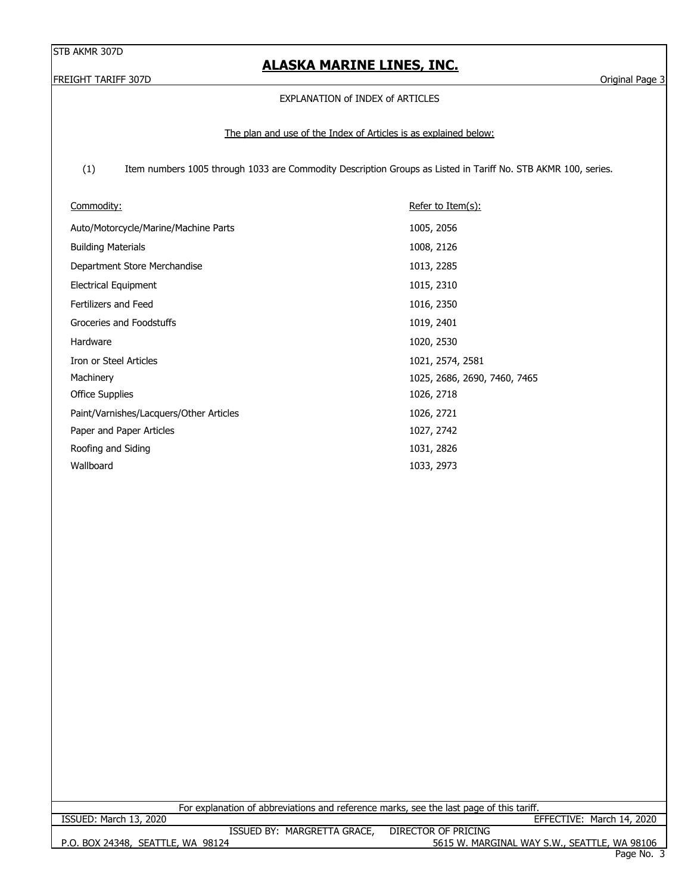## EXPLANATION of INDEX of ARTICLES

The plan and use of the Index of Articles is as explained below:

(1) Item numbers 1005 through 1033 are Commodity Description Groups as Listed in Tariff No. STB AKMR 100, series.

| Commodity: | Refer to Item(s): |
|---|---|
| Auto/Motorcycle/Marine/Machine Parts | 1005, 2056 |
| Building Materials | 1008, 2126 |
| Department Store Merchandise | 1013, 2285 |
| Electrical Equipment | 1015, 2310 |
| Fertilizers and Feed | 1016, 2350 |
| Groceries and Foodstuffs | 1019, 2401 |
| Hardware | 1020, 2530 |
| Iron or Steel Articles | 1021, 2574, 2581 |
| Machinery | 1025, 2686, 2690, 7460, 7465 |
| Office Supplies | 1026, 2718 |
| Paint/Varnishes/Lacquers/Other Articles | 1026, 2721 |
| Paper and Paper Articles | 1027, 2742 |
| Roofing and Siding | 1031, 2826 |
| Wallboard | 1033, 2973 |

For explanation of abbreviations and reference marks, see the last page of this tariff.

ISSUED: March 13, 2020 EFFECTIVE: March 14, 2020

ISSUED BY: MARGRETTA GRACE, DIRECTOR OF PRICING

P.O. BOX 24348, SEATTLE, WA 98124 5615 W. MARGINAL WAY S.W., SEATTLE, WA 98106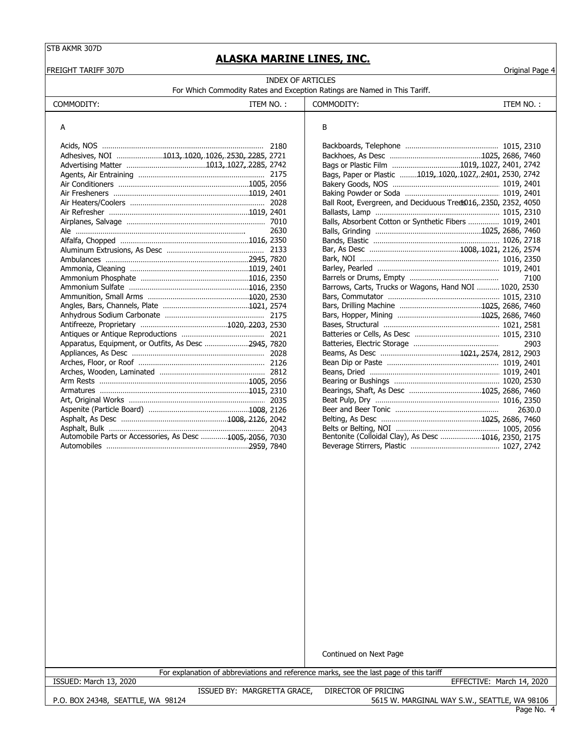STB AKMR 307D

# ALASKA MARINE LINES, INC.

FREIGHT TARIFF 307D

Original Page 4

## INDEX OF ARTICLES

For Which Commodity Rates and Exception Ratings are Named in This Tariff.

| COMMODITY: | ITEM NO. : |
|---|---|
| **A** | |
| Acids, NOS | 2180 |
| Adhesives, NOI | 1013, 1020, 1026, 2530, 2285, 2721 |
| Advertising Matter | 1013, 1027, 2285, 2742 |
| Agents, Air Entraining | 2175 |
| Air Conditioners | 1005, 2056 |
| Air Fresheners | 1019, 2401 |
| Air Heaters/Coolers | 2028 |
| Air Refresher | 1019, 2401 |
| Airplanes, Salvage | 7010 |
| Ale | 2630 |
| Alfalfa, Chopped | 1016, 2350 |
| Aluminum Extrusions, As Desc | 2133 |
| Ambulances | 2945, 7820 |
| Ammonia, Cleaning | 1019, 2401 |
| Ammonium Phosphate | 1016, 2350 |
| Ammonium Sulfate | 1016, 2350 |
| Ammunition, Small Arms | 1020, 2530 |
| Angles, Bars, Channels, Plate | 1021, 2574 |
| Anhydrous Sodium Carbonate | 2175 |
| Antifreeze, Proprietary | 1020, 2203, 2530 |
| Antiques or Antique Reproductions | 2021 |
| Apparatus, Equipment, or Outfits, As Desc | 2945, 7820 |
| Appliances, As Desc | 2028 |
| Arches, Floor, or Roof | 2126 |
| Arches, Wooden, Laminated | 2812 |
| Arm Rests | 1005, 2056 |
| Armatures | 1015, 2310 |
| Art, Original Works | 2035 |
| Aspenite (Particle Board) | 1008, 2126 |
| Asphalt, As Desc | 1008, 2126, 2042 |
| Asphalt, Bulk | 2043 |
| Automobile Parts or Accessories, As Desc | 1005, 2056, 7030 |
| Automobiles | 2959, 7840 |
| **B** | |
| Backboards, Telephone | 1015, 2310 |
| Backhoes, As Desc | 1025, 2686, 7460 |
| Bags or Plastic Film | 1019, 1027, 2401, 2742 |
| Bags, Paper or Plastic | 1019, 1020, 1027, 2401, 2530, 2742 |
| Bakery Goods, NOS | 1019, 2401 |
| Baking Powder or Soda | 1019, 2401 |
| Ball Root, Evergreen, and Deciduous Trees | 1016, 2350, 2352, 4050 |
| Ballasts, Lamp | 1015, 2310 |
| Balls, Absorbent Cotton or Synthetic Fibers | 1019, 2401 |
| Balls, Grinding | 1025, 2686, 7460 |
| Bands, Elastic | 1026, 2718 |
| Bar, As Desc | 1008, 1021, 2126, 2574 |
| Bark, NOI | 1016, 2350 |
| Barley, Pearled | 1019, 2401 |
| Barrels or Drums, Empty | 7100 |
| Barrows, Carts, Trucks or Wagons, Hand NOI | 1020, 2530 |
| Bars, Commutator | 1015, 2310 |
| Bars, Drilling Machine | 1025, 2686, 7460 |
| Bars, Hopper, Mining | 1025, 2686, 7460 |
| Bases, Structural | 1021, 2581 |
| Batteries or Cells, As Desc | 1015, 2310 |
| Batteries, Electric Storage | 2903 |
| Beams, As Desc | 1021, 2574, 2812, 2903 |
| Bean Dip or Paste | 1019, 2401 |
| Beans, Dried | 1019, 2401 |
| Bearing or Bushings | 1020, 2530 |
| Bearings, Shaft, As Desc | 1025, 2686, 7460 |
| Beat Pulp, Dry | 1016, 2350 |
| Beer and Beer Tonic | 2630.0 |
| Belting, As Desc | 1025, 2686, 7460 |
| Belts or Belting, NOI | 1005, 2056 |
| Bentonite (Colloidal Clay), As Desc | 1016, 2350, 2175 |
| Beverage Stirrers, Plastic | 1027, 2742 |

Continued on Next Page

For explanation of abbreviations and reference marks, see the last page of this tariff

ISSUED: March 13, 2020

EFFECTIVE: March 14, 2020

ISSUED BY: MARGRETTA GRACE, DIRECTOR OF PRICING

P.O. BOX 24348, SEATTLE, WA 98124

5615 W. MARGINAL WAY S.W., SEATTLE, WA 98106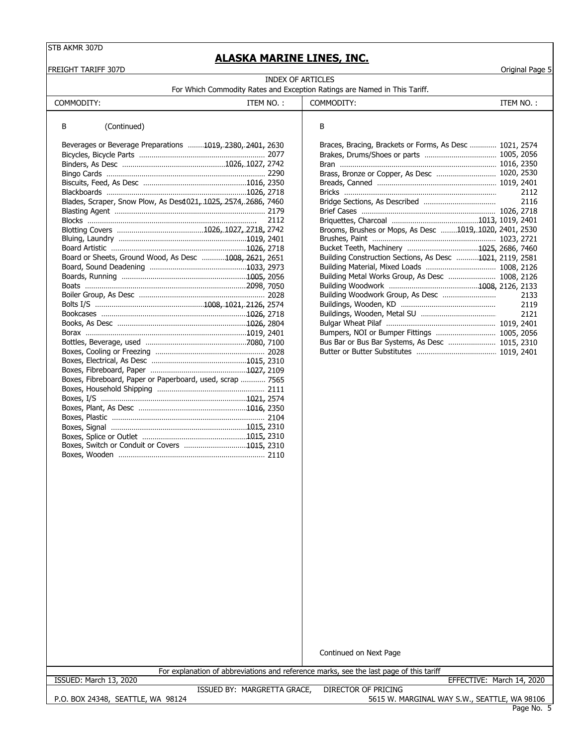STB AKMR 307D

# ALASKA MARINE LINES, INC.

FREIGHT TARIFF 307D — Original Page 5

## INDEX OF ARTICLES

For Which Commodity Rates and Exception Ratings are Named in This Tariff.

| COMMODITY: | ITEM NO. : |
|---|---|
| **B (Continued)** | |
| Beverages or Beverage Preparations | 1019, 2380, 2401, 2630 |
| Bicycles, Bicycle Parts | 2077 |
| Binders, As Desc | 1026, 1027, 2742 |
| Bingo Cards | 2290 |
| Biscuits, Feed, As Desc | 1016, 2350 |
| Blackboards | 1026, 2718 |
| Blades, Scraper, Snow Plow, As Desc | 1021, 1025, 2574, 2686, 7460 |
| Blasting Agent | 2179 |
| Blocks | 2112 |
| Blotting Covers | 1026, 1027, 2718, 2742 |
| Bluing, Laundry | 1019, 2401 |
| Board Artistic | 1026, 2718 |
| Board or Sheets, Ground Wood, As Desc | 1008, 2621, 2651 |
| Board, Sound Deadening | 1033, 2973 |
| Boards, Running | 1005, 2056 |
| Boats | 2098, 7050 |
| Boiler Group, As Desc | 2028 |
| Bolts I/S | 1008, 1021, 2126, 2574 |
| Bookcases | 1026, 2718 |
| Books, As Desc | 1026, 2804 |
| Borax | 1019, 2401 |
| Bottles, Beverage, used | 7080, 7100 |
| Boxes, Cooling or Freezing | 2028 |
| Boxes, Electrical, As Desc | 1015, 2310 |
| Boxes, Fibreboard, Paper | 1027, 2109 |
| Boxes, Fibreboard, Paper or Paperboard, used, scrap | 7565 |
| Boxes, Household Shipping | 2111 |
| Boxes, I/S | 1021, 2574 |
| Boxes, Plant, As Desc | 1016, 2350 |
| Boxes, Plastic | 2104 |
| Boxes, Signal | 1015, 2310 |
| Boxes, Splice or Outlet | 1015, 2310 |
| Boxes, Switch or Conduit or Covers | 1015, 2310 |
| Boxes, Wooden | 2110 |
| **B** | |
| Braces, Bracing, Brackets or Forms, As Desc | 1021, 2574 |
| Brakes, Drums/Shoes or parts | 1005, 2056 |
| Bran | 1016, 2350 |
| Brass, Bronze or Copper, As Desc | 1020, 2530 |
| Breads, Canned | 1019, 2401 |
| Bricks | 2112 |
| Bridge Sections, As Described | 2116 |
| Brief Cases | 1026, 2718 |
| Briquettes, Charcoal | 1013, 1019, 2401 |
| Brooms, Brushes or Mops, As Desc | 1019, 1020, 2401, 2530 |
| Brushes, Paint | 1023, 2721 |
| Bucket Teeth, Machinery | 1025, 2686, 7460 |
| Building Construction Sections, As Desc | 1021, 2119, 2581 |
| Building Material, Mixed Loads | 1008, 2126 |
| Building Metal Works Group, As Desc | 1008, 2126 |
| Building Woodwork | 1008, 2126, 2133 |
| Building Woodwork Group, As Desc | 2133 |
| Buildings, Wooden, KD | 2119 |
| Buildings, Wooden, Metal SU | 2121 |
| Bulgar Wheat Pilaf | 1019, 2401 |
| Bumpers, NOI or Bumper Fittings | 1005, 2056 |
| Bus Bar or Bus Bar Systems, As Desc | 1015, 2310 |
| Butter or Butter Substitutes | 1019, 2401 |

Continued on Next Page

For explanation of abbreviations and reference marks, see the last page of this tariff

ISSUED: March 13, 2020 — EFFECTIVE: March 14, 2020

ISSUED BY: MARGRETTA GRACE, DIRECTOR OF PRICING

P.O. BOX 24348, SEATTLE, WA 98124 — 5615 W. MARGINAL WAY S.W., SEATTLE, WA 98106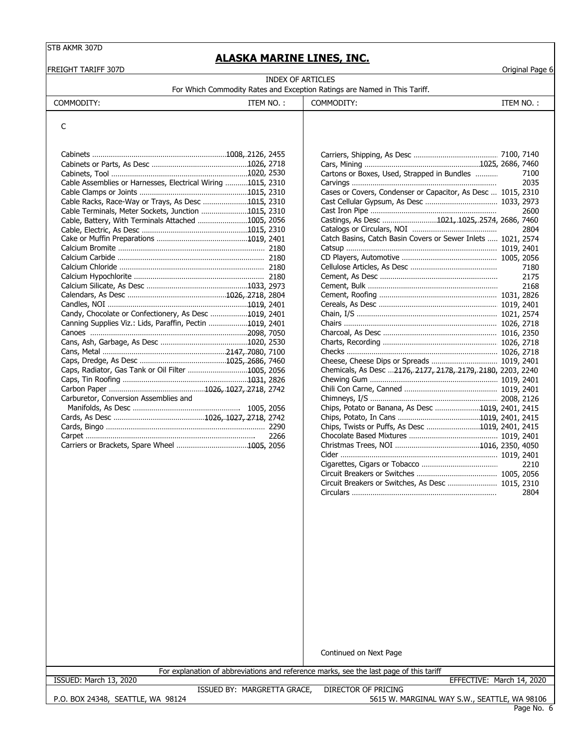STB AKMR 307D

# ALASKA MARINE LINES, INC.

FREIGHT TARIFF 307D

Original Page 6

## INDEX OF ARTICLES

For Which Commodity Rates and Exception Ratings are Named in This Tariff.

C

| COMMODITY: | ITEM NO. : |
|---|---|
| Cabinets | 1008, 2126, 2455 |
| Cabinets or Parts, As Desc | 1026, 2718 |
| Cabinets, Tool | 1020, 2530 |
| Cable Assemblies or Harnesses, Electrical Wiring | 1015, 2310 |
| Cable Clamps or Joints | 1015, 2310 |
| Cable Racks, Race-Way or Trays, As Desc | 1015, 2310 |
| Cable Terminals, Meter Sockets, Junction | 1015, 2310 |
| Cable, Battery, With Terminals Attached | 1005, 2056 |
| Cable, Electric, As Desc | 1015, 2310 |
| Cake or Muffin Preparations | 1019, 2401 |
| Calcium Bromite | 2180 |
| Calcium Carbide | 2180 |
| Calcium Chloride | 2180 |
| Calcium Hypochlorite | 2180 |
| Calcium Silicate, As Desc | 1033, 2973 |
| Calendars, As Desc | 1026, 2718, 2804 |
| Candles, NOI | 1019, 2401 |
| Candy, Chocolate or Confectionery, As Desc | 1019, 2401 |
| Canning Supplies Viz.: Lids, Paraffin, Pectin | 1019, 2401 |
| Canoes | 2098, 7050 |
| Cans, Ash, Garbage, As Desc | 1020, 2530 |
| Cans, Metal | 2147, 7080, 7100 |
| Caps, Dredge, As Desc | 1025, 2686, 7460 |
| Caps, Radiator, Gas Tank or Oil Filter | 1005, 2056 |
| Caps, Tin Roofing | 1031, 2826 |
| Carbon Paper | 1026, 1027, 2718, 2742 |
| Carburetor, Conversion Assemblies and Manifolds, As Desc | 1005, 2056 |
| Cards, As Desc | 1026, 1027, 2718, 2742 |
| Cards, Bingo | 2290 |
| Carpet | 2266 |
| Carriers or Brackets, Spare Wheel | 1005, 2056 |
| Carriers, Shipping, As Desc | 7100, 7140 |
| Cars, Mining | 1025, 2686, 7460 |
| Cartons or Boxes, Used, Strapped in Bundles | 7100 |
| Carvings | 2035 |
| Cases or Covers, Condenser or Capacitor, As Desc | 1015, 2310 |
| Cast Cellular Gypsum, As Desc | 1033, 2973 |
| Cast Iron Pipe | 2600 |
| Castings, As Desc | 1021, 1025, 2574, 2686, 7460 |
| Catalogs or Circulars, NOI | 2804 |
| Catch Basins, Catch Basin Covers or Sewer Inlets | 1021, 2574 |
| Catsup | 1019, 2401 |
| CD Players, Automotive | 1005, 2056 |
| Cellulose Articles, As Desc | 7180 |
| Cement, As Desc | 2175 |
| Cement, Bulk | 2168 |
| Cement, Roofing | 1031, 2826 |
| Cereals, As Desc | 1019, 2401 |
| Chain, I/S | 1021, 2574 |
| Chairs | 1026, 2718 |
| Charcoal, As Desc | 1016, 2350 |
| Charts, Recording | 1026, 2718 |
| Checks | 1026, 2718 |
| Cheese, Cheese Dips or Spreads | 1019, 2401 |
| Chemicals, As Desc | 2176, 2177, 2178, 2179, 2180, 2203, 2240 |
| Chewing Gum | 1019, 2401 |
| Chili Con Carne, Canned | 1019, 2401 |
| Chimneys, I/S | 2008, 2126 |
| Chips, Potato or Banana, As Desc | 1019, 2401, 2415 |
| Chips, Potato, In Cans | 1019, 2401, 2415 |
| Chips, Twists or Puffs, As Desc | 1019, 2401, 2415 |
| Chocolate Based Mixtures | 1019, 2401 |
| Christmas Trees, NOI | 1016, 2350, 4050 |
| Cider | 1019, 2401 |
| Cigarettes, Cigars or Tobacco | 2210 |
| Circuit Breakers or Switches | 1005, 2056 |
| Circuit Breakers or Switches, As Desc | 1015, 2310 |
| Circulars | 2804 |

Continued on Next Page

For explanation of abbreviations and reference marks, see the last page of this tariff

ISSUED: March 13, 2020 — EFFECTIVE: March 14, 2020

ISSUED BY: MARGRETTA GRACE, DIRECTOR OF PRICING

P.O. BOX 24348, SEATTLE, WA 98124 — 5615 W. MARGINAL WAY S.W., SEATTLE, WA 98106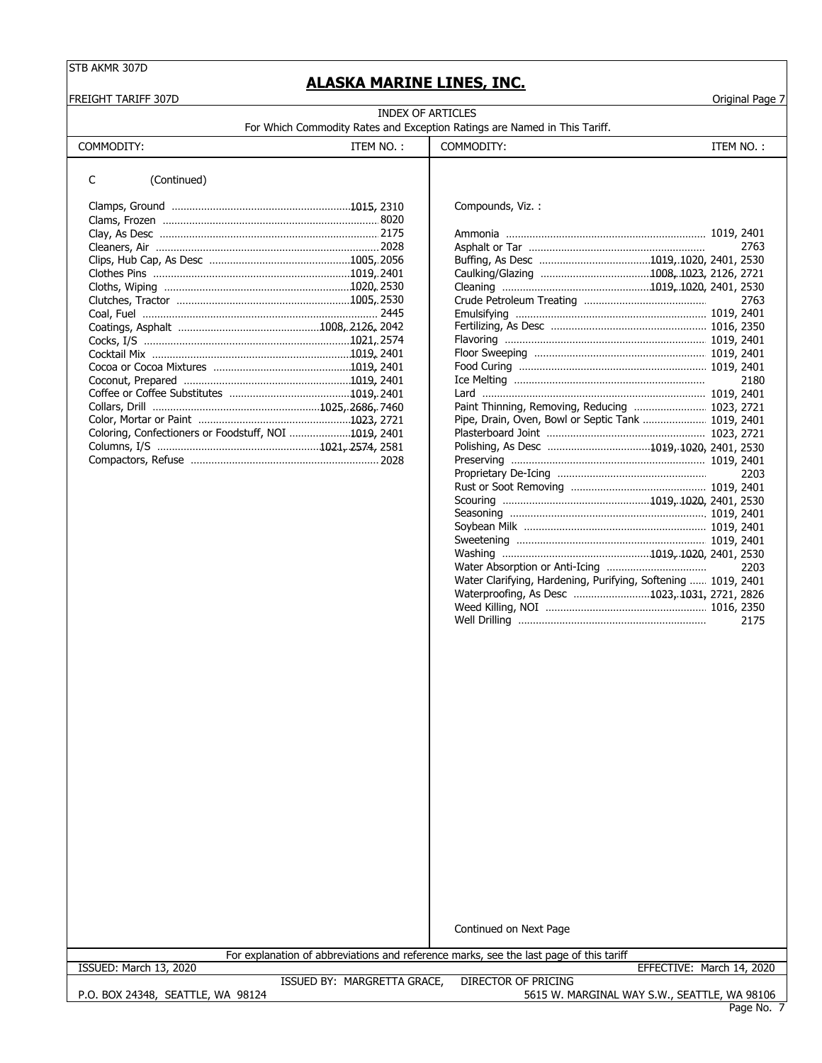STB AKMR 307D

# ALASKA MARINE LINES, INC.

FREIGHT TARIFF 307D

Original Page 7

## INDEX OF ARTICLES

For Which Commodity Rates and Exception Ratings are Named in This Tariff.

| COMMODITY: | ITEM NO. : | COMMODITY: | ITEM NO. : |
|---|---|---|---|
| C (Continued) | | Compounds, Viz. : | |
| Clamps, Ground | 1015, 2310 | Ammonia | 1019, 2401 |
| Clams, Frozen | 8020 | Asphalt or Tar | 2763 |
| Clay, As Desc | 2175 | Buffing, As Desc | 1019, 1020, 2401, 2530 |
| Cleaners, Air | 2028 | Caulking/Glazing | 1008, 1023, 2126, 2721 |
| Clips, Hub Cap, As Desc | 1005, 2056 | Cleaning | 1019, 1020, 2401, 2530 |
| Clothes Pins | 1019, 2401 | Crude Petroleum Treating | 2763 |
| Cloths, Wiping | 1020, 2530 | Emulsifying | 1019, 2401 |
| Clutches, Tractor | 1005, 2530 | Fertilizing, As Desc | 1016, 2350 |
| Coal, Fuel | 2445 | Flavoring | 1019, 2401 |
| Coatings, Asphalt | 1008, 2126, 2042 | Floor Sweeping | 1019, 2401 |
| Cocks, I/S | 1021, 2574 | Food Curing | 1019, 2401 |
| Cocktail Mix | 1019, 2401 | Ice Melting | 2180 |
| Cocoa or Cocoa Mixtures | 1019, 2401 | Lard | 1019, 2401 |
| Coconut, Prepared | 1019, 2401 | Paint Thinning, Removing, Reducing | 1023, 2721 |
| Coffee or Coffee Substitutes | 1019, 2401 | Pipe, Drain, Oven, Bowl or Septic Tank | 1019, 2401 |
| Collars, Drill | 1025, 2686, 7460 | Plasterboard Joint | 1023, 2721 |
| Color, Mortar or Paint | 1023, 2721 | Polishing, As Desc | 1019, 1020, 2401, 2530 |
| Coloring, Confectioners or Foodstuff, NOI | 1019, 2401 | Preserving | 1019, 2401 |
| Columns, I/S | 1021, 2574, 2581 | Proprietary De-Icing | 2203 |
| Compactors, Refuse | 2028 | Rust or Soot Removing | 1019, 2401 |
| | | Scouring | 1019, 1020, 2401, 2530 |
| | | Seasoning | 1019, 2401 |
| | | Soybean Milk | 1019, 2401 |
| | | Sweetening | 1019, 2401 |
| | | Washing | 1019, 1020, 2401, 2530 |
| | | Water Absorption or Anti-Icing | 2203 |
| | | Water Clarifying, Hardening, Purifying, Softening | 1019, 2401 |
| | | Waterproofing, As Desc | 1023, 1031, 2721, 2826 |
| | | Weed Killing, NOI | 1016, 2350 |
| | | Well Drilling | 2175 |

Continued on Next Page

For explanation of abbreviations and reference marks, see the last page of this tariff

ISSUED: March 13, 2020 EFFECTIVE: March 14, 2020

ISSUED BY: MARGRETTA GRACE, DIRECTOR OF PRICING

P.O. BOX 24348, SEATTLE, WA 98124 5615 W. MARGINAL WAY S.W., SEATTLE, WA 98106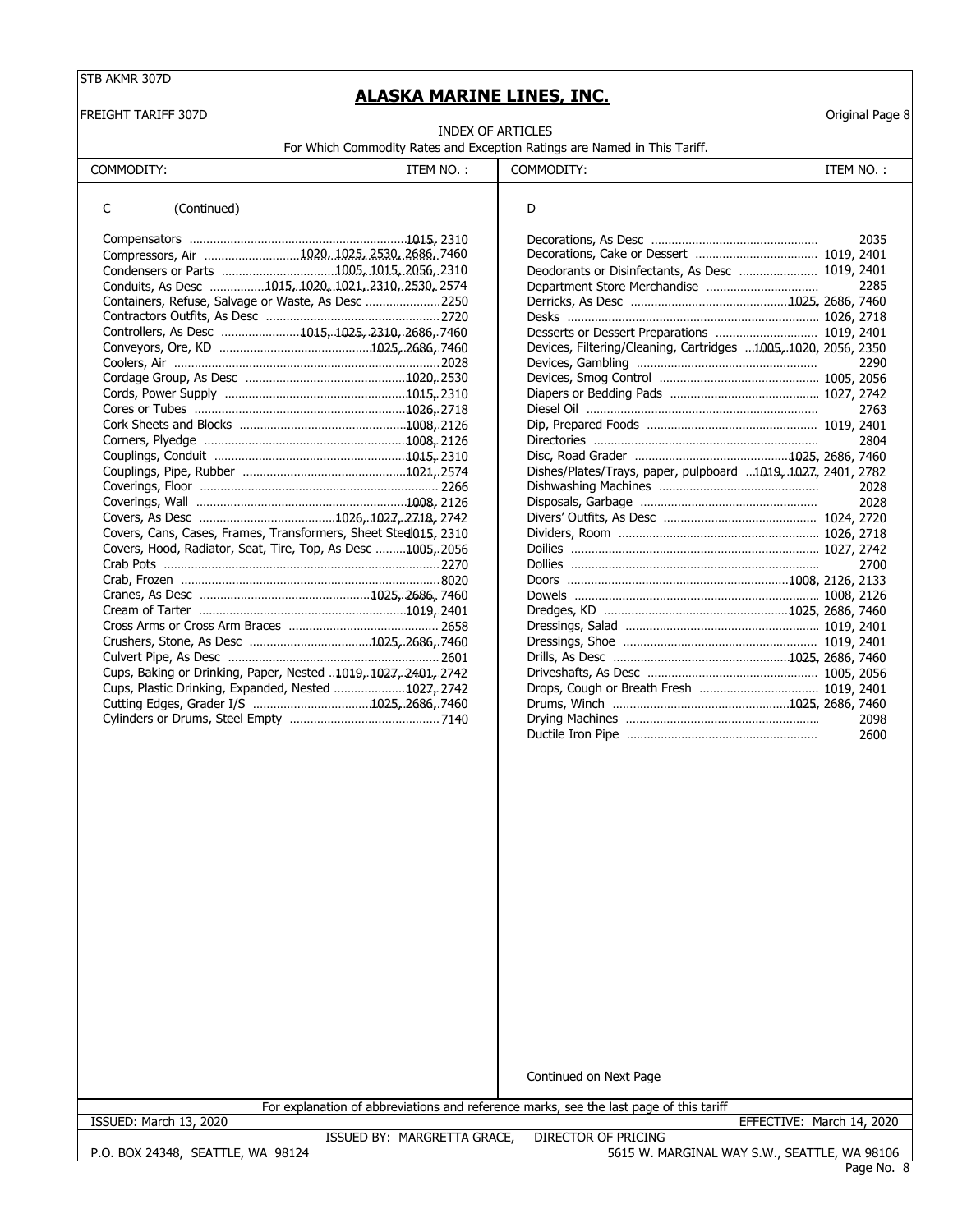STB AKMR 307D

# ALASKA MARINE LINES, INC.

FREIGHT TARIFF 307D

Original Page 8

## INDEX OF ARTICLES

For Which Commodity Rates and Exception Ratings are Named in This Tariff.

| COMMODITY: | ITEM NO. : |
|---|---|
| **C (Continued)** | |
| Compensators | 1015, 2310 |
| Compressors, Air | 1020, 1025, 2530, 2686, 7460 |
| Condensers or Parts | 1005, 1015, 2056, 2310 |
| Conduits, As Desc | 1015, 1020, 1021, 2310, 2530, 2574 |
| Containers, Refuse, Salvage or Waste, As Desc | 2250 |
| Contractors Outfits, As Desc | 2720 |
| Controllers, As Desc | 1015, 1025, 2310, 2686, 7460 |
| Conveyors, Ore, KD | 1025, 2686, 7460 |
| Coolers, Air | 2028 |
| Cordage Group, As Desc | 1020, 2530 |
| Cords, Power Supply | 1015, 2310 |
| Cores or Tubes | 1026, 2718 |
| Cork Sheets and Blocks | 1008, 2126 |
| Corners, Plyedge | 1008, 2126 |
| Couplings, Conduit | 1015, 2310 |
| Couplings, Pipe, Rubber | 1021, 2574 |
| Coverings, Floor | 2266 |
| Coverings, Wall | 1008, 2126 |
| Covers, As Desc | 1026, 1027, 2718, 2742 |
| Covers, Cans, Cases, Frames, Transformers, Sheet Steel | 1015, 2310 |
| Covers, Hood, Radiator, Seat, Tire, Top, As Desc | 1005, 2056 |
| Crab Pots | 2270 |
| Crab, Frozen | 8020 |
| Cranes, As Desc | 1025, 2686, 7460 |
| Cream of Tarter | 1019, 2401 |
| Cross Arms or Cross Arm Braces | 2658 |
| Crushers, Stone, As Desc | 1025, 2686, 7460 |
| Culvert Pipe, As Desc | 2601 |
| Cups, Baking or Drinking, Paper, Nested | 1019, 1027, 2401, 2742 |
| Cups, Plastic Drinking, Expanded, Nested | 1027, 2742 |
| Cutting Edges, Grader I/S | 1025, 2686, 7460 |
| Cylinders or Drums, Steel Empty | 7140 |
| **D** | |
| Decorations, As Desc | 2035 |
| Decorations, Cake or Dessert | 1019, 2401 |
| Deodorants or Disinfectants, As Desc | 1019, 2401 |
| Department Store Merchandise | 2285 |
| Derricks, As Desc | 1025, 2686, 7460 |
| Desks | 1026, 2718 |
| Desserts or Dessert Preparations | 1019, 2401 |
| Devices, Filtering/Cleaning, Cartridges | 1005, 1020, 2056, 2350 |
| Devices, Gambling | 2290 |
| Devices, Smog Control | 1005, 2056 |
| Diapers or Bedding Pads | 1027, 2742 |
| Diesel Oil | 2763 |
| Dip, Prepared Foods | 1019, 2401 |
| Directories | 2804 |
| Disc, Road Grader | 1025, 2686, 7460 |
| Dishes/Plates/Trays, paper, pulpboard | 1019, 1027, 2401, 2782 |
| Dishwashing Machines | 2028 |
| Disposals, Garbage | 2028 |
| Divers' Outfits, As Desc | 1024, 2720 |
| Dividers, Room | 1026, 2718 |
| Doilies | 1027, 2742 |
| Dollies | 2700 |
| Doors | 1008, 2126, 2133 |
| Dowels | 1008, 2126 |
| Dredges, KD | 1025, 2686, 7460 |
| Dressings, Salad | 1019, 2401 |
| Dressings, Shoe | 1019, 2401 |
| Drills, As Desc | 1025, 2686, 7460 |
| Driveshafts, As Desc | 1005, 2056 |
| Drops, Cough or Breath Fresh | 1019, 2401 |
| Drums, Winch | 1025, 2686, 7460 |
| Drying Machines | 2098 |
| Ductile Iron Pipe | 2600 |

Continued on Next Page

For explanation of abbreviations and reference marks, see the last page of this tariff

ISSUED: March 13, 2020 — EFFECTIVE: March 14, 2020

ISSUED BY: MARGRETTA GRACE, DIRECTOR OF PRICING

P.O. BOX 24348, SEATTLE, WA 98124 — 5615 W. MARGINAL WAY S.W., SEATTLE, WA 98106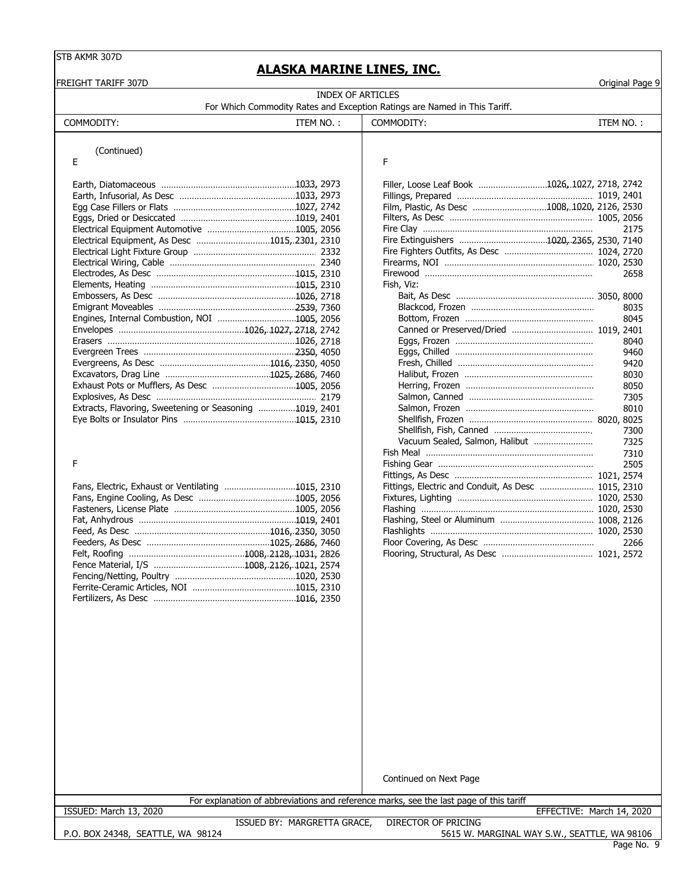STB AKMR 307D

# ALASKA MARINE LINES, INC.

FREIGHT TARIFF 307D

Original Page 9

## INDEX OF ARTICLES

For Which Commodity Rates and Exception Ratings are Named in This Tariff.

| COMMODITY: | ITEM NO. : |
|---|---|
| (Continued) | |
| **E** | |
| Earth, Diatomaceous | 1033, 2973 |
| Earth, Infusorial, As Desc | 1033, 2973 |
| Egg Case Fillers or Flats | 1027, 2742 |
| Eggs, Dried or Desiccated | 1019, 2401 |
| Electrical Equipment Automotive | 1005, 2056 |
| Electrical Equipment, As Desc | 1015, 2301, 2310 |
| Electrical Light Fixture Group | 2332 |
| Electrical Wiring, Cable | 2340 |
| Electrodes, As Desc | 1015, 2310 |
| Elements, Heating | 1015, 2310 |
| Embossers, As Desc | 1026, 2718 |
| Emigrant Moveables | 2539, 7360 |
| Engines, Internal Combustion, NOI | 1005, 2056 |
| Envelopes | 1026, 1027, 2718, 2742 |
| Erasers | 1026, 2718 |
| Evergreen Trees | 2350, 4050 |
| Evergreens, As Desc | 1016, 2350, 4050 |
| Excavators, Drag Line | 1025, 2686, 7460 |
| Exhaust Pots or Mufflers, As Desc | 1005, 2056 |
| Explosives, As Desc | 2179 |
| Extracts, Flavoring, Sweetening or Seasoning | 1019, 2401 |
| Eye Bolts or Insulator Pins | 1015, 2310 |
| **F** | |
| Fans, Electric, Exhaust or Ventilating | 1015, 2310 |
| Fans, Engine Cooling, As Desc | 1005, 2056 |
| Fasteners, License Plate | 1005, 2056 |
| Fat, Anhydrous | 1019, 2401 |
| Feed, As Desc | 1016, 2350, 3050 |
| Feeders, As Desc | 1025, 2686, 7460 |
| Felt, Roofing | 1008, 2128, 1031, 2826 |
| Fence Material, I/S | 1008, 2126, 1021, 2574 |
| Fencing/Netting, Poultry | 1020, 2530 |
| Ferrite-Ceramic Articles, NOI | 1015, 2310 |
| Fertilizers, As Desc | 1016, 2350 |

| COMMODITY: | ITEM NO. : |
|---|---|
| **F** | |
| Filler, Loose Leaf Book | 1026, 1027, 2718, 2742 |
| Fillings, Prepared | 1019, 2401 |
| Film, Plastic, As Desc | 1008, 1020, 2126, 2530 |
| Filters, As Desc | 1005, 2056 |
| Fire Clay | 2175 |
| Fire Extinguishers | 1020, 2365, 2530, 7140 |
| Fire Fighters Outfits, As Desc | 1024, 2720 |
| Firearms, NOI | 1020, 2530 |
| Firewood | 2658 |
| Fish, Viz: | |
| Bait, As Desc | 3050, 8000 |
| Blackcod, Frozen | 8035 |
| Bottom, Frozen | 8045 |
| Canned or Preserved/Dried | 1019, 2401 |
| Eggs, Frozen | 8040 |
| Eggs, Chilled | 9460 |
| Fresh, Chilled | 9420 |
| Halibut, Frozen | 8030 |
| Herring, Frozen | 8050 |
| Salmon, Canned | 7305 |
| Salmon, Frozen | 8010 |
| Shellfish, Frozen | 8020, 8025 |
| Shellfish, Fish, Canned | 7300 |
| Vacuum Sealed, Salmon, Halibut | 7325 |
| Fish Meal | 7310 |
| Fishing Gear | 2505 |
| Fittings, As Desc | 1021, 2574 |
| Fittings, Electric and Conduit, As Desc | 1015, 2310 |
| Fixtures, Lighting | 1020, 2530 |
| Flashing | 1020, 2530 |
| Flashing, Steel or Aluminum | 1008, 2126 |
| Flashlights | 1020, 2530 |
| Floor Covering, As Desc | 2266 |
| Flooring, Structural, As Desc | 1021, 2572 |

Continued on Next Page

For explanation of abbreviations and reference marks, see the last page of this tariff

ISSUED: March 13, 2020 EFFECTIVE: March 14, 2020

ISSUED BY: MARGRETTA GRACE, DIRECTOR OF PRICING

P.O. BOX 24348, SEATTLE, WA 98124 5615 W. MARGINAL WAY S.W., SEATTLE, WA 98106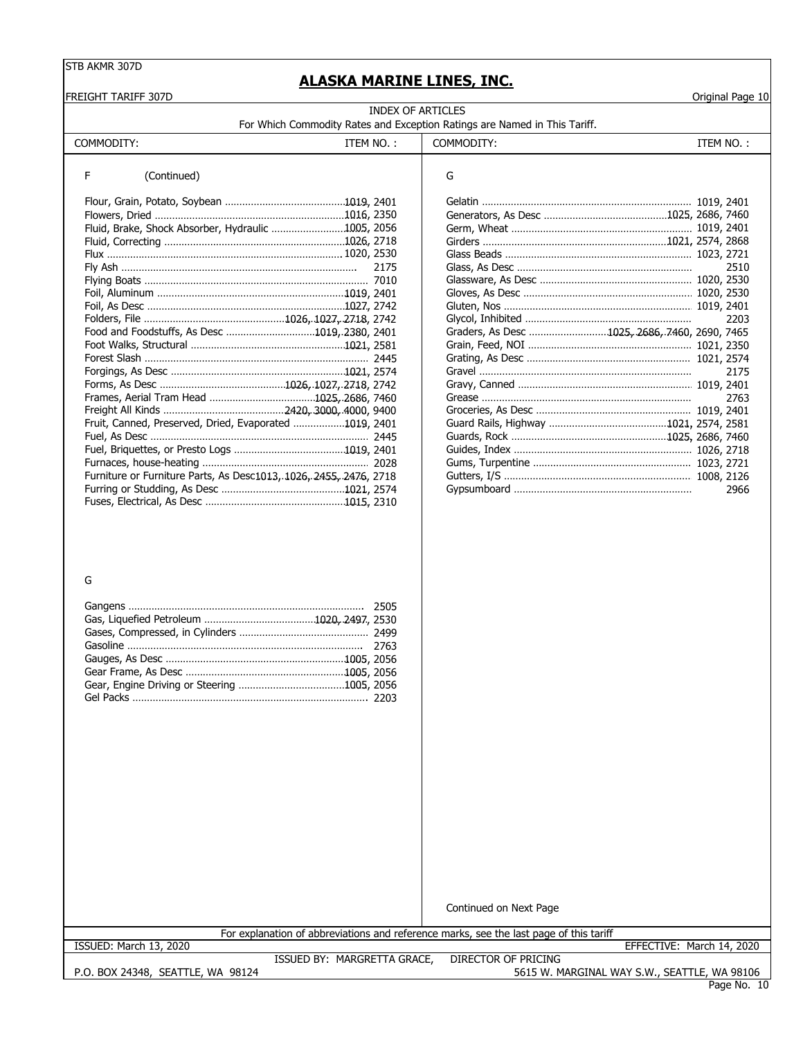STB AKMR 307D

# ALASKA MARINE LINES, INC.

FREIGHT TARIFF 307D — Original Page 10

## INDEX OF ARTICLES

For Which Commodity Rates and Exception Ratings are Named in This Tariff.

| COMMODITY: | ITEM NO. : |
|---|---|
| **F (Continued)** | |
| Flour, Grain, Potato, Soybean | 1019, 2401 |
| Flowers, Dried | 1016, 2350 |
| Fluid, Brake, Shock Absorber, Hydraulic | 1005, 2056 |
| Fluid, Correcting | 1026, 2718 |
| Flux | 1020, 2530 |
| Fly Ash | 2175 |
| Flying Boats | 7010 |
| Foil, Aluminum | 1019, 2401 |
| Foil, As Desc | 1027, 2742 |
| Folders, File | 1026, 1027, 2718, 2742 |
| Food and Foodstuffs, As Desc | 1019, 2380, 2401 |
| Foot Walks, Structural | 1021, 2581 |
| Forest Slash | 2445 |
| Forgings, As Desc | 1021, 2574 |
| Forms, As Desc | 1026, 1027, 2718, 2742 |
| Frames, Aerial Tram Head | 1025, 2686, 7460 |
| Freight All Kinds | 2420, 3000, 4000, 9400 |
| Fruit, Canned, Preserved, Dried, Evaporated | 1019, 2401 |
| Fuel, As Desc | 2445 |
| Fuel, Briquettes, or Presto Logs | 1019, 2401 |
| Furnaces, house-heating | 2028 |
| Furniture or Furniture Parts, As Desc | 1013, 1026, 2455, 2476, 2718 |
| Furring or Studding, As Desc | 1021, 2574 |
| Fuses, Electrical, As Desc | 1015, 2310 |
| **G** | |
| Gangens | 2505 |
| Gas, Liquefied Petroleum | 1020, 2497, 2530 |
| Gases, Compressed, in Cylinders | 2499 |
| Gasoline | 2763 |
| Gauges, As Desc | 1005, 2056 |
| Gear Frame, As Desc | 1005, 2056 |
| Gear, Engine Driving or Steering | 1005, 2056 |
| Gel Packs | 2203 |
| Gelatin | 1019, 2401 |
| Generators, As Desc | 1025, 2686, 7460 |
| Germ, Wheat | 1019, 2401 |
| Girders | 1021, 2574, 2868 |
| Glass Beads | 1023, 2721 |
| Glass, As Desc | 2510 |
| Glassware, As Desc | 1020, 2530 |
| Gloves, As Desc | 1020, 2530 |
| Gluten, Nos | 1019, 2401 |
| Glycol, Inhibited | 2203 |
| Graders, As Desc | 1025, 2686, 7460, 2690, 7465 |
| Grain, Feed, NOI | 1021, 2350 |
| Grating, As Desc | 1021, 2574 |
| Gravel | 2175 |
| Gravy, Canned | 1019, 2401 |
| Grease | 2763 |
| Groceries, As Desc | 1019, 2401 |
| Guard Rails, Highway | 1021, 2574, 2581 |
| Guards, Rock | 1025, 2686, 7460 |
| Guides, Index | 1026, 2718 |
| Gums, Turpentine | 1023, 2721 |
| Gutters, I/S | 1008, 2126 |
| Gypsumboard | 2966 |

Continued on Next Page

For explanation of abbreviations and reference marks, see the last page of this tariff

ISSUED: March 13, 2020 — EFFECTIVE: March 14, 2020

ISSUED BY: MARGRETTA GRACE, DIRECTOR OF PRICING

P.O. BOX 24348, SEATTLE, WA 98124 — 5615 W. MARGINAL WAY S.W., SEATTLE, WA 98106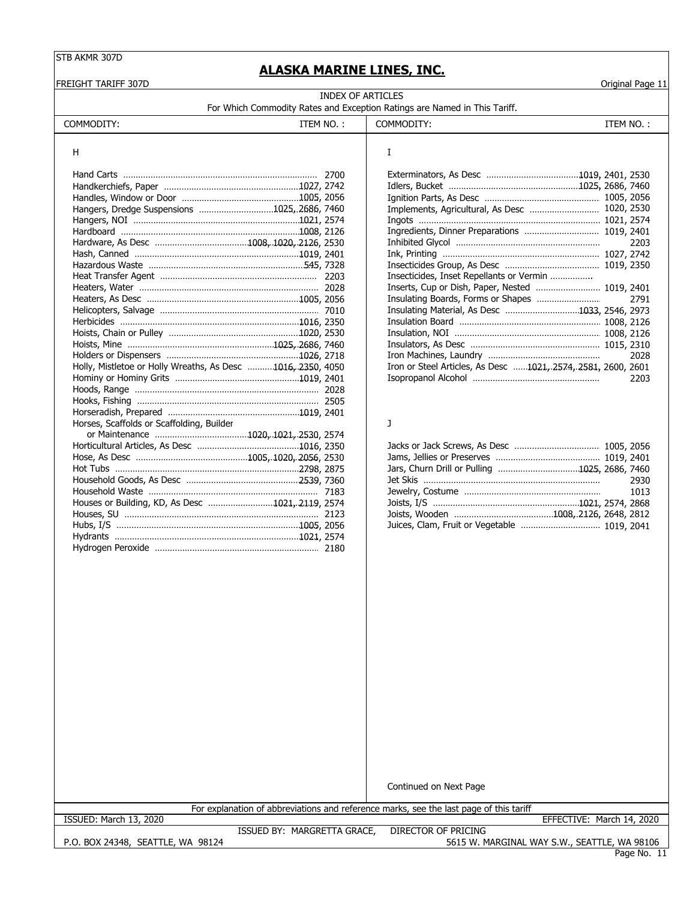STB AKMR 307D

# ALASKA MARINE LINES, INC.

FREIGHT TARIFF 307D — Original Page 11

## INDEX OF ARTICLES

For Which Commodity Rates and Exception Ratings are Named in This Tariff.

| COMMODITY: | ITEM NO. : |
|---|---|
| **H** | |
| Hand Carts | 2700 |
| Handkerchiefs, Paper | 1027, 2742 |
| Handles, Window or Door | 1005, 2056 |
| Hangers, Dredge Suspensions | 1025, 2686, 7460 |
| Hangers, NOI | 1021, 2574 |
| Hardboard | 1008, 2126 |
| Hardware, As Desc | 1008, 1020, 2126, 2530 |
| Hash, Canned | 1019, 2401 |
| Hazardous Waste | 545, 7328 |
| Heat Transfer Agent | 2203 |
| Heaters, Water | 2028 |
| Heaters, As Desc | 1005, 2056 |
| Helicopters, Salvage | 7010 |
| Herbicides | 1016, 2350 |
| Hoists, Chain or Pulley | 1020, 2530 |
| Hoists, Mine | 1025, 2686, 7460 |
| Holders or Dispensers | 1026, 2718 |
| Holly, Mistletoe or Holly Wreaths, As Desc | 1016, 2350, 4050 |
| Hominy or Hominy Grits | 1019, 2401 |
| Hoods, Range | 2028 |
| Hooks, Fishing | 2505 |
| Horseradish, Prepared | 1019, 2401 |
| Horses, Scaffolds or Scaffolding, Builder or Maintenance | 1020, 1021, 2530, 2574 |
| Horticultural Articles, As Desc | 1016, 2350 |
| Hose, As Desc | 1005, 1020, 2056, 2530 |
| Hot Tubs | 2798, 2875 |
| Household Goods, As Desc | 2539, 7360 |
| Household Waste | 7183 |
| Houses or Building, KD, As Desc | 1021, 2119, 2574 |
| Houses, SU | 2123 |
| Hubs, I/S | 1005, 2056 |
| Hydrants | 1021, 2574 |
| Hydrogen Peroxide | 2180 |
| **I** | |
| Exterminators, As Desc | 1019, 2401, 2530 |
| Idlers, Bucket | 1025, 2686, 7460 |
| Ignition Parts, As Desc | 1005, 2056 |
| Implements, Agricultural, As Desc | 1020, 2530 |
| Ingots | 1021, 2574 |
| Ingredients, Dinner Preparations | 1019, 2401 |
| Inhibited Glycol | 2203 |
| Ink, Printing | 1027, 2742 |
| Insecticides Group, As Desc | 1019, 2350 |
| Insecticides, Inset Repellants or Vermin | |
| Inserts, Cup or Dish, Paper, Nested | 1019, 2401 |
| Insulating Boards, Forms or Shapes | 2791 |
| Insulating Material, As Desc | 1033, 2546, 2973 |
| Insulation Board | 1008, 2126 |
| Insulation, NOI | 1008, 2126 |
| Insulators, As Desc | 1015, 2310 |
| Iron Machines, Laundry | 2028 |
| Iron or Steel Articles, As Desc | 1021, 2574, 2581, 2600, 2601 |
| Isopropanol Alcohol | 2203 |
| **J** | |
| Jacks or Jack Screws, As Desc | 1005, 2056 |
| Jams, Jellies or Preserves | 1019, 2401 |
| Jars, Churn Drill or Pulling | 1025, 2686, 7460 |
| Jet Skis | 2930 |
| Jewelry, Costume | 1013 |
| Joists, I/S | 1021, 2574, 2868 |
| Joists, Wooden | 1008, 2126, 2648, 2812 |
| Juices, Clam, Fruit or Vegetable | 1019, 2041 |

Continued on Next Page

For explanation of abbreviations and reference marks, see the last page of this tariff

ISSUED: March 13, 2020 — EFFECTIVE: March 14, 2020

ISSUED BY: MARGRETTA GRACE, DIRECTOR OF PRICING

P.O. BOX 24348, SEATTLE, WA 98124 — 5615 W. MARGINAL WAY S.W., SEATTLE, WA 98106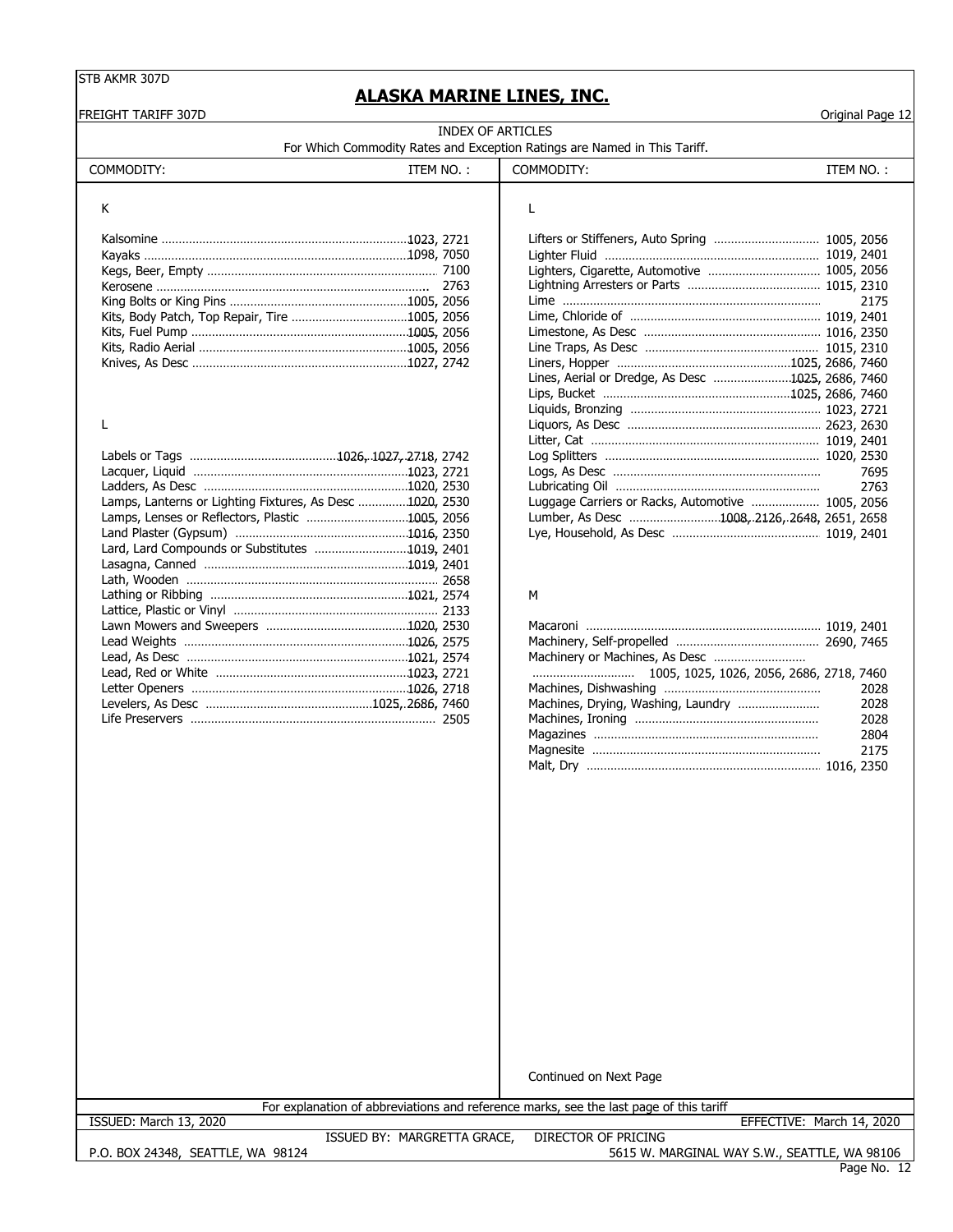## ALASKA MARINE LINES, INC.

FREIGHT TARIFF 307D

### INDEX OF ARTICLES

For Which Commodity Rates and Exception Ratings are Named in This Tariff.

| COMMODITY: | ITEM NO. : |
|---|---|
| **K** | |
| Kalsomine | 1023, 2721 |
| Kayaks | 1098, 7050 |
| Kegs, Beer, Empty | 7100 |
| Kerosene | 2763 |
| King Bolts or King Pins | 1005, 2056 |
| Kits, Body Patch, Top Repair, Tire | 1005, 2056 |
| Kits, Fuel Pump | 1005, 2056 |
| Kits, Radio Aerial | 1005, 2056 |
| Knives, As Desc | 1027, 2742 |
| **L** | |
| Labels or Tags | 1026, 1027, 2718, 2742 |
| Lacquer, Liquid | 1023, 2721 |
| Ladders, As Desc | 1020, 2530 |
| Lamps, Lanterns or Lighting Fixtures, As Desc | 1020, 2530 |
| Lamps, Lenses or Reflectors, Plastic | 1005, 2056 |
| Land Plaster (Gypsum) | 1016, 2350 |
| Lard, Lard Compounds or Substitutes | 1019, 2401 |
| Lasagna, Canned | 1019, 2401 |
| Lath, Wooden | 2658 |
| Lathing or Ribbing | 1021, 2574 |
| Lattice, Plastic or Vinyl | 2133 |
| Lawn Mowers and Sweepers | 1020, 2530 |
| Lead Weights | 1026, 2575 |
| Lead, As Desc | 1021, 2574 |
| Lead, Red or White | 1023, 2721 |
| Letter Openers | 1026, 2718 |
| Levelers, As Desc | 1025, 2686, 7460 |
| Life Preservers | 2505 |
| Lifters or Stiffeners, Auto Spring | 1005, 2056 |
| Lighter Fluid | 1019, 2401 |
| Lighters, Cigarette, Automotive | 1005, 2056 |
| Lightning Arresters or Parts | 1015, 2310 |
| Lime | 2175 |
| Lime, Chloride of | 1019, 2401 |
| Limestone, As Desc | 1016, 2350 |
| Line Traps, As Desc | 1015, 2310 |
| Liners, Hopper | 1025, 2686, 7460 |
| Lines, Aerial or Dredge, As Desc | 1025, 2686, 7460 |
| Lips, Bucket | 1025, 2686, 7460 |
| Liquids, Bronzing | 1023, 2721 |
| Liquors, As Desc | 2623, 2630 |
| Litter, Cat | 1019, 2401 |
| Log Splitters | 1020, 2530 |
| Logs, As Desc | 7695 |
| Lubricating Oil | 2763 |
| Luggage Carriers or Racks, Automotive | 1005, 2056 |
| Lumber, As Desc | 1008, 2126, 2648, 2651, 2658 |
| Lye, Household, As Desc | 1019, 2401 |
| **M** | |
| Macaroni | 1019, 2401 |
| Machinery, Self-propelled | 2690, 7465 |
| Machinery or Machines, As Desc | 1005, 1025, 1026, 2056, 2686, 2718, 7460 |
| Machines, Dishwashing | 2028 |
| Machines, Drying, Washing, Laundry | 2028 |
| Machines, Ironing | 2028 |
| Magazines | 2804 |
| Magnesite | 2175 |
| Malt, Dry | 1016, 2350 |

Continued on Next Page

For explanation of abbreviations and reference marks, see the last page of this tariff

ISSUED: March 13, 2020 — EFFECTIVE: March 14, 2020

ISSUED BY: MARGRETTA GRACE, DIRECTOR OF PRICING

P.O. BOX 24348, SEATTLE, WA 98124 — 5615 W. MARGINAL WAY S.W., SEATTLE, WA 98106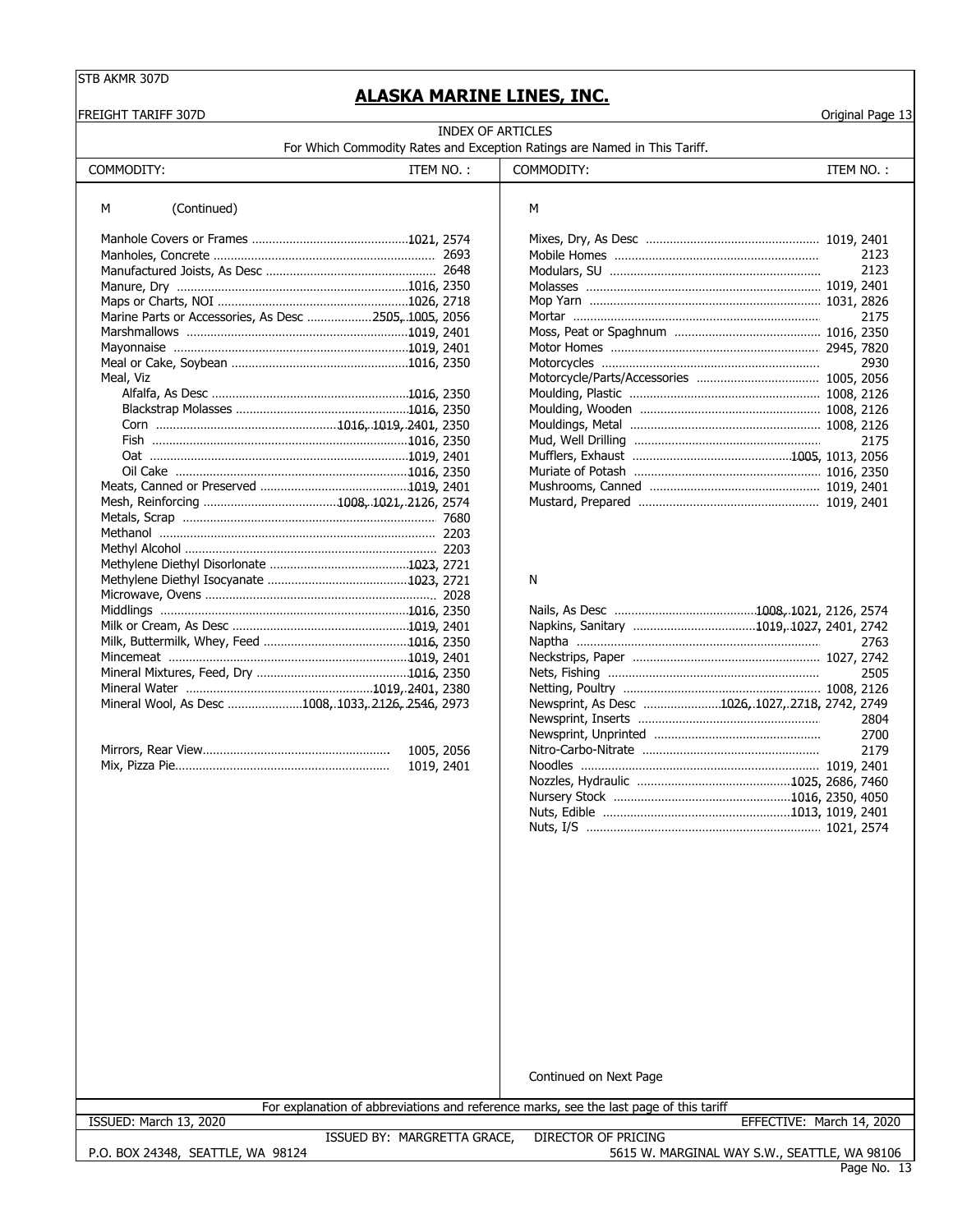## ALASKA MARINE LINES, INC.

FREIGHT TARIFF 307D — Original Page 13

### INDEX OF ARTICLES

For Which Commodity Rates and Exception Ratings are Named in This Tariff.

| COMMODITY: | ITEM NO. : |
|---|---|
| **M (Continued)** | |
| Manhole Covers or Frames | 1021, 2574 |
| Manholes, Concrete | 2693 |
| Manufactured Joists, As Desc | 2648 |
| Manure, Dry | 1016, 2350 |
| Maps or Charts, NOI | 1026, 2718 |
| Marine Parts or Accessories, As Desc | 2505, 1005, 2056 |
| Marshmallows | 1019, 2401 |
| Mayonnaise | 1019, 2401 |
| Meal or Cake, Soybean | 1016, 2350 |
| Meal, Viz | |
| Alfalfa, As Desc | 1016, 2350 |
| Blackstrap Molasses | 1016, 2350 |
| Corn | 1016, 1019, 2401, 2350 |
| Fish | 1016, 2350 |
| Oat | 1019, 2401 |
| Oil Cake | 1016, 2350 |
| Meats, Canned or Preserved | 1019, 2401 |
| Mesh, Reinforcing | 1008, 1021, 2126, 2574 |
| Metals, Scrap | 7680 |
| Methanol | 2203 |
| Methyl Alcohol | 2203 |
| Methylene Diethyl Disorlonate | 1023, 2721 |
| Methylene Diethyl Isocyanate | 1023, 2721 |
| Microwave, Ovens | 2028 |
| Middlings | 1016, 2350 |
| Milk or Cream, As Desc | 1019, 2401 |
| Milk, Buttermilk, Whey, Feed | 1016, 2350 |
| Mincemeat | 1019, 2401 |
| Mineral Mixtures, Feed, Dry | 1016, 2350 |
| Mineral Water | 1019, 2401, 2380 |
| Mineral Wool, As Desc | 1008, 1033, 2126, 2546, 2973 |
| Mirrors, Rear View | 1005, 2056 |
| Mix, Pizza Pie | 1019, 2401 |
| **M** | |
| Mixes, Dry, As Desc | 1019, 2401 |
| Mobile Homes | 2123 |
| Modulars, SU | 2123 |
| Molasses | 1019, 2401 |
| Mop Yarn | 1031, 2826 |
| Mortar | 2175 |
| Moss, Peat or Spaghnum | 1016, 2350 |
| Motor Homes | 2945, 7820 |
| Motorcycles | 2930 |
| Motorcycle/Parts/Accessories | 1005, 2056 |
| Moulding, Plastic | 1008, 2126 |
| Moulding, Wooden | 1008, 2126 |
| Mouldings, Metal | 1008, 2126 |
| Mud, Well Drilling | 2175 |
| Mufflers, Exhaust | 1005, 1013, 2056 |
| Muriate of Potash | 1016, 2350 |
| Mushrooms, Canned | 1019, 2401 |
| Mustard, Prepared | 1019, 2401 |
| **N** | |
| Nails, As Desc | 1008, 1021, 2126, 2574 |
| Napkins, Sanitary | 1019, 1027, 2401, 2742 |
| Naptha | 2763 |
| Neckstrips, Paper | 1027, 2742 |
| Nets, Fishing | 2505 |
| Netting, Poultry | 1008, 2126 |
| Newsprint, As Desc | 1026, 1027, 2718, 2742, 2749 |
| Newsprint, Inserts | 2804 |
| Newsprint, Unprinted | 2700 |
| Nitro-Carbo-Nitrate | 2179 |
| Noodles | 1019, 2401 |
| Nozzles, Hydraulic | 1025, 2686, 7460 |
| Nursery Stock | 1016, 2350, 4050 |
| Nuts, Edible | 1013, 1019, 2401 |
| Nuts, I/S | 1021, 2574 |

Continued on Next Page

For explanation of abbreviations and reference marks, see the last page of this tariff

ISSUED: March 13, 2020 — EFFECTIVE: March 14, 2020

ISSUED BY: MARGRETTA GRACE, DIRECTOR OF PRICING

P.O. BOX 24348, SEATTLE, WA 98124 — 5615 W. MARGINAL WAY S.W., SEATTLE, WA 98106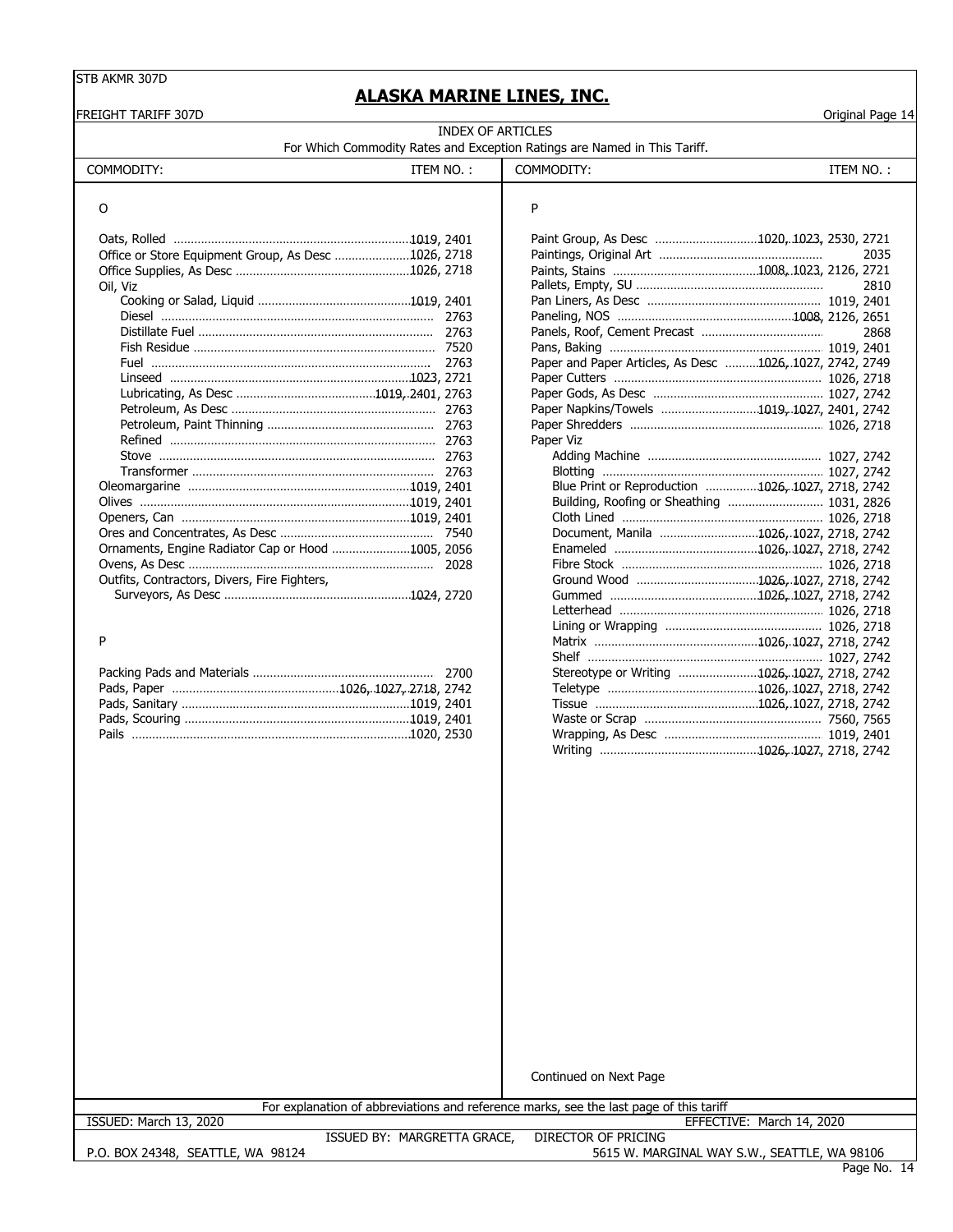# ALASKA MARINE LINES, INC.

FREIGHT TARIFF 307D

Original Page 14

## INDEX OF ARTICLES

For Which Commodity Rates and Exception Ratings are Named in This Tariff.

| COMMODITY: | ITEM NO. : |
|---|---|
| **O** | |
| Oats, Rolled | 1019, 2401 |
| Office or Store Equipment Group, As Desc | 1026, 2718 |
| Office Supplies, As Desc | 1026, 2718 |
| Oil, Viz | |
| Cooking or Salad, Liquid | 1019, 2401 |
| Diesel | 2763 |
| Distillate Fuel | 2763 |
| Fish Residue | 7520 |
| Fuel | 2763 |
| Linseed | 1023, 2721 |
| Lubricating, As Desc | 1019, 2401, 2763 |
| Petroleum, As Desc | 2763 |
| Petroleum, Paint Thinning | 2763 |
| Refined | 2763 |
| Stove | 2763 |
| Transformer | 2763 |
| Oleomargarine | 1019, 2401 |
| Olives | 1019, 2401 |
| Openers, Can | 1019, 2401 |
| Ores and Concentrates, As Desc | 7540 |
| Ornaments, Engine Radiator Cap or Hood | 1005, 2056 |
| Ovens, As Desc | 2028 |
| Outfits, Contractors, Divers, Fire Fighters, Surveyors, As Desc | 1024, 2720 |
| **P** | |
| Packing Pads and Materials | 2700 |
| Pads, Paper | 1026, 1027, 2718, 2742 |
| Pads, Sanitary | 1019, 2401 |
| Pads, Scouring | 1019, 2401 |
| Pails | 1020, 2530 |
| Paint Group, As Desc | 1020, 1023, 2530, 2721 |
| Paintings, Original Art | 2035 |
| Paints, Stains | 1008, 1023, 2126, 2721 |
| Pallets, Empty, SU | 2810 |
| Pan Liners, As Desc | 1019, 2401 |
| Paneling, NOS | 1008, 2126, 2651 |
| Panels, Roof, Cement Precast | 2868 |
| Pans, Baking | 1019, 2401 |
| Paper and Paper Articles, As Desc | 1026, 1027, 2742, 2749 |
| Paper Cutters | 1026, 2718 |
| Paper Gods, As Desc | 1027, 2742 |
| Paper Napkins/Towels | 1019, 1027, 2401, 2742 |
| Paper Shredders | 1026, 2718 |
| Paper Viz | |
| Adding Machine | 1027, 2742 |
| Blotting | 1027, 2742 |
| Blue Print or Reproduction | 1026, 1027, 2718, 2742 |
| Building, Roofing or Sheathing | 1031, 2826 |
| Cloth Lined | 1026, 2718 |
| Document, Manila | 1026, 1027, 2718, 2742 |
| Enameled | 1026, 1027, 2718, 2742 |
| Fibre Stock | 1026, 2718 |
| Ground Wood | 1026, 1027, 2718, 2742 |
| Gummed | 1026, 1027, 2718, 2742 |
| Letterhead | 1026, 2718 |
| Lining or Wrapping | 1026, 2718 |
| Matrix | 1026, 1027, 2718, 2742 |
| Shelf | 1027, 2742 |
| Stereotype or Writing | 1026, 1027, 2718, 2742 |
| Teletype | 1026, 1027, 2718, 2742 |
| Tissue | 1026, 1027, 2718, 2742 |
| Waste or Scrap | 7560, 7565 |
| Wrapping, As Desc | 1019, 2401 |
| Writing | 1026, 1027, 2718, 2742 |

Continued on Next Page

For explanation of abbreviations and reference marks, see the last page of this tariff

ISSUED: March 13, 2020 — EFFECTIVE: March 14, 2020

ISSUED BY: MARGRETTA GRACE, DIRECTOR OF PRICING

P.O. BOX 24348, SEATTLE, WA 98124 — 5615 W. MARGINAL WAY S.W., SEATTLE, WA 98106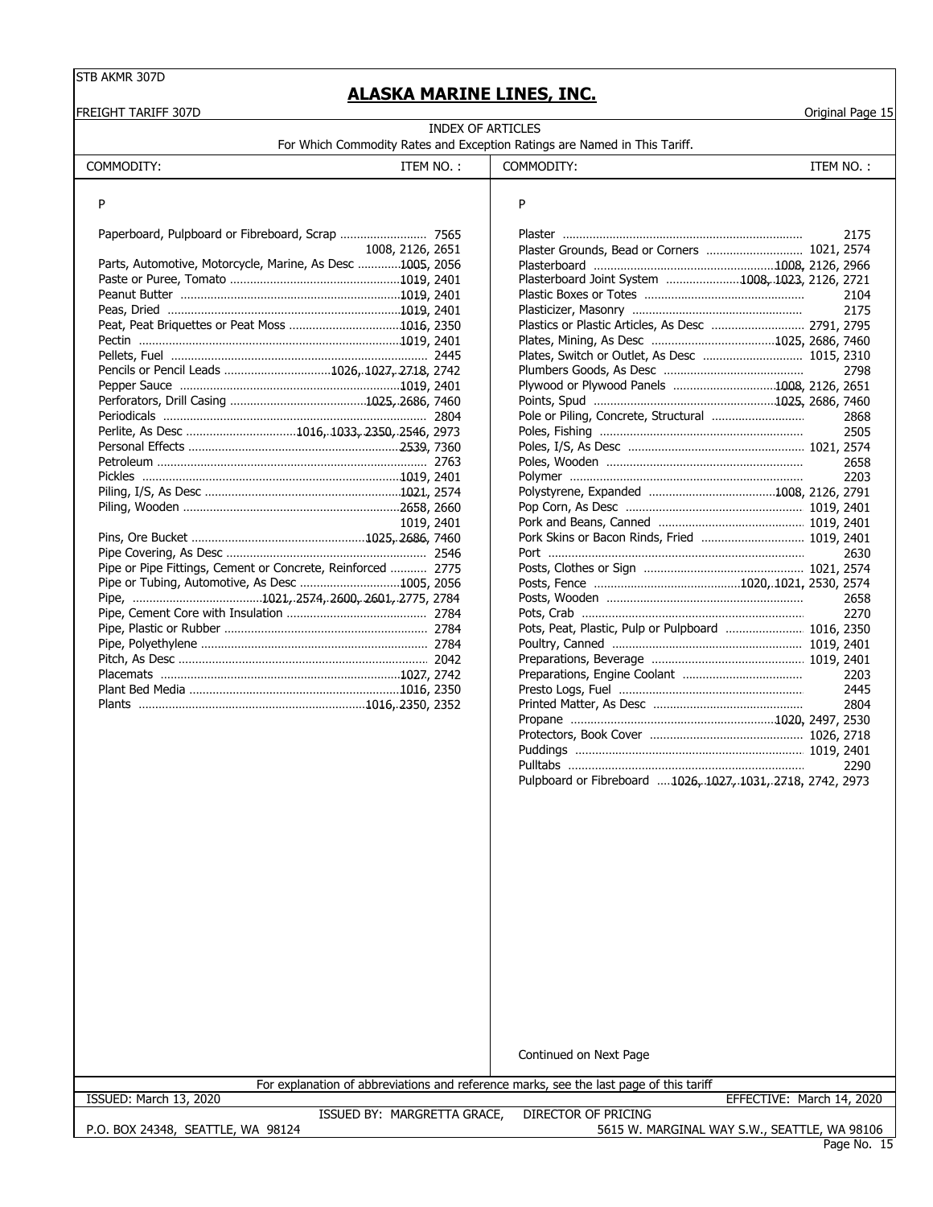STB AKMR 307D

# ALASKA MARINE LINES, INC.

FREIGHT TARIFF 307D

Original Page 15

## INDEX OF ARTICLES

For Which Commodity Rates and Exception Ratings are Named in This Tariff.

| COMMODITY: | ITEM NO. : |
|---|---|
| **P** | |
| Paperboard, Pulpboard or Fibreboard, Scrap | 7565 |
| | 1008, 2126, 2651 |
| Parts, Automotive, Motorcycle, Marine, As Desc | 1005, 2056 |
| Paste or Puree, Tomato | 1019, 2401 |
| Peanut Butter | 1019, 2401 |
| Peas, Dried | 1019, 2401 |
| Peat, Peat Briquettes or Peat Moss | 1016, 2350 |
| Pectin | 1019, 2401 |
| Pellets, Fuel | 2445 |
| Pencils or Pencil Leads | 1026, 1027, 2718, 2742 |
| Pepper Sauce | 1019, 2401 |
| Perforators, Drill Casing | 1025, 2686, 7460 |
| Periodicals | 2804 |
| Perlite, As Desc | 1016, 1033, 2350, 2546, 2973 |
| Personal Effects | 2539, 7360 |
| Petroleum | 2763 |
| Pickles | 1019, 2401 |
| Piling, I/S, As Desc | 1021, 2574 |
| Piling, Wooden | 2658, 2660 |
| | 1019, 2401 |
| Pins, Ore Bucket | 1025, 2686, 7460 |
| Pipe Covering, As Desc | 2546 |
| Pipe or Pipe Fittings, Cement or Concrete, Reinforced | 2775 |
| Pipe or Tubing, Automotive, As Desc | 1005, 2056 |
| Pipe, | 1021, 2574, 2600, 2601, 2775, 2784 |
| Pipe, Cement Core with Insulation | 2784 |
| Pipe, Plastic or Rubber | 2784 |
| Pipe, Polyethylene | 2784 |
| Pitch, As Desc | 2042 |
| Placemats | 1027, 2742 |
| Plant Bed Media | 1016, 2350 |
| Plants | 1016, 2350, 2352 |
| Plaster | 2175 |
| Plaster Grounds, Bead or Corners | 1021, 2574 |
| Plasterboard | 1008, 2126, 2966 |
| Plasterboard Joint System | 1008, 1023, 2126, 2721 |
| Plastic Boxes or Totes | 2104 |
| Plasticizer, Masonry | 2175 |
| Plastics or Plastic Articles, As Desc | 2791, 2795 |
| Plates, Mining, As Desc | 1025, 2686, 7460 |
| Plates, Switch or Outlet, As Desc | 1015, 2310 |
| Plumbers Goods, As Desc | 2798 |
| Plywood or Plywood Panels | 1008, 2126, 2651 |
| Points, Spud | 1025, 2686, 7460 |
| Pole or Piling, Concrete, Structural | 2868 |
| Poles, Fishing | 2505 |
| Poles, I/S, As Desc | 1021, 2574 |
| Poles, Wooden | 2658 |
| Polymer | 2203 |
| Polystyrene, Expanded | 1008, 2126, 2791 |
| Pop Corn, As Desc | 1019, 2401 |
| Pork and Beans, Canned | 1019, 2401 |
| Pork Skins or Bacon Rinds, Fried | 1019, 2401 |
| Port | 2630 |
| Posts, Clothes or Sign | 1021, 2574 |
| Posts, Fence | 1020, 1021, 2530, 2574 |
| Posts, Wooden | 2658 |
| Pots, Crab | 2270 |
| Pots, Peat, Plastic, Pulp or Pulpboard | 1016, 2350 |
| Poultry, Canned | 1019, 2401 |
| Preparations, Beverage | 1019, 2401 |
| Preparations, Engine Coolant | 2203 |
| Presto Logs, Fuel | 2445 |
| Printed Matter, As Desc | 2804 |
| Propane | 1020, 2497, 2530 |
| Protectors, Book Cover | 1026, 2718 |
| Puddings | 1019, 2401 |
| Pulltabs | 2290 |
| Pulpboard or Fibreboard | 1026, 1027, 1031, 2718, 2742, 2973 |

Continued on Next Page

For explanation of abbreviations and reference marks, see the last page of this tariff

ISSUED: March 13, 2020 — EFFECTIVE: March 14, 2020

ISSUED BY: MARGRETTA GRACE, DIRECTOR OF PRICING

P.O. BOX 24348, SEATTLE, WA 98124 — 5615 W. MARGINAL WAY S.W., SEATTLE, WA 98106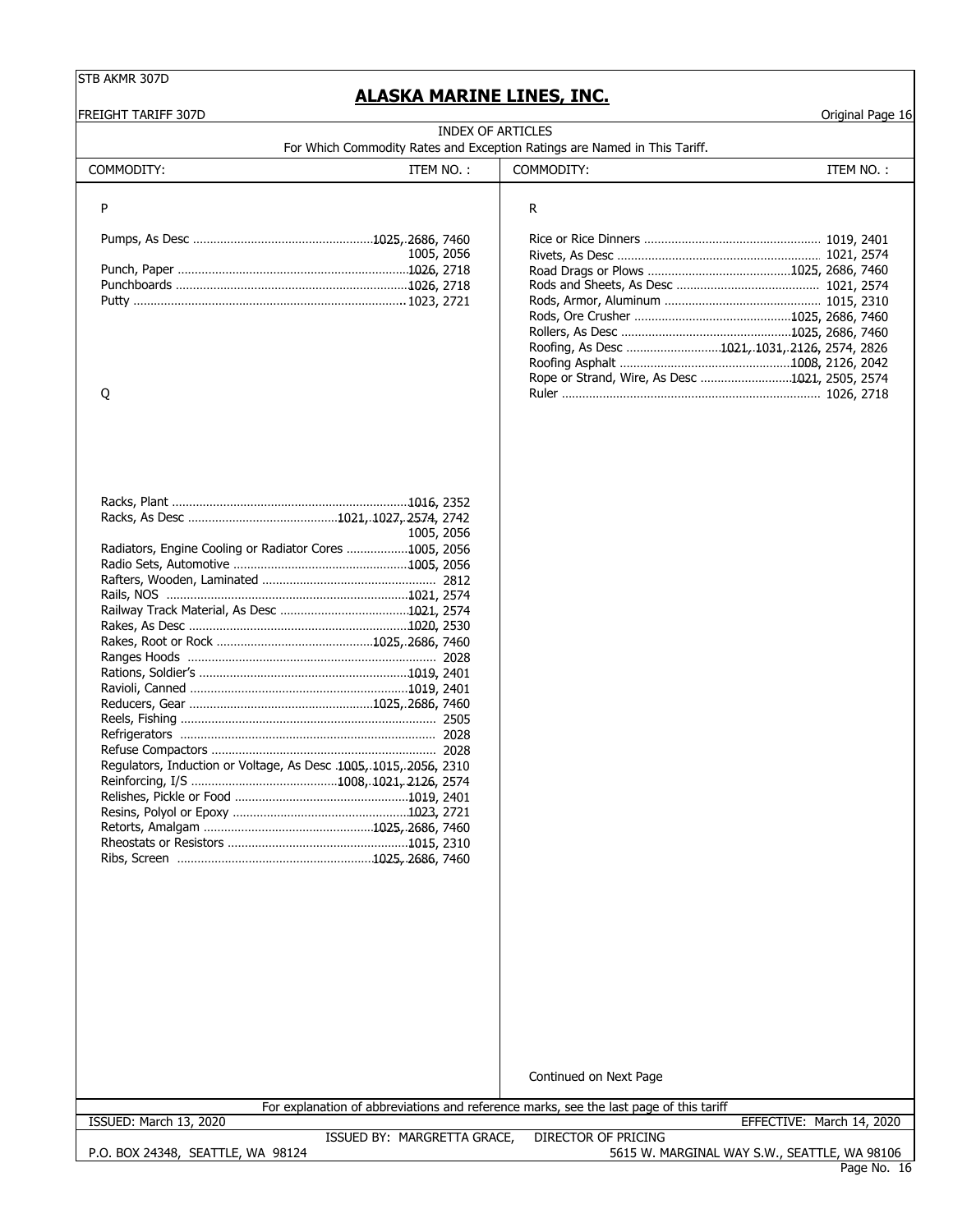STB AKMR 307D

# ALASKA MARINE LINES, INC.

FREIGHT TARIFF 307D

Original Page 16

## INDEX OF ARTICLES

For Which Commodity Rates and Exception Ratings are Named in This Tariff.

| COMMODITY: | ITEM NO. : |
|---|---|
| **P** | |
| Pumps, As Desc | 1025, 2686, 7460 |
| | 1005, 2056 |
| Punch, Paper | 1026, 2718 |
| Punchboards | 1026, 2718 |
| Putty | 1023, 2721 |
| **Q** | |
| Racks, Plant | 1016, 2352 |
| Racks, As Desc | 1021, 1027, 2574, 2742 |
| | 1005, 2056 |
| Radiators, Engine Cooling or Radiator Cores | 1005, 2056 |
| Radio Sets, Automotive | 1005, 2056 |
| Rafters, Wooden, Laminated | 2812 |
| Rails, NOS | 1021, 2574 |
| Railway Track Material, As Desc | 1021, 2574 |
| Rakes, As Desc | 1020, 2530 |
| Rakes, Root or Rock | 1025, 2686, 7460 |
| Ranges Hoods | 2028 |
| Rations, Soldier's | 1019, 2401 |
| Ravioli, Canned | 1019, 2401 |
| Reducers, Gear | 1025, 2686, 7460 |
| Reels, Fishing | 2505 |
| Refrigerators | 2028 |
| Refuse Compactors | 2028 |
| Regulators, Induction or Voltage, As Desc | 1005, 1015, 2056, 2310 |
| Reinforcing, I/S | 1008, 1021, 2126, 2574 |
| Relishes, Pickle or Food | 1019, 2401 |
| Resins, Polyol or Epoxy | 1023, 2721 |
| Retorts, Amalgam | 1025, 2686, 7460 |
| Rheostats or Resistors | 1015, 2310 |
| Ribs, Screen | 1025, 2686, 7460 |

| COMMODITY: | ITEM NO. : |
|---|---|
| **R** | |
| Rice or Rice Dinners | 1019, 2401 |
| Rivets, As Desc | 1021, 2574 |
| Road Drags or Plows | 1025, 2686, 7460 |
| Rods and Sheets, As Desc | 1021, 2574 |
| Rods, Armor, Aluminum | 1015, 2310 |
| Rods, Ore Crusher | 1025, 2686, 7460 |
| Rollers, As Desc | 1025, 2686, 7460 |
| Roofing, As Desc | 1021, 1031, 2126, 2574, 2826 |
| Roofing Asphalt | 1008, 2126, 2042 |
| Rope or Strand, Wire, As Desc | 1021, 2505, 2574 |
| Ruler | 1026, 2718 |

Continued on Next Page

For explanation of abbreviations and reference marks, see the last page of this tariff

ISSUED: March 13, 2020 EFFECTIVE: March 14, 2020

ISSUED BY: MARGRETTA GRACE, DIRECTOR OF PRICING

P.O. BOX 24348, SEATTLE, WA 98124 5615 W. MARGINAL WAY S.W., SEATTLE, WA 98106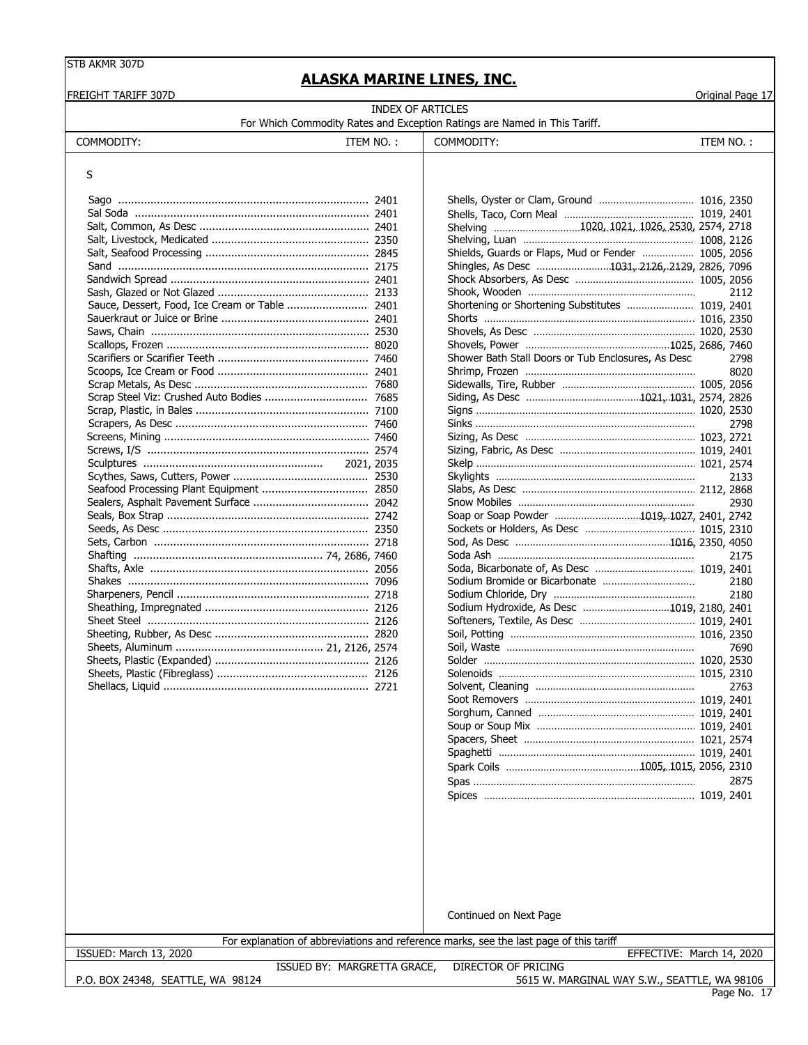## ALASKA MARINE LINES, INC.

FREIGHT TARIFF 307D — Original Page 17

### INDEX OF ARTICLES

For Which Commodity Rates and Exception Ratings are Named in This Tariff.

| COMMODITY: | ITEM NO. : |
|---|---|
| **S** | |
| Sago | 2401 |
| Sal Soda | 2401 |
| Salt, Common, As Desc | 2401 |
| Salt, Livestock, Medicated | 2350 |
| Salt, Seafood Processing | 2845 |
| Sand | 2175 |
| Sandwich Spread | 2401 |
| Sash, Glazed or Not Glazed | 2133 |
| Sauce, Dessert, Food, Ice Cream or Table | 2401 |
| Sauerkraut or Juice or Brine | 2401 |
| Saws, Chain | 2530 |
| Scallops, Frozen | 8020 |
| Scarifiers or Scarifier Teeth | 7460 |
| Scoops, Ice Cream or Food | 2401 |
| Scrap Metals, As Desc | 7680 |
| Scrap Steel Viz: Crushed Auto Bodies | 7685 |
| Scrap, Plastic, in Bales | 7100 |
| Scrapers, As Desc | 7460 |
| Screens, Mining | 7460 |
| Screws, I/S | 2574 |
| Sculptures | 2021, 2035 |
| Scythes, Saws, Cutters, Power | 2530 |
| Seafood Processing Plant Equipment | 2850 |
| Sealers, Asphalt Pavement Surface | 2042 |
| Seals, Box Strap | 2742 |
| Seeds, As Desc | 2350 |
| Sets, Carbon | 2718 |
| Shafting | 74, 2686, 7460 |
| Shafts, Axle | 2056 |
| Shakes | 7096 |
| Sharpeners, Pencil | 2718 |
| Sheathing, Impregnated | 2126 |
| Sheet Steel | 2126 |
| Sheeting, Rubber, As Desc | 2820 |
| Sheets, Aluminum | 21, 2126, 2574 |
| Sheets, Plastic (Expanded) | 2126 |
| Sheets, Plastic (Fibreglass) | 2126 |
| Shellacs, Liquid | 2721 |
| Shells, Oyster or Clam, Ground | 1016, 2350 |
| Shells, Taco, Corn Meal | 1019, 2401 |
| Shelving | 1020, 1021, 1026, 2530, 2574, 2718 |
| Shelving, Luan | 1008, 2126 |
| Shields, Guards or Flaps, Mud or Fender | 1005, 2056 |
| Shingles, As Desc | 1031, 2126, 2129, 2826, 7096 |
| Shock Absorbers, As Desc | 1005, 2056 |
| Shook, Wooden | 2112 |
| Shortening or Shortening Substitutes | 1019, 2401 |
| Shorts | 1016, 2350 |
| Shovels, As Desc | 1020, 2530 |
| Shovels, Power | 1025, 2686, 7460 |
| Shower Bath Stall Doors or Tub Enclosures, As Desc | 2798 |
| Shrimp, Frozen | 8020 |
| Sidewalls, Tire, Rubber | 1005, 2056 |
| Siding, As Desc | 1021, 1031, 2574, 2826 |
| Signs | 1020, 2530 |
| Sinks | 2798 |
| Sizing, As Desc | 1023, 2721 |
| Sizing, Fabric, As Desc | 1019, 2401 |
| Skelp | 1021, 2574 |
| Skylights | 2133 |
| Slabs, As Desc | 2112, 2868 |
| Snow Mobiles | 2930 |
| Soap or Soap Powder | 1019, 1027, 2401, 2742 |
| Sockets or Holders, As Desc | 1015, 2310 |
| Sod, As Desc | 1016, 2350, 4050 |
| Soda Ash | 2175 |
| Soda, Bicarbonate of, As Desc | 1019, 2401 |
| Sodium Bromide or Bicarbonate | 2180 |
| Sodium Chloride, Dry | 2180 |
| Sodium Hydroxide, As Desc | 1019, 2180, 2401 |
| Softeners, Textile, As Desc | 1019, 2401 |
| Soil, Potting | 1016, 2350 |
| Soil, Waste | 7690 |
| Solder | 1020, 2530 |
| Solenoids | 1015, 2310 |
| Solvent, Cleaning | 2763 |
| Soot Removers | 1019, 2401 |
| Sorghum, Canned | 1019, 2401 |
| Soup or Soup Mix | 1019, 2401 |
| Spacers, Sheet | 1021, 2574 |
| Spaghetti | 1019, 2401 |
| Spark Coils | 1005, 1015, 2056, 2310 |
| Spas | 2875 |
| Spices | 1019, 2401 |

Continued on Next Page

For explanation of abbreviations and reference marks, see the last page of this tariff

ISSUED: March 13, 2020 — EFFECTIVE: March 14, 2020

ISSUED BY: MARGRETTA GRACE, DIRECTOR OF PRICING

P.O. BOX 24348, SEATTLE, WA 98124 — 5615 W. MARGINAL WAY S.W., SEATTLE, WA 98106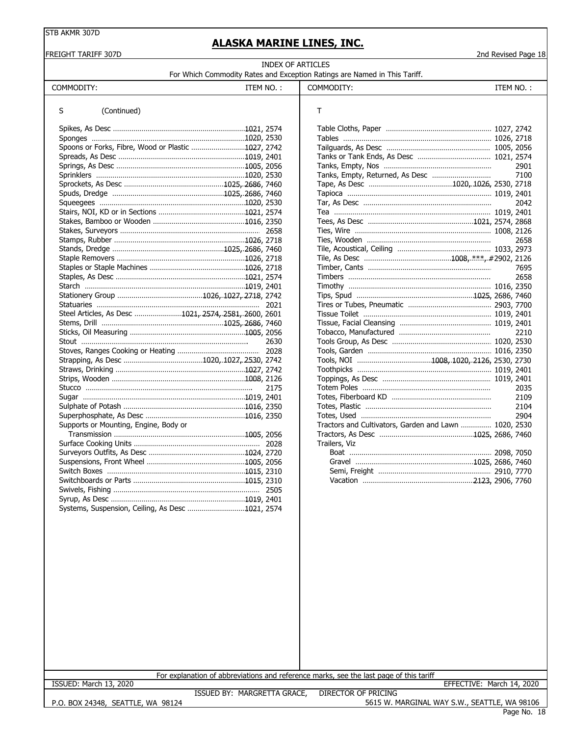STB AKMR 307D

# ALASKA MARINE LINES, INC.

FREIGHT TARIFF 307D

2nd Revised Page 18

INDEX OF ARTICLES

For Which Commodity Rates and Exception Ratings are Named in This Tariff.

| COMMODITY: | ITEM NO. : |
|---|---|
| **S (Continued)** | |
| Spikes, As Desc | 1021, 2574 |
| Sponges | 1020, 2530 |
| Spoons or Forks, Fibre, Wood or Plastic | 1027, 2742 |
| Spreads, As Desc | 1019, 2401 |
| Springs, As Desc | 1005, 2056 |
| Sprinklers | 1020, 2530 |
| Sprockets, As Desc | 1025, 2686, 7460 |
| Spuds, Dredge | 1025, 2686, 7460 |
| Squeegees | 1020, 2530 |
| Stairs, NOI, KD or in Sections | 1021, 2574 |
| Stakes, Bamboo or Wooden | 1016, 2350 |
| Stakes, Surveyors | 2658 |
| Stamps, Rubber | 1026, 2718 |
| Stands, Dredge | 1025, 2686, 7460 |
| Staple Removers | 1026, 2718 |
| Staples or Staple Machines | 1026, 2718 |
| Staples, As Desc | 1021, 2574 |
| Starch | 1019, 2401 |
| Stationery Group | 1026, 1027, 2718, 2742 |
| Statuaries | 2021 |
| Steel Articles, As Desc | 1021, 2574, 2581, 2600, 2601 |
| Stems, Drill | 1025, 2686, 7460 |
| Sticks, Oil Measuring | 1005, 2056 |
| Stout | 2630 |
| Stoves, Ranges Cooking or Heating | 2028 |
| Strapping, As Desc | 1020, 1027, 2530, 2742 |
| Straws, Drinking | 1027, 2742 |
| Strips, Wooden | 1008, 2126 |
| Stucco | 2175 |
| Sugar | 1019, 2401 |
| Sulphate of Potash | 1016, 2350 |
| Superphosphate, As Desc | 1016, 2350 |
| Supports or Mounting, Engine, Body or Transmission | 1005, 2056 |
| Surface Cooking Units | 2028 |
| Surveyors Outfits, As Desc | 1024, 2720 |
| Suspensions, Front Wheel | 1005, 2056 |
| Switch Boxes | 1015, 2310 |
| Switchboards or Parts | 1015, 2310 |
| Swivels, Fishing | 2505 |
| Syrup, As Desc | 1019, 2401 |
| Systems, Suspension, Ceiling, As Desc | 1021, 2574 |
| **T** | |
| Table Cloths, Paper | 1027, 2742 |
| Tables | 1026, 2718 |
| Tailguards, As Desc | 1005, 2056 |
| Tanks or Tank Ends, As Desc | 1021, 2574 |
| Tanks, Empty, Nos | 2901 |
| Tanks, Empty, Returned, As Desc | 7100 |
| Tape, As Desc | 1020, 1026, 2530, 2718 |
| Tapioca | 1019, 2401 |
| Tar, As Desc | 2042 |
| Tea | 1019, 2401 |
| Tees, As Desc | 1021, 2574, 2868 |
| Ties, Wire | 1008, 2126 |
| Ties, Wooden | 2658 |
| Tile, Acoustical, Ceiling | 1033, 2973 |
| Tile, As Desc | 1008, ***, #2902, 2126 |
| Timber, Cants | 7695 |
| Timbers | 2658 |
| Timothy | 1016, 2350 |
| Tips, Spud | 1025, 2686, 7460 |
| Tires or Tubes, Pneumatic | 2903, 7700 |
| Tissue Toilet | 1019, 2401 |
| Tissue, Facial Cleansing | 1019, 2401 |
| Tobacco, Manufactured | 2210 |
| Tools Group, As Desc | 1020, 2530 |
| Tools, Garden | 1016, 2350 |
| Tools, NOI | 1008, 1020, 2126, 2530, 2730 |
| Toothpicks | 1019, 2401 |
| Toppings, As Desc | 1019, 2401 |
| Totem Poles | 2035 |
| Totes, Fiberboard KD | 2109 |
| Totes, Plastic | 2104 |
| Totes, Used | 2904 |
| Tractors and Cultivators, Garden and Lawn | 1020, 2530 |
| Tractors, As Desc | 1025, 2686, 7460 |
| Trailers, Viz | |
| Boat | 2098, 7050 |
| Gravel | 1025, 2686, 7460 |
| Semi, Freight | 2910, 7770 |
| Vacation | 2123, 2906, 7760 |

For explanation of abbreviations and reference marks, see the last page of this tariff

ISSUED: March 13, 2020 EFFECTIVE: March 14, 2020

ISSUED BY: MARGRETTA GRACE, DIRECTOR OF PRICING

P.O. BOX 24348, SEATTLE, WA 98124 5615 W. MARGINAL WAY S.W., SEATTLE, WA 98106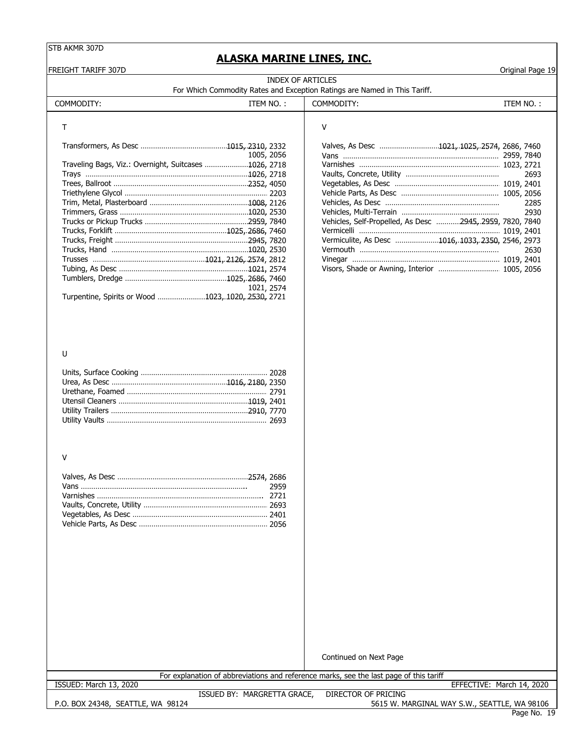# ALASKA MARINE LINES, INC.

FREIGHT TARIFF 307D

Original Page 19

INDEX OF ARTICLES

For Which Commodity Rates and Exception Ratings are Named in This Tariff.

| COMMODITY: | ITEM NO. : |
|---|---|
| **T** | |
| Transformers, As Desc | ~~1015, 2310,~~ 2332 |
| | 1005, 2056 |
| Traveling Bags, Viz.: Overnight, Suitcases | ~~1026,~~ 2718 |
| Trays | ~~1026,~~ 2718 |
| Trees, Ballroot | ~~2352,~~ 4050 |
| Triethylene Glycol | 2203 |
| Trim, Metal, Plasterboard | ~~1008,~~ 2126 |
| Trimmers, Grass | ~~1020,~~ 2530 |
| Trucks or Pickup Trucks | ~~2959,~~ 7840 |
| Trucks, Forklift | ~~1025, 2686,~~ 7460 |
| Trucks, Freight | ~~2945,~~ 7820 |
| Trucks, Hand | ~~1020,~~ 2530 |
| Trusses | ~~1021, 2126, 2574,~~ 2812 |
| Tubing, As Desc | ~~1021,~~ 2574 |
| Tumblers, Dredge | ~~1025, 2686,~~ 7460 |
| | 1021, 2574 |
| Turpentine, Spirits or Wood | ~~1023, 1020, 2530,~~ 2721 |
| **U** | |
| Units, Surface Cooking | 2028 |
| Urea, As Desc | ~~1016, 2180,~~ 2350 |
| Urethane, Foamed | 2791 |
| Utensil Cleaners | ~~1019,~~ 2401 |
| Utility Trailers | ~~2910,~~ 7770 |
| Utility Vaults | 2693 |
| **V** | |
| Valves, As Desc | ~~2574,~~ 2686 |
| Vans | 2959 |
| Varnishes | 2721 |
| Vaults, Concrete, Utility | 2693 |
| Vegetables, As Desc | 2401 |
| Vehicle Parts, As Desc | 2056 |

| COMMODITY: | ITEM NO. : |
|---|---|
| **V** | |
| Valves, As Desc | ~~1021, 1025, 2574,~~ 2686, 7460 |
| Vans | 2959, 7840 |
| Varnishes | 1023, 2721 |
| Vaults, Concrete, Utility | 2693 |
| Vegetables, As Desc | 1019, 2401 |
| Vehicle Parts, As Desc | 1005, 2056 |
| Vehicles, As Desc | 2285 |
| Vehicles, Multi-Terrain | 2930 |
| Vehicles, Self-Propelled, As Desc | ~~2945, 2959,~~ 7820, 7840 |
| Vermicelli | 1019, 2401 |
| Vermiculite, As Desc | ~~1016, 1033, 2350,~~ 2546, 2973 |
| Vermouth | 2630 |
| Vinegar | 1019, 2401 |
| Visors, Shade or Awning, Interior | 1005, 2056 |

Continued on Next Page

For explanation of abbreviations and reference marks, see the last page of this tariff

ISSUED: March 13, 2020 — EFFECTIVE: March 14, 2020

ISSUED BY: MARGRETTA GRACE, DIRECTOR OF PRICING

P.O. BOX 24348, SEATTLE, WA 98124 — 5615 W. MARGINAL WAY S.W., SEATTLE, WA 98106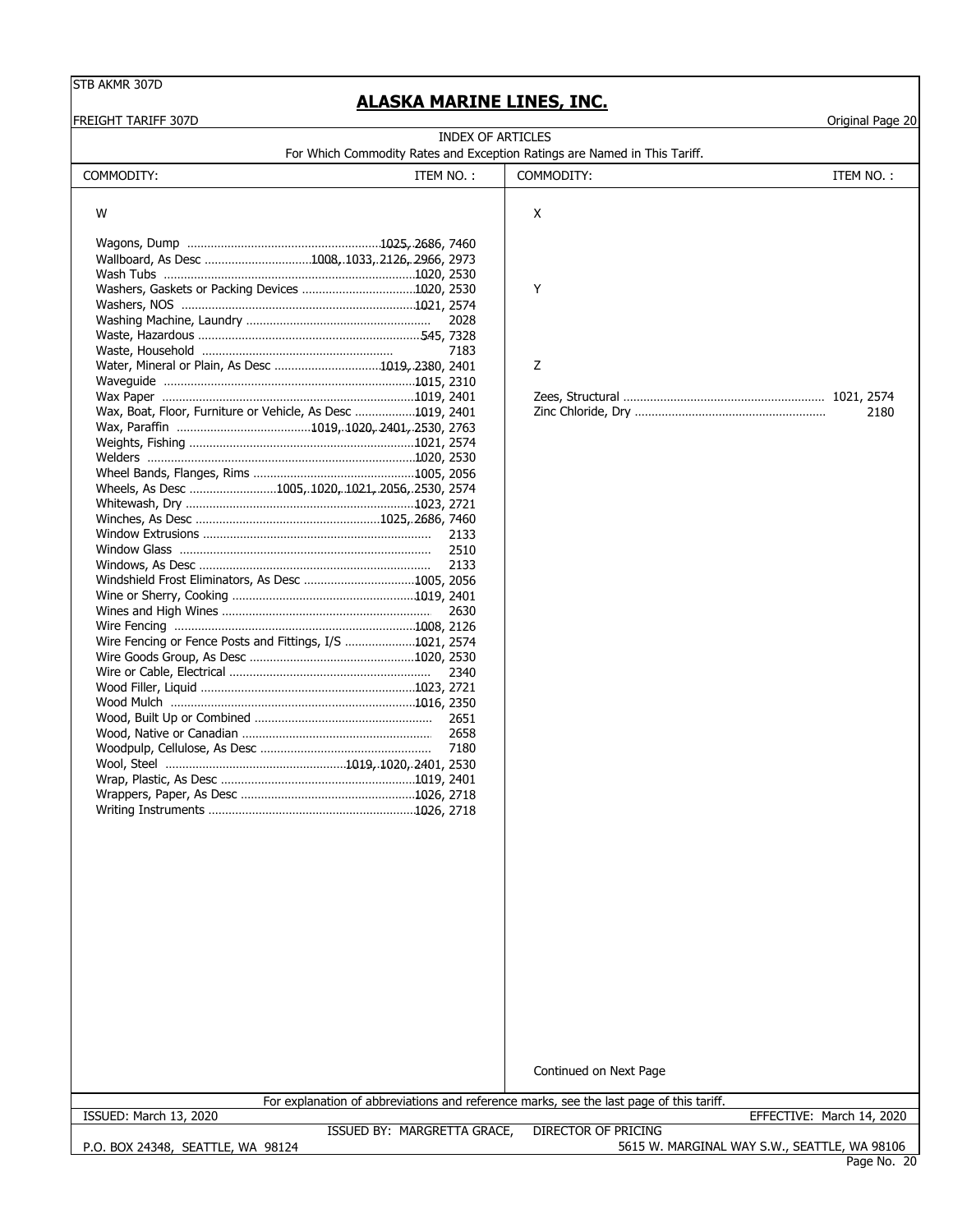STB AKMR 307D

# ALASKA MARINE LINES, INC.

FREIGHT TARIFF 307D

Original Page 20

INDEX OF ARTICLES

For Which Commodity Rates and Exception Ratings are Named in This Tariff.

| COMMODITY: | ITEM NO. : |
|---|---|
| **W** | |
| Wagons, Dump | 1025, 2686, 7460 |
| Wallboard, As Desc | 1008, 1033, 2126, 2966, 2973 |
| Wash Tubs | 1020, 2530 |
| Washers, Gaskets or Packing Devices | 1020, 2530 |
| Washers, NOS | 1021, 2574 |
| Washing Machine, Laundry | 2028 |
| Waste, Hazardous | 545, 7328 |
| Waste, Household | 7183 |
| Water, Mineral or Plain, As Desc | 1019, 2380, 2401 |
| Waveguide | 1015, 2310 |
| Wax Paper | 1019, 2401 |
| Wax, Boat, Floor, Furniture or Vehicle, As Desc | 1019, 2401 |
| Wax, Paraffin | 1019, 1020, 2401, 2530, 2763 |
| Weights, Fishing | 1021, 2574 |
| Welders | 1020, 2530 |
| Wheel Bands, Flanges, Rims | 1005, 2056 |
| Wheels, As Desc | 1005, 1020, 1021, 2056, 2530, 2574 |
| Whitewash, Dry | 1023, 2721 |
| Winches, As Desc | 1025, 2686, 7460 |
| Window Extrusions | 2133 |
| Window Glass | 2510 |
| Windows, As Desc | 2133 |
| Windshield Frost Eliminators, As Desc | 1005, 2056 |
| Wine or Sherry, Cooking | 1019, 2401 |
| Wines and High Wines | 2630 |
| Wire Fencing | 1008, 2126 |
| Wire Fencing or Fence Posts and Fittings, I/S | 1021, 2574 |
| Wire Goods Group, As Desc | 1020, 2530 |
| Wire or Cable, Electrical | 2340 |
| Wood Filler, Liquid | 1023, 2721 |
| Wood Mulch | 1016, 2350 |
| Wood, Built Up or Combined | 2651 |
| Wood, Native or Canadian | 2658 |
| Woodpulp, Cellulose, As Desc | 7180 |
| Wool, Steel | 1019, 1020, 2401, 2530 |
| Wrap, Plastic, As Desc | 1019, 2401 |
| Wrappers, Paper, As Desc | 1026, 2718 |
| Writing Instruments | 1026, 2718 |
| **X** | |
| **Y** | |
| **Z** | |
| Zees, Structural | 1021, 2574 |
| Zinc Chloride, Dry | 2180 |

Continued on Next Page

For explanation of abbreviations and reference marks, see the last page of this tariff.

ISSUED: March 13, 2020 EFFECTIVE: March 14, 2020

ISSUED BY: MARGRETTA GRACE, DIRECTOR OF PRICING

P.O. BOX 24348, SEATTLE, WA 98124 5615 W. MARGINAL WAY S.W., SEATTLE, WA 98106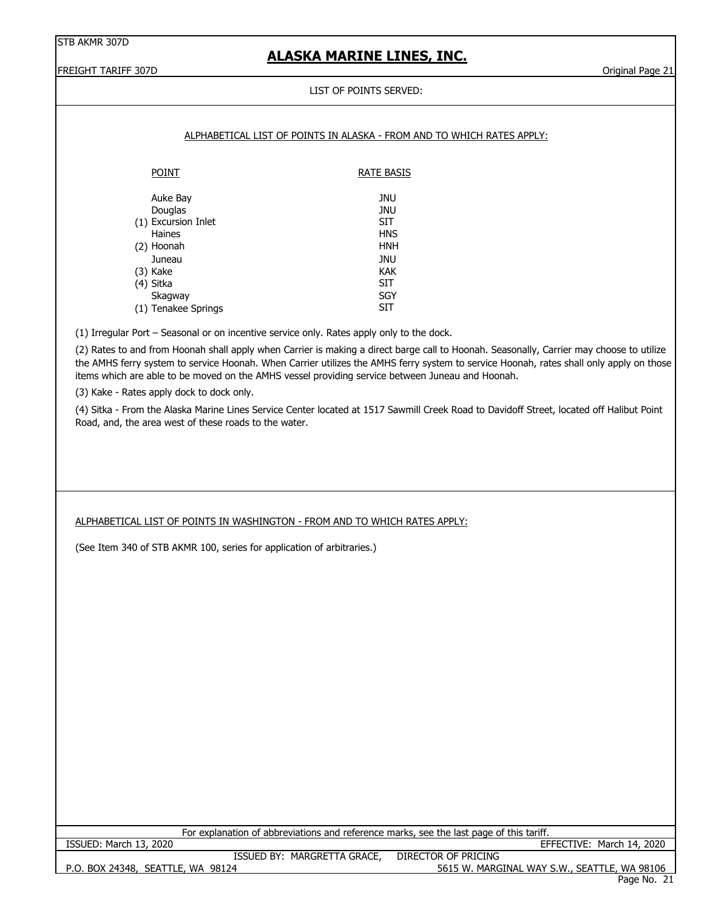LIST OF POINTS SERVED:

ALPHABETICAL LIST OF POINTS IN ALASKA - FROM AND TO WHICH RATES APPLY:

| POINT | RATE BASIS |
|---|---|
| Auke Bay | JNU |
| Douglas | JNU |
| (1) Excursion Inlet | SIT |
| Haines | HNS |
| (2) Hoonah | HNH |
| Juneau | JNU |
| (3) Kake | KAK |
| (4) Sitka | SIT |
| Skagway | SGY |
| (1) Tenakee Springs | SIT |

(1) Irregular Port – Seasonal or on incentive service only. Rates apply only to the dock.

(2) Rates to and from Hoonah shall apply when Carrier is making a direct barge call to Hoonah. Seasonally, Carrier may choose to utilize the AMHS ferry system to service Hoonah. When Carrier utilizes the AMHS ferry system to service Hoonah, rates shall only apply on those items which are able to be moved on the AMHS vessel providing service between Juneau and Hoonah.

(3) Kake - Rates apply dock to dock only.

(4) Sitka - From the Alaska Marine Lines Service Center located at 1517 Sawmill Creek Road to Davidoff Street, located off Halibut Point Road, and, the area west of these roads to the water.

ALPHABETICAL LIST OF POINTS IN WASHINGTON - FROM AND TO WHICH RATES APPLY:

(See Item 340 of STB AKMR 100, series for application of arbitraries.)

For explanation of abbreviations and reference marks, see the last page of this tariff.

ISSUED: March 13, 2020 EFFECTIVE: March 14, 2020

ISSUED BY: MARGRETTA GRACE, DIRECTOR OF PRICING

P.O. BOX 24348, SEATTLE, WA 98124 5615 W. MARGINAL WAY S.W., SEATTLE, WA 98106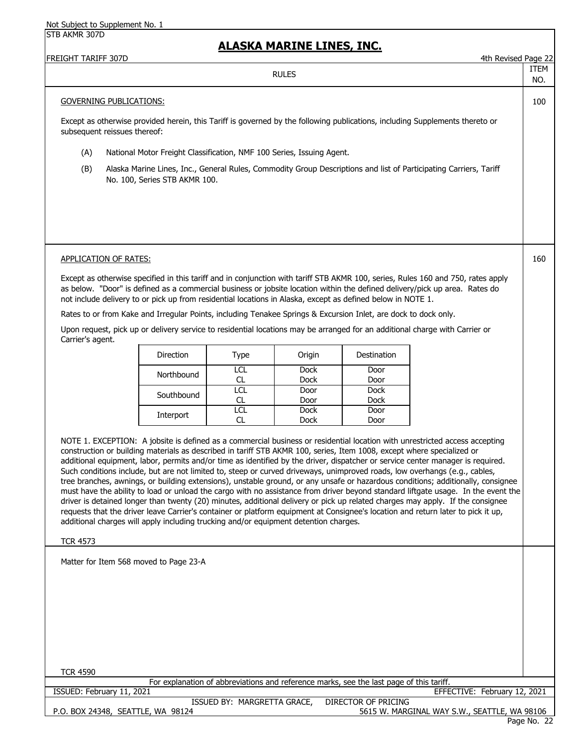RULES

**ITEM 100**

GOVERNING PUBLICATIONS:

Except as otherwise provided herein, this Tariff is governed by the following publications, including Supplements thereto or subsequent reissues thereof:

(A) National Motor Freight Classification, NMF 100 Series, Issuing Agent.

(B) Alaska Marine Lines, Inc., General Rules, Commodity Group Descriptions and list of Participating Carriers, Tariff No. 100, Series STB AKMR 100.

**ITEM 160**

APPLICATION OF RATES:

Except as otherwise specified in this tariff and in conjunction with tariff STB AKMR 100, series, Rules 160 and 750, rates apply as below. "Door" is defined as a commercial business or jobsite location within the defined delivery/pick up area. Rates do not include delivery to or pick up from residential locations in Alaska, except as defined below in NOTE 1.

Rates to or from Kake and Irregular Points, including Tenakee Springs & Excursion Inlet, are dock to dock only.

Upon request, pick up or delivery service to residential locations may be arranged for an additional charge with Carrier or Carrier's agent.

| Direction | Type | Origin | Destination |
|---|---|---|---|
| Northbound | LCL | Dock | Door |
| | CL | Dock | Door |
| Southbound | LCL | Door | Dock |
| | CL | Door | Dock |
| Interport | LCL | Dock | Door |
| | CL | Dock | Door |

NOTE 1. EXCEPTION: A jobsite is defined as a commercial business or residential location with unrestricted access accepting construction or building materials as described in tariff STB AKMR 100, series, Item 1008, except where specialized or additional equipment, labor, permits and/or time as identified by the driver, dispatcher or service center manager is required. Such conditions include, but are not limited to, steep or curved driveways, unimproved roads, low overhangs (e.g., cables, tree branches, awnings, or building extensions), unstable ground, or any unsafe or hazardous conditions; additionally, consignee must have the ability to load or unload the cargo with no assistance from driver beyond standard liftgate usage. In the event the driver is detained longer than twenty (20) minutes, additional delivery or pick up related charges may apply. If the consignee requests that the driver leave Carrier's container or platform equipment at Consignee's location and return later to pick it up, additional charges will apply including trucking and/or equipment detention charges.

TCR 4573

Matter for Item 568 moved to Page 23-A

TCR 4590

For explanation of abbreviations and reference marks, see the last page of this tariff.

ISSUED: February 11, 2021 — EFFECTIVE: February 12, 2021

ISSUED BY: MARGRETTA GRACE, DIRECTOR OF PRICING

P.O. BOX 24348, SEATTLE, WA 98124 — 5615 W. MARGINAL WAY S.W., SEATTLE, WA 98106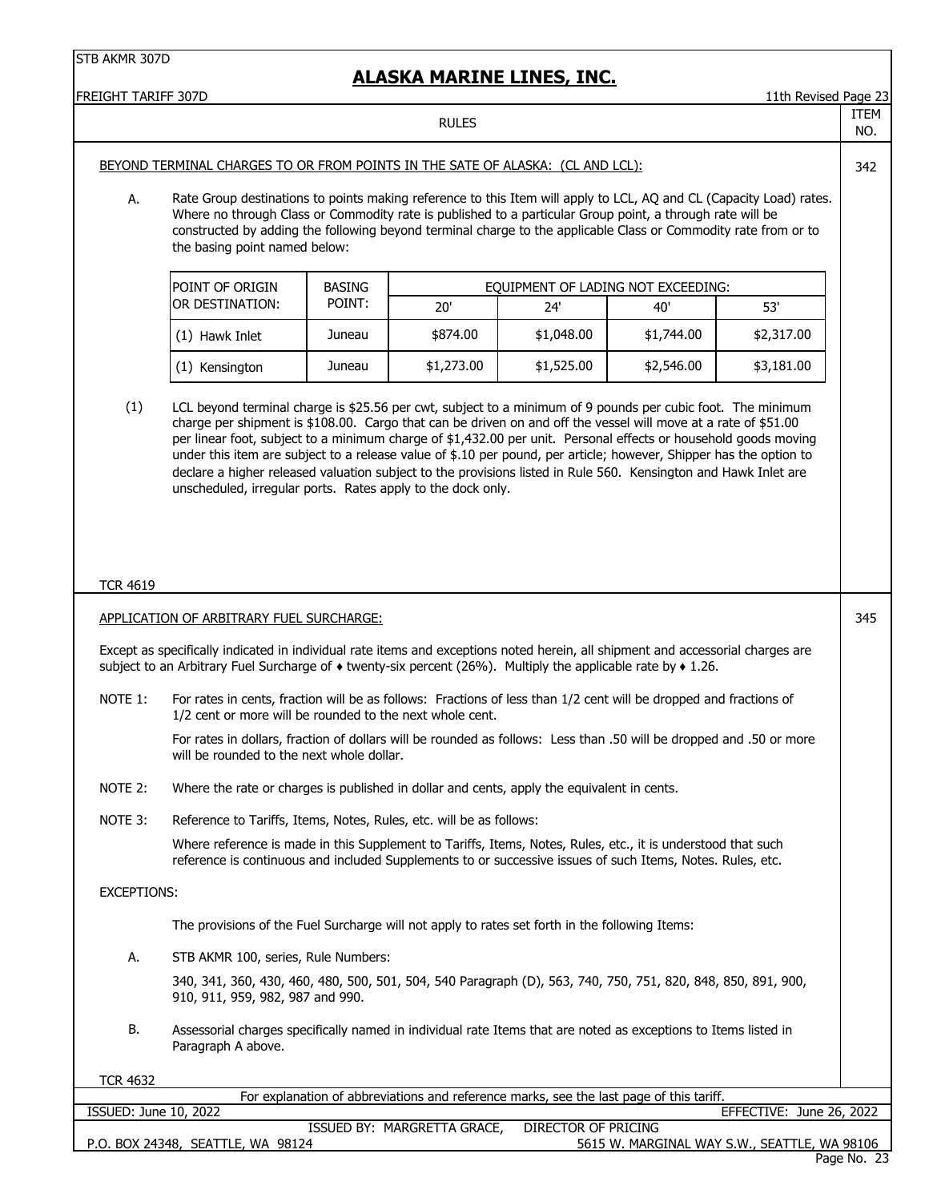RULES — ITEM NO.

## Item 342

BEYOND TERMINAL CHARGES TO OR FROM POINTS IN THE SATE OF ALASKA: (CL AND LCL):

A. Rate Group destinations to points making reference to this Item will apply to LCL, AQ and CL (Capacity Load) rates. Where no through Class or Commodity rate is published to a particular Group point, a through rate will be constructed by adding the following beyond terminal charge to the applicable Class or Commodity rate from or to the basing point named below:

| POINT OF ORIGIN OR DESTINATION: | BASING POINT: | EQUIPMENT OF LADING NOT EXCEEDING: | | | |
|---|---|---|---|---|---|
| | | 20' | 24' | 40' | 53' |
| (1) Hawk Inlet | Juneau | $874.00 | $1,048.00 | $1,744.00 | $2,317.00 |
| (1) Kensington | Juneau | $1,273.00 | $1,525.00 | $2,546.00 | $3,181.00 |

(1) LCL beyond terminal charge is $25.56 per cwt, subject to a minimum of 9 pounds per cubic foot. The minimum charge per shipment is $108.00. Cargo that can be driven on and off the vessel will move at a rate of $51.00 per linear foot, subject to a minimum charge of $1,432.00 per unit. Personal effects or household goods moving under this item are subject to a release value of $.10 per pound, per article; however, Shipper has the option to declare a higher released valuation subject to the provisions listed in Rule 560. Kensington and Hawk Inlet are unscheduled, irregular ports. Rates apply to the dock only.

TCR 4619

## Item 345

APPLICATION OF ARBITRARY FUEL SURCHARGE:

Except as specifically indicated in individual rate items and exceptions noted herein, all shipment and accessorial charges are subject to an Arbitrary Fuel Surcharge of ♦ twenty-six percent (26%). Multiply the applicable rate by ♦ 1.26.

NOTE 1: For rates in cents, fraction will be as follows: Fractions of less than 1/2 cent will be dropped and fractions of 1/2 cent or more will be rounded to the next whole cent.

For rates in dollars, fraction of dollars will be rounded as follows: Less than .50 will be dropped and .50 or more will be rounded to the next whole dollar.

NOTE 2: Where the rate or charges is published in dollar and cents, apply the equivalent in cents.

NOTE 3: Reference to Tariffs, Items, Notes, Rules, etc. will be as follows:

Where reference is made in this Supplement to Tariffs, Items, Notes, Rules, etc., it is understood that such reference is continuous and included Supplements to or successive issues of such Items, Notes. Rules, etc.

EXCEPTIONS:

The provisions of the Fuel Surcharge will not apply to rates set forth in the following Items:

A. STB AKMR 100, series, Rule Numbers:

340, 341, 360, 430, 460, 480, 500, 501, 504, 540 Paragraph (D), 563, 740, 750, 751, 820, 848, 850, 891, 900, 910, 911, 959, 982, 987 and 990.

B. Assessorial charges specifically named in individual rate Items that are noted as exceptions to Items listed in Paragraph A above.

TCR 4632

For explanation of abbreviations and reference marks, see the last page of this tariff.

ISSUED: June 10, 2022 — EFFECTIVE: June 26, 2022

ISSUED BY: MARGRETTA GRACE, DIRECTOR OF PRICING

P.O. BOX 24348, SEATTLE, WA 98124 — 5615 W. MARGINAL WAY S.W., SEATTLE, WA 98106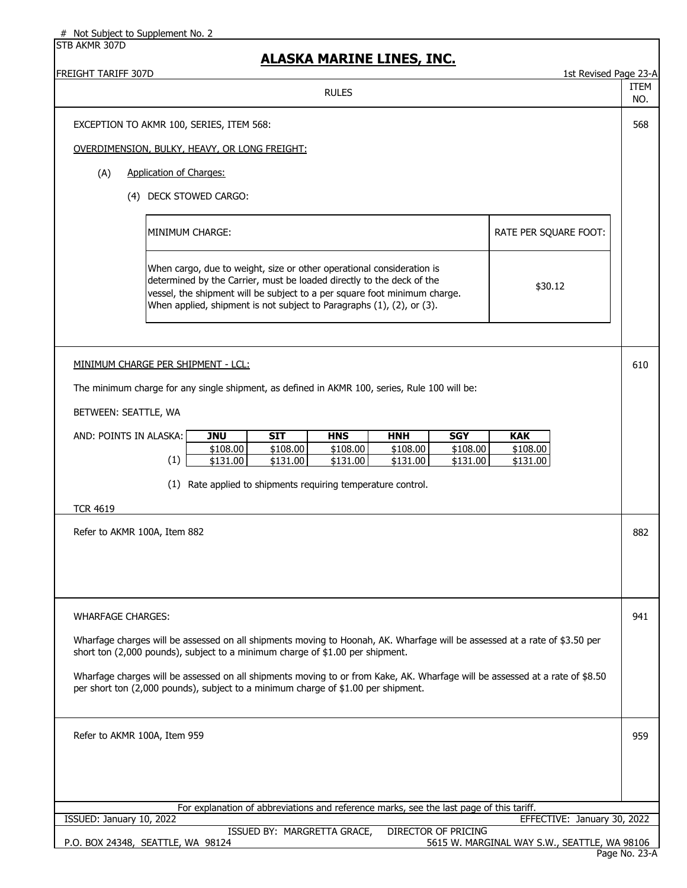# Not Subject to Supplement No. 2

STB AKMR 307D

# ALASKA MARINE LINES, INC.

FREIGHT TARIFF 307D — 1st Revised Page 23-A

RULES — ITEM NO.

---

**ITEM 568**

EXCEPTION TO AKMR 100, SERIES, ITEM 568:

OVERDIMENSION, BULKY, HEAVY, OR LONG FREIGHT:

(A) Application of Charges:

(4) DECK STOWED CARGO:

| MINIMUM CHARGE: | RATE PER SQUARE FOOT: |
|---|---|
| When cargo, due to weight, size or other operational consideration is determined by the Carrier, must be loaded directly to the deck of the vessel, the shipment will be subject to a per square foot minimum charge. When applied, shipment is not subject to Paragraphs (1), (2), or (3). | $30.12 |

---

**ITEM 610**

MINIMUM CHARGE PER SHIPMENT - LCL:

The minimum charge for any single shipment, as defined in AKMR 100, series, Rule 100 will be:

BETWEEN: SEATTLE, WA

| AND: POINTS IN ALASKA: | JNU | SIT | HNS | HNH | SGY | KAK |
|---|---|---|---|---|---|---|
| | $108.00 | $108.00 | $108.00 | $108.00 | $108.00 | $108.00 |
| (1) | $131.00 | $131.00 | $131.00 | $131.00 | $131.00 | $131.00 |

(1) Rate applied to shipments requiring temperature control.

TCR 4619

---

**ITEM 882**

Refer to AKMR 100A, Item 882

---

**ITEM 941**

WHARFAGE CHARGES:

Wharfage charges will be assessed on all shipments moving to Hoonah, AK. Wharfage will be assessed at a rate of $3.50 per short ton (2,000 pounds), subject to a minimum charge of $1.00 per shipment.

Wharfage charges will be assessed on all shipments moving to or from Kake, AK. Wharfage will be assessed at a rate of $8.50 per short ton (2,000 pounds), subject to a minimum charge of $1.00 per shipment.

---

**ITEM 959**

Refer to AKMR 100A, Item 959

---

For explanation of abbreviations and reference marks, see the last page of this tariff.

ISSUED: January 10, 2022 — EFFECTIVE: January 30, 2022

ISSUED BY: MARGRETTA GRACE, DIRECTOR OF PRICING

P.O. BOX 24348, SEATTLE, WA 98124 — 5615 W. MARGINAL WAY S.W., SEATTLE, WA 98106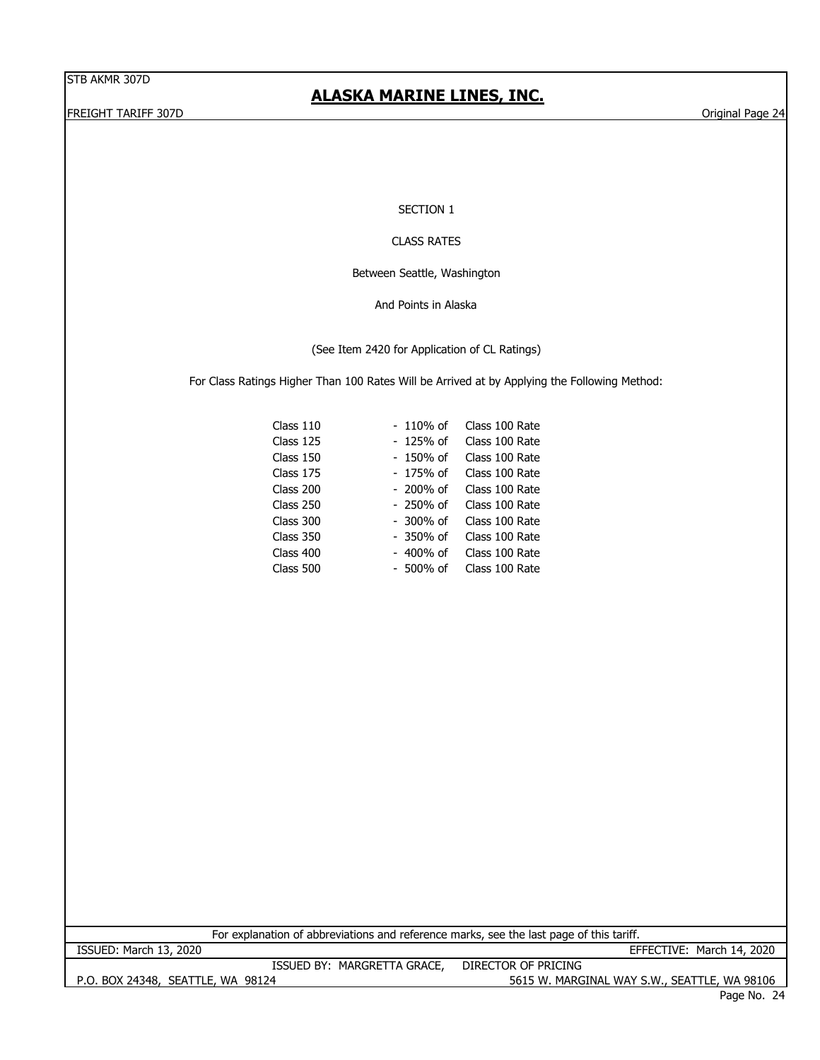## SECTION 1

## CLASS RATES

Between Seattle, Washington

And Points in Alaska

(See Item 2420 for Application of CL Ratings)

For Class Ratings Higher Than 100 Rates Will be Arrived at by Applying the Following Method:

| | | |
|---|---|---|
| Class 110 | - 110% of | Class 100 Rate |
| Class 125 | - 125% of | Class 100 Rate |
| Class 150 | - 150% of | Class 100 Rate |
| Class 175 | - 175% of | Class 100 Rate |
| Class 200 | - 200% of | Class 100 Rate |
| Class 250 | - 250% of | Class 100 Rate |
| Class 300 | - 300% of | Class 100 Rate |
| Class 350 | - 350% of | Class 100 Rate |
| Class 400 | - 400% of | Class 100 Rate |
| Class 500 | - 500% of | Class 100 Rate |

For explanation of abbreviations and reference marks, see the last page of this tariff.

ISSUED: March 13, 2020 EFFECTIVE: March 14, 2020

ISSUED BY: MARGRETTA GRACE, DIRECTOR OF PRICING

P.O. BOX 24348, SEATTLE, WA 98124 5615 W. MARGINAL WAY S.W., SEATTLE, WA 98106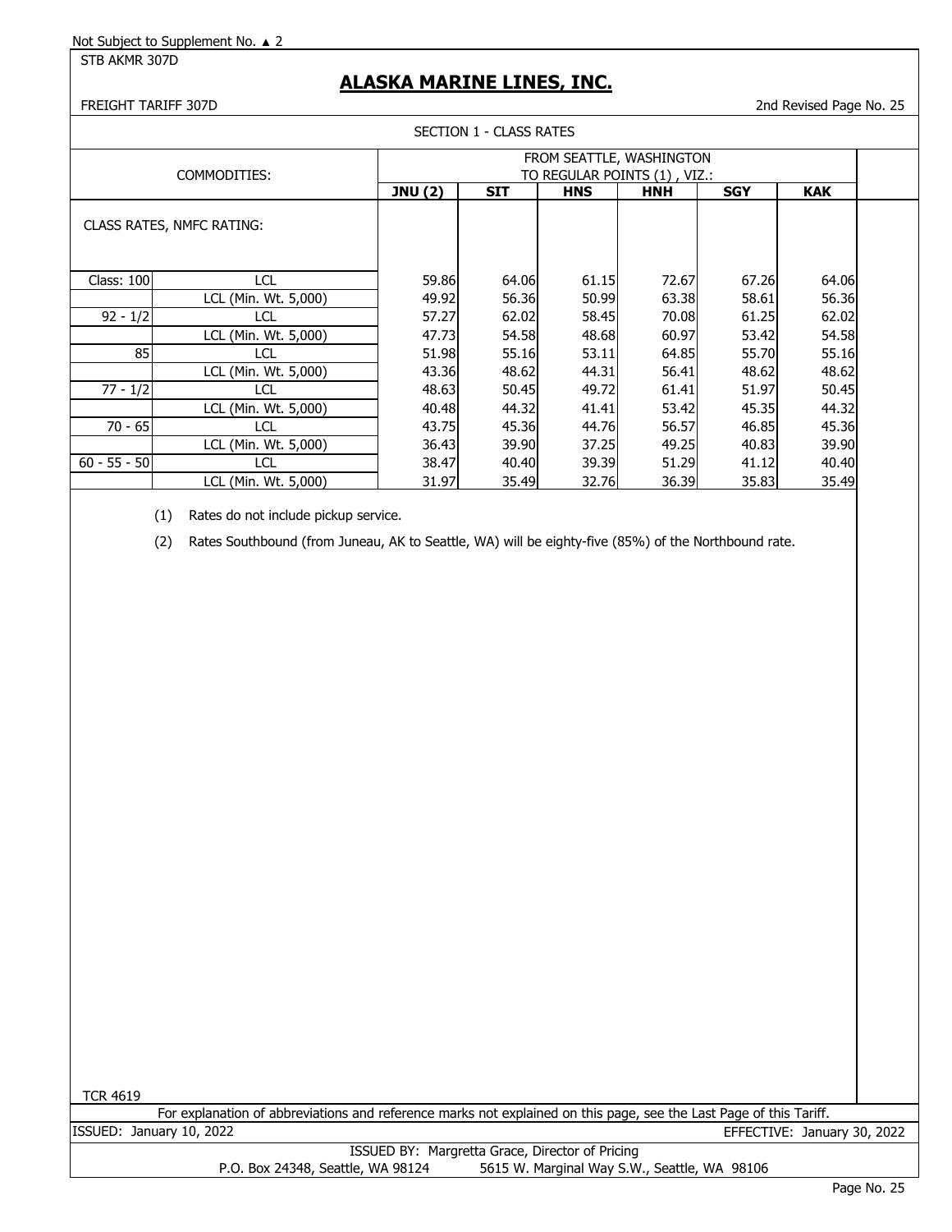Not Subject to Supplement No. ▲ 2

STB AKMR 307D

# ALASKA MARINE LINES, INC.

FREIGHT TARIFF 307D

2nd Revised Page No. 25

## SECTION 1 - CLASS RATES

| COMMODITIES: | | FROM SEATTLE, WASHINGTON TO REGULAR POINTS (1) , VIZ.: | | | | | |
|---|---|---|---|---|---|---|---|
| | | **JNU (2)** | **SIT** | **HNS** | **HNH** | **SGY** | **KAK** |
| CLASS RATES, NMFC RATING: | | | | | | | |
| Class: 100 | LCL | 59.86 | 64.06 | 61.15 | 72.67 | 67.26 | 64.06 |
| | LCL (Min. Wt. 5,000) | 49.92 | 56.36 | 50.99 | 63.38 | 58.61 | 56.36 |
| 92 - 1/2 | LCL | 57.27 | 62.02 | 58.45 | 70.08 | 61.25 | 62.02 |
| | LCL (Min. Wt. 5,000) | 47.73 | 54.58 | 48.68 | 60.97 | 53.42 | 54.58 |
| 85 | LCL | 51.98 | 55.16 | 53.11 | 64.85 | 55.70 | 55.16 |
| | LCL (Min. Wt. 5,000) | 43.36 | 48.62 | 44.31 | 56.41 | 48.62 | 48.62 |
| 77 - 1/2 | LCL | 48.63 | 50.45 | 49.72 | 61.41 | 51.97 | 50.45 |
| | LCL (Min. Wt. 5,000) | 40.48 | 44.32 | 41.41 | 53.42 | 45.35 | 44.32 |
| 70 - 65 | LCL | 43.75 | 45.36 | 44.76 | 56.57 | 46.85 | 45.36 |
| | LCL (Min. Wt. 5,000) | 36.43 | 39.90 | 37.25 | 49.25 | 40.83 | 39.90 |
| 60 - 55 - 50 | LCL | 38.47 | 40.40 | 39.39 | 51.29 | 41.12 | 40.40 |
| | LCL (Min. Wt. 5,000) | 31.97 | 35.49 | 32.76 | 36.39 | 35.83 | 35.49 |

(1) Rates do not include pickup service.

(2) Rates Southbound (from Juneau, AK to Seattle, WA) will be eighty-five (85%) of the Northbound rate.

TCR 4619

For explanation of abbreviations and reference marks not explained on this page, see the Last Page of this Tariff.

ISSUED: January 10, 2022

EFFECTIVE: January 30, 2022

ISSUED BY: Margretta Grace, Director of Pricing

P.O. Box 24348, Seattle, WA 98124 5615 W. Marginal Way S.W., Seattle, WA 98106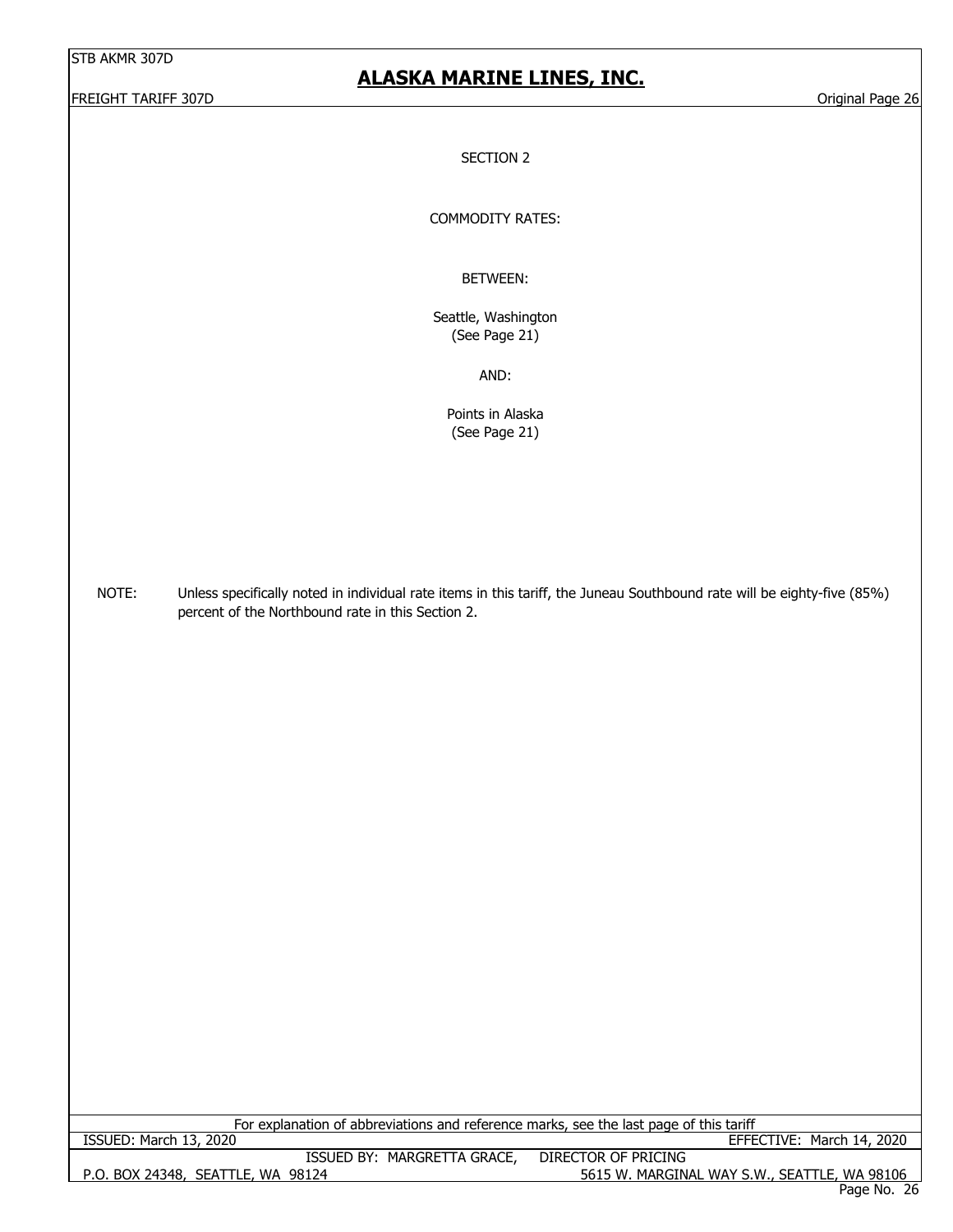## SECTION 2

### COMMODITY RATES:

BETWEEN:

Seattle, Washington
(See Page 21)

AND:

Points in Alaska
(See Page 21)

NOTE: Unless specifically noted in individual rate items in this tariff, the Juneau Southbound rate will be eighty-five (85%) percent of the Northbound rate in this Section 2.

For explanation of abbreviations and reference marks, see the last page of this tariff

ISSUED: March 13, 2020 — EFFECTIVE: March 14, 2020

ISSUED BY: MARGRETTA GRACE, DIRECTOR OF PRICING

P.O. BOX 24348, SEATTLE, WA 98124 — 5615 W. MARGINAL WAY S.W., SEATTLE, WA 98106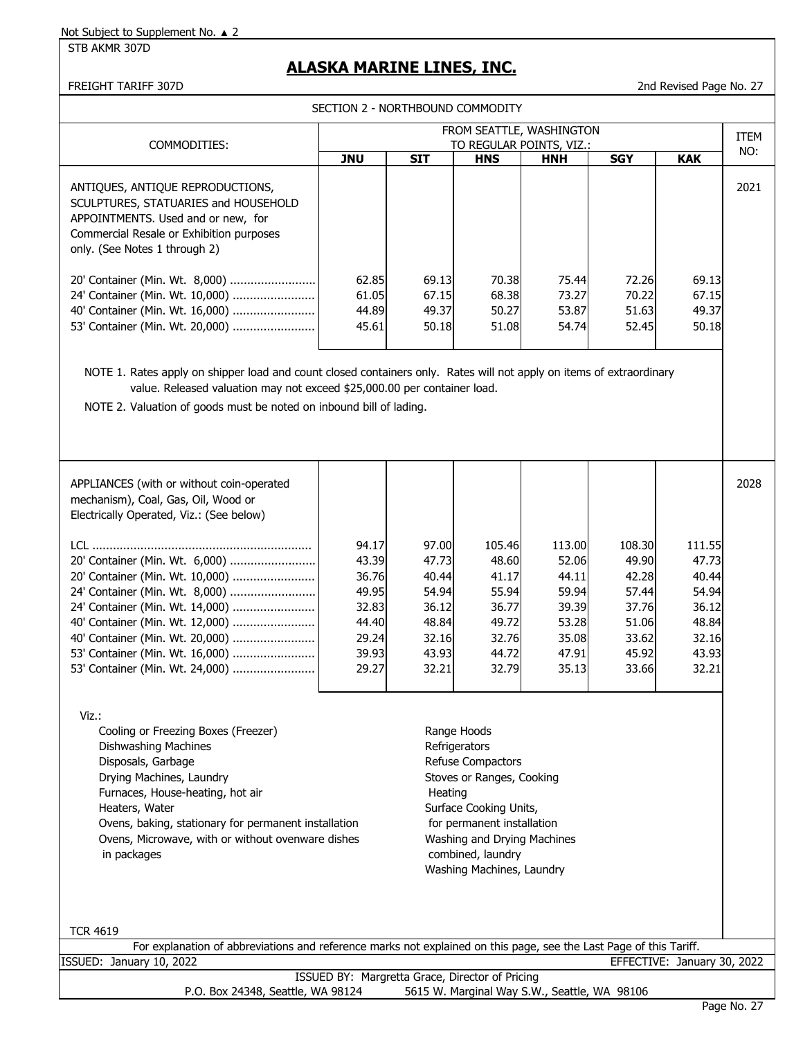Not Subject to Supplement No. ▲ 2

STB AKMR 307D

# ALASKA MARINE LINES, INC.

FREIGHT TARIFF 307D

2nd Revised Page No. 27

## SECTION 2 - NORTHBOUND COMMODITY

| COMMODITIES: | FROM SEATTLE, WASHINGTON TO REGULAR POINTS, VIZ.: | | | | | | ITEM NO: |
|---|---|---|---|---|---|---|---|
| | **JNU** | **SIT** | **HNS** | **HNH** | **SGY** | **KAK** | |
| ANTIQUES, ANTIQUE REPRODUCTIONS, SCULPTURES, STATUARIES and HOUSEHOLD APPOINTMENTS. Used and or new, for Commercial Resale or Exhibition purposes only. (See Notes 1 through 2) | | | | | | | 2021 |
| 20' Container (Min. Wt. 8,000) | 62.85 | 69.13 | 70.38 | 75.44 | 72.26 | 69.13 | |
| 24' Container (Min. Wt. 10,000) | 61.05 | 67.15 | 68.38 | 73.27 | 70.22 | 67.15 | |
| 40' Container (Min. Wt. 16,000) | 44.89 | 49.37 | 50.27 | 53.87 | 51.63 | 49.37 | |
| 53' Container (Min. Wt. 20,000) | 45.61 | 50.18 | 51.08 | 54.74 | 52.45 | 50.18 | |

NOTE 1. Rates apply on shipper load and count closed containers only. Rates will not apply on items of extraordinary value. Released valuation may not exceed $25,000.00 per container load.

NOTE 2. Valuation of goods must be noted on inbound bill of lading.

| COMMODITIES: | JNU | SIT | HNS | HNH | SGY | KAK | ITEM NO: |
|---|---|---|---|---|---|---|---|
| APPLIANCES (with or without coin-operated mechanism), Coal, Gas, Oil, Wood or Electrically Operated, Viz.: (See below) | | | | | | | 2028 |
| LCL | 94.17 | 97.00 | 105.46 | 113.00 | 108.30 | 111.55 | |
| 20' Container (Min. Wt. 6,000) | 43.39 | 47.73 | 48.60 | 52.06 | 49.90 | 47.73 | |
| 20' Container (Min. Wt. 10,000) | 36.76 | 40.44 | 41.17 | 44.11 | 42.28 | 40.44 | |
| 24' Container (Min. Wt. 8,000) | 49.95 | 54.94 | 55.94 | 59.94 | 57.44 | 54.94 | |
| 24' Container (Min. Wt. 14,000) | 32.83 | 36.12 | 36.77 | 39.39 | 37.76 | 36.12 | |
| 40' Container (Min. Wt. 12,000) | 44.40 | 48.84 | 49.72 | 53.28 | 51.06 | 48.84 | |
| 40' Container (Min. Wt. 20,000) | 29.24 | 32.16 | 32.76 | 35.08 | 33.62 | 32.16 | |
| 53' Container (Min. Wt. 16,000) | 39.93 | 43.93 | 44.72 | 47.91 | 45.92 | 43.93 | |
| 53' Container (Min. Wt. 24,000) | 29.27 | 32.21 | 32.79 | 35.13 | 33.66 | 32.21 | |

Viz.:

- Cooling or Freezing Boxes (Freezer)
- Dishwashing Machines
- Disposals, Garbage
- Drying Machines, Laundry
- Furnaces, House-heating, hot air
- Heaters, Water
- Ovens, baking, stationary for permanent installation
- Ovens, Microwave, with or without ovenware dishes in packages
- Range Hoods
- Refrigerators
- Refuse Compactors
- Stoves or Ranges, Cooking Heating
- Surface Cooking Units, for permanent installation
- Washing and Drying Machines combined, laundry
- Washing Machines, Laundry

TCR 4619

For explanation of abbreviations and reference marks not explained on this page, see the Last Page of this Tariff.

ISSUED: January 10, 2022 EFFECTIVE: January 30, 2022

ISSUED BY: Margretta Grace, Director of Pricing

P.O. Box 24348, Seattle, WA 98124 5615 W. Marginal Way S.W., Seattle, WA 98106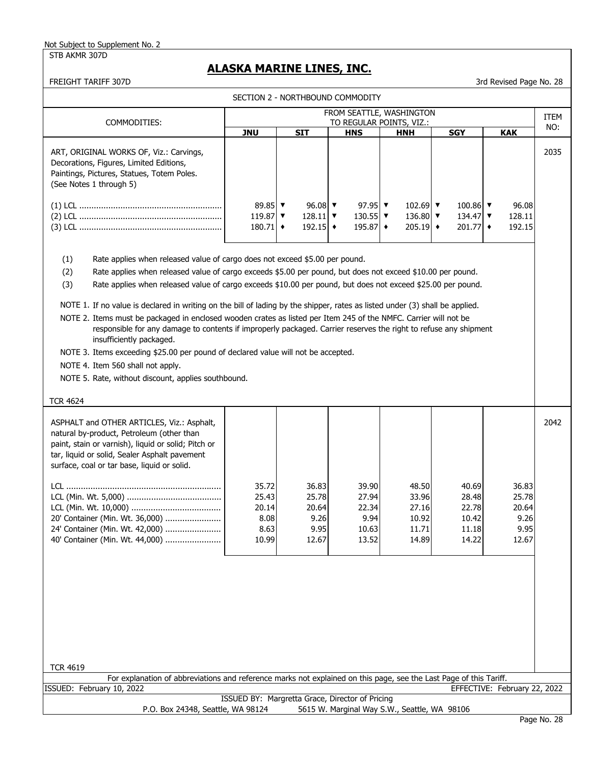Not Subject to Supplement No. 2

STB AKMR 307D

# ALASKA MARINE LINES, INC.

FREIGHT TARIFF 307D

3rd Revised Page No. 28

SECTION 2 - NORTHBOUND COMMODITY

| COMMODITIES: | FROM SEATTLE, WASHINGTON TO REGULAR POINTS, VIZ.: | | | | | | ITEM NO: |
|---|---|---|---|---|---|---|---|
| | **JNU** | **SIT** | **HNS** | **HNH** | **SGY** | **KAK** | |
| ART, ORIGINAL WORKS OF, Viz.: Carvings, Decorations, Figures, Limited Editions, Paintings, Pictures, Statues, Totem Poles. (See Notes 1 through 5) | | | | | | | 2035 |
| (1) LCL .......... | 89.85 ▼ | 96.08 ▼ | 97.95 ▼ | 102.69 ▼ | 100.86 ▼ | 96.08 | |
| (2) LCL .......... | 119.87 ▼ | 128.11 ▼ | 130.55 ▼ | 136.80 ▼ | 134.47 ▼ | 128.11 | |
| (3) LCL .......... | 180.71 ♦ | 192.15 ♦ | 195.87 ♦ | 205.19 ♦ | 201.77 ♦ | 192.15 | |

(1) Rate applies when released value of cargo does not exceed $5.00 per pound.

(2) Rate applies when released value of cargo exceeds $5.00 per pound, but does not exceed $10.00 per pound.

(3) Rate applies when released value of cargo exceeds $10.00 per pound, but does not exceed $25.00 per pound.

NOTE 1. If no value is declared in writing on the bill of lading by the shipper, rates as listed under (3) shall be applied.

NOTE 2. Items must be packaged in enclosed wooden crates as listed per Item 245 of the NMFC. Carrier will not be responsible for any damage to contents if improperly packaged. Carrier reserves the right to refuse any shipment insufficiently packaged.

NOTE 3. Items exceeding $25.00 per pound of declared value will not be accepted.

NOTE 4. Item 560 shall not apply.

NOTE 5. Rate, without discount, applies southbound.

TCR 4624

| COMMODITIES: | JNU | SIT | HNS | HNH | SGY | KAK | ITEM NO: |
|---|---|---|---|---|---|---|---|
| ASPHALT and OTHER ARTICLES, Viz.: Asphalt, natural by-product, Petroleum (other than paint, stain or varnish), liquid or solid; Pitch or tar, liquid or solid, Sealer Asphalt pavement surface, coal or tar base, liquid or solid. | | | | | | | 2042 |
| LCL .......... | 35.72 | 36.83 | 39.90 | 48.50 | 40.69 | 36.83 | |
| LCL (Min. Wt. 5,000) .......... | 25.43 | 25.78 | 27.94 | 33.96 | 28.48 | 25.78 | |
| LCL (Min. Wt. 10,000) .......... | 20.14 | 20.64 | 22.34 | 27.16 | 22.78 | 20.64 | |
| 20' Container (Min. Wt. 36,000) .......... | 8.08 | 9.26 | 9.94 | 10.92 | 10.42 | 9.26 | |
| 24' Container (Min. Wt. 42,000) .......... | 8.63 | 9.95 | 10.63 | 11.71 | 11.18 | 9.95 | |
| 40' Container (Min. Wt. 44,000) .......... | 10.99 | 12.67 | 13.52 | 14.89 | 14.22 | 12.67 | |

TCR 4619

For explanation of abbreviations and reference marks not explained on this page, see the Last Page of this Tariff.

ISSUED: February 10, 2022 EFFECTIVE: February 22, 2022

ISSUED BY: Margretta Grace, Director of Pricing

P.O. Box 24348, Seattle, WA 98124 5615 W. Marginal Way S.W., Seattle, WA 98106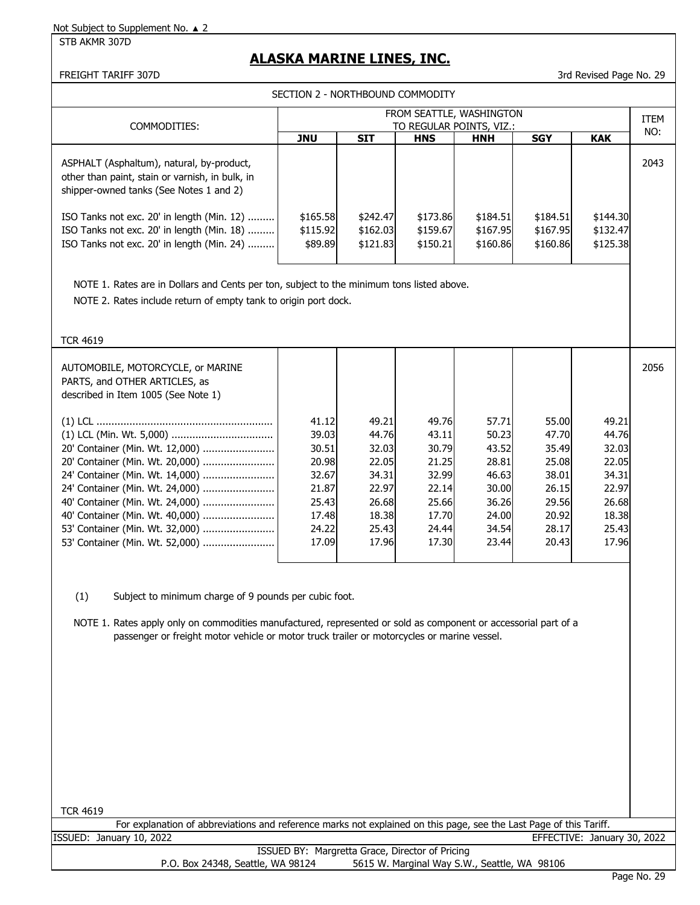Not Subject to Supplement No. ▲ 2

STB AKMR 307D

# ALASKA MARINE LINES, INC.

FREIGHT TARIFF 307D

3rd Revised Page No. 29

## SECTION 2 - NORTHBOUND COMMODITY

| COMMODITIES: | FROM SEATTLE, WASHINGTON TO REGULAR POINTS, VIZ.: | | | | | | ITEM NO: |
|---|---|---|---|---|---|---|---|
| | **JNU** | **SIT** | **HNS** | **HNH** | **SGY** | **KAK** | |
| ASPHALT (Asphaltum), natural, by-product, other than paint, stain or varnish, in bulk, in shipper-owned tanks (See Notes 1 and 2) | | | | | | | 2043 |
| ISO Tanks not exc. 20' in length (Min. 12) ......... | $165.58 | $242.47 | $173.86 | $184.51 | $184.51 | $144.30 | |
| ISO Tanks not exc. 20' in length (Min. 18) ......... | $115.92 | $162.03 | $159.67 | $167.95 | $167.95 | $132.47 | |
| ISO Tanks not exc. 20' in length (Min. 24) ......... | $89.89 | $121.83 | $150.21 | $160.86 | $160.86 | $125.38 | |

NOTE 1. Rates are in Dollars and Cents per ton, subject to the minimum tons listed above.

NOTE 2. Rates include return of empty tank to origin port dock.

TCR 4619

| COMMODITIES: | JNU | SIT | HNS | HNH | SGY | KAK | ITEM NO: |
|---|---|---|---|---|---|---|---|
| AUTOMOBILE, MOTORCYCLE, or MARINE PARTS, and OTHER ARTICLES, as described in Item 1005 (See Note 1) | | | | | | | 2056 |
| (1) LCL ........................................................... | 41.12 | 49.21 | 49.76 | 57.71 | 55.00 | 49.21 | |
| (1) LCL (Min. Wt. 5,000) .................................. | 39.03 | 44.76 | 43.11 | 50.23 | 47.70 | 44.76 | |
| 20' Container (Min. Wt. 12,000) ........................ | 30.51 | 32.03 | 30.79 | 43.52 | 35.49 | 32.03 | |
| 20' Container (Min. Wt. 20,000) ........................ | 20.98 | 22.05 | 21.25 | 28.81 | 25.08 | 22.05 | |
| 24' Container (Min. Wt. 14,000) ........................ | 32.67 | 34.31 | 32.99 | 46.63 | 38.01 | 34.31 | |
| 24' Container (Min. Wt. 24,000) ........................ | 21.87 | 22.97 | 22.14 | 30.00 | 26.15 | 22.97 | |
| 40' Container (Min. Wt. 24,000) ........................ | 25.43 | 26.68 | 25.66 | 36.26 | 29.56 | 26.68 | |
| 40' Container (Min. Wt. 40,000) ........................ | 17.48 | 18.38 | 17.70 | 24.00 | 20.92 | 18.38 | |
| 53' Container (Min. Wt. 32,000) ........................ | 24.22 | 25.43 | 24.44 | 34.54 | 28.17 | 25.43 | |
| 53' Container (Min. Wt. 52,000) ........................ | 17.09 | 17.96 | 17.30 | 23.44 | 20.43 | 17.96 | |

(1) Subject to minimum charge of 9 pounds per cubic foot.

NOTE 1. Rates apply only on commodities manufactured, represented or sold as component or accessorial part of a passenger or freight motor vehicle or motor truck trailer or motorcycles or marine vessel.

TCR 4619

For explanation of abbreviations and reference marks not explained on this page, see the Last Page of this Tariff.

ISSUED: January 10, 2022

EFFECTIVE: January 30, 2022

ISSUED BY: Margretta Grace, Director of Pricing

P.O. Box 24348, Seattle, WA 98124    5615 W. Marginal Way S.W., Seattle, WA 98106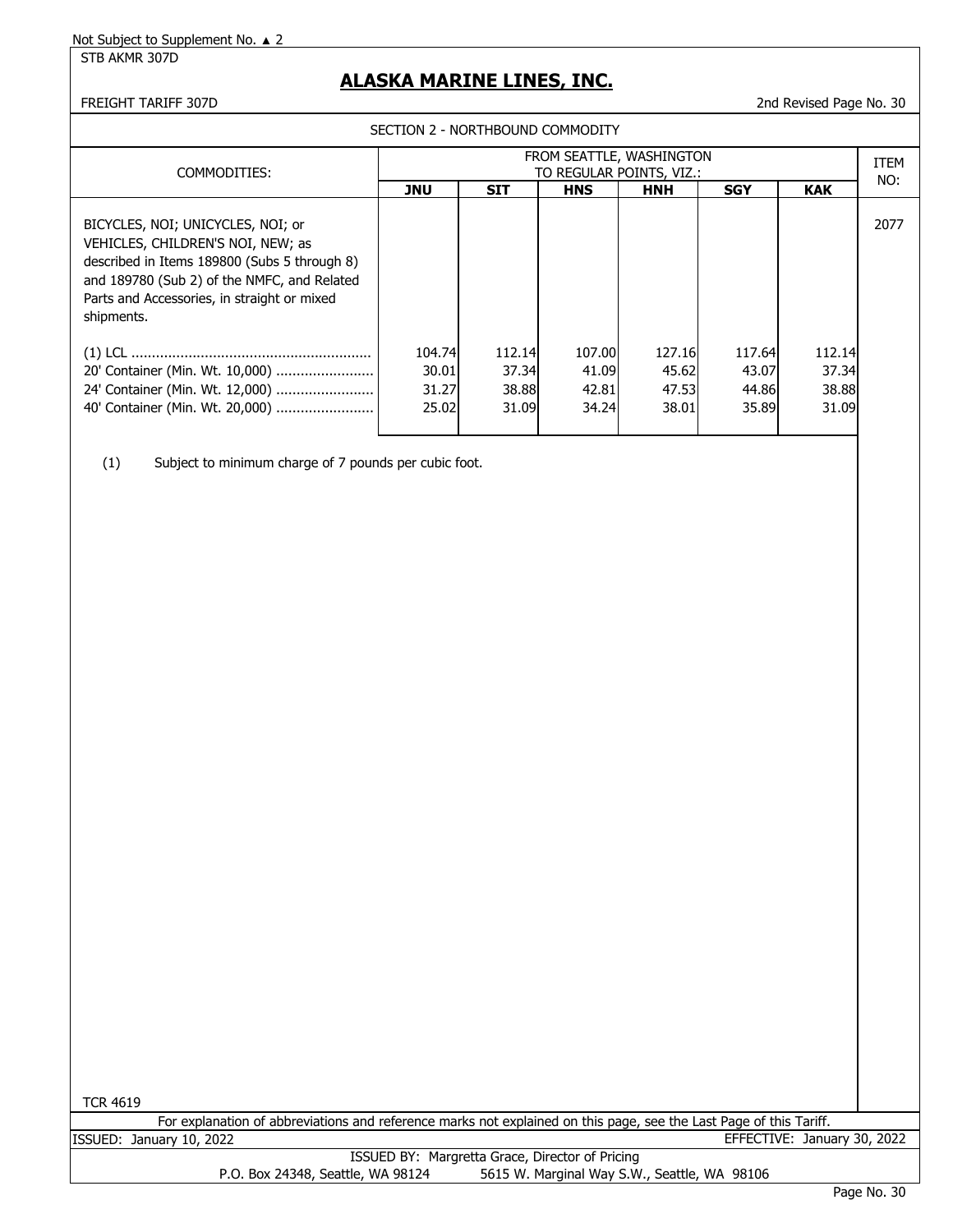Not Subject to Supplement No. ▲ 2

STB AKMR 307D

# ALASKA MARINE LINES, INC.

FREIGHT TARIFF 307D

2nd Revised Page No. 30

## SECTION 2 - NORTHBOUND COMMODITY

| COMMODITIES: | FROM SEATTLE, WASHINGTON TO REGULAR POINTS, VIZ.: | | | | | | ITEM NO: |
|---|---|---|---|---|---|---|---|
| | **JNU** | **SIT** | **HNS** | **HNH** | **SGY** | **KAK** | |
| BICYCLES, NOI; UNICYCLES, NOI; or VEHICLES, CHILDREN'S NOI, NEW; as described in Items 189800 (Subs 5 through 8) and 189780 (Sub 2) of the NMFC, and Related Parts and Accessories, in straight or mixed shipments. | | | | | | | 2077 |
| (1) LCL | 104.74 | 112.14 | 107.00 | 127.16 | 117.64 | 112.14 | |
| 20' Container (Min. Wt. 10,000) | 30.01 | 37.34 | 41.09 | 45.62 | 43.07 | 37.34 | |
| 24' Container (Min. Wt. 12,000) | 31.27 | 38.88 | 42.81 | 47.53 | 44.86 | 38.88 | |
| 40' Container (Min. Wt. 20,000) | 25.02 | 31.09 | 34.24 | 38.01 | 35.89 | 31.09 | |

(1) Subject to minimum charge of 7 pounds per cubic foot.

TCR 4619

For explanation of abbreviations and reference marks not explained on this page, see the Last Page of this Tariff.

ISSUED: January 10, 2022 EFFECTIVE: January 30, 2022

ISSUED BY: Margretta Grace, Director of Pricing

P.O. Box 24348, Seattle, WA 98124 5615 W. Marginal Way S.W., Seattle, WA 98106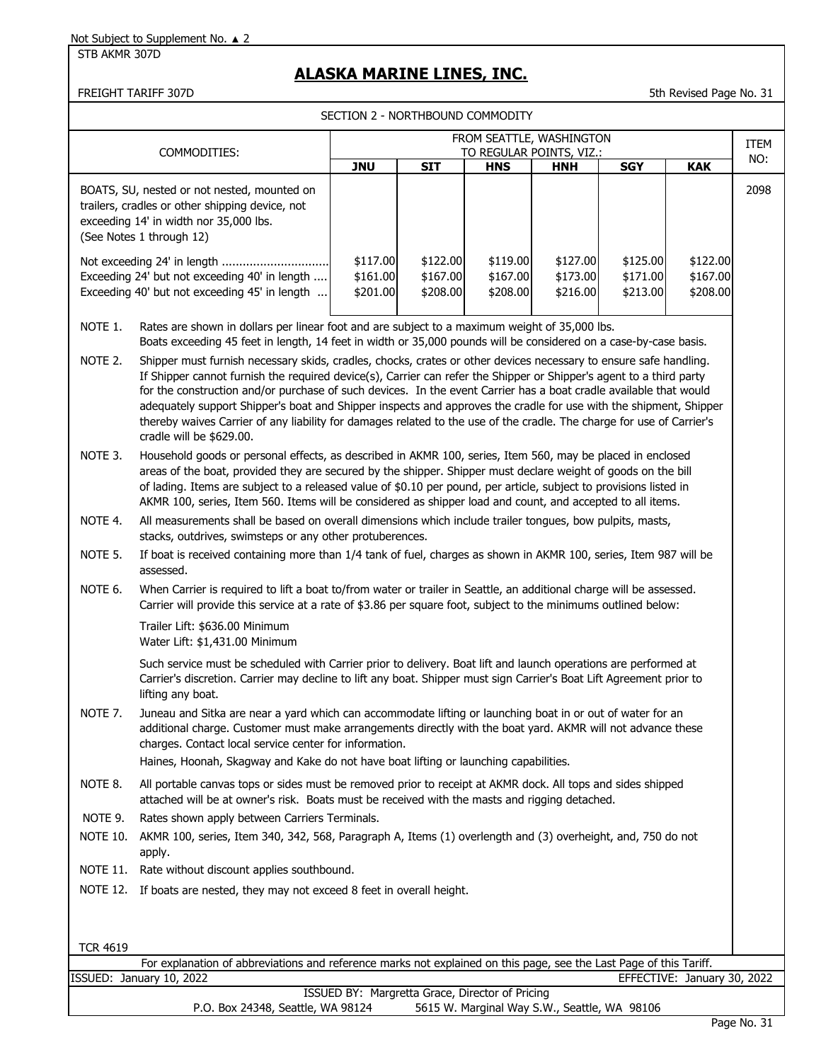Not Subject to Supplement No. ▲ 2

STB AKMR 307D

# ALASKA MARINE LINES, INC.

FREIGHT TARIFF 307D — 5th Revised Page No. 31

## SECTION 2 - NORTHBOUND COMMODITY

| COMMODITIES: | FROM SEATTLE, WASHINGTON TO REGULAR POINTS, VIZ.: | | | | | | ITEM NO: |
|---|---|---|---|---|---|---|---|
| | **JNU** | **SIT** | **HNS** | **HNH** | **SGY** | **KAK** | |
| BOATS, SU, nested or not nested, mounted on trailers, cradles or other shipping device, not exceeding 14' in width nor 35,000 lbs. (See Notes 1 through 12) | | | | | | | 2098 |
| Not exceeding 24' in length .............................. | $117.00 | $122.00 | $119.00 | $127.00 | $125.00 | $122.00 | |
| Exceeding 24' but not exceeding 40' in length .... | $161.00 | $167.00 | $167.00 | $173.00 | $171.00 | $167.00 | |
| Exceeding 40' but not exceeding 45' in length ... | $201.00 | $208.00 | $208.00 | $216.00 | $213.00 | $208.00 | |

NOTE 1. Rates are shown in dollars per linear foot and are subject to a maximum weight of 35,000 lbs. Boats exceeding 45 feet in length, 14 feet in width or 35,000 pounds will be considered on a case-by-case basis.

NOTE 2. Shipper must furnish necessary skids, cradles, chocks, crates or other devices necessary to ensure safe handling. If Shipper cannot furnish the required device(s), Carrier can refer the Shipper or Shipper's agent to a third party for the construction and/or purchase of such devices. In the event Carrier has a boat cradle available that would adequately support Shipper's boat and Shipper inspects and approves the cradle for use with the shipment, Shipper thereby waives Carrier of any liability for damages related to the use of the cradle. The charge for use of Carrier's cradle will be $629.00.

NOTE 3. Household goods or personal effects, as described in AKMR 100, series, Item 560, may be placed in enclosed areas of the boat, provided they are secured by the shipper. Shipper must declare weight of goods on the bill of lading. Items are subject to a released value of $0.10 per pound, per article, subject to provisions listed in AKMR 100, series, Item 560. Items will be considered as shipper load and count, and accepted to all items.

NOTE 4. All measurements shall be based on overall dimensions which include trailer tongues, bow pulpits, masts, stacks, outdrives, swimsteps or any other protuberences.

NOTE 5. If boat is received containing more than 1/4 tank of fuel, charges as shown in AKMR 100, series, Item 987 will be assessed.

NOTE 6. When Carrier is required to lift a boat to/from water or trailer in Seattle, an additional charge will be assessed. Carrier will provide this service at a rate of $3.86 per square foot, subject to the minimums outlined below:

Trailer Lift: $636.00 Minimum
Water Lift: $1,431.00 Minimum

Such service must be scheduled with Carrier prior to delivery. Boat lift and launch operations are performed at Carrier's discretion. Carrier may decline to lift any boat. Shipper must sign Carrier's Boat Lift Agreement prior to lifting any boat.

NOTE 7. Juneau and Sitka are near a yard which can accommodate lifting or launching boat in or out of water for an additional charge. Customer must make arrangements directly with the boat yard. AKMR will not advance these charges. Contact local service center for information.
Haines, Hoonah, Skagway and Kake do not have boat lifting or launching capabilities.

NOTE 8. All portable canvas tops or sides must be removed prior to receipt at AKMR dock. All tops and sides shipped attached will be at owner's risk. Boats must be received with the masts and rigging detached.

NOTE 9. Rates shown apply between Carriers Terminals.

NOTE 10. AKMR 100, series, Item 340, 342, 568, Paragraph A, Items (1) overlength and (3) overheight, and, 750 do not apply.

NOTE 11. Rate without discount applies southbound.

NOTE 12. If boats are nested, they may not exceed 8 feet in overall height.

TCR 4619

For explanation of abbreviations and reference marks not explained on this page, see the Last Page of this Tariff.

ISSUED: January 10, 2022 — EFFECTIVE: January 30, 2022

ISSUED BY: Margretta Grace, Director of Pricing
P.O. Box 24348, Seattle, WA 98124 — 5615 W. Marginal Way S.W., Seattle, WA 98106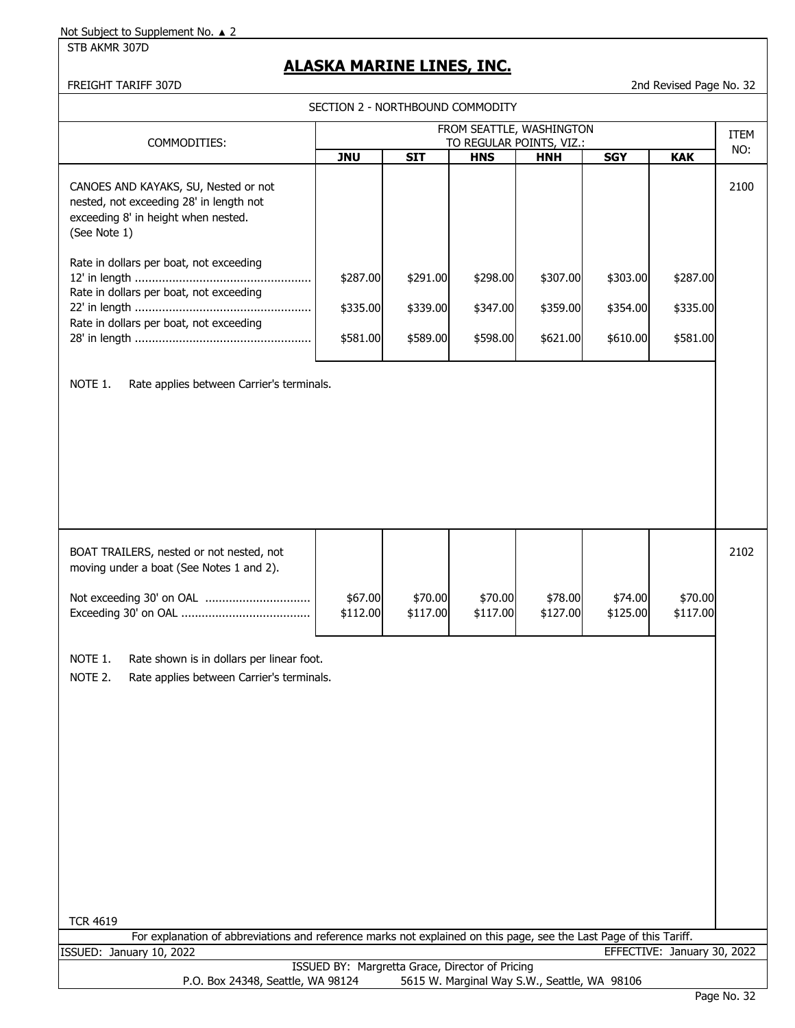Not Subject to Supplement No. ▲ 2

STB AKMR 307D

# ALASKA MARINE LINES, INC.

FREIGHT TARIFF 307D

2nd Revised Page No. 32

## SECTION 2 - NORTHBOUND COMMODITY

| COMMODITIES: | FROM SEATTLE, WASHINGTON TO REGULAR POINTS, VIZ.: | | | | | | ITEM NO: |
|---|---|---|---|---|---|---|---|
| | **JNU** | **SIT** | **HNS** | **HNH** | **SGY** | **KAK** | |
| CANOES AND KAYAKS, SU, Nested or not nested, not exceeding 28' in length not exceeding 8' in height when nested. (See Note 1) | | | | | | | 2100 |
| Rate in dollars per boat, not exceeding 12' in length | $287.00 | $291.00 | $298.00 | $307.00 | $303.00 | $287.00 | |
| Rate in dollars per boat, not exceeding 22' in length | $335.00 | $339.00 | $347.00 | $359.00 | $354.00 | $335.00 | |
| Rate in dollars per boat, not exceeding 28' in length | $581.00 | $589.00 | $598.00 | $621.00 | $610.00 | $581.00 | |

NOTE 1. Rate applies between Carrier's terminals.

| COMMODITIES: | **JNU** | **SIT** | **HNS** | **HNH** | **SGY** | **KAK** | ITEM NO: |
|---|---|---|---|---|---|---|---|
| BOAT TRAILERS, nested or not nested, not moving under a boat (See Notes 1 and 2). | | | | | | | 2102 |
| Not exceeding 30' on OAL | $67.00 | $70.00 | $70.00 | $78.00 | $74.00 | $70.00 | |
| Exceeding 30' on OAL | $112.00 | $117.00 | $117.00 | $127.00 | $125.00 | $117.00 | |

NOTE 1. Rate shown is in dollars per linear foot.

NOTE 2. Rate applies between Carrier's terminals.

TCR 4619

For explanation of abbreviations and reference marks not explained on this page, see the Last Page of this Tariff.

ISSUED: January 10, 2022

EFFECTIVE: January 30, 2022

ISSUED BY: Margretta Grace, Director of Pricing

P.O. Box 24348, Seattle, WA 98124 5615 W. Marginal Way S.W., Seattle, WA 98106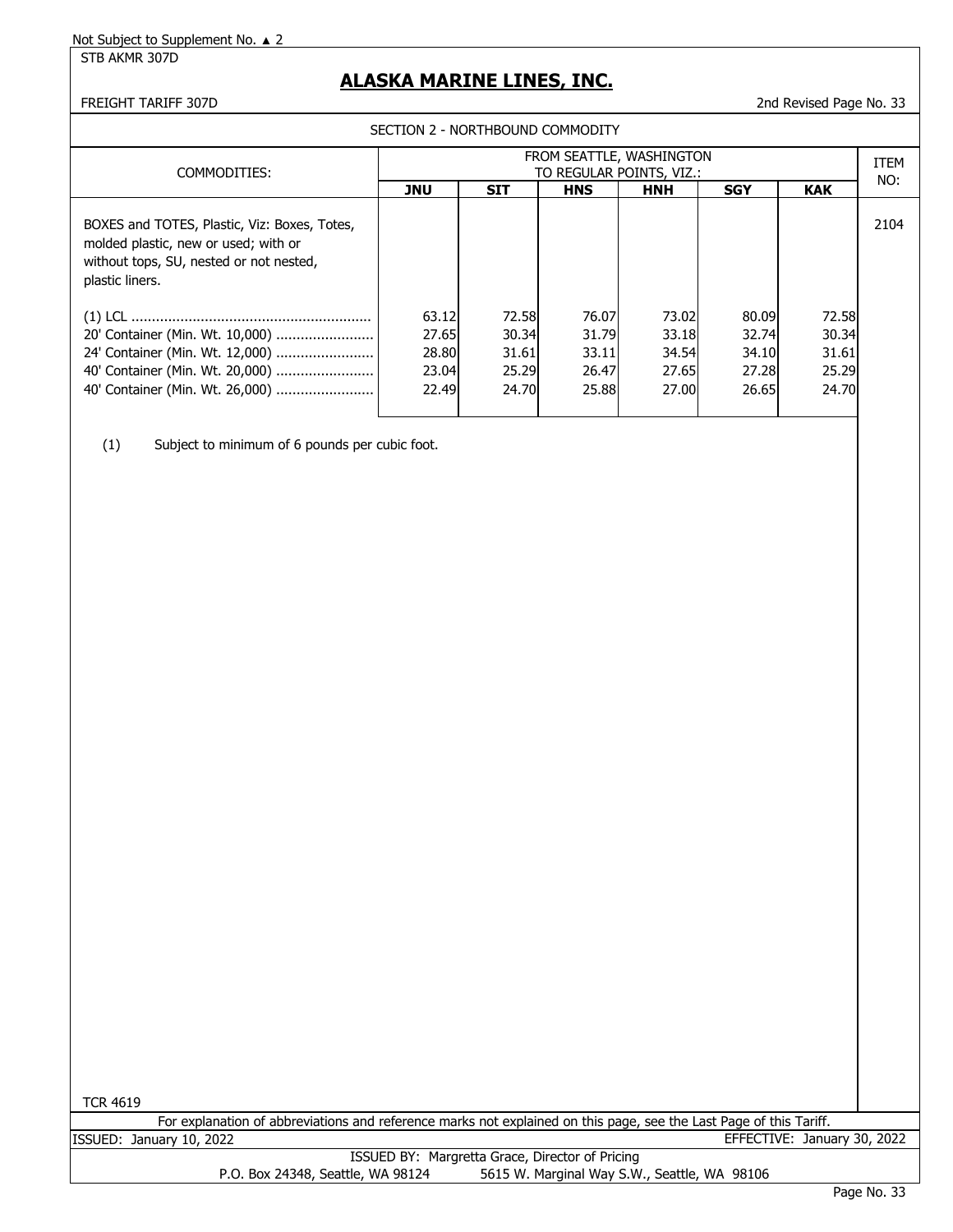Not Subject to Supplement No. ▲ 2

STB AKMR 307D

# ALASKA MARINE LINES, INC.

FREIGHT TARIFF 307D

2nd Revised Page No. 33

## SECTION 2 - NORTHBOUND COMMODITY

| COMMODITIES: | FROM SEATTLE, WASHINGTON TO REGULAR POINTS, VIZ.: | | | | | | ITEM NO: |
|---|---|---|---|---|---|---|---|
| | **JNU** | **SIT** | **HNS** | **HNH** | **SGY** | **KAK** | |
| BOXES and TOTES, Plastic, Viz: Boxes, Totes, molded plastic, new or used; with or without tops, SU, nested or not nested, plastic liners. | | | | | | | 2104 |
| (1) LCL ........................................................... | 63.12 | 72.58 | 76.07 | 73.02 | 80.09 | 72.58 | |
| 20' Container (Min. Wt. 10,000) ........................ | 27.65 | 30.34 | 31.79 | 33.18 | 32.74 | 30.34 | |
| 24' Container (Min. Wt. 12,000) ........................ | 28.80 | 31.61 | 33.11 | 34.54 | 34.10 | 31.61 | |
| 40' Container (Min. Wt. 20,000) ........................ | 23.04 | 25.29 | 26.47 | 27.65 | 27.28 | 25.29 | |
| 40' Container (Min. Wt. 26,000) ........................ | 22.49 | 24.70 | 25.88 | 27.00 | 26.65 | 24.70 | |

(1) Subject to minimum of 6 pounds per cubic foot.

TCR 4619

For explanation of abbreviations and reference marks not explained on this page, see the Last Page of this Tariff.

ISSUED: January 10, 2022

EFFECTIVE: January 30, 2022

ISSUED BY: Margretta Grace, Director of Pricing

P.O. Box 24348, Seattle, WA 98124 5615 W. Marginal Way S.W., Seattle, WA 98106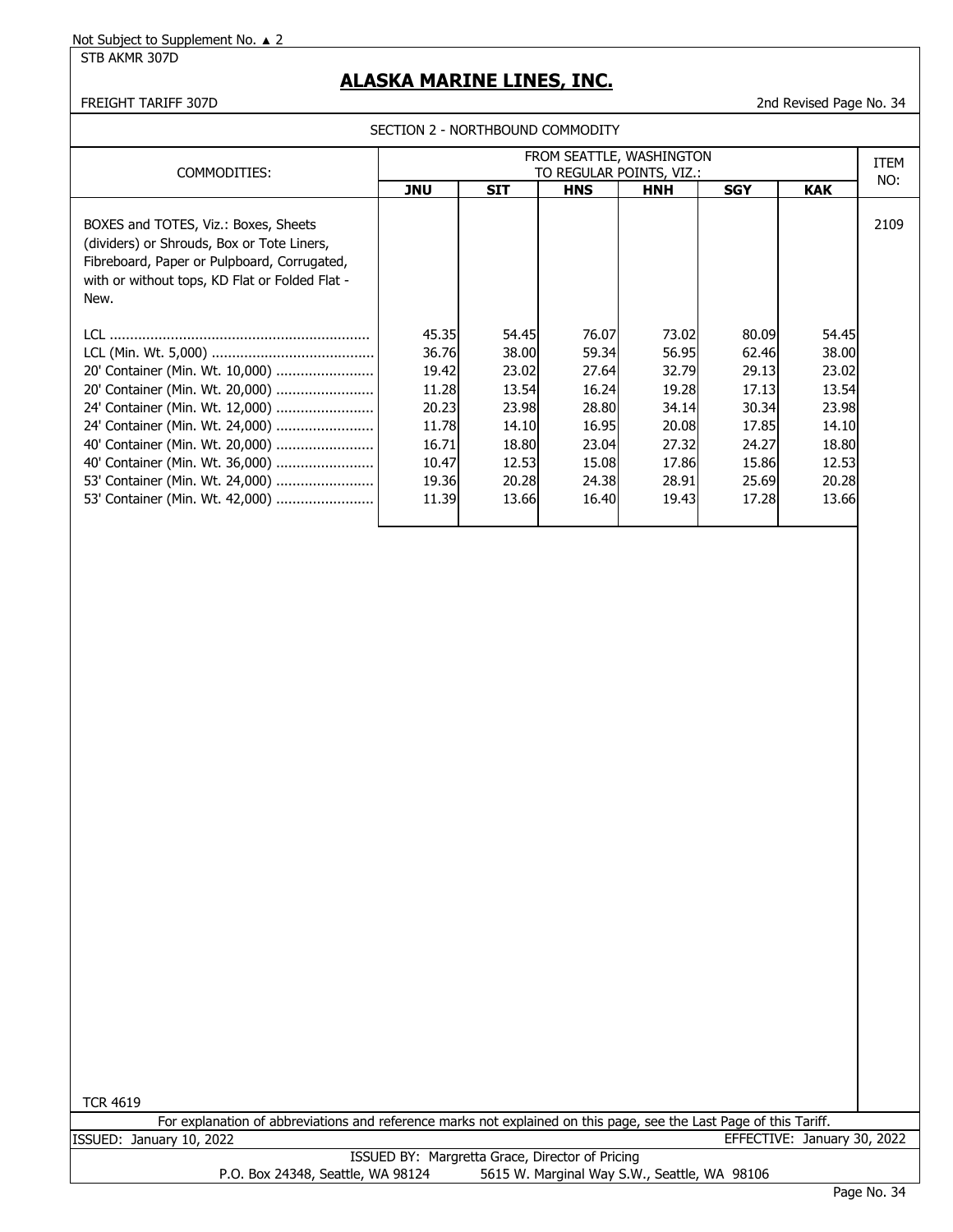Not Subject to Supplement No. ▲ 2

STB AKMR 307D

# ALASKA MARINE LINES, INC.

FREIGHT TARIFF 307D

2nd Revised Page No. 34

SECTION 2 - NORTHBOUND COMMODITY

| COMMODITIES: | FROM SEATTLE, WASHINGTON TO REGULAR POINTS, VIZ.: | | | | | | ITEM NO: |
|---|---|---|---|---|---|---|---|
| | **JNU** | **SIT** | **HNS** | **HNH** | **SGY** | **KAK** | |
| BOXES and TOTES, Viz.: Boxes, Sheets (dividers) or Shrouds, Box or Tote Liners, Fibreboard, Paper or Pulpboard, Corrugated, with or without tops, KD Flat or Folded Flat - New. | | | | | | | 2109 |
| LCL | 45.35 | 54.45 | 76.07 | 73.02 | 80.09 | 54.45 | |
| LCL (Min. Wt. 5,000) | 36.76 | 38.00 | 59.34 | 56.95 | 62.46 | 38.00 | |
| 20' Container (Min. Wt. 10,000) | 19.42 | 23.02 | 27.64 | 32.79 | 29.13 | 23.02 | |
| 20' Container (Min. Wt. 20,000) | 11.28 | 13.54 | 16.24 | 19.28 | 17.13 | 13.54 | |
| 24' Container (Min. Wt. 12,000) | 20.23 | 23.98 | 28.80 | 34.14 | 30.34 | 23.98 | |
| 24' Container (Min. Wt. 24,000) | 11.78 | 14.10 | 16.95 | 20.08 | 17.85 | 14.10 | |
| 40' Container (Min. Wt. 20,000) | 16.71 | 18.80 | 23.04 | 27.32 | 24.27 | 18.80 | |
| 40' Container (Min. Wt. 36,000) | 10.47 | 12.53 | 15.08 | 17.86 | 15.86 | 12.53 | |
| 53' Container (Min. Wt. 24,000) | 19.36 | 20.28 | 24.38 | 28.91 | 25.69 | 20.28 | |
| 53' Container (Min. Wt. 42,000) | 11.39 | 13.66 | 16.40 | 19.43 | 17.28 | 13.66 | |

TCR 4619

For explanation of abbreviations and reference marks not explained on this page, see the Last Page of this Tariff.

ISSUED: January 10, 2022

EFFECTIVE: January 30, 2022

ISSUED BY: Margretta Grace, Director of Pricing

P.O. Box 24348, Seattle, WA 98124    5615 W. Marginal Way S.W., Seattle, WA 98106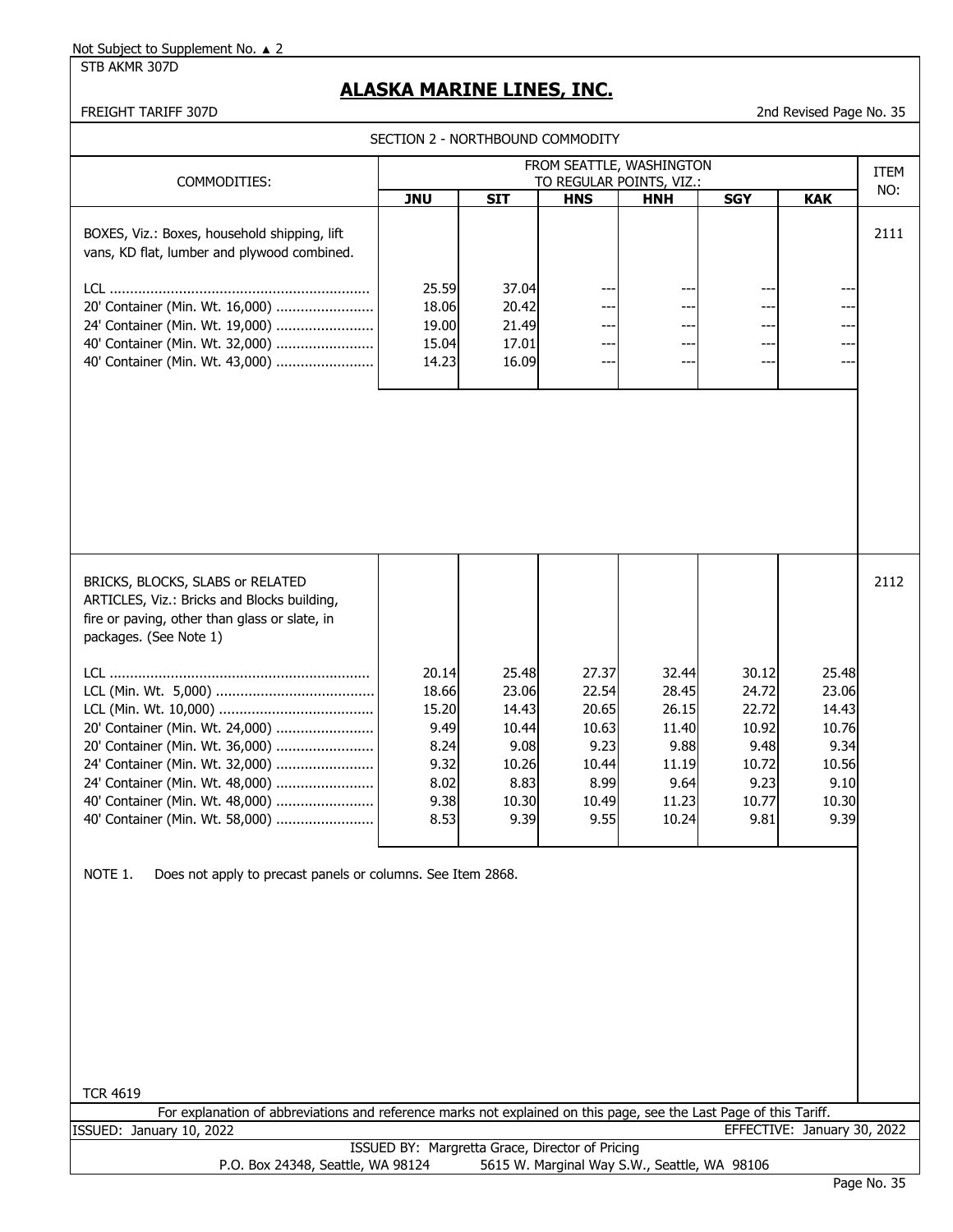Not Subject to Supplement No. ▲ 2

STB AKMR 307D

# ALASKA MARINE LINES, INC.

FREIGHT TARIFF 307D

2nd Revised Page No. 35

## SECTION 2 - NORTHBOUND COMMODITY

| COMMODITIES: | FROM SEATTLE, WASHINGTON TO REGULAR POINTS, VIZ.: | | | | | | ITEM NO: |
|---|---|---|---|---|---|---|---|
| | **JNU** | **SIT** | **HNS** | **HNH** | **SGY** | **KAK** | |
| BOXES, Viz.: Boxes, household shipping, lift vans, KD flat, lumber and plywood combined. | | | | | | | 2111 |
| LCL | 25.59 | 37.04 | --- | --- | --- | --- | |
| 20' Container (Min. Wt. 16,000) | 18.06 | 20.42 | --- | --- | --- | --- | |
| 24' Container (Min. Wt. 19,000) | 19.00 | 21.49 | --- | --- | --- | --- | |
| 40' Container (Min. Wt. 32,000) | 15.04 | 17.01 | --- | --- | --- | --- | |
| 40' Container (Min. Wt. 43,000) | 14.23 | 16.09 | --- | --- | --- | --- | |
| BRICKS, BLOCKS, SLABS or RELATED ARTICLES, Viz.: Bricks and Blocks building, fire or paving, other than glass or slate, in packages. (See Note 1) | | | | | | | 2112 |
| LCL | 20.14 | 25.48 | 27.37 | 32.44 | 30.12 | 25.48 | |
| LCL (Min. Wt. 5,000) | 18.66 | 23.06 | 22.54 | 28.45 | 24.72 | 23.06 | |
| LCL (Min. Wt. 10,000) | 15.20 | 14.43 | 20.65 | 26.15 | 22.72 | 14.43 | |
| 20' Container (Min. Wt. 24,000) | 9.49 | 10.44 | 10.63 | 11.40 | 10.92 | 10.76 | |
| 20' Container (Min. Wt. 36,000) | 8.24 | 9.08 | 9.23 | 9.88 | 9.48 | 9.34 | |
| 24' Container (Min. Wt. 32,000) | 9.32 | 10.26 | 10.44 | 11.19 | 10.72 | 10.56 | |
| 24' Container (Min. Wt. 48,000) | 8.02 | 8.83 | 8.99 | 9.64 | 9.23 | 9.10 | |
| 40' Container (Min. Wt. 48,000) | 9.38 | 10.30 | 10.49 | 11.23 | 10.77 | 10.30 | |
| 40' Container (Min. Wt. 58,000) | 8.53 | 9.39 | 9.55 | 10.24 | 9.81 | 9.39 | |

NOTE 1. Does not apply to precast panels or columns. See Item 2868.

TCR 4619

For explanation of abbreviations and reference marks not explained on this page, see the Last Page of this Tariff.

ISSUED: January 10, 2022

EFFECTIVE: January 30, 2022

ISSUED BY: Margretta Grace, Director of Pricing

P.O. Box 24348, Seattle, WA 98124 5615 W. Marginal Way S.W., Seattle, WA 98106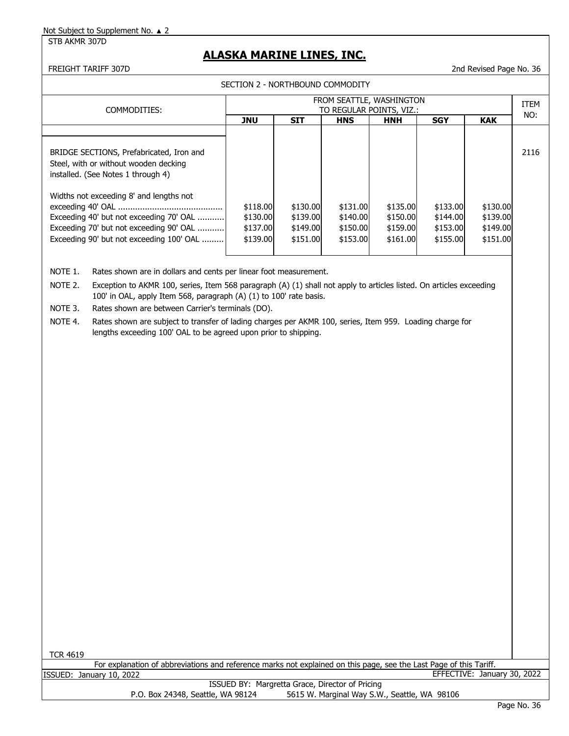Not Subject to Supplement No. ▲ 2

STB AKMR 307D

# ALASKA MARINE LINES, INC.

FREIGHT TARIFF 307D

2nd Revised Page No. 36

SECTION 2 - NORTHBOUND COMMODITY

| COMMODITIES: | FROM SEATTLE, WASHINGTON TO REGULAR POINTS, VIZ.: | | | | | | ITEM NO: |
|---|---|---|---|---|---|---|---|
| | **JNU** | **SIT** | **HNS** | **HNH** | **SGY** | **KAK** | |
| BRIDGE SECTIONS, Prefabricated, Iron and Steel, with or without wooden decking installed. (See Notes 1 through 4) | | | | | | | 2116 |
| Widths not exceeding 8' and lengths not exceeding 40' OAL | $118.00 | $130.00 | $131.00 | $135.00 | $133.00 | $130.00 | |
| Exceeding 40' but not exceeding 70' OAL | $130.00 | $139.00 | $140.00 | $150.00 | $144.00 | $139.00 | |
| Exceeding 70' but not exceeding 90' OAL | $137.00 | $149.00 | $150.00 | $159.00 | $153.00 | $149.00 | |
| Exceeding 90' but not exceeding 100' OAL | $139.00 | $151.00 | $153.00 | $161.00 | $155.00 | $151.00 | |

NOTE 1. Rates shown are in dollars and cents per linear foot measurement.

NOTE 2. Exception to AKMR 100, series, Item 568 paragraph (A) (1) shall not apply to articles listed. On articles exceeding 100' in OAL, apply Item 568, paragraph (A) (1) to 100' rate basis.

NOTE 3. Rates shown are between Carrier's terminals (DO).

NOTE 4. Rates shown are subject to transfer of lading charges per AKMR 100, series, Item 959. Loading charge for lengths exceeding 100' OAL to be agreed upon prior to shipping.

TCR 4619

For explanation of abbreviations and reference marks not explained on this page, see the Last Page of this Tariff.

ISSUED: January 10, 2022

EFFECTIVE: January 30, 2022

ISSUED BY: Margretta Grace, Director of Pricing

P.O. Box 24348, Seattle, WA 98124 5615 W. Marginal Way S.W., Seattle, WA 98106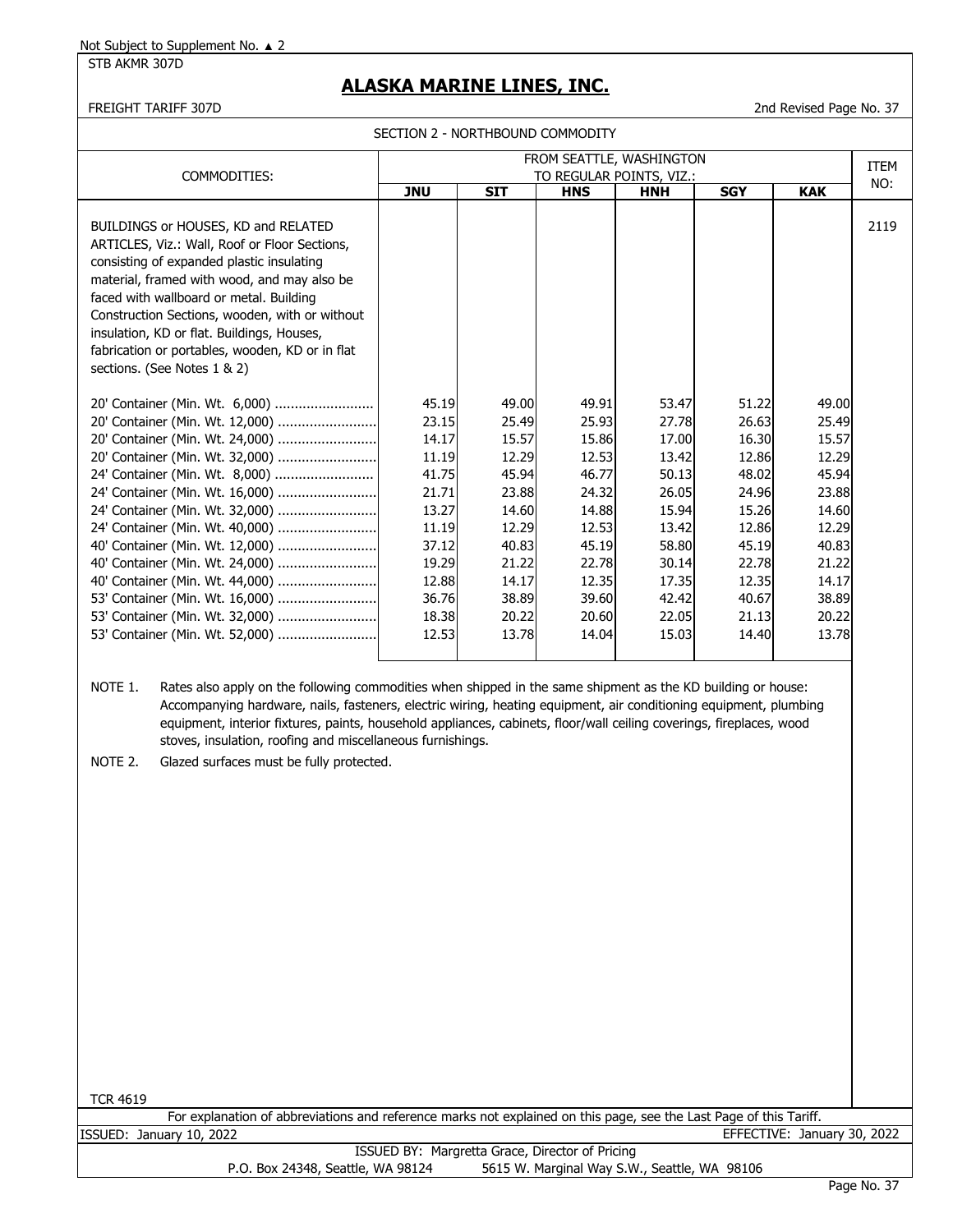Not Subject to Supplement No. ▲ 2

STB AKMR 307D

# ALASKA MARINE LINES, INC.

FREIGHT TARIFF 307D

2nd Revised Page No. 37

SECTION 2 - NORTHBOUND COMMODITY

| COMMODITIES: | FROM SEATTLE, WASHINGTON TO REGULAR POINTS, VIZ.: | | | | | | ITEM NO: |
|---|---|---|---|---|---|---|---|
| | **JNU** | **SIT** | **HNS** | **HNH** | **SGY** | **KAK** | |
| BUILDINGS or HOUSES, KD and RELATED ARTICLES, Viz.: Wall, Roof or Floor Sections, consisting of expanded plastic insulating material, framed with wood, and may also be faced with wallboard or metal. Building Construction Sections, wooden, with or without insulation, KD or flat. Buildings, Houses, fabrication or portables, wooden, KD or in flat sections. (See Notes 1 & 2) | | | | | | | 2119 |
| 20' Container (Min. Wt. 6,000) | 45.19 | 49.00 | 49.91 | 53.47 | 51.22 | 49.00 | |
| 20' Container (Min. Wt. 12,000) | 23.15 | 25.49 | 25.93 | 27.78 | 26.63 | 25.49 | |
| 20' Container (Min. Wt. 24,000) | 14.17 | 15.57 | 15.86 | 17.00 | 16.30 | 15.57 | |
| 20' Container (Min. Wt. 32,000) | 11.19 | 12.29 | 12.53 | 13.42 | 12.86 | 12.29 | |
| 24' Container (Min. Wt. 8,000) | 41.75 | 45.94 | 46.77 | 50.13 | 48.02 | 45.94 | |
| 24' Container (Min. Wt. 16,000) | 21.71 | 23.88 | 24.32 | 26.05 | 24.96 | 23.88 | |
| 24' Container (Min. Wt. 32,000) | 13.27 | 14.60 | 14.88 | 15.94 | 15.26 | 14.60 | |
| 24' Container (Min. Wt. 40,000) | 11.19 | 12.29 | 12.53 | 13.42 | 12.86 | 12.29 | |
| 40' Container (Min. Wt. 12,000) | 37.12 | 40.83 | 45.19 | 58.80 | 45.19 | 40.83 | |
| 40' Container (Min. Wt. 24,000) | 19.29 | 21.22 | 22.78 | 30.14 | 22.78 | 21.22 | |
| 40' Container (Min. Wt. 44,000) | 12.88 | 14.17 | 12.35 | 17.35 | 12.35 | 14.17 | |
| 53' Container (Min. Wt. 16,000) | 36.76 | 38.89 | 39.60 | 42.42 | 40.67 | 38.89 | |
| 53' Container (Min. Wt. 32,000) | 18.38 | 20.22 | 20.60 | 22.05 | 21.13 | 20.22 | |
| 53' Container (Min. Wt. 52,000) | 12.53 | 13.78 | 14.04 | 15.03 | 14.40 | 13.78 | |

NOTE 1. Rates also apply on the following commodities when shipped in the same shipment as the KD building or house: Accompanying hardware, nails, fasteners, electric wiring, heating equipment, air conditioning equipment, plumbing equipment, interior fixtures, paints, household appliances, cabinets, floor/wall ceiling coverings, fireplaces, wood stoves, insulation, roofing and miscellaneous furnishings.

NOTE 2. Glazed surfaces must be fully protected.

TCR 4619

For explanation of abbreviations and reference marks not explained on this page, see the Last Page of this Tariff.

ISSUED: January 10, 2022 EFFECTIVE: January 30, 2022

ISSUED BY: Margretta Grace, Director of Pricing

P.O. Box 24348, Seattle, WA 98124 5615 W. Marginal Way S.W., Seattle, WA 98106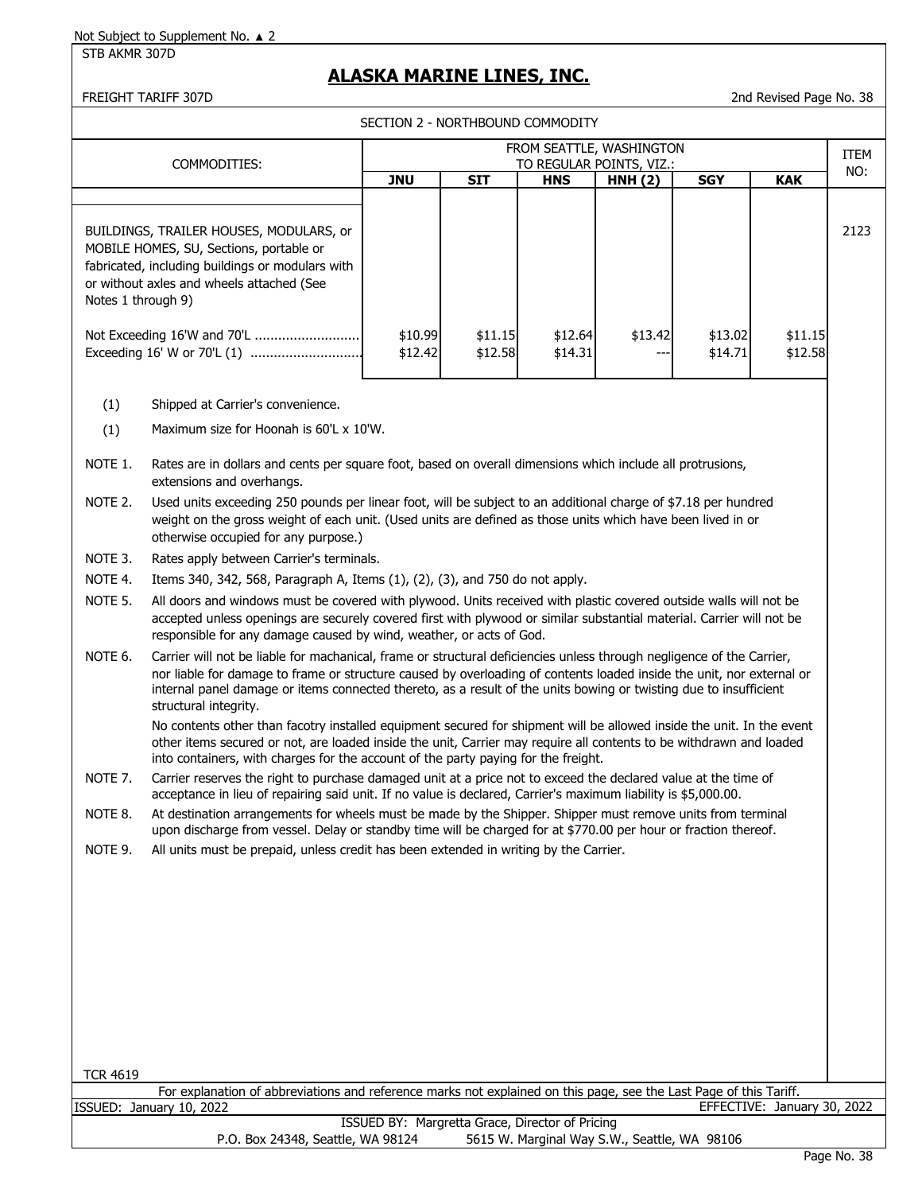Not Subject to Supplement No. ▲ 2

STB AKMR 307D

# ALASKA MARINE LINES, INC.

FREIGHT TARIFF 307D — 2nd Revised Page No. 38

## SECTION 2 - NORTHBOUND COMMODITY

| COMMODITIES: | FROM SEATTLE, WASHINGTON TO REGULAR POINTS, VIZ.: | | | | | | ITEM NO: |
|---|---|---|---|---|---|---|---|
| | **JNU** | **SIT** | **HNS** | **HNH (2)** | **SGY** | **KAK** | |
| BUILDINGS, TRAILER HOUSES, MODULARS, or MOBILE HOMES, SU, Sections, portable or fabricated, including buildings or modulars with or without axles and wheels attached (See Notes 1 through 9) | | | | | | | 2123 |
| Not Exceeding 16'W and 70'L .......................... | $10.99 | $11.15 | $12.64 | $13.42 | $13.02 | $11.15 | |
| Exceeding 16' W or 70'L (1) ............................ | $12.42 | $12.58 | $14.31 | --- | $14.71 | $12.58 | |

(1) Shipped at Carrier's convenience.

(1) Maximum size for Hoonah is 60'L x 10'W.

NOTE 1. Rates are in dollars and cents per square foot, based on overall dimensions which include all protrusions, extensions and overhangs.

NOTE 2. Used units exceeding 250 pounds per linear foot, will be subject to an additional charge of $7.18 per hundred weight on the gross weight of each unit. (Used units are defined as those units which have been lived in or otherwise occupied for any purpose.)

NOTE 3. Rates apply between Carrier's terminals.

NOTE 4. Items 340, 342, 568, Paragraph A, Items (1), (2), (3), and 750 do not apply.

NOTE 5. All doors and windows must be covered with plywood. Units received with plastic covered outside walls will not be accepted unless openings are securely covered first with plywood or similar substantial material. Carrier will not be responsible for any damage caused by wind, weather, or acts of God.

NOTE 6. Carrier will not be liable for machanical, frame or structural deficiencies unless through negligence of the Carrier, nor liable for damage to frame or structure caused by overloading of contents loaded inside the unit, nor external or internal panel damage or items connected thereto, as a result of the units bowing or twisting due to insufficient structural integrity.

No contents other than facotry installed equipment secured for shipment will be allowed inside the unit. In the event other items secured or not, are loaded inside the unit, Carrier may require all contents to be withdrawn and loaded into containers, with charges for the account of the party paying for the freight.

NOTE 7. Carrier reserves the right to purchase damaged unit at a price not to exceed the declared value at the time of acceptance in lieu of repairing said unit. If no value is declared, Carrier's maximum liability is $5,000.00.

NOTE 8. At destination arrangements for wheels must be made by the Shipper. Shipper must remove units from terminal upon discharge from vessel. Delay or standby time will be charged for at $770.00 per hour or fraction thereof.

NOTE 9. All units must be prepaid, unless credit has been extended in writing by the Carrier.

TCR 4619

For explanation of abbreviations and reference marks not explained on this page, see the Last Page of this Tariff.

ISSUED: January 10, 2022 — EFFECTIVE: January 30, 2022

ISSUED BY: Margretta Grace, Director of Pricing

P.O. Box 24348, Seattle, WA 98124 — 5615 W. Marginal Way S.W., Seattle, WA 98106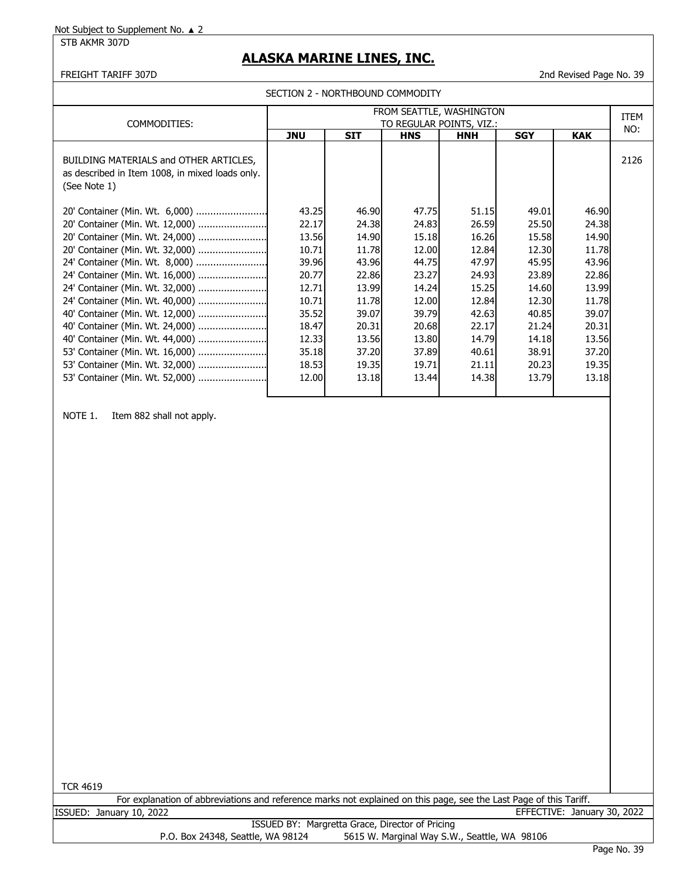Not Subject to Supplement No. ▲ 2

STB AKMR 307D

# ALASKA MARINE LINES, INC.

FREIGHT TARIFF 307D

2nd Revised Page No. 39

SECTION 2 - NORTHBOUND COMMODITY

| COMMODITIES: | FROM SEATTLE, WASHINGTON TO REGULAR POINTS, VIZ.: | | | | | | ITEM NO: |
|---|---|---|---|---|---|---|---|
| | **JNU** | **SIT** | **HNS** | **HNH** | **SGY** | **KAK** | |
| BUILDING MATERIALS and OTHER ARTICLES, as described in Item 1008, in mixed loads only. (See Note 1) | | | | | | | 2126 |
| 20' Container (Min. Wt. 6,000) | 43.25 | 46.90 | 47.75 | 51.15 | 49.01 | 46.90 | |
| 20' Container (Min. Wt. 12,000) | 22.17 | 24.38 | 24.83 | 26.59 | 25.50 | 24.38 | |
| 20' Container (Min. Wt. 24,000) | 13.56 | 14.90 | 15.18 | 16.26 | 15.58 | 14.90 | |
| 20' Container (Min. Wt. 32,000) | 10.71 | 11.78 | 12.00 | 12.84 | 12.30 | 11.78 | |
| 24' Container (Min. Wt. 8,000) | 39.96 | 43.96 | 44.75 | 47.97 | 45.95 | 43.96 | |
| 24' Container (Min. Wt. 16,000) | 20.77 | 22.86 | 23.27 | 24.93 | 23.89 | 22.86 | |
| 24' Container (Min. Wt. 32,000) | 12.71 | 13.99 | 14.24 | 15.25 | 14.60 | 13.99 | |
| 24' Container (Min. Wt. 40,000) | 10.71 | 11.78 | 12.00 | 12.84 | 12.30 | 11.78 | |
| 40' Container (Min. Wt. 12,000) | 35.52 | 39.07 | 39.79 | 42.63 | 40.85 | 39.07 | |
| 40' Container (Min. Wt. 24,000) | 18.47 | 20.31 | 20.68 | 22.17 | 21.24 | 20.31 | |
| 40' Container (Min. Wt. 44,000) | 12.33 | 13.56 | 13.80 | 14.79 | 14.18 | 13.56 | |
| 53' Container (Min. Wt. 16,000) | 35.18 | 37.20 | 37.89 | 40.61 | 38.91 | 37.20 | |
| 53' Container (Min. Wt. 32,000) | 18.53 | 19.35 | 19.71 | 21.11 | 20.23 | 19.35 | |
| 53' Container (Min. Wt. 52,000) | 12.00 | 13.18 | 13.44 | 14.38 | 13.79 | 13.18 | |

NOTE 1. Item 882 shall not apply.

TCR 4619

For explanation of abbreviations and reference marks not explained on this page, see the Last Page of this Tariff.

ISSUED: January 10, 2022

EFFECTIVE: January 30, 2022

ISSUED BY: Margretta Grace, Director of Pricing

P.O. Box 24348, Seattle, WA 98124 5615 W. Marginal Way S.W., Seattle, WA 98106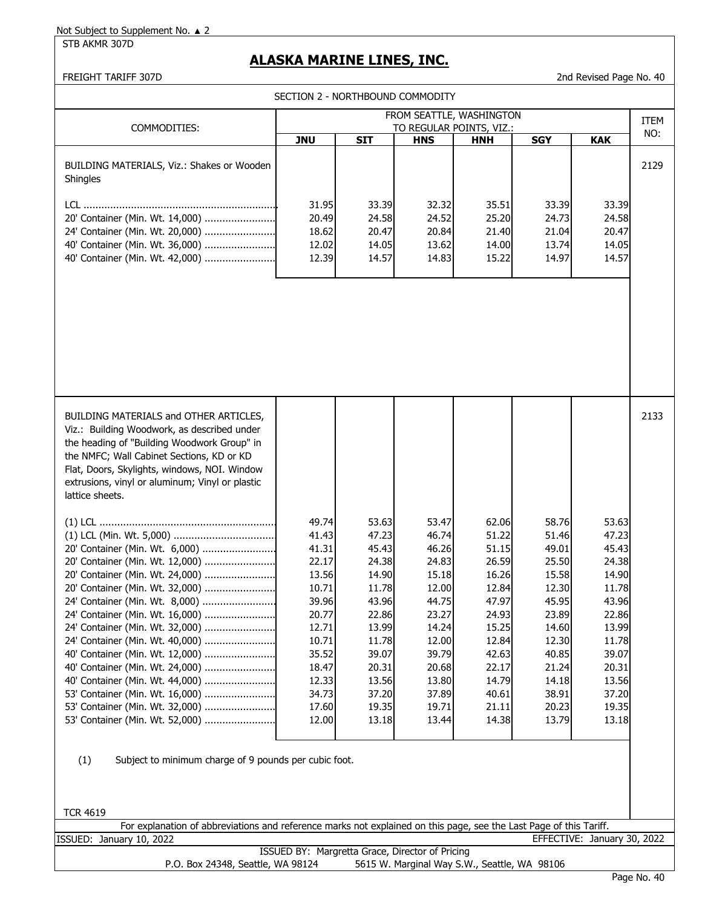Not Subject to Supplement No. ▲ 2

STB AKMR 307D

# ALASKA MARINE LINES, INC.

FREIGHT TARIFF 307D

2nd Revised Page No. 40

## SECTION 2 - NORTHBOUND COMMODITY

| COMMODITIES: | FROM SEATTLE, WASHINGTON TO REGULAR POINTS, VIZ.: | | | | | | ITEM NO: |
|---|---|---|---|---|---|---|---|
| | **JNU** | **SIT** | **HNS** | **HNH** | **SGY** | **KAK** | |
| BUILDING MATERIALS, Viz.: Shakes or Wooden Shingles | | | | | | | 2129 |
| LCL | 31.95 | 33.39 | 32.32 | 35.51 | 33.39 | 33.39 | |
| 20' Container (Min. Wt. 14,000) | 20.49 | 24.58 | 24.52 | 25.20 | 24.73 | 24.58 | |
| 24' Container (Min. Wt. 20,000) | 18.62 | 20.47 | 20.84 | 21.40 | 21.04 | 20.47 | |
| 40' Container (Min. Wt. 36,000) | 12.02 | 14.05 | 13.62 | 14.00 | 13.74 | 14.05 | |
| 40' Container (Min. Wt. 42,000) | 12.39 | 14.57 | 14.83 | 15.22 | 14.97 | 14.57 | |
| BUILDING MATERIALS and OTHER ARTICLES, Viz.: Building Woodwork, as described under the heading of "Building Woodwork Group" in the NMFC; Wall Cabinet Sections, KD or KD Flat, Doors, Skylights, windows, NOI. Window extrusions, vinyl or aluminum; Vinyl or plastic lattice sheets. | | | | | | | 2133 |
| (1) LCL | 49.74 | 53.63 | 53.47 | 62.06 | 58.76 | 53.63 | |
| (1) LCL (Min. Wt. 5,000) | 41.43 | 47.23 | 46.74 | 51.22 | 51.46 | 47.23 | |
| 20' Container (Min. Wt. 6,000) | 41.31 | 45.43 | 46.26 | 51.15 | 49.01 | 45.43 | |
| 20' Container (Min. Wt. 12,000) | 22.17 | 24.38 | 24.83 | 26.59 | 25.50 | 24.38 | |
| 20' Container (Min. Wt. 24,000) | 13.56 | 14.90 | 15.18 | 16.26 | 15.58 | 14.90 | |
| 20' Container (Min. Wt. 32,000) | 10.71 | 11.78 | 12.00 | 12.84 | 12.30 | 11.78 | |
| 24' Container (Min. Wt. 8,000) | 39.96 | 43.96 | 44.75 | 47.97 | 45.95 | 43.96 | |
| 24' Container (Min. Wt. 16,000) | 20.77 | 22.86 | 23.27 | 24.93 | 23.89 | 22.86 | |
| 24' Container (Min. Wt. 32,000) | 12.71 | 13.99 | 14.24 | 15.25 | 14.60 | 13.99 | |
| 24' Container (Min. Wt. 40,000) | 10.71 | 11.78 | 12.00 | 12.84 | 12.30 | 11.78 | |
| 40' Container (Min. Wt. 12,000) | 35.52 | 39.07 | 39.79 | 42.63 | 40.85 | 39.07 | |
| 40' Container (Min. Wt. 24,000) | 18.47 | 20.31 | 20.68 | 22.17 | 21.24 | 20.31 | |
| 40' Container (Min. Wt. 44,000) | 12.33 | 13.56 | 13.80 | 14.79 | 14.18 | 13.56 | |
| 53' Container (Min. Wt. 16,000) | 34.73 | 37.20 | 37.89 | 40.61 | 38.91 | 37.20 | |
| 53' Container (Min. Wt. 32,000) | 17.60 | 19.35 | 19.71 | 21.11 | 20.23 | 19.35 | |
| 53' Container (Min. Wt. 52,000) | 12.00 | 13.18 | 13.44 | 14.38 | 13.79 | 13.18 | |

(1) Subject to minimum charge of 9 pounds per cubic foot.

TCR 4619

For explanation of abbreviations and reference marks not explained on this page, see the Last Page of this Tariff.

ISSUED: January 10, 2022

EFFECTIVE: January 30, 2022

ISSUED BY: Margretta Grace, Director of Pricing

P.O. Box 24348, Seattle, WA 98124 — 5615 W. Marginal Way S.W., Seattle, WA 98106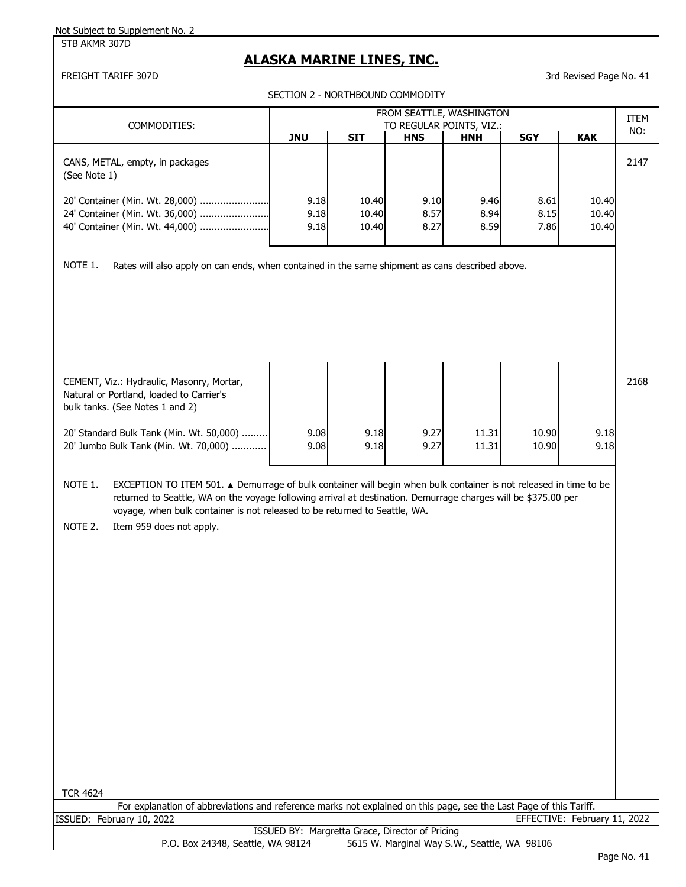Not Subject to Supplement No. 2

STB AKMR 307D

# ALASKA MARINE LINES, INC.

FREIGHT TARIFF 307D

3rd Revised Page No. 41

## SECTION 2 - NORTHBOUND COMMODITY

| COMMODITIES: | FROM SEATTLE, WASHINGTON TO REGULAR POINTS, VIZ.: | | | | | | ITEM NO: |
|---|---|---|---|---|---|---|---|
| | **JNU** | **SIT** | **HNS** | **HNH** | **SGY** | **KAK** | |
| CANS, METAL, empty, in packages (See Note 1) | | | | | | | 2147 |
| 20' Container (Min. Wt. 28,000) | 9.18 | 10.40 | 9.10 | 9.46 | 8.61 | 10.40 | |
| 24' Container (Min. Wt. 36,000) | 9.18 | 10.40 | 8.57 | 8.94 | 8.15 | 10.40 | |
| 40' Container (Min. Wt. 44,000) | 9.18 | 10.40 | 8.27 | 8.59 | 7.86 | 10.40 | |

NOTE 1. Rates will also apply on can ends, when contained in the same shipment as cans described above.

| COMMODITIES: | JNU | SIT | HNS | HNH | SGY | KAK | ITEM NO: |
|---|---|---|---|---|---|---|---|
| CEMENT, Viz.: Hydraulic, Masonry, Mortar, Natural or Portland, loaded to Carrier's bulk tanks. (See Notes 1 and 2) | | | | | | | 2168 |
| 20' Standard Bulk Tank (Min. Wt. 50,000) | 9.08 | 9.18 | 9.27 | 11.31 | 10.90 | 9.18 | |
| 20' Jumbo Bulk Tank (Min. Wt. 70,000) | 9.08 | 9.18 | 9.27 | 11.31 | 10.90 | 9.18 | |

NOTE 1. EXCEPTION TO ITEM 501. ▲ Demurrage of bulk container will begin when bulk container is not released in time to be returned to Seattle, WA on the voyage following arrival at destination. Demurrage charges will be $375.00 per voyage, when bulk container is not released to be returned to Seattle, WA.

NOTE 2. Item 959 does not apply.

TCR 4624

For explanation of abbreviations and reference marks not explained on this page, see the Last Page of this Tariff.

ISSUED: February 10, 2022 EFFECTIVE: February 11, 2022

ISSUED BY: Margretta Grace, Director of Pricing

P.O. Box 24348, Seattle, WA 98124 5615 W. Marginal Way S.W., Seattle, WA 98106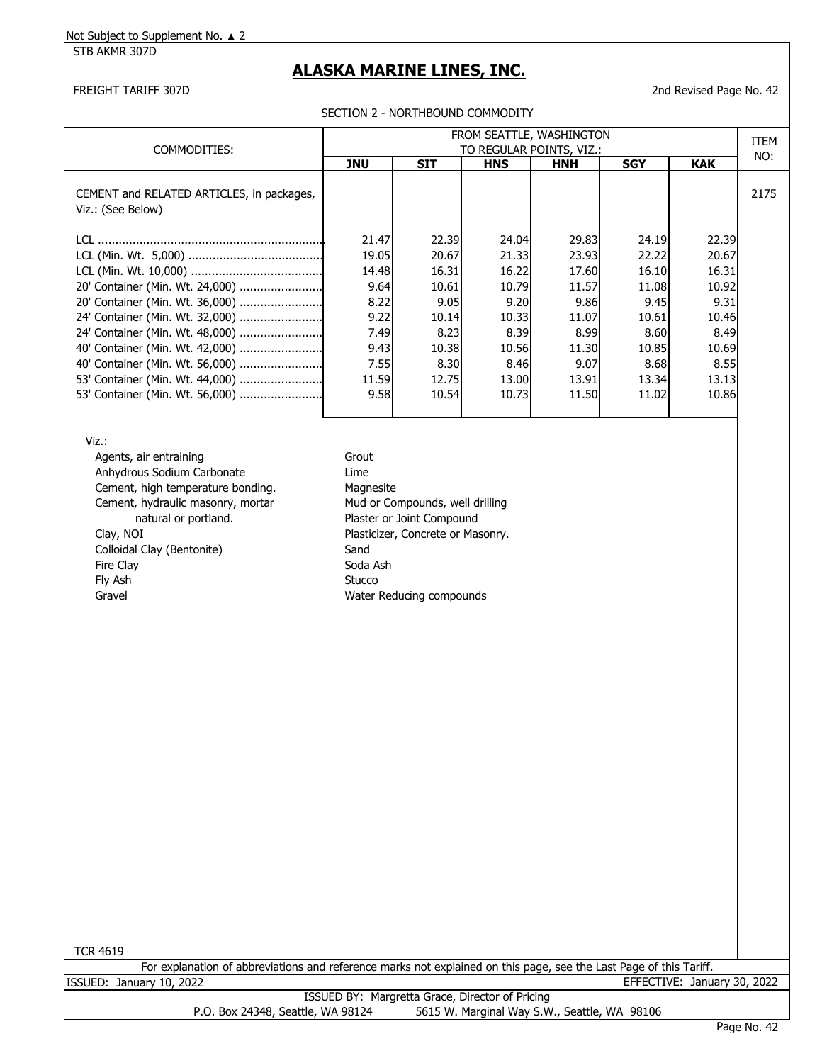Not Subject to Supplement No. ▲ 2

STB AKMR 307D

# ALASKA MARINE LINES, INC.

FREIGHT TARIFF 307D

2nd Revised Page No. 42

SECTION 2 - NORTHBOUND COMMODITY

| COMMODITIES: | FROM SEATTLE, WASHINGTON TO REGULAR POINTS, VIZ.: | | | | | | ITEM NO: |
|---|---|---|---|---|---|---|---|
| | **JNU** | **SIT** | **HNS** | **HNH** | **SGY** | **KAK** | |
| CEMENT and RELATED ARTICLES, in packages, Viz.: (See Below) | | | | | | | 2175 |
| LCL | 21.47 | 22.39 | 24.04 | 29.83 | 24.19 | 22.39 | |
| LCL (Min. Wt. 5,000) | 19.05 | 20.67 | 21.33 | 23.93 | 22.22 | 20.67 | |
| LCL (Min. Wt. 10,000) | 14.48 | 16.31 | 16.22 | 17.60 | 16.10 | 16.31 | |
| 20' Container (Min. Wt. 24,000) | 9.64 | 10.61 | 10.79 | 11.57 | 11.08 | 10.92 | |
| 20' Container (Min. Wt. 36,000) | 8.22 | 9.05 | 9.20 | 9.86 | 9.45 | 9.31 | |
| 24' Container (Min. Wt. 32,000) | 9.22 | 10.14 | 10.33 | 11.07 | 10.61 | 10.46 | |
| 24' Container (Min. Wt. 48,000) | 7.49 | 8.23 | 8.39 | 8.99 | 8.60 | 8.49 | |
| 40' Container (Min. Wt. 42,000) | 9.43 | 10.38 | 10.56 | 11.30 | 10.85 | 10.69 | |
| 40' Container (Min. Wt. 56,000) | 7.55 | 8.30 | 8.46 | 9.07 | 8.68 | 8.55 | |
| 53' Container (Min. Wt. 44,000) | 11.59 | 12.75 | 13.00 | 13.91 | 13.34 | 13.13 | |
| 53' Container (Min. Wt. 56,000) | 9.58 | 10.54 | 10.73 | 11.50 | 11.02 | 10.86 | |

Viz.:

- Agents, air entraining
- Anhydrous Sodium Carbonate
- Cement, high temperature bonding.
- Cement, hydraulic masonry, mortar natural or portland.
- Clay, NOI
- Colloidal Clay (Bentonite)
- Fire Clay
- Fly Ash
- Gravel
- Grout
- Lime
- Magnesite
- Mud or Compounds, well drilling
- Plaster or Joint Compound
- Plasticizer, Concrete or Masonry.
- Sand
- Soda Ash
- Stucco
- Water Reducing compounds

TCR 4619

For explanation of abbreviations and reference marks not explained on this page, see the Last Page of this Tariff.

ISSUED: January 10, 2022 EFFECTIVE: January 30, 2022

ISSUED BY: Margretta Grace, Director of Pricing

P.O. Box 24348, Seattle, WA 98124 5615 W. Marginal Way S.W., Seattle, WA 98106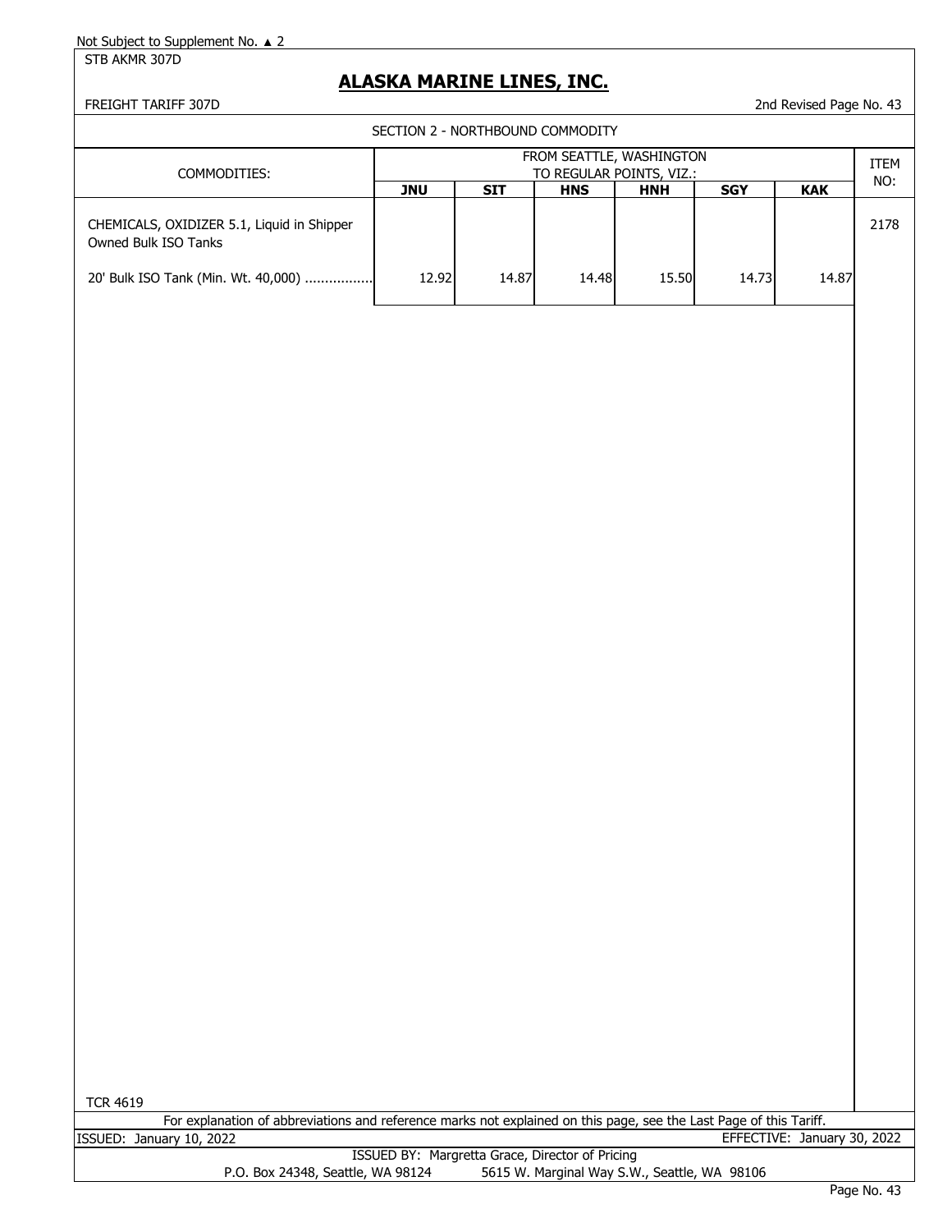Not Subject to Supplement No. ▲ 2

STB AKMR 307D

# ALASKA MARINE LINES, INC.

FREIGHT TARIFF 307D

2nd Revised Page No. 43

SECTION 2 - NORTHBOUND COMMODITY

| COMMODITIES: | FROM SEATTLE, WASHINGTON TO REGULAR POINTS, VIZ.: | | | | | | ITEM NO: |
|---|---|---|---|---|---|---|---|
| | **JNU** | **SIT** | **HNS** | **HNH** | **SGY** | **KAK** | |
| CHEMICALS, OXIDIZER 5.1, Liquid in Shipper Owned Bulk ISO Tanks | | | | | | | 2178 |
| 20' Bulk ISO Tank (Min. Wt. 40,000) ................ | 12.92 | 14.87 | 14.48 | 15.50 | 14.73 | 14.87 | |

TCR 4619

For explanation of abbreviations and reference marks not explained on this page, see the Last Page of this Tariff.

ISSUED: January 10, 2022

EFFECTIVE: January 30, 2022

ISSUED BY: Margretta Grace, Director of Pricing

P.O. Box 24348, Seattle, WA 98124 5615 W. Marginal Way S.W., Seattle, WA 98106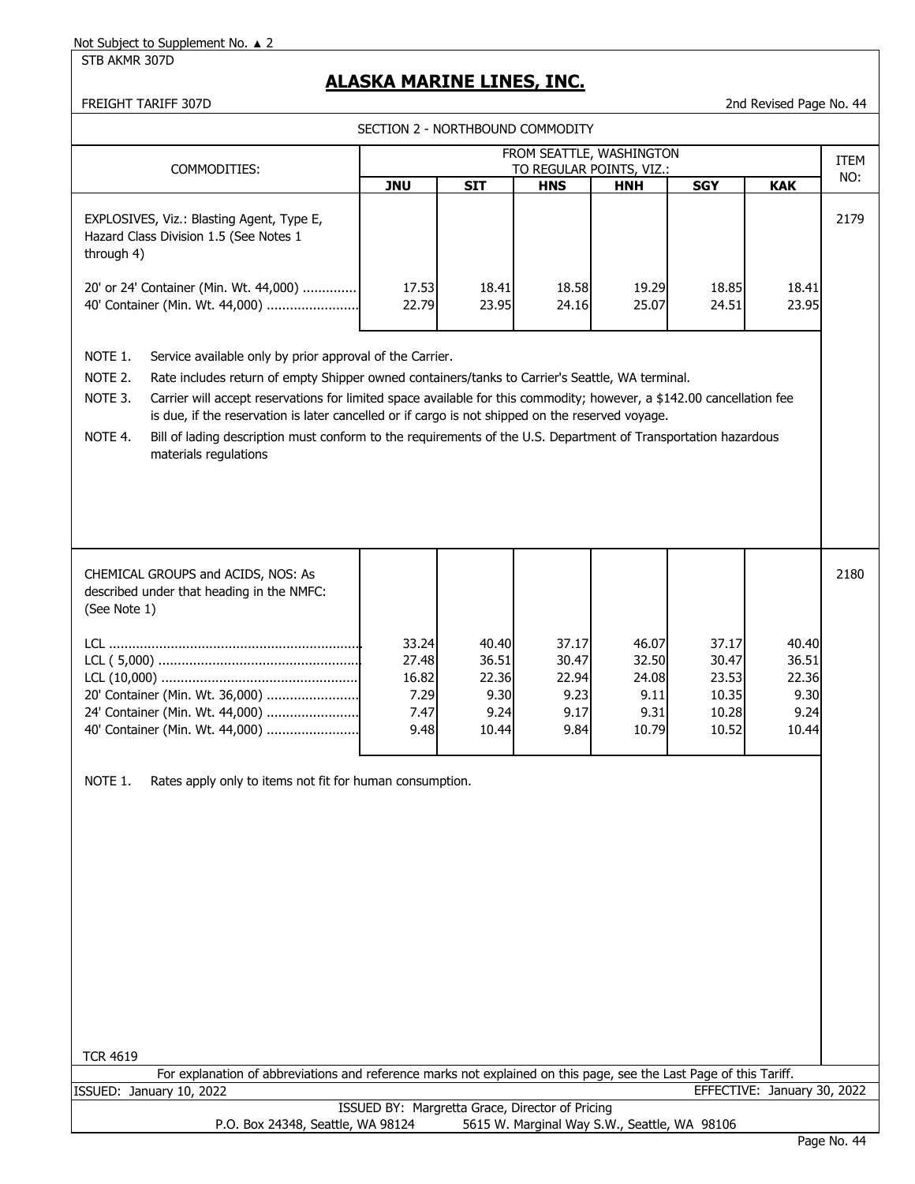Not Subject to Supplement No. ▲ 2

STB AKMR 307D

# ALASKA MARINE LINES, INC.

FREIGHT TARIFF 307D

2nd Revised Page No. 44

## SECTION 2 - NORTHBOUND COMMODITY

| COMMODITIES: | FROM SEATTLE, WASHINGTON TO REGULAR POINTS, VIZ.: | | | | | | ITEM NO: |
|---|---|---|---|---|---|---|---|
| | **JNU** | **SIT** | **HNS** | **HNH** | **SGY** | **KAK** | |
| EXPLOSIVES, Viz.: Blasting Agent, Type E, Hazard Class Division 1.5 (See Notes 1 through 4) | | | | | | | 2179 |
| 20' or 24' Container (Min. Wt. 44,000) | 17.53 | 18.41 | 18.58 | 19.29 | 18.85 | 18.41 | |
| 40' Container (Min. Wt. 44,000) | 22.79 | 23.95 | 24.16 | 25.07 | 24.51 | 23.95 | |

NOTE 1. Service available only by prior approval of the Carrier.

NOTE 2. Rate includes return of empty Shipper owned containers/tanks to Carrier's Seattle, WA terminal.

NOTE 3. Carrier will accept reservations for limited space available for this commodity; however, a $142.00 cancellation fee is due, if the reservation is later cancelled or if cargo is not shipped on the reserved voyage.

NOTE 4. Bill of lading description must conform to the requirements of the U.S. Department of Transportation hazardous materials regulations

| COMMODITIES: | **JNU** | **SIT** | **HNS** | **HNH** | **SGY** | **KAK** | ITEM NO: |
|---|---|---|---|---|---|---|---|
| CHEMICAL GROUPS and ACIDS, NOS: As described under that heading in the NMFC: (See Note 1) | | | | | | | 2180 |
| LCL | 33.24 | 40.40 | 37.17 | 46.07 | 37.17 | 40.40 | |
| LCL ( 5,000) | 27.48 | 36.51 | 30.47 | 32.50 | 30.47 | 36.51 | |
| LCL (10,000) | 16.82 | 22.36 | 22.94 | 24.08 | 23.53 | 22.36 | |
| 20' Container (Min. Wt. 36,000) | 7.29 | 9.30 | 9.23 | 9.11 | 10.35 | 9.30 | |
| 24' Container (Min. Wt. 44,000) | 7.47 | 9.24 | 9.17 | 9.31 | 10.28 | 9.24 | |
| 40' Container (Min. Wt. 44,000) | 9.48 | 10.44 | 9.84 | 10.79 | 10.52 | 10.44 | |

NOTE 1. Rates apply only to items not fit for human consumption.

TCR 4619

For explanation of abbreviations and reference marks not explained on this page, see the Last Page of this Tariff.

ISSUED: January 10, 2022 EFFECTIVE: January 30, 2022

ISSUED BY: Margretta Grace, Director of Pricing

P.O. Box 24348, Seattle, WA 98124 5615 W. Marginal Way S.W., Seattle, WA 98106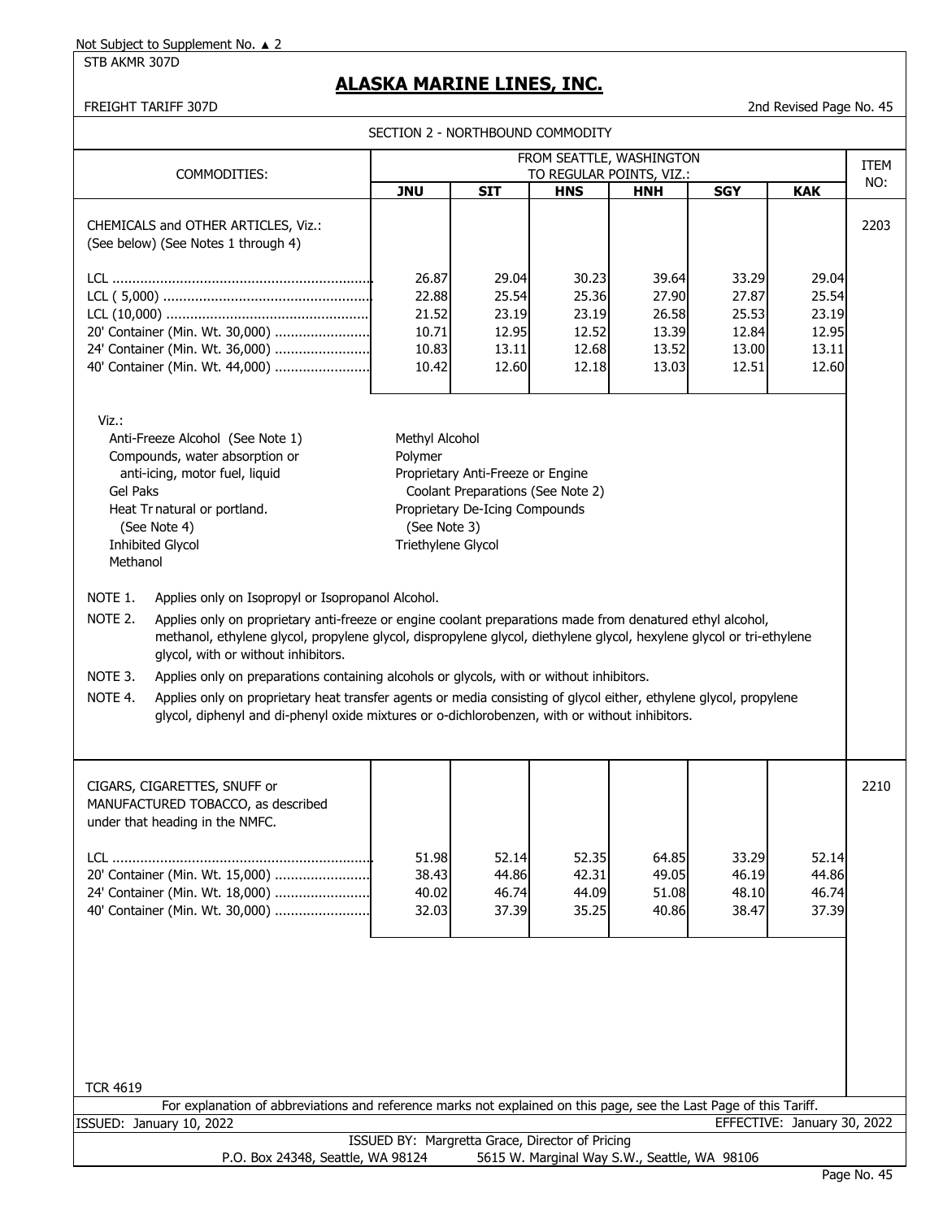Not Subject to Supplement No. ▲ 2

STB AKMR 307D

# ALASKA MARINE LINES, INC.

FREIGHT TARIFF 307D

2nd Revised Page No. 45

SECTION 2 - NORTHBOUND COMMODITY

| COMMODITIES: | FROM SEATTLE, WASHINGTON TO REGULAR POINTS, VIZ.: | | | | | | ITEM NO: |
|---|---|---|---|---|---|---|---|
| | **JNU** | **SIT** | **HNS** | **HNH** | **SGY** | **KAK** | |
| CHEMICALS and OTHER ARTICLES, Viz.: (See below) (See Notes 1 through 4) | | | | | | | 2203 |
| LCL | 26.87 | 29.04 | 30.23 | 39.64 | 33.29 | 29.04 | |
| LCL ( 5,000) | 22.88 | 25.54 | 25.36 | 27.90 | 27.87 | 25.54 | |
| LCL (10,000) | 21.52 | 23.19 | 23.19 | 26.58 | 25.53 | 23.19 | |
| 20' Container (Min. Wt. 30,000) | 10.71 | 12.95 | 12.52 | 13.39 | 12.84 | 12.95 | |
| 24' Container (Min. Wt. 36,000) | 10.83 | 13.11 | 12.68 | 13.52 | 13.00 | 13.11 | |
| 40' Container (Min. Wt. 44,000) | 10.42 | 12.60 | 12.18 | 13.03 | 12.51 | 12.60 | |

Viz.:

- Anti-Freeze Alcohol (See Note 1)
- Compounds, water absorption or anti-icing, motor fuel, liquid
- Gel Paks
- Heat Tr natural or portland. (See Note 4)
- Inhibited Glycol
- Methanol
- Methyl Alcohol
- Polymer
- Proprietary Anti-Freeze or Engine Coolant Preparations (See Note 2)
- Proprietary De-Icing Compounds (See Note 3)
- Triethylene Glycol

NOTE 1. Applies only on Isopropyl or Isopropanol Alcohol.

NOTE 2. Applies only on proprietary anti-freeze or engine coolant preparations made from denatured ethyl alcohol, methanol, ethylene glycol, propylene glycol, dispropylene glycol, diethylene glycol, hexylene glycol or tri-ethylene glycol, with or without inhibitors.

NOTE 3. Applies only on preparations containing alcohols or glycols, with or without inhibitors.

NOTE 4. Applies only on proprietary heat transfer agents or media consisting of glycol either, ethylene glycol, propylene glycol, diphenyl and di-phenyl oxide mixtures or o-dichlorobenzen, with or without inhibitors.

| COMMODITIES: | **JNU** | **SIT** | **HNS** | **HNH** | **SGY** | **KAK** | ITEM NO: |
|---|---|---|---|---|---|---|---|
| CIGARS, CIGARETTES, SNUFF or MANUFACTURED TOBACCO, as described under that heading in the NMFC. | | | | | | | 2210 |
| LCL | 51.98 | 52.14 | 52.35 | 64.85 | 33.29 | 52.14 | |
| 20' Container (Min. Wt. 15,000) | 38.43 | 44.86 | 42.31 | 49.05 | 46.19 | 44.86 | |
| 24' Container (Min. Wt. 18,000) | 40.02 | 46.74 | 44.09 | 51.08 | 48.10 | 46.74 | |
| 40' Container (Min. Wt. 30,000) | 32.03 | 37.39 | 35.25 | 40.86 | 38.47 | 37.39 | |

TCR 4619

For explanation of abbreviations and reference marks not explained on this page, see the Last Page of this Tariff.

ISSUED: January 10, 2022

EFFECTIVE: January 30, 2022

ISSUED BY: Margretta Grace, Director of Pricing

P.O. Box 24348, Seattle, WA 98124 5615 W. Marginal Way S.W., Seattle, WA 98106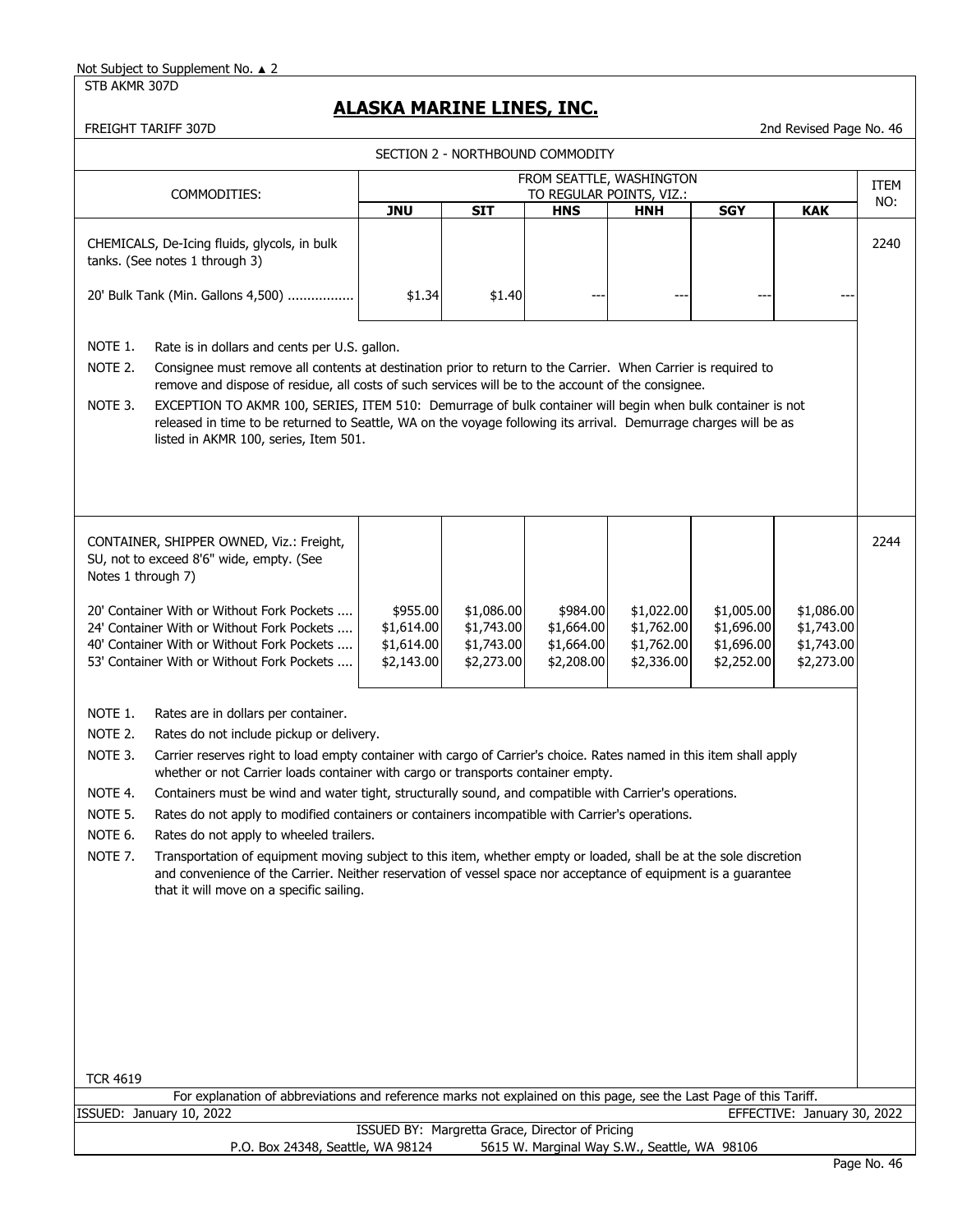Not Subject to Supplement No. ▲ 2

STB AKMR 307D

# ALASKA MARINE LINES, INC.

FREIGHT TARIFF 307D

2nd Revised Page No. 46

## SECTION 2 - NORTHBOUND COMMODITY

| COMMODITIES: | FROM SEATTLE, WASHINGTON TO REGULAR POINTS, VIZ.: | | | | | | ITEM NO: |
|---|---|---|---|---|---|---|---|
| | JNU | SIT | HNS | HNH | SGY | KAK | |
| CHEMICALS, De-Icing fluids, glycols, in bulk tanks. (See notes 1 through 3) | | | | | | | 2240 |
| 20' Bulk Tank (Min. Gallons 4,500) ................ | $1.34 | $1.40 | --- | --- | --- | --- | |

NOTE 1. Rate is in dollars and cents per U.S. gallon.

NOTE 2. Consignee must remove all contents at destination prior to return to the Carrier. When Carrier is required to remove and dispose of residue, all costs of such services will be to the account of the consignee.

NOTE 3. EXCEPTION TO AKMR 100, SERIES, ITEM 510: Demurrage of bulk container will begin when bulk container is not released in time to be returned to Seattle, WA on the voyage following its arrival. Demurrage charges will be as listed in AKMR 100, series, Item 501.

| COMMODITIES: | JNU | SIT | HNS | HNH | SGY | KAK | ITEM NO: |
|---|---|---|---|---|---|---|---|
| CONTAINER, SHIPPER OWNED, Viz.: Freight, SU, not to exceed 8'6" wide, empty. (See Notes 1 through 7) | | | | | | | 2244 |
| 20' Container With or Without Fork Pockets .... | $955.00 | $1,086.00 | $984.00 | $1,022.00 | $1,005.00 | $1,086.00 | |
| 24' Container With or Without Fork Pockets .... | $1,614.00 | $1,743.00 | $1,664.00 | $1,762.00 | $1,696.00 | $1,743.00 | |
| 40' Container With or Without Fork Pockets .... | $1,614.00 | $1,743.00 | $1,664.00 | $1,762.00 | $1,696.00 | $1,743.00 | |
| 53' Container With or Without Fork Pockets .... | $2,143.00 | $2,273.00 | $2,208.00 | $2,336.00 | $2,252.00 | $2,273.00 | |

NOTE 1. Rates are in dollars per container.

NOTE 2. Rates do not include pickup or delivery.

NOTE 3. Carrier reserves right to load empty container with cargo of Carrier's choice. Rates named in this item shall apply whether or not Carrier loads container with cargo or transports container empty.

NOTE 4. Containers must be wind and water tight, structurally sound, and compatible with Carrier's operations.

NOTE 5. Rates do not apply to modified containers or containers incompatible with Carrier's operations.

NOTE 6. Rates do not apply to wheeled trailers.

NOTE 7. Transportation of equipment moving subject to this item, whether empty or loaded, shall be at the sole discretion and convenience of the Carrier. Neither reservation of vessel space nor acceptance of equipment is a guarantee that it will move on a specific sailing.

TCR 4619

For explanation of abbreviations and reference marks not explained on this page, see the Last Page of this Tariff.

ISSUED: January 10, 2022 EFFECTIVE: January 30, 2022

ISSUED BY: Margretta Grace, Director of Pricing

P.O. Box 24348, Seattle, WA 98124 5615 W. Marginal Way S.W., Seattle, WA 98106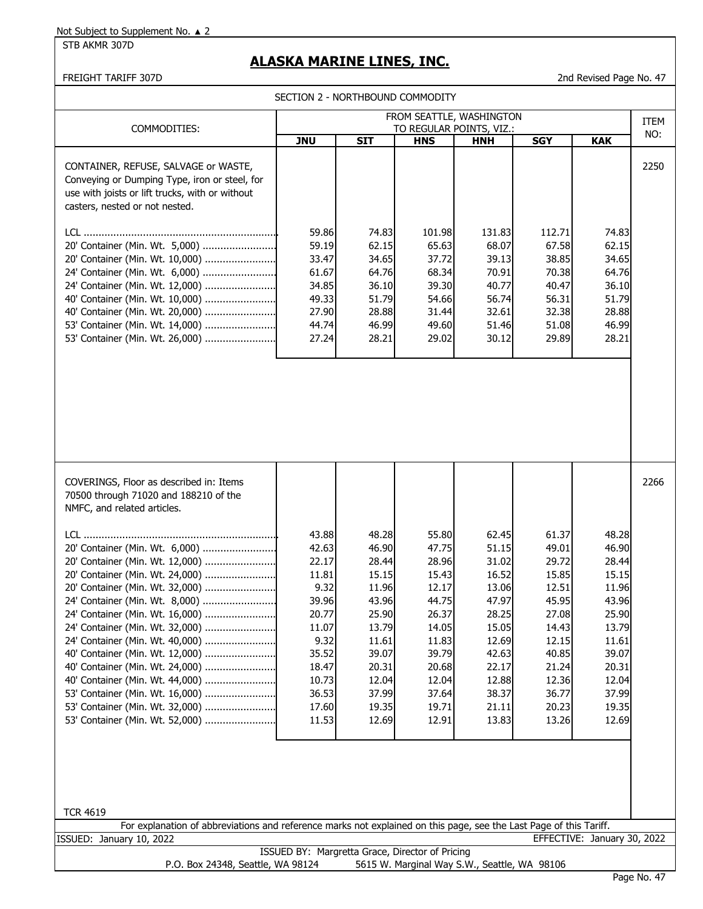Not Subject to Supplement No. ▲ 2

STB AKMR 307D

# ALASKA MARINE LINES, INC.

FREIGHT TARIFF 307D

2nd Revised Page No. 47

SECTION 2 - NORTHBOUND COMMODITY

| COMMODITIES: | FROM SEATTLE, WASHINGTON TO REGULAR POINTS, VIZ.: | | | | | | ITEM NO: |
|---|---|---|---|---|---|---|---|
| | **JNU** | **SIT** | **HNS** | **HNH** | **SGY** | **KAK** | |
| CONTAINER, REFUSE, SALVAGE or WASTE, Conveying or Dumping Type, iron or steel, for use with joists or lift trucks, with or without casters, nested or not nested. | | | | | | | 2250 |
| LCL | 59.86 | 74.83 | 101.98 | 131.83 | 112.71 | 74.83 | |
| 20' Container (Min. Wt. 5,000) | 59.19 | 62.15 | 65.63 | 68.07 | 67.58 | 62.15 | |
| 20' Container (Min. Wt. 10,000) | 33.47 | 34.65 | 37.72 | 39.13 | 38.85 | 34.65 | |
| 24' Container (Min. Wt. 6,000) | 61.67 | 64.76 | 68.34 | 70.91 | 70.38 | 64.76 | |
| 24' Container (Min. Wt. 12,000) | 34.85 | 36.10 | 39.30 | 40.77 | 40.47 | 36.10 | |
| 40' Container (Min. Wt. 10,000) | 49.33 | 51.79 | 54.66 | 56.74 | 56.31 | 51.79 | |
| 40' Container (Min. Wt. 20,000) | 27.90 | 28.88 | 31.44 | 32.61 | 32.38 | 28.88 | |
| 53' Container (Min. Wt. 14,000) | 44.74 | 46.99 | 49.60 | 51.46 | 51.08 | 46.99 | |
| 53' Container (Min. Wt. 26,000) | 27.24 | 28.21 | 29.02 | 30.12 | 29.89 | 28.21 | |
| COVERINGS, Floor as described in: Items 70500 through 71020 and 188210 of the NMFC, and related articles. | | | | | | | 2266 |
| LCL | 43.88 | 48.28 | 55.80 | 62.45 | 61.37 | 48.28 | |
| 20' Container (Min. Wt. 6,000) | 42.63 | 46.90 | 47.75 | 51.15 | 49.01 | 46.90 | |
| 20' Container (Min. Wt. 12,000) | 22.17 | 28.44 | 28.96 | 31.02 | 29.72 | 28.44 | |
| 20' Container (Min. Wt. 24,000) | 11.81 | 15.15 | 15.43 | 16.52 | 15.85 | 15.15 | |
| 20' Container (Min. Wt. 32,000) | 9.32 | 11.96 | 12.17 | 13.06 | 12.51 | 11.96 | |
| 24' Container (Min. Wt. 8,000) | 39.96 | 43.96 | 44.75 | 47.97 | 45.95 | 43.96 | |
| 24' Container (Min. Wt. 16,000) | 20.77 | 25.90 | 26.37 | 28.25 | 27.08 | 25.90 | |
| 24' Container (Min. Wt. 32,000) | 11.07 | 13.79 | 14.05 | 15.05 | 14.43 | 13.79 | |
| 24' Container (Min. Wt. 40,000) | 9.32 | 11.61 | 11.83 | 12.69 | 12.15 | 11.61 | |
| 40' Container (Min. Wt. 12,000) | 35.52 | 39.07 | 39.79 | 42.63 | 40.85 | 39.07 | |
| 40' Container (Min. Wt. 24,000) | 18.47 | 20.31 | 20.68 | 22.17 | 21.24 | 20.31 | |
| 40' Container (Min. Wt. 44,000) | 10.73 | 12.04 | 12.04 | 12.88 | 12.36 | 12.04 | |
| 53' Container (Min. Wt. 16,000) | 36.53 | 37.99 | 37.64 | 38.37 | 36.77 | 37.99 | |
| 53' Container (Min. Wt. 32,000) | 17.60 | 19.35 | 19.71 | 21.11 | 20.23 | 19.35 | |
| 53' Container (Min. Wt. 52,000) | 11.53 | 12.69 | 12.91 | 13.83 | 13.26 | 12.69 | |

TCR 4619

For explanation of abbreviations and reference marks not explained on this page, see the Last Page of this Tariff.

ISSUED: January 10, 2022

EFFECTIVE: January 30, 2022

ISSUED BY: Margretta Grace, Director of Pricing

P.O. Box 24348, Seattle, WA 98124    5615 W. Marginal Way S.W., Seattle, WA 98106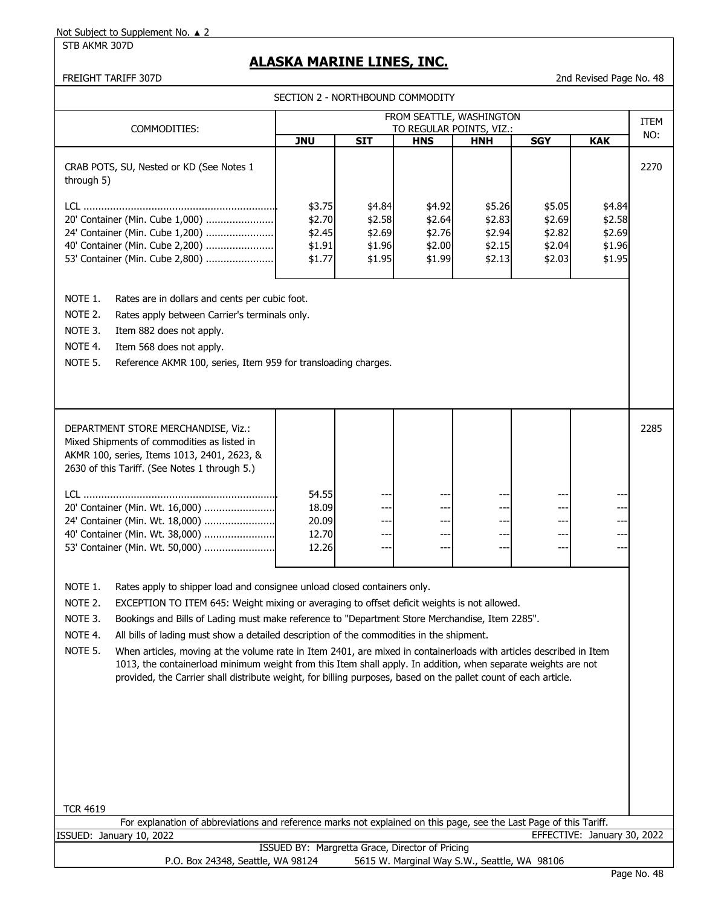Not Subject to Supplement No. ▲ 2

STB AKMR 307D

# ALASKA MARINE LINES, INC.

FREIGHT TARIFF 307D

2nd Revised Page No. 48

SECTION 2 - NORTHBOUND COMMODITY

| COMMODITIES: | FROM SEATTLE, WASHINGTON TO REGULAR POINTS, VIZ.: | | | | | | ITEM NO: |
|---|---|---|---|---|---|---|---|
| | **JNU** | **SIT** | **HNS** | **HNH** | **SGY** | **KAK** | |
| CRAB POTS, SU, Nested or KD (See Notes 1 through 5) | | | | | | | 2270 |
| LCL | $3.75 | $4.84 | $4.92 | $5.26 | $5.05 | $4.84 | |
| 20' Container (Min. Cube 1,000) | $2.70 | $2.58 | $2.64 | $2.83 | $2.69 | $2.58 | |
| 24' Container (Min. Cube 1,200) | $2.45 | $2.69 | $2.76 | $2.94 | $2.82 | $2.69 | |
| 40' Container (Min. Cube 2,200) | $1.91 | $1.96 | $2.00 | $2.15 | $2.04 | $1.96 | |
| 53' Container (Min. Cube 2,800) | $1.77 | $1.95 | $1.99 | $2.13 | $2.03 | $1.95 | |

NOTE 1. Rates are in dollars and cents per cubic foot.

NOTE 2. Rates apply between Carrier's terminals only.

NOTE 3. Item 882 does not apply.

NOTE 4. Item 568 does not apply.

NOTE 5. Reference AKMR 100, series, Item 959 for transloading charges.

| COMMODITIES: | **JNU** | **SIT** | **HNS** | **HNH** | **SGY** | **KAK** | ITEM NO: |
|---|---|---|---|---|---|---|---|
| DEPARTMENT STORE MERCHANDISE, Viz.: Mixed Shipments of commodities as listed in AKMR 100, series, Items 1013, 2401, 2623, & 2630 of this Tariff. (See Notes 1 through 5.) | | | | | | | 2285 |
| LCL | 54.55 | --- | --- | --- | --- | --- | |
| 20' Container (Min. Wt. 16,000) | 18.09 | --- | --- | --- | --- | --- | |
| 24' Container (Min. Wt. 18,000) | 20.09 | --- | --- | --- | --- | --- | |
| 40' Container (Min. Wt. 38,000) | 12.70 | --- | --- | --- | --- | --- | |
| 53' Container (Min. Wt. 50,000) | 12.26 | --- | --- | --- | --- | --- | |

NOTE 1. Rates apply to shipper load and consignee unload closed containers only.

NOTE 2. EXCEPTION TO ITEM 645: Weight mixing or averaging to offset deficit weights is not allowed.

NOTE 3. Bookings and Bills of Lading must make reference to "Department Store Merchandise, Item 2285".

NOTE 4. All bills of lading must show a detailed description of the commodities in the shipment.

NOTE 5. When articles, moving at the volume rate in Item 2401, are mixed in containerloads with articles described in Item 1013, the containerload minimum weight from this Item shall apply. In addition, when separate weights are not provided, the Carrier shall distribute weight, for billing purposes, based on the pallet count of each article.

TCR 4619

For explanation of abbreviations and reference marks not explained on this page, see the Last Page of this Tariff.

ISSUED: January 10, 2022 EFFECTIVE: January 30, 2022

ISSUED BY: Margretta Grace, Director of Pricing

P.O. Box 24348, Seattle, WA 98124 5615 W. Marginal Way S.W., Seattle, WA 98106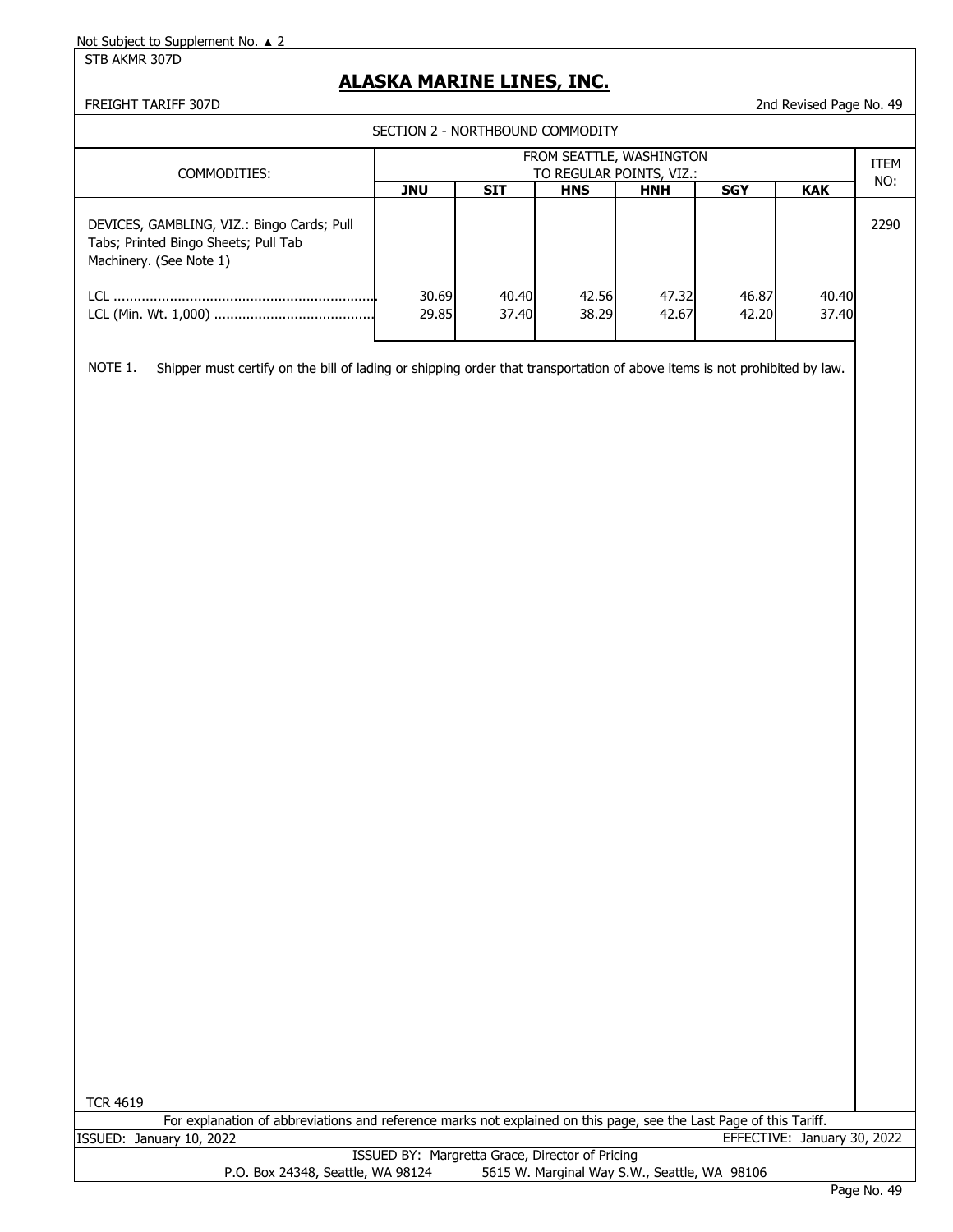Not Subject to Supplement No. ▲ 2

STB AKMR 307D

# ALASKA MARINE LINES, INC.

FREIGHT TARIFF 307D

2nd Revised Page No. 49

## SECTION 2 - NORTHBOUND COMMODITY

| COMMODITIES: | FROM SEATTLE, WASHINGTON TO REGULAR POINTS, VIZ.: | | | | | | ITEM NO: |
|---|---|---|---|---|---|---|---|
| | **JNU** | **SIT** | **HNS** | **HNH** | **SGY** | **KAK** | |
| DEVICES, GAMBLING, VIZ.: Bingo Cards; Pull Tabs; Printed Bingo Sheets; Pull Tab Machinery. (See Note 1) | | | | | | | 2290 |
| LCL | 30.69 | 40.40 | 42.56 | 47.32 | 46.87 | 40.40 | |
| LCL (Min. Wt. 1,000) | 29.85 | 37.40 | 38.29 | 42.67 | 42.20 | 37.40 | |

NOTE 1. Shipper must certify on the bill of lading or shipping order that transportation of above items is not prohibited by law.

TCR 4619

For explanation of abbreviations and reference marks not explained on this page, see the Last Page of this Tariff.

ISSUED: January 10, 2022

EFFECTIVE: January 30, 2022

ISSUED BY: Margretta Grace, Director of Pricing

P.O. Box 24348, Seattle, WA 98124 5615 W. Marginal Way S.W., Seattle, WA 98106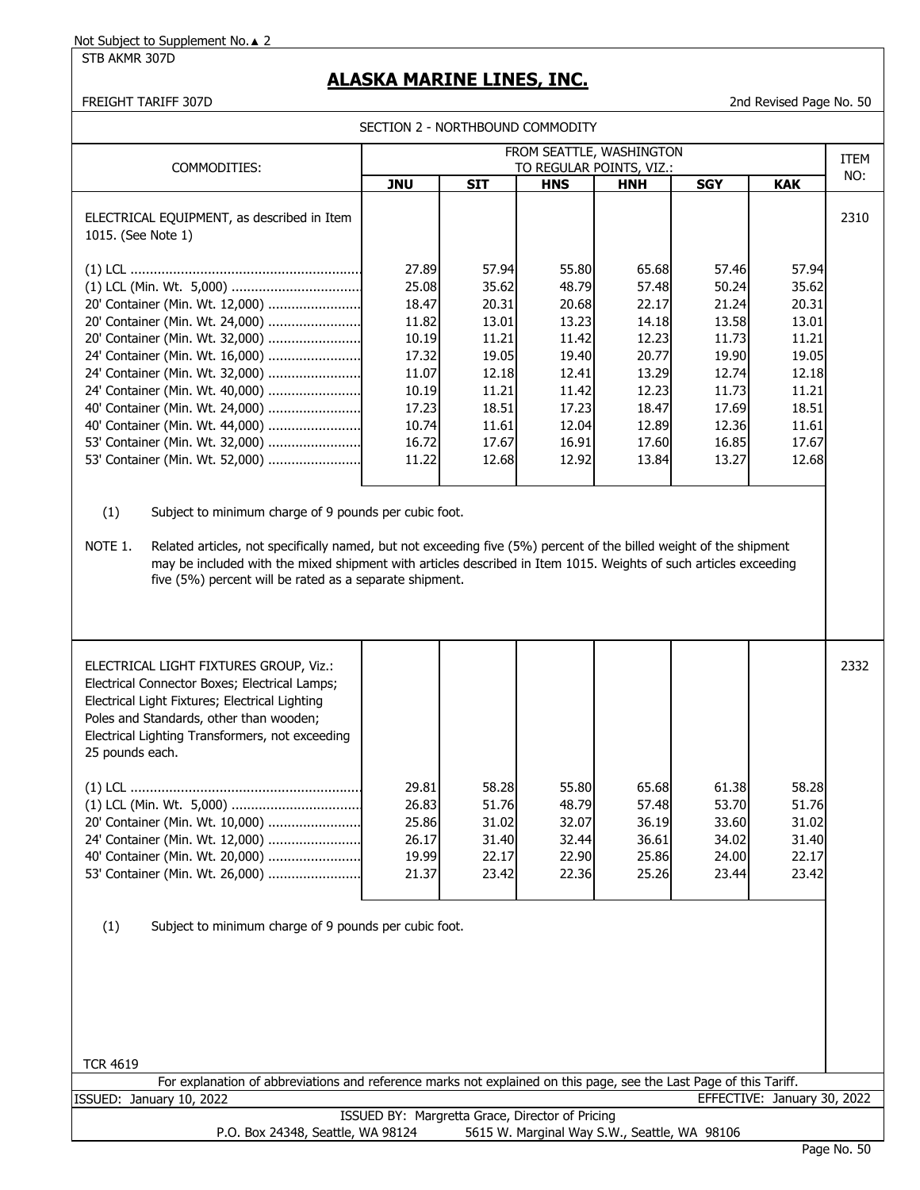Not Subject to Supplement No.▲ 2

STB AKMR 307D

# ALASKA MARINE LINES, INC.

FREIGHT TARIFF 307D

2nd Revised Page No. 50

SECTION 2 - NORTHBOUND COMMODITY

| COMMODITIES: | FROM SEATTLE, WASHINGTON TO REGULAR POINTS, VIZ.: | | | | | | ITEM NO: |
|---|---|---|---|---|---|---|---|
| | **JNU** | **SIT** | **HNS** | **HNH** | **SGY** | **KAK** | |
| ELECTRICAL EQUIPMENT, as described in Item 1015. (See Note 1) | | | | | | | 2310 |
| (1) LCL | 27.89 | 57.94 | 55.80 | 65.68 | 57.46 | 57.94 | |
| (1) LCL (Min. Wt. 5,000) | 25.08 | 35.62 | 48.79 | 57.48 | 50.24 | 35.62 | |
| 20' Container (Min. Wt. 12,000) | 18.47 | 20.31 | 20.68 | 22.17 | 21.24 | 20.31 | |
| 20' Container (Min. Wt. 24,000) | 11.82 | 13.01 | 13.23 | 14.18 | 13.58 | 13.01 | |
| 20' Container (Min. Wt. 32,000) | 10.19 | 11.21 | 11.42 | 12.23 | 11.73 | 11.21 | |
| 24' Container (Min. Wt. 16,000) | 17.32 | 19.05 | 19.40 | 20.77 | 19.90 | 19.05 | |
| 24' Container (Min. Wt. 32,000) | 11.07 | 12.18 | 12.41 | 13.29 | 12.74 | 12.18 | |
| 24' Container (Min. Wt. 40,000) | 10.19 | 11.21 | 11.42 | 12.23 | 11.73 | 11.21 | |
| 40' Container (Min. Wt. 24,000) | 17.23 | 18.51 | 17.23 | 18.47 | 17.69 | 18.51 | |
| 40' Container (Min. Wt. 44,000) | 10.74 | 11.61 | 12.04 | 12.89 | 12.36 | 11.61 | |
| 53' Container (Min. Wt. 32,000) | 16.72 | 17.67 | 16.91 | 17.60 | 16.85 | 17.67 | |
| 53' Container (Min. Wt. 52,000) | 11.22 | 12.68 | 12.92 | 13.84 | 13.27 | 12.68 | |

(1) Subject to minimum charge of 9 pounds per cubic foot.

NOTE 1. Related articles, not specifically named, but not exceeding five (5%) percent of the billed weight of the shipment may be included with the mixed shipment with articles described in Item 1015. Weights of such articles exceeding five (5%) percent will be rated as a separate shipment.

| COMMODITIES: | JNU | SIT | HNS | HNH | SGY | KAK | ITEM NO: |
|---|---|---|---|---|---|---|---|
| ELECTRICAL LIGHT FIXTURES GROUP, Viz.: Electrical Connector Boxes; Electrical Lamps; Electrical Light Fixtures; Electrical Lighting Poles and Standards, other than wooden; Electrical Lighting Transformers, not exceeding 25 pounds each. | | | | | | | 2332 |
| (1) LCL | 29.81 | 58.28 | 55.80 | 65.68 | 61.38 | 58.28 | |
| (1) LCL (Min. Wt. 5,000) | 26.83 | 51.76 | 48.79 | 57.48 | 53.70 | 51.76 | |
| 20' Container (Min. Wt. 10,000) | 25.86 | 31.02 | 32.07 | 36.19 | 33.60 | 31.02 | |
| 24' Container (Min. Wt. 12,000) | 26.17 | 31.40 | 32.44 | 36.61 | 34.02 | 31.40 | |
| 40' Container (Min. Wt. 20,000) | 19.99 | 22.17 | 22.90 | 25.86 | 24.00 | 22.17 | |
| 53' Container (Min. Wt. 26,000) | 21.37 | 23.42 | 22.36 | 25.26 | 23.44 | 23.42 | |

(1) Subject to minimum charge of 9 pounds per cubic foot.

TCR 4619

For explanation of abbreviations and reference marks not explained on this page, see the Last Page of this Tariff.

ISSUED: January 10, 2022 EFFECTIVE: January 30, 2022

ISSUED BY: Margretta Grace, Director of Pricing

P.O. Box 24348, Seattle, WA 98124 5615 W. Marginal Way S.W., Seattle, WA 98106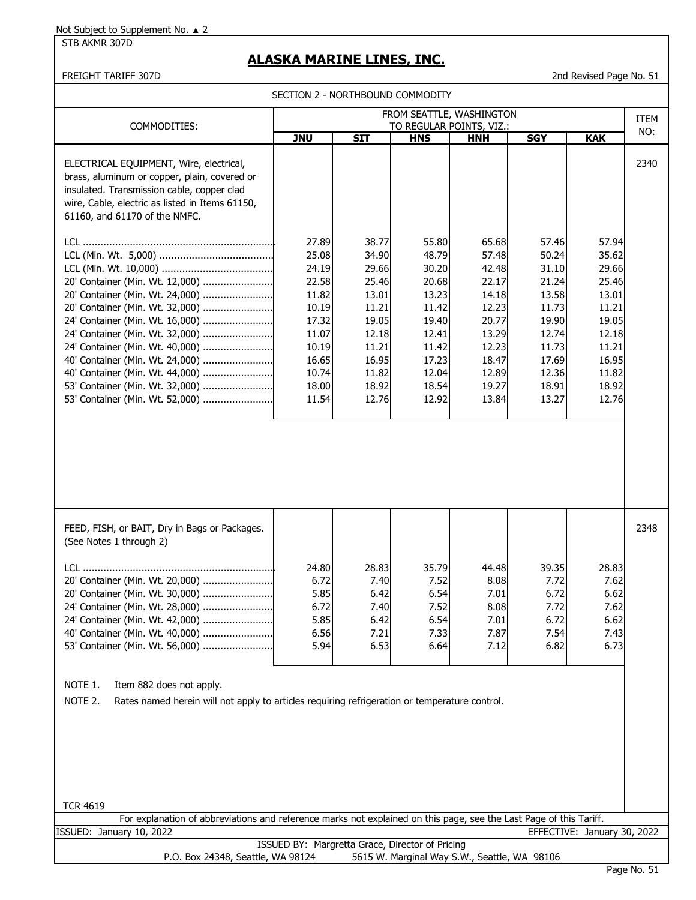Not Subject to Supplement No. ▲ 2

STB AKMR 307D

# ALASKA MARINE LINES, INC.

FREIGHT TARIFF 307D — 2nd Revised Page No. 51

## SECTION 2 - NORTHBOUND COMMODITY

| COMMODITIES: | FROM SEATTLE, WASHINGTON TO REGULAR POINTS, VIZ.: | | | | | | ITEM NO: |
|---|---|---|---|---|---|---|---|
| | **JNU** | **SIT** | **HNS** | **HNH** | **SGY** | **KAK** | |
| ELECTRICAL EQUIPMENT, Wire, electrical, brass, aluminum or copper, plain, covered or insulated. Transmission cable, copper clad wire, Cable, electric as listed in Items 61150, 61160, and 61170 of the NMFC. | | | | | | | 2340 |
| LCL | 27.89 | 38.77 | 55.80 | 65.68 | 57.46 | 57.94 | |
| LCL (Min. Wt. 5,000) | 25.08 | 34.90 | 48.79 | 57.48 | 50.24 | 35.62 | |
| LCL (Min. Wt. 10,000) | 24.19 | 29.66 | 30.20 | 42.48 | 31.10 | 29.66 | |
| 20' Container (Min. Wt. 12,000) | 22.58 | 25.46 | 20.68 | 22.17 | 21.24 | 25.46 | |
| 20' Container (Min. Wt. 24,000) | 11.82 | 13.01 | 13.23 | 14.18 | 13.58 | 13.01 | |
| 20' Container (Min. Wt. 32,000) | 10.19 | 11.21 | 11.42 | 12.23 | 11.73 | 11.21 | |
| 24' Container (Min. Wt. 16,000) | 17.32 | 19.05 | 19.40 | 20.77 | 19.90 | 19.05 | |
| 24' Container (Min. Wt. 32,000) | 11.07 | 12.18 | 12.41 | 13.29 | 12.74 | 12.18 | |
| 24' Container (Min. Wt. 40,000) | 10.19 | 11.21 | 11.42 | 12.23 | 11.73 | 11.21 | |
| 40' Container (Min. Wt. 24,000) | 16.65 | 16.95 | 17.23 | 18.47 | 17.69 | 16.95 | |
| 40' Container (Min. Wt. 44,000) | 10.74 | 11.82 | 12.04 | 12.89 | 12.36 | 11.82 | |
| 53' Container (Min. Wt. 32,000) | 18.00 | 18.92 | 18.54 | 19.27 | 18.91 | 18.92 | |
| 53' Container (Min. Wt. 52,000) | 11.54 | 12.76 | 12.92 | 13.84 | 13.27 | 12.76 | |
| FEED, FISH, or BAIT, Dry in Bags or Packages. (See Notes 1 through 2) | | | | | | | 2348 |
| LCL | 24.80 | 28.83 | 35.79 | 44.48 | 39.35 | 28.83 | |
| 20' Container (Min. Wt. 20,000) | 6.72 | 7.40 | 7.52 | 8.08 | 7.72 | 7.62 | |
| 20' Container (Min. Wt. 30,000) | 5.85 | 6.42 | 6.54 | 7.01 | 6.72 | 6.62 | |
| 24' Container (Min. Wt. 28,000) | 6.72 | 7.40 | 7.52 | 8.08 | 7.72 | 7.62 | |
| 24' Container (Min. Wt. 42,000) | 5.85 | 6.42 | 6.54 | 7.01 | 6.72 | 6.62 | |
| 40' Container (Min. Wt. 40,000) | 6.56 | 7.21 | 7.33 | 7.87 | 7.54 | 7.43 | |
| 53' Container (Min. Wt. 56,000) | 5.94 | 6.53 | 6.64 | 7.12 | 6.82 | 6.73 | |

NOTE 1. Item 882 does not apply.

NOTE 2. Rates named herein will not apply to articles requiring refrigeration or temperature control.

TCR 4619

For explanation of abbreviations and reference marks not explained on this page, see the Last Page of this Tariff.

ISSUED: January 10, 2022 — EFFECTIVE: January 30, 2022

ISSUED BY: Margretta Grace, Director of Pricing

P.O. Box 24348, Seattle, WA 98124 — 5615 W. Marginal Way S.W., Seattle, WA 98106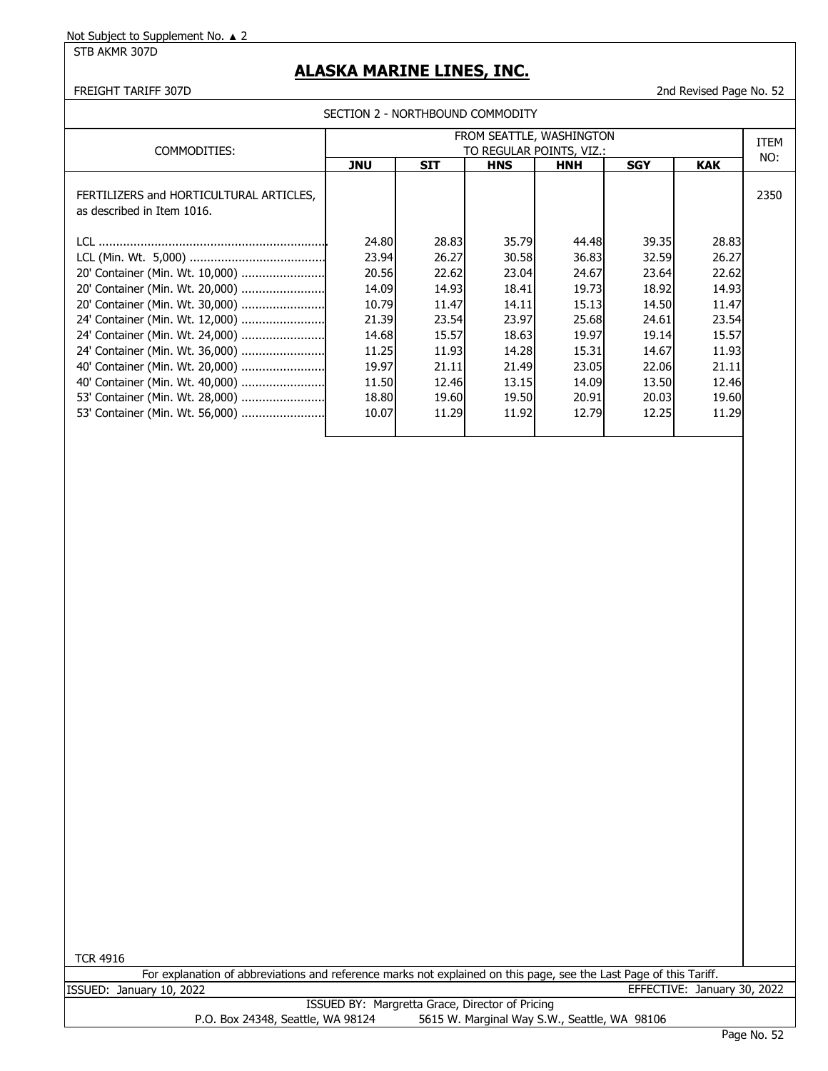Not Subject to Supplement No. ▲ 2

STB AKMR 307D

# ALASKA MARINE LINES, INC.

FREIGHT TARIFF 307D

2nd Revised Page No. 52

SECTION 2 - NORTHBOUND COMMODITY

| COMMODITIES: | FROM SEATTLE, WASHINGTON TO REGULAR POINTS, VIZ.: | | | | | | ITEM NO: |
|---|---|---|---|---|---|---|---|
| | **JNU** | **SIT** | **HNS** | **HNH** | **SGY** | **KAK** | |
| FERTILIZERS and HORTICULTURAL ARTICLES, as described in Item 1016. | | | | | | | 2350 |
| LCL | 24.80 | 28.83 | 35.79 | 44.48 | 39.35 | 28.83 | |
| LCL (Min. Wt. 5,000) | 23.94 | 26.27 | 30.58 | 36.83 | 32.59 | 26.27 | |
| 20' Container (Min. Wt. 10,000) | 20.56 | 22.62 | 23.04 | 24.67 | 23.64 | 22.62 | |
| 20' Container (Min. Wt. 20,000) | 14.09 | 14.93 | 18.41 | 19.73 | 18.92 | 14.93 | |
| 20' Container (Min. Wt. 30,000) | 10.79 | 11.47 | 14.11 | 15.13 | 14.50 | 11.47 | |
| 24' Container (Min. Wt. 12,000) | 21.39 | 23.54 | 23.97 | 25.68 | 24.61 | 23.54 | |
| 24' Container (Min. Wt. 24,000) | 14.68 | 15.57 | 18.63 | 19.97 | 19.14 | 15.57 | |
| 24' Container (Min. Wt. 36,000) | 11.25 | 11.93 | 14.28 | 15.31 | 14.67 | 11.93 | |
| 40' Container (Min. Wt. 20,000) | 19.97 | 21.11 | 21.49 | 23.05 | 22.06 | 21.11 | |
| 40' Container (Min. Wt. 40,000) | 11.50 | 12.46 | 13.15 | 14.09 | 13.50 | 12.46 | |
| 53' Container (Min. Wt. 28,000) | 18.80 | 19.60 | 19.50 | 20.91 | 20.03 | 19.60 | |
| 53' Container (Min. Wt. 56,000) | 10.07 | 11.29 | 11.92 | 12.79 | 12.25 | 11.29 | |

TCR 4916

For explanation of abbreviations and reference marks not explained on this page, see the Last Page of this Tariff.

ISSUED: January 10, 2022

EFFECTIVE: January 30, 2022

ISSUED BY: Margretta Grace, Director of Pricing

P.O. Box 24348, Seattle, WA 98124 5615 W. Marginal Way S.W., Seattle, WA 98106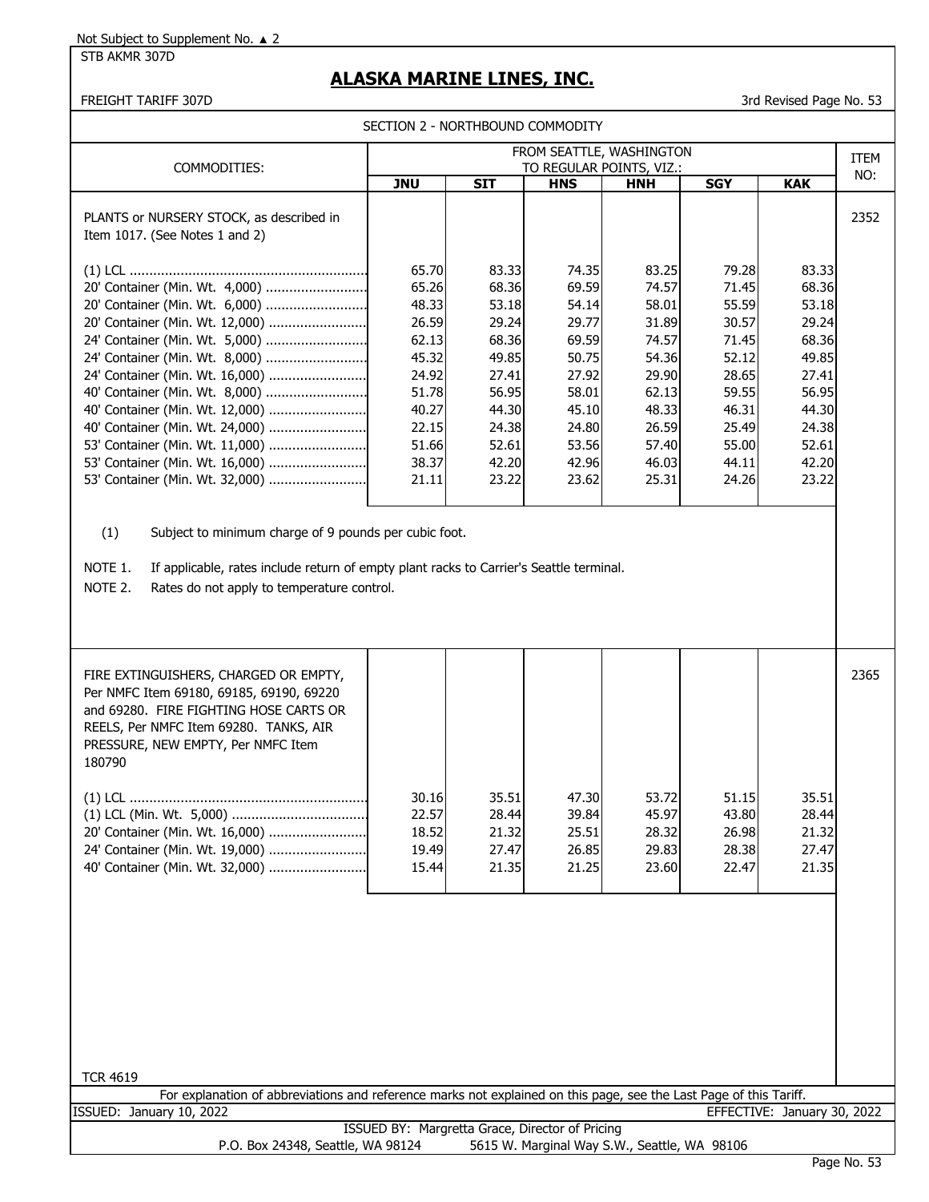Not Subject to Supplement No. ▲ 2

STB AKMR 307D

# ALASKA MARINE LINES, INC.

FREIGHT TARIFF 307D — 3rd Revised Page No. 53

## SECTION 2 - NORTHBOUND COMMODITY

| COMMODITIES: | FROM SEATTLE, WASHINGTON TO REGULAR POINTS, VIZ.: | | | | | | ITEM NO: |
|---|---|---|---|---|---|---|---|
| | JNU | SIT | HNS | HNH | SGY | KAK | |
| PLANTS or NURSERY STOCK, as described in Item 1017. (See Notes 1 and 2) | | | | | | | 2352 |
| (1) LCL | 65.70 | 83.33 | 74.35 | 83.25 | 79.28 | 83.33 | |
| 20' Container (Min. Wt. 4,000) | 65.26 | 68.36 | 69.59 | 74.57 | 71.45 | 68.36 | |
| 20' Container (Min. Wt. 6,000) | 48.33 | 53.18 | 54.14 | 58.01 | 55.59 | 53.18 | |
| 20' Container (Min. Wt. 12,000) | 26.59 | 29.24 | 29.77 | 31.89 | 30.57 | 29.24 | |
| 24' Container (Min. Wt. 5,000) | 62.13 | 68.36 | 69.59 | 74.57 | 71.45 | 68.36 | |
| 24' Container (Min. Wt. 8,000) | 45.32 | 49.85 | 50.75 | 54.36 | 52.12 | 49.85 | |
| 24' Container (Min. Wt. 16,000) | 24.92 | 27.41 | 27.92 | 29.90 | 28.65 | 27.41 | |
| 40' Container (Min. Wt. 8,000) | 51.78 | 56.95 | 58.01 | 62.13 | 59.55 | 56.95 | |
| 40' Container (Min. Wt. 12,000) | 40.27 | 44.30 | 45.10 | 48.33 | 46.31 | 44.30 | |
| 40' Container (Min. Wt. 24,000) | 22.15 | 24.38 | 24.80 | 26.59 | 25.49 | 24.38 | |
| 53' Container (Min. Wt. 11,000) | 51.66 | 52.61 | 53.56 | 57.40 | 55.00 | 52.61 | |
| 53' Container (Min. Wt. 16,000) | 38.37 | 42.20 | 42.96 | 46.03 | 44.11 | 42.20 | |
| 53' Container (Min. Wt. 32,000) | 21.11 | 23.22 | 23.62 | 25.31 | 24.26 | 23.22 | |

(1) Subject to minimum charge of 9 pounds per cubic foot.

NOTE 1. If applicable, rates include return of empty plant racks to Carrier's Seattle terminal.

NOTE 2. Rates do not apply to temperature control.

| COMMODITIES: | JNU | SIT | HNS | HNH | SGY | KAK | ITEM NO: |
|---|---|---|---|---|---|---|---|
| FIRE EXTINGUISHERS, CHARGED OR EMPTY, Per NMFC Item 69180, 69185, 69190, 69220 and 69280. FIRE FIGHTING HOSE CARTS OR REELS, Per NMFC Item 69280. TANKS, AIR PRESSURE, NEW EMPTY, Per NMFC Item 180790 | | | | | | | 2365 |
| (1) LCL | 30.16 | 35.51 | 47.30 | 53.72 | 51.15 | 35.51 | |
| (1) LCL (Min. Wt. 5,000) | 22.57 | 28.44 | 39.84 | 45.97 | 43.80 | 28.44 | |
| 20' Container (Min. Wt. 16,000) | 18.52 | 21.32 | 25.51 | 28.32 | 26.98 | 21.32 | |
| 24' Container (Min. Wt. 19,000) | 19.49 | 27.47 | 26.85 | 29.83 | 28.38 | 27.47 | |
| 40' Container (Min. Wt. 32,000) | 15.44 | 21.35 | 21.25 | 23.60 | 22.47 | 21.35 | |

TCR 4619

For explanation of abbreviations and reference marks not explained on this page, see the Last Page of this Tariff.

ISSUED: January 10, 2022 — EFFECTIVE: January 30, 2022

ISSUED BY: Margretta Grace, Director of Pricing

P.O. Box 24348, Seattle, WA 98124 — 5615 W. Marginal Way S.W., Seattle, WA 98106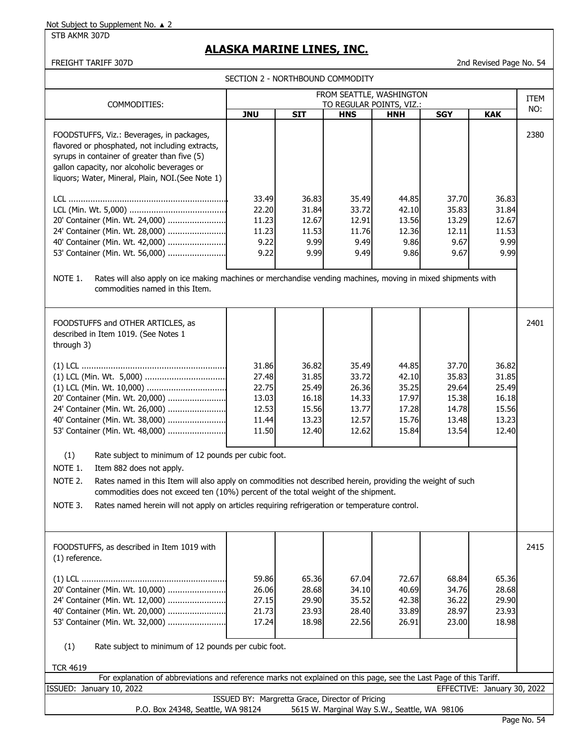Not Subject to Supplement No. ▲ 2

STB AKMR 307D

# ALASKA MARINE LINES, INC.

FREIGHT TARIFF 307D

2nd Revised Page No. 54

## SECTION 2 - NORTHBOUND COMMODITY

| COMMODITIES: | FROM SEATTLE, WASHINGTON TO REGULAR POINTS, VIZ.: | | | | | | ITEM NO: |
|---|---|---|---|---|---|---|---|
| | **JNU** | **SIT** | **HNS** | **HNH** | **SGY** | **KAK** | |
| FOODSTUFFS, Viz.: Beverages, in packages, flavored or phosphated, not including extracts, syrups in container of greater than five (5) gallon capacity, nor alcoholic beverages or liquors; Water, Mineral, Plain, NOI.(See Note 1) | | | | | | | 2380 |
| LCL | 33.49 | 36.83 | 35.49 | 44.85 | 37.70 | 36.83 | |
| LCL (Min. Wt. 5,000) | 22.20 | 31.84 | 33.72 | 42.10 | 35.83 | 31.84 | |
| 20' Container (Min. Wt. 24,000) | 11.23 | 12.67 | 12.91 | 13.56 | 13.29 | 12.67 | |
| 24' Container (Min. Wt. 28,000) | 11.23 | 11.53 | 11.76 | 12.36 | 12.11 | 11.53 | |
| 40' Container (Min. Wt. 42,000) | 9.22 | 9.99 | 9.49 | 9.86 | 9.67 | 9.99 | |
| 53' Container (Min. Wt. 56,000) | 9.22 | 9.99 | 9.49 | 9.86 | 9.67 | 9.99 | |

NOTE 1. Rates will also apply on ice making machines or merchandise vending machines, moving in mixed shipments with commodities named in this Item.

| COMMODITIES: | JNU | SIT | HNS | HNH | SGY | KAK | ITEM NO: |
|---|---|---|---|---|---|---|---|
| FOODSTUFFS and OTHER ARTICLES, as described in Item 1019. (See Notes 1 through 3) | | | | | | | 2401 |
| (1) LCL | 31.86 | 36.82 | 35.49 | 44.85 | 37.70 | 36.82 | |
| (1) LCL (Min. Wt. 5,000) | 27.48 | 31.85 | 33.72 | 42.10 | 35.83 | 31.85 | |
| (1) LCL (Min. Wt. 10,000) | 22.75 | 25.49 | 26.36 | 35.25 | 29.64 | 25.49 | |
| 20' Container (Min. Wt. 20,000) | 13.03 | 16.18 | 14.33 | 17.97 | 15.38 | 16.18 | |
| 24' Container (Min. Wt. 26,000) | 12.53 | 15.56 | 13.77 | 17.28 | 14.78 | 15.56 | |
| 40' Container (Min. Wt. 38,000) | 11.44 | 13.23 | 12.57 | 15.76 | 13.48 | 13.23 | |
| 53' Container (Min. Wt. 48,000) | 11.50 | 12.40 | 12.62 | 15.84 | 13.54 | 12.40 | |

(1) Rate subject to minimum of 12 pounds per cubic foot.

NOTE 1. Item 882 does not apply.

NOTE 2. Rates named in this Item will also apply on commodities not described herein, providing the weight of such commodities does not exceed ten (10%) percent of the total weight of the shipment.

NOTE 3. Rates named herein will not apply on articles requiring refrigeration or temperature control.

| COMMODITIES: | JNU | SIT | HNS | HNH | SGY | KAK | ITEM NO: |
|---|---|---|---|---|---|---|---|
| FOODSTUFFS, as described in Item 1019 with (1) reference. | | | | | | | 2415 |
| (1) LCL | 59.86 | 65.36 | 67.04 | 72.67 | 68.84 | 65.36 | |
| 20' Container (Min. Wt. 10,000) | 26.06 | 28.68 | 34.10 | 40.69 | 34.76 | 28.68 | |
| 24' Container (Min. Wt. 12,000) | 27.15 | 29.90 | 35.52 | 42.38 | 36.22 | 29.90 | |
| 40' Container (Min. Wt. 20,000) | 21.73 | 23.93 | 28.40 | 33.89 | 28.97 | 23.93 | |
| 53' Container (Min. Wt. 32,000) | 17.24 | 18.98 | 22.56 | 26.91 | 23.00 | 18.98 | |

(1) Rate subject to minimum of 12 pounds per cubic foot.

TCR 4619

For explanation of abbreviations and reference marks not explained on this page, see the Last Page of this Tariff.

ISSUED: January 10, 2022 EFFECTIVE: January 30, 2022

ISSUED BY: Margretta Grace, Director of Pricing

P.O. Box 24348, Seattle, WA 98124 5615 W. Marginal Way S.W., Seattle, WA 98106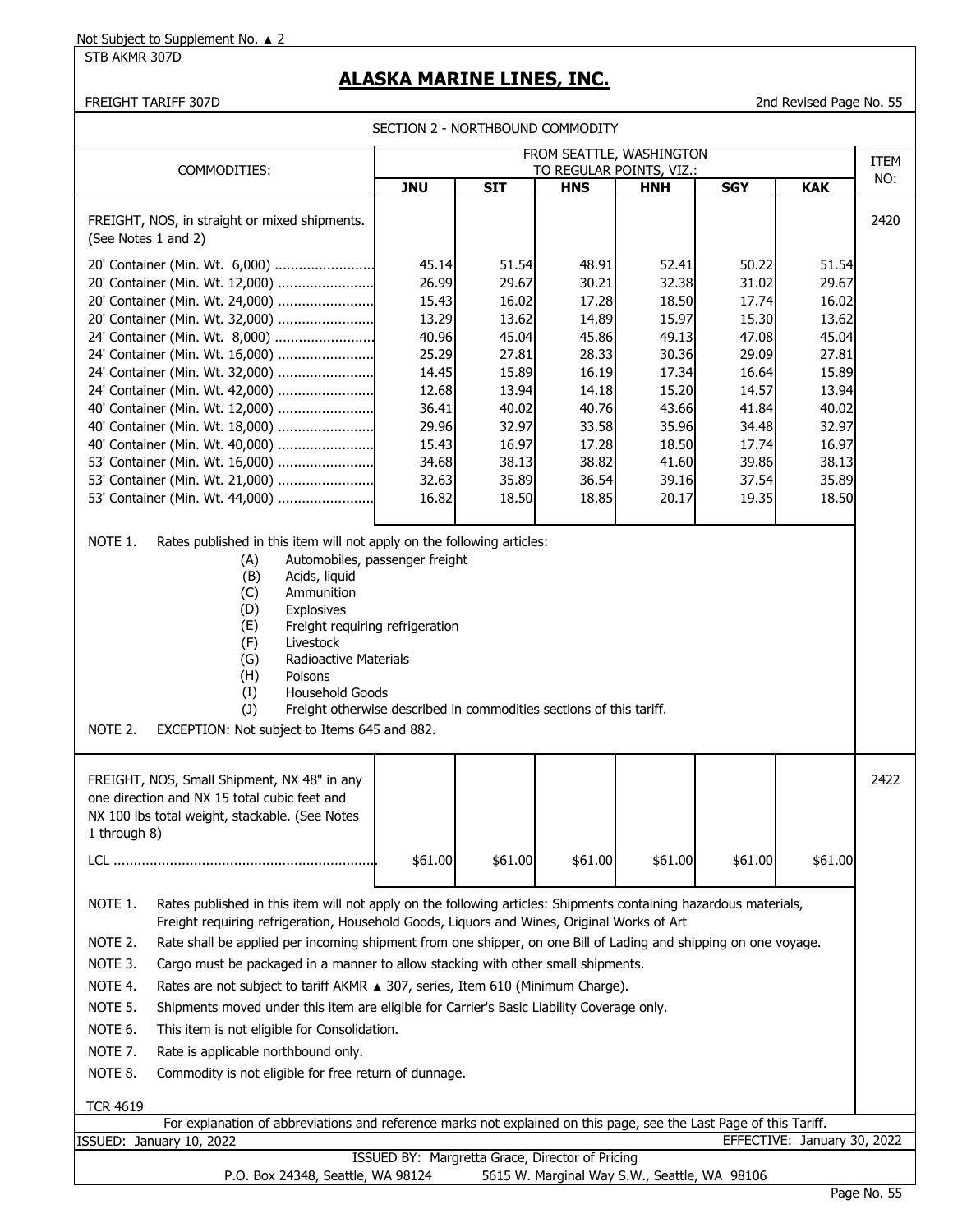Not Subject to Supplement No. ▲ 2

STB AKMR 307D

# ALASKA MARINE LINES, INC.

FREIGHT TARIFF 307D — 2nd Revised Page No. 55

## SECTION 2 - NORTHBOUND COMMODITY

| COMMODITIES: | FROM SEATTLE, WASHINGTON TO REGULAR POINTS, VIZ.: | | | | | | ITEM NO: |
|---|---|---|---|---|---|---|---|
| | JNU | SIT | HNS | HNH | SGY | KAK | |
| FREIGHT, NOS, in straight or mixed shipments. (See Notes 1 and 2) | | | | | | | 2420 |
| 20' Container (Min. Wt. 6,000) | 45.14 | 51.54 | 48.91 | 52.41 | 50.22 | 51.54 | |
| 20' Container (Min. Wt. 12,000) | 26.99 | 29.67 | 30.21 | 32.38 | 31.02 | 29.67 | |
| 20' Container (Min. Wt. 24,000) | 15.43 | 16.02 | 17.28 | 18.50 | 17.74 | 16.02 | |
| 20' Container (Min. Wt. 32,000) | 13.29 | 13.62 | 14.89 | 15.97 | 15.30 | 13.62 | |
| 24' Container (Min. Wt. 8,000) | 40.96 | 45.04 | 45.86 | 49.13 | 47.08 | 45.04 | |
| 24' Container (Min. Wt. 16,000) | 25.29 | 27.81 | 28.33 | 30.36 | 29.09 | 27.81 | |
| 24' Container (Min. Wt. 32,000) | 14.45 | 15.89 | 16.19 | 17.34 | 16.64 | 15.89 | |
| 24' Container (Min. Wt. 42,000) | 12.68 | 13.94 | 14.18 | 15.20 | 14.57 | 13.94 | |
| 40' Container (Min. Wt. 12,000) | 36.41 | 40.02 | 40.76 | 43.66 | 41.84 | 40.02 | |
| 40' Container (Min. Wt. 18,000) | 29.96 | 32.97 | 33.58 | 35.96 | 34.48 | 32.97 | |
| 40' Container (Min. Wt. 40,000) | 15.43 | 16.97 | 17.28 | 18.50 | 17.74 | 16.97 | |
| 53' Container (Min. Wt. 16,000) | 34.68 | 38.13 | 38.82 | 41.60 | 39.86 | 38.13 | |
| 53' Container (Min. Wt. 21,000) | 32.63 | 35.89 | 36.54 | 39.16 | 37.54 | 35.89 | |
| 53' Container (Min. Wt. 44,000) | 16.82 | 18.50 | 18.85 | 20.17 | 19.35 | 18.50 | |

NOTE 1. Rates published in this item will not apply on the following articles:

- (A) Automobiles, passenger freight
- (B) Acids, liquid
- (C) Ammunition
- (D) Explosives
- (E) Freight requiring refrigeration
- (F) Livestock
- (G) Radioactive Materials
- (H) Poisons
- (I) Household Goods
- (J) Freight otherwise described in commodities sections of this tariff.

NOTE 2. EXCEPTION: Not subject to Items 645 and 882.

| COMMODITIES: | JNU | SIT | HNS | HNH | SGY | KAK | ITEM NO: |
|---|---|---|---|---|---|---|---|
| FREIGHT, NOS, Small Shipment, NX 48" in any one direction and NX 15 total cubic feet and NX 100 lbs total weight, stackable. (See Notes 1 through 8) | | | | | | | 2422 |
| LCL | $61.00 | $61.00 | $61.00 | $61.00 | $61.00 | $61.00 | |

NOTE 1. Rates published in this item will not apply on the following articles: Shipments containing hazardous materials, Freight requiring refrigeration, Household Goods, Liquors and Wines, Original Works of Art

NOTE 2. Rate shall be applied per incoming shipment from one shipper, on one Bill of Lading and shipping on one voyage.

NOTE 3. Cargo must be packaged in a manner to allow stacking with other small shipments.

NOTE 4. Rates are not subject to tariff AKMR ▲ 307, series, Item 610 (Minimum Charge).

NOTE 5. Shipments moved under this item are eligible for Carrier's Basic Liability Coverage only.

NOTE 6. This item is not eligible for Consolidation.

NOTE 7. Rate is applicable northbound only.

NOTE 8. Commodity is not eligible for free return of dunnage.

TCR 4619

For explanation of abbreviations and reference marks not explained on this page, see the Last Page of this Tariff.

ISSUED: January 10, 2022 — EFFECTIVE: January 30, 2022

ISSUED BY: Margretta Grace, Director of Pricing

P.O. Box 24348, Seattle, WA 98124 — 5615 W. Marginal Way S.W., Seattle, WA 98106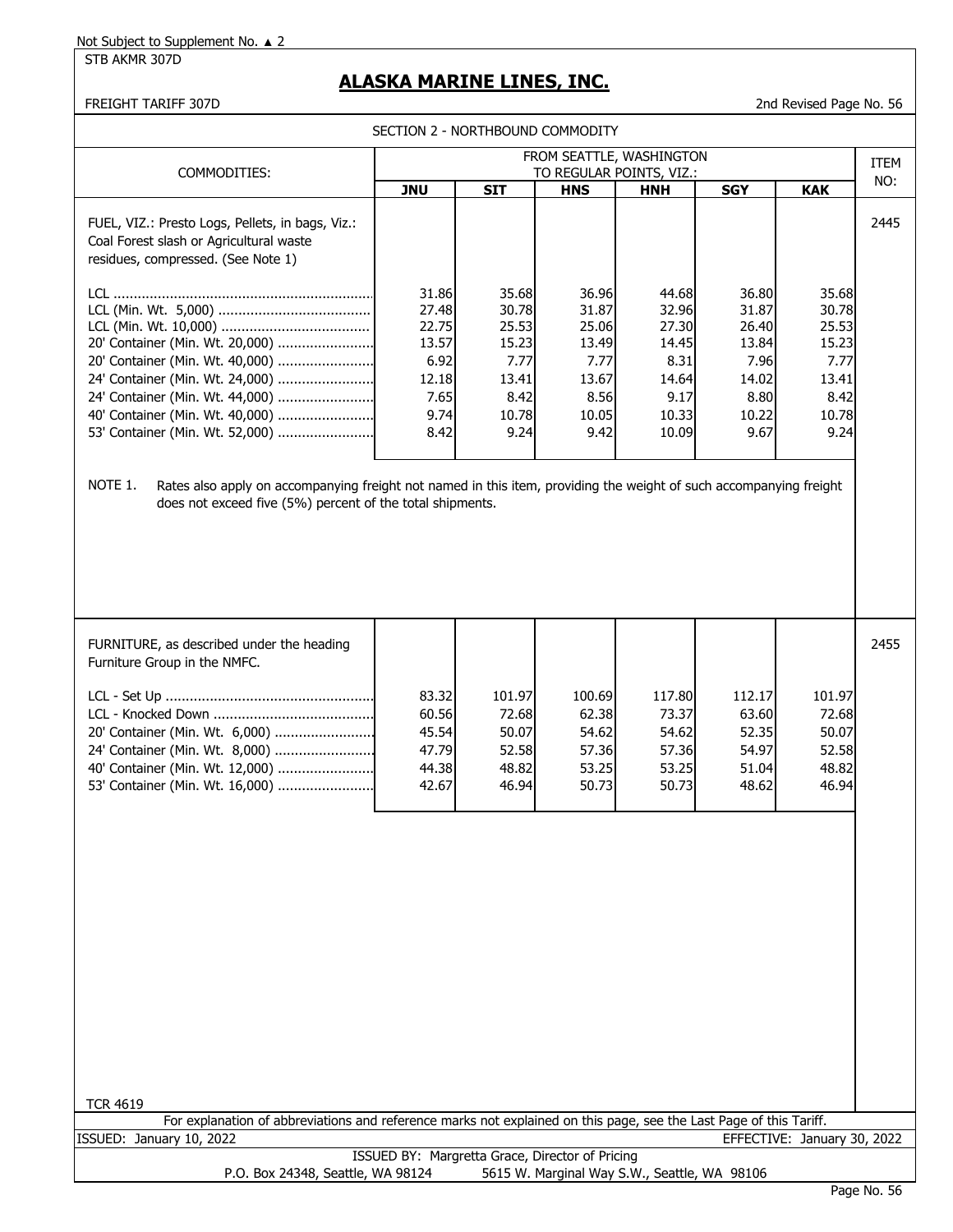Not Subject to Supplement No. ▲ 2

STB AKMR 307D

# ALASKA MARINE LINES, INC.

FREIGHT TARIFF 307D — 2nd Revised Page No. 56

## SECTION 2 - NORTHBOUND COMMODITY

| COMMODITIES: | FROM SEATTLE, WASHINGTON TO REGULAR POINTS, VIZ.: | | | | | | ITEM NO: |
|---|---|---|---|---|---|---|---|
| | **JNU** | **SIT** | **HNS** | **HNH** | **SGY** | **KAK** | |
| FUEL, VIZ.: Presto Logs, Pellets, in bags, Viz.: Coal Forest slash or Agricultural waste residues, compressed. (See Note 1) | | | | | | | 2445 |
| LCL | 31.86 | 35.68 | 36.96 | 44.68 | 36.80 | 35.68 | |
| LCL (Min. Wt. 5,000) | 27.48 | 30.78 | 31.87 | 32.96 | 31.87 | 30.78 | |
| LCL (Min. Wt. 10,000) | 22.75 | 25.53 | 25.06 | 27.30 | 26.40 | 25.53 | |
| 20' Container (Min. Wt. 20,000) | 13.57 | 15.23 | 13.49 | 14.45 | 13.84 | 15.23 | |
| 20' Container (Min. Wt. 40,000) | 6.92 | 7.77 | 7.77 | 8.31 | 7.96 | 7.77 | |
| 24' Container (Min. Wt. 24,000) | 12.18 | 13.41 | 13.67 | 14.64 | 14.02 | 13.41 | |
| 24' Container (Min. Wt. 44,000) | 7.65 | 8.42 | 8.56 | 9.17 | 8.80 | 8.42 | |
| 40' Container (Min. Wt. 40,000) | 9.74 | 10.78 | 10.05 | 10.33 | 10.22 | 10.78 | |
| 53' Container (Min. Wt. 52,000) | 8.42 | 9.24 | 9.42 | 10.09 | 9.67 | 9.24 | |

NOTE 1. Rates also apply on accompanying freight not named in this item, providing the weight of such accompanying freight does not exceed five (5%) percent of the total shipments.

| COMMODITIES: | JNU | SIT | HNS | HNH | SGY | KAK | ITEM NO: |
|---|---|---|---|---|---|---|---|
| FURNITURE, as described under the heading Furniture Group in the NMFC. | | | | | | | 2455 |
| LCL - Set Up | 83.32 | 101.97 | 100.69 | 117.80 | 112.17 | 101.97 | |
| LCL - Knocked Down | 60.56 | 72.68 | 62.38 | 73.37 | 63.60 | 72.68 | |
| 20' Container (Min. Wt. 6,000) | 45.54 | 50.07 | 54.62 | 54.62 | 52.35 | 50.07 | |
| 24' Container (Min. Wt. 8,000) | 47.79 | 52.58 | 57.36 | 57.36 | 54.97 | 52.58 | |
| 40' Container (Min. Wt. 12,000) | 44.38 | 48.82 | 53.25 | 53.25 | 51.04 | 48.82 | |
| 53' Container (Min. Wt. 16,000) | 42.67 | 46.94 | 50.73 | 50.73 | 48.62 | 46.94 | |

TCR 4619

For explanation of abbreviations and reference marks not explained on this page, see the Last Page of this Tariff.

ISSUED: January 10, 2022 — EFFECTIVE: January 30, 2022

ISSUED BY: Margretta Grace, Director of Pricing

P.O. Box 24348, Seattle, WA 98124 — 5615 W. Marginal Way S.W., Seattle, WA 98106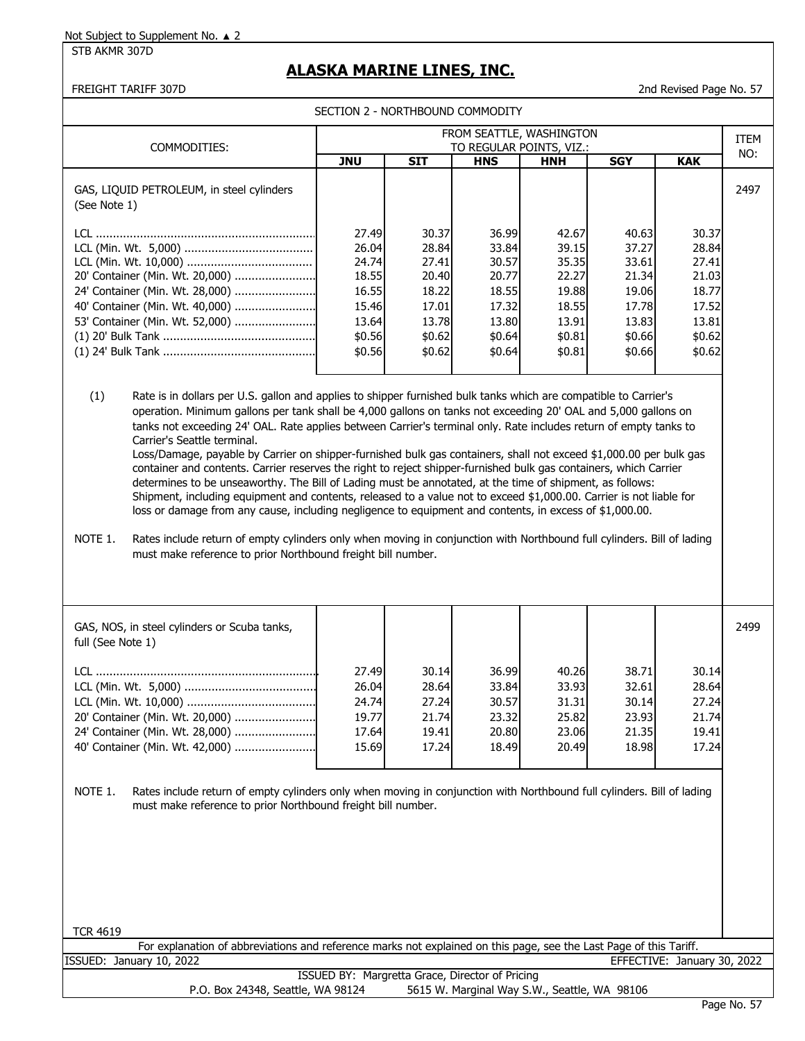Not Subject to Supplement No. ▲ 2

STB AKMR 307D

# ALASKA MARINE LINES, INC.

FREIGHT TARIFF 307D

2nd Revised Page No. 57

SECTION 2 - NORTHBOUND COMMODITY

| COMMODITIES: | FROM SEATTLE, WASHINGTON TO REGULAR POINTS, VIZ.: | | | | | | ITEM NO: |
|---|---|---|---|---|---|---|---|
| | **JNU** | **SIT** | **HNS** | **HNH** | **SGY** | **KAK** | |
| GAS, LIQUID PETROLEUM, in steel cylinders (See Note 1) | | | | | | | 2497 |
| LCL | 27.49 | 30.37 | 36.99 | 42.67 | 40.63 | 30.37 | |
| LCL (Min. Wt. 5,000) | 26.04 | 28.84 | 33.84 | 39.15 | 37.27 | 28.84 | |
| LCL (Min. Wt. 10,000) | 24.74 | 27.41 | 30.57 | 35.35 | 33.61 | 27.41 | |
| 20' Container (Min. Wt. 20,000) | 18.55 | 20.40 | 20.77 | 22.27 | 21.34 | 21.03 | |
| 24' Container (Min. Wt. 28,000) | 16.55 | 18.22 | 18.55 | 19.88 | 19.06 | 18.77 | |
| 40' Container (Min. Wt. 40,000) | 15.46 | 17.01 | 17.32 | 18.55 | 17.78 | 17.52 | |
| 53' Container (Min. Wt. 52,000) | 13.64 | 13.78 | 13.80 | 13.91 | 13.83 | 13.81 | |
| (1) 20' Bulk Tank | $0.56 | $0.62 | $0.64 | $0.81 | $0.66 | $0.62 | |
| (1) 24' Bulk Tank | $0.56 | $0.62 | $0.64 | $0.81 | $0.66 | $0.62 | |

(1) Rate is in dollars per U.S. gallon and applies to shipper furnished bulk tanks which are compatible to Carrier's operation. Minimum gallons per tank shall be 4,000 gallons on tanks not exceeding 20' OAL and 5,000 gallons on tanks not exceeding 24' OAL. Rate applies between Carrier's terminal only. Rate includes return of empty tanks to Carrier's Seattle terminal.
Loss/Damage, payable by Carrier on shipper-furnished bulk gas containers, shall not exceed $1,000.00 per bulk gas container and contents. Carrier reserves the right to reject shipper-furnished bulk gas containers, which Carrier determines to be unseaworthy. The Bill of Lading must be annotated, at the time of shipment, as follows: Shipment, including equipment and contents, released to a value not to exceed $1,000.00. Carrier is not liable for loss or damage from any cause, including negligence to equipment and contents, in excess of $1,000.00.

NOTE 1. Rates include return of empty cylinders only when moving in conjunction with Northbound full cylinders. Bill of lading must make reference to prior Northbound freight bill number.

| COMMODITIES: | **JNU** | **SIT** | **HNS** | **HNH** | **SGY** | **KAK** | ITEM NO: |
|---|---|---|---|---|---|---|---|
| GAS, NOS, in steel cylinders or Scuba tanks, full (See Note 1) | | | | | | | 2499 |
| LCL | 27.49 | 30.14 | 36.99 | 40.26 | 38.71 | 30.14 | |
| LCL (Min. Wt. 5,000) | 26.04 | 28.64 | 33.84 | 33.93 | 32.61 | 28.64 | |
| LCL (Min. Wt. 10,000) | 24.74 | 27.24 | 30.57 | 31.31 | 30.14 | 27.24 | |
| 20' Container (Min. Wt. 20,000) | 19.77 | 21.74 | 23.32 | 25.82 | 23.93 | 21.74 | |
| 24' Container (Min. Wt. 28,000) | 17.64 | 19.41 | 20.80 | 23.06 | 21.35 | 19.41 | |
| 40' Container (Min. Wt. 42,000) | 15.69 | 17.24 | 18.49 | 20.49 | 18.98 | 17.24 | |

NOTE 1. Rates include return of empty cylinders only when moving in conjunction with Northbound full cylinders. Bill of lading must make reference to prior Northbound freight bill number.

TCR 4619

For explanation of abbreviations and reference marks not explained on this page, see the Last Page of this Tariff.

ISSUED: January 10, 2022 EFFECTIVE: January 30, 2022

ISSUED BY: Margretta Grace, Director of Pricing

P.O. Box 24348, Seattle, WA 98124 5615 W. Marginal Way S.W., Seattle, WA 98106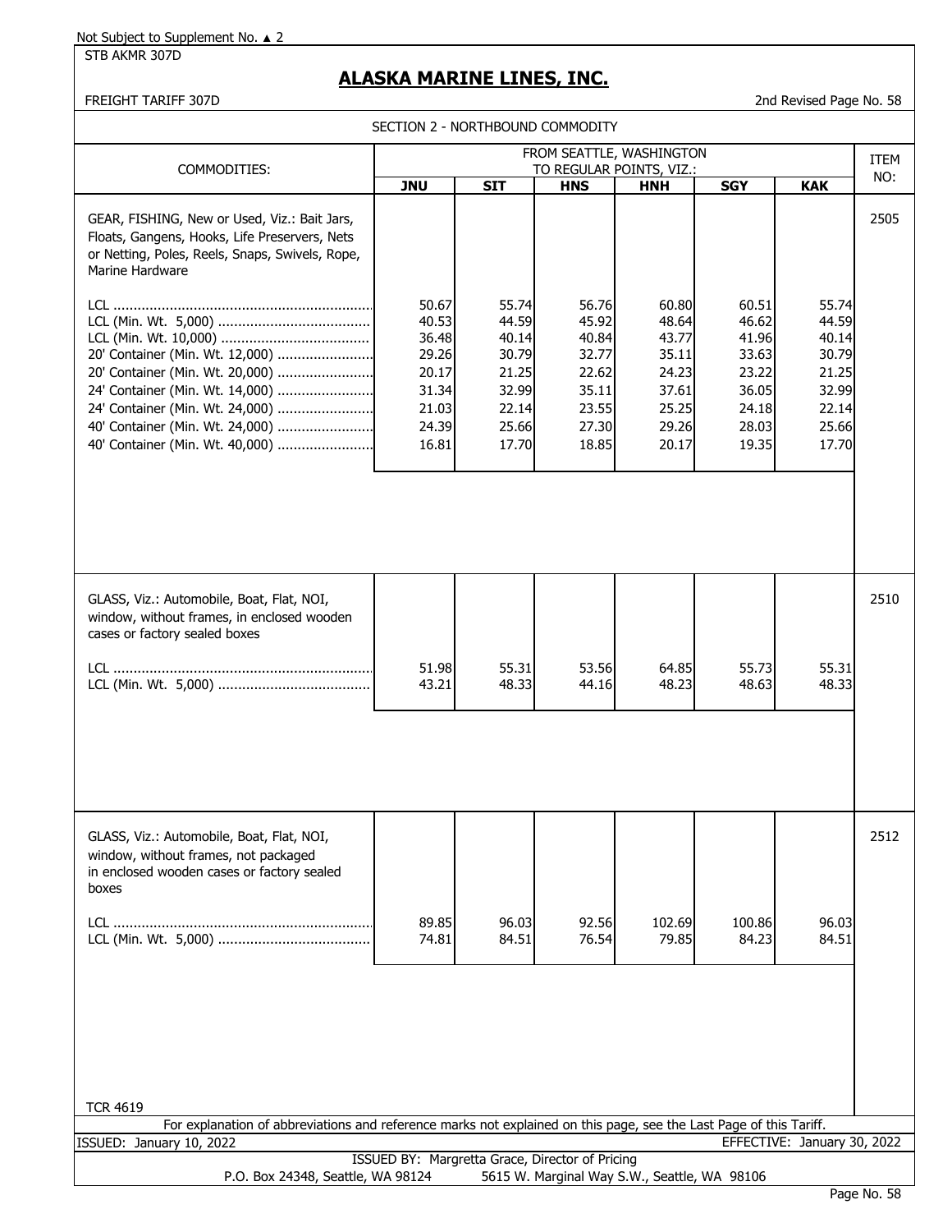Not Subject to Supplement No. ▲ 2

STB AKMR 307D

# ALASKA MARINE LINES, INC.

FREIGHT TARIFF 307D

2nd Revised Page No. 58

SECTION 2 - NORTHBOUND COMMODITY

| COMMODITIES: | FROM SEATTLE, WASHINGTON TO REGULAR POINTS, VIZ.: | | | | | | ITEM NO: |
|---|---|---|---|---|---|---|---|
| | **JNU** | **SIT** | **HNS** | **HNH** | **SGY** | **KAK** | |
| GEAR, FISHING, New or Used, Viz.: Bait Jars, Floats, Gangens, Hooks, Life Preservers, Nets or Netting, Poles, Reels, Snaps, Swivels, Rope, Marine Hardware | | | | | | | 2505 |
| LCL | 50.67 | 55.74 | 56.76 | 60.80 | 60.51 | 55.74 | |
| LCL (Min. Wt. 5,000) | 40.53 | 44.59 | 45.92 | 48.64 | 46.62 | 44.59 | |
| LCL (Min. Wt. 10,000) | 36.48 | 40.14 | 40.84 | 43.77 | 41.96 | 40.14 | |
| 20' Container (Min. Wt. 12,000) | 29.26 | 30.79 | 32.77 | 35.11 | 33.63 | 30.79 | |
| 20' Container (Min. Wt. 20,000) | 20.17 | 21.25 | 22.62 | 24.23 | 23.22 | 21.25 | |
| 24' Container (Min. Wt. 14,000) | 31.34 | 32.99 | 35.11 | 37.61 | 36.05 | 32.99 | |
| 24' Container (Min. Wt. 24,000) | 21.03 | 22.14 | 23.55 | 25.25 | 24.18 | 22.14 | |
| 40' Container (Min. Wt. 24,000) | 24.39 | 25.66 | 27.30 | 29.26 | 28.03 | 25.66 | |
| 40' Container (Min. Wt. 40,000) | 16.81 | 17.70 | 18.85 | 20.17 | 19.35 | 17.70 | |
| GLASS, Viz.: Automobile, Boat, Flat, NOI, window, without frames, in enclosed wooden cases or factory sealed boxes | | | | | | | 2510 |
| LCL | 51.98 | 55.31 | 53.56 | 64.85 | 55.73 | 55.31 | |
| LCL (Min. Wt. 5,000) | 43.21 | 48.33 | 44.16 | 48.23 | 48.63 | 48.33 | |
| GLASS, Viz.: Automobile, Boat, Flat, NOI, window, without frames, not packaged in enclosed wooden cases or factory sealed boxes | | | | | | | 2512 |
| LCL | 89.85 | 96.03 | 92.56 | 102.69 | 100.86 | 96.03 | |
| LCL (Min. Wt. 5,000) | 74.81 | 84.51 | 76.54 | 79.85 | 84.23 | 84.51 | |

TCR 4619

For explanation of abbreviations and reference marks not explained on this page, see the Last Page of this Tariff.

ISSUED: January 10, 2022

EFFECTIVE: January 30, 2022

ISSUED BY: Margretta Grace, Director of Pricing

P.O. Box 24348, Seattle, WA 98124 — 5615 W. Marginal Way S.W., Seattle, WA 98106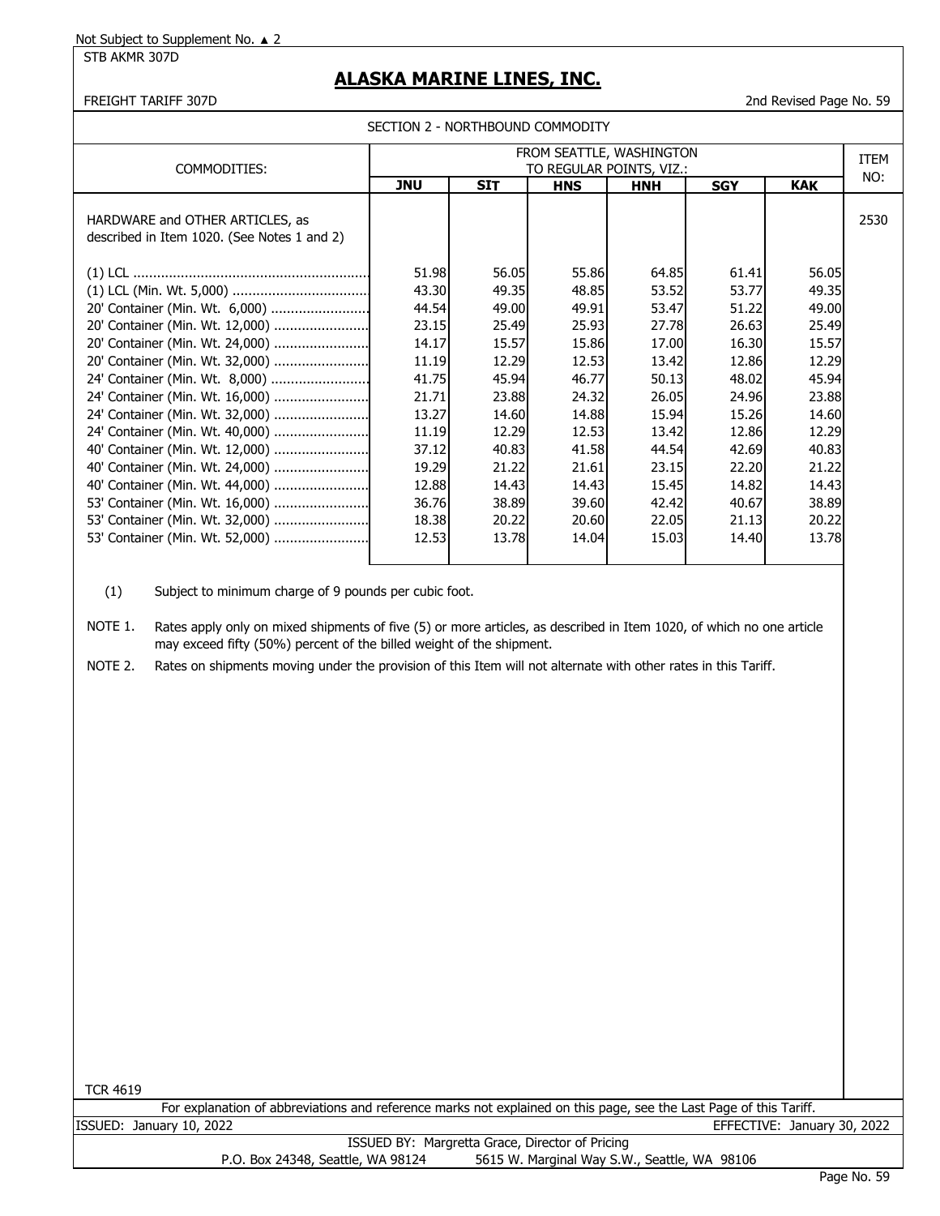Not Subject to Supplement No. ▲ 2

STB AKMR 307D

# ALASKA MARINE LINES, INC.

FREIGHT TARIFF 307D

2nd Revised Page No. 59

## SECTION 2 - NORTHBOUND COMMODITY

| COMMODITIES: | FROM SEATTLE, WASHINGTON TO REGULAR POINTS, VIZ.: | | | | | | ITEM NO: |
|---|---|---|---|---|---|---|---|
| | **JNU** | **SIT** | **HNS** | **HNH** | **SGY** | **KAK** | |
| HARDWARE and OTHER ARTICLES, as described in Item 1020. (See Notes 1 and 2) | | | | | | | 2530 |
| (1) LCL | 51.98 | 56.05 | 55.86 | 64.85 | 61.41 | 56.05 | |
| (1) LCL (Min. Wt. 5,000) | 43.30 | 49.35 | 48.85 | 53.52 | 53.77 | 49.35 | |
| 20' Container (Min. Wt. 6,000) | 44.54 | 49.00 | 49.91 | 53.47 | 51.22 | 49.00 | |
| 20' Container (Min. Wt. 12,000) | 23.15 | 25.49 | 25.93 | 27.78 | 26.63 | 25.49 | |
| 20' Container (Min. Wt. 24,000) | 14.17 | 15.57 | 15.86 | 17.00 | 16.30 | 15.57 | |
| 20' Container (Min. Wt. 32,000) | 11.19 | 12.29 | 12.53 | 13.42 | 12.86 | 12.29 | |
| 24' Container (Min. Wt. 8,000) | 41.75 | 45.94 | 46.77 | 50.13 | 48.02 | 45.94 | |
| 24' Container (Min. Wt. 16,000) | 21.71 | 23.88 | 24.32 | 26.05 | 24.96 | 23.88 | |
| 24' Container (Min. Wt. 32,000) | 13.27 | 14.60 | 14.88 | 15.94 | 15.26 | 14.60 | |
| 24' Container (Min. Wt. 40,000) | 11.19 | 12.29 | 12.53 | 13.42 | 12.86 | 12.29 | |
| 40' Container (Min. Wt. 12,000) | 37.12 | 40.83 | 41.58 | 44.54 | 42.69 | 40.83 | |
| 40' Container (Min. Wt. 24,000) | 19.29 | 21.22 | 21.61 | 23.15 | 22.20 | 21.22 | |
| 40' Container (Min. Wt. 44,000) | 12.88 | 14.43 | 14.43 | 15.45 | 14.82 | 14.43 | |
| 53' Container (Min. Wt. 16,000) | 36.76 | 38.89 | 39.60 | 42.42 | 40.67 | 38.89 | |
| 53' Container (Min. Wt. 32,000) | 18.38 | 20.22 | 20.60 | 22.05 | 21.13 | 20.22 | |
| 53' Container (Min. Wt. 52,000) | 12.53 | 13.78 | 14.04 | 15.03 | 14.40 | 13.78 | |

(1) Subject to minimum charge of 9 pounds per cubic foot.

NOTE 1. Rates apply only on mixed shipments of five (5) or more articles, as described in Item 1020, of which no one article may exceed fifty (50%) percent of the billed weight of the shipment.

NOTE 2. Rates on shipments moving under the provision of this Item will not alternate with other rates in this Tariff.

TCR 4619

For explanation of abbreviations and reference marks not explained on this page, see the Last Page of this Tariff.

ISSUED: January 10, 2022

EFFECTIVE: January 30, 2022

ISSUED BY: Margretta Grace, Director of Pricing

P.O. Box 24348, Seattle, WA 98124 5615 W. Marginal Way S.W., Seattle, WA 98106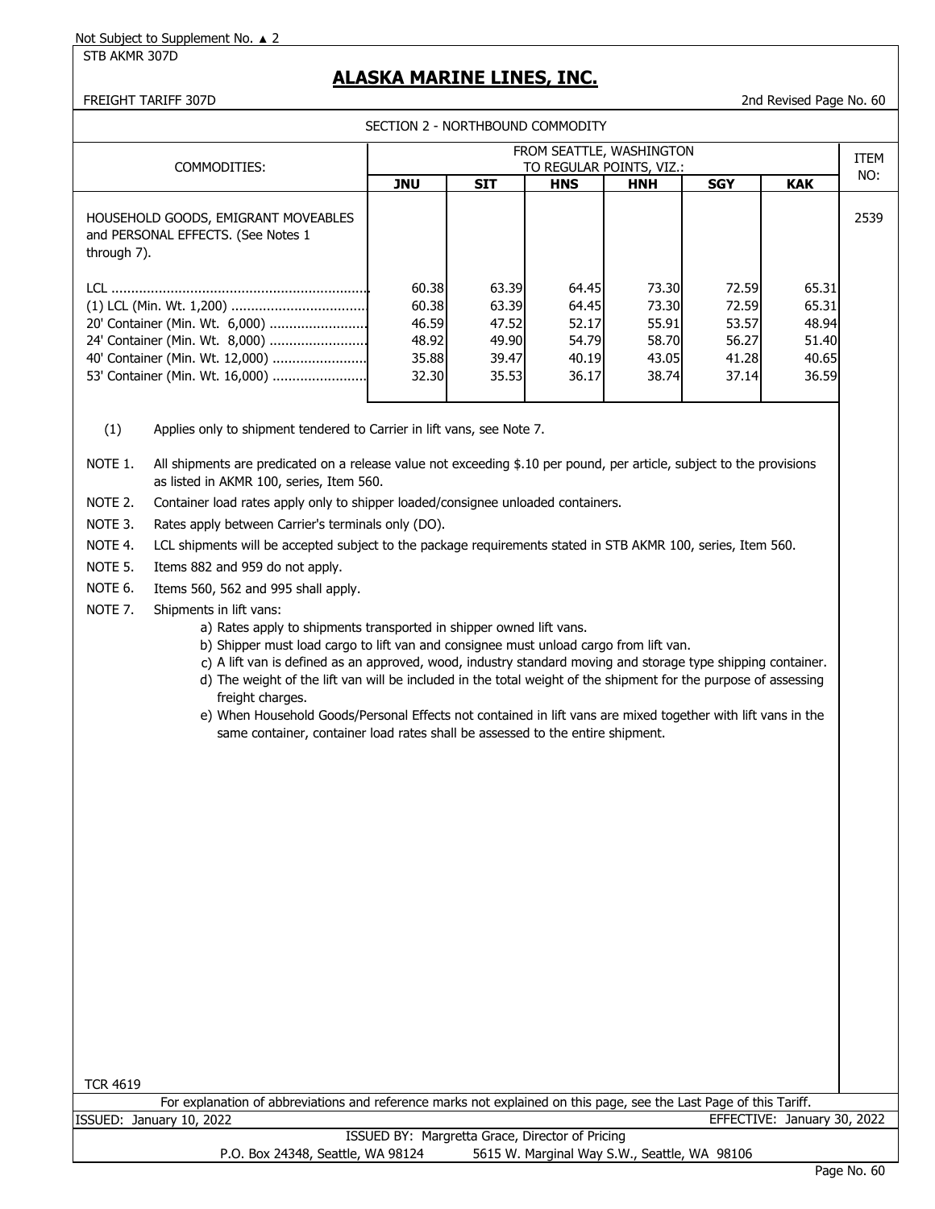Not Subject to Supplement No. ▲ 2

STB AKMR 307D

# ALASKA MARINE LINES, INC.

FREIGHT TARIFF 307D

2nd Revised Page No. 60

SECTION 2 - NORTHBOUND COMMODITY

| COMMODITIES: | FROM SEATTLE, WASHINGTON TO REGULAR POINTS, VIZ.: | | | | | | ITEM NO: |
|---|---|---|---|---|---|---|---|
| | **JNU** | **SIT** | **HNS** | **HNH** | **SGY** | **KAK** | |
| HOUSEHOLD GOODS, EMIGRANT MOVEABLES and PERSONAL EFFECTS. (See Notes 1 through 7). | | | | | | | 2539 |
| LCL .................................................................. | 60.38 | 63.39 | 64.45 | 73.30 | 72.59 | 65.31 | |
| (1) LCL (Min. Wt. 1,200) .................................. | 60.38 | 63.39 | 64.45 | 73.30 | 72.59 | 65.31 | |
| 20' Container (Min. Wt. 6,000) ......................... | 46.59 | 47.52 | 52.17 | 55.91 | 53.57 | 48.94 | |
| 24' Container (Min. Wt. 8,000) ......................... | 48.92 | 49.90 | 54.79 | 58.70 | 56.27 | 51.40 | |
| 40' Container (Min. Wt. 12,000) ........................ | 35.88 | 39.47 | 40.19 | 43.05 | 41.28 | 40.65 | |
| 53' Container (Min. Wt. 16,000) ........................ | 32.30 | 35.53 | 36.17 | 38.74 | 37.14 | 36.59 | |

(1) Applies only to shipment tendered to Carrier in lift vans, see Note 7.

NOTE 1. All shipments are predicated on a release value not exceeding $.10 per pound, per article, subject to the provisions as listed in AKMR 100, series, Item 560.

NOTE 2. Container load rates apply only to shipper loaded/consignee unloaded containers.

NOTE 3. Rates apply between Carrier's terminals only (DO).

NOTE 4. LCL shipments will be accepted subject to the package requirements stated in STB AKMR 100, series, Item 560.

NOTE 5. Items 882 and 959 do not apply.

NOTE 6. Items 560, 562 and 995 shall apply.

NOTE 7. Shipments in lift vans:

a) Rates apply to shipments transported in shipper owned lift vans.

b) Shipper must load cargo to lift van and consignee must unload cargo from lift van.

c) A lift van is defined as an approved, wood, industry standard moving and storage type shipping container.

d) The weight of the lift van will be included in the total weight of the shipment for the purpose of assessing freight charges.

e) When Household Goods/Personal Effects not contained in lift vans are mixed together with lift vans in the same container, container load rates shall be assessed to the entire shipment.

TCR 4619

For explanation of abbreviations and reference marks not explained on this page, see the Last Page of this Tariff.

ISSUED: January 10, 2022

EFFECTIVE: January 30, 2022

ISSUED BY: Margretta Grace, Director of Pricing

P.O. Box 24348, Seattle, WA 98124 5615 W. Marginal Way S.W., Seattle, WA 98106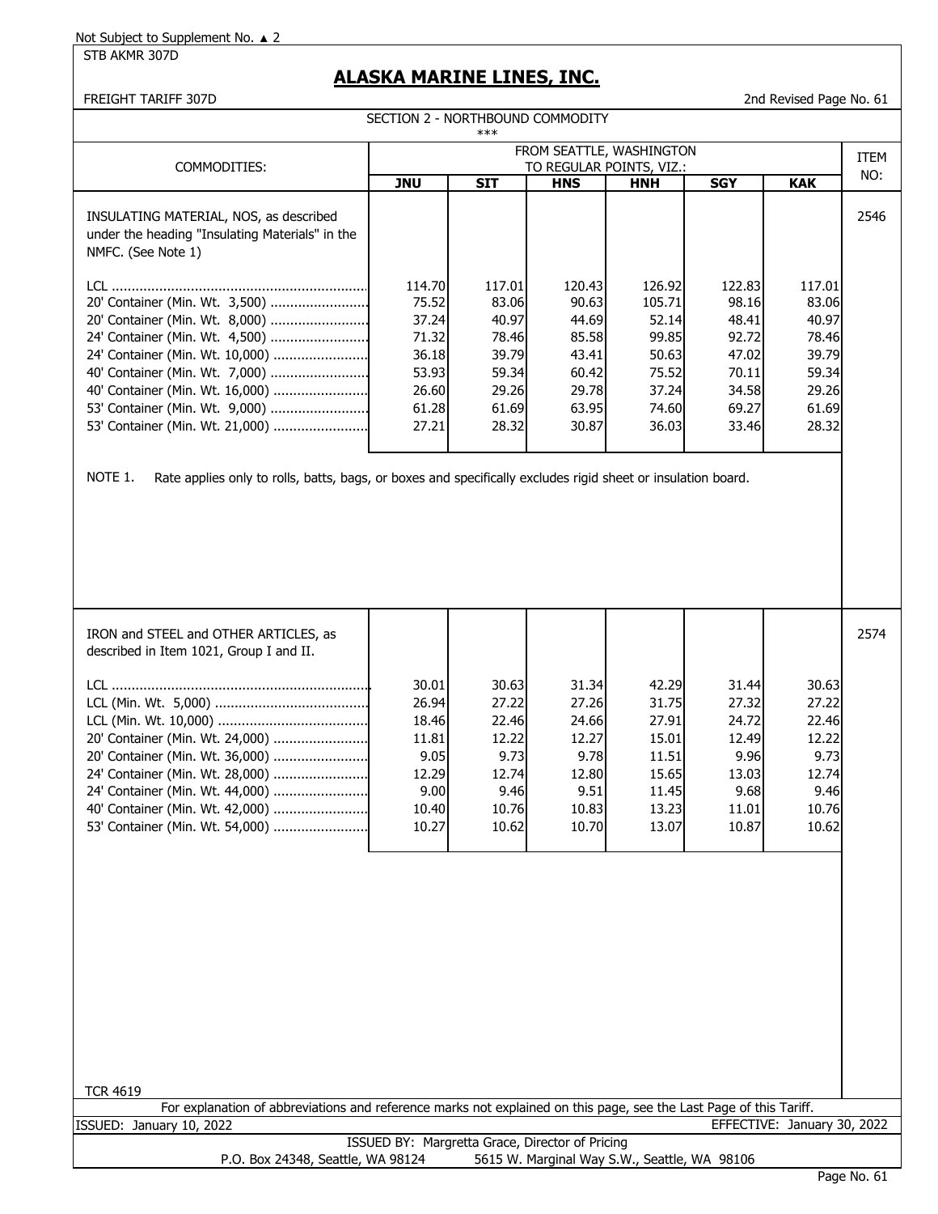Not Subject to Supplement No. ▲ 2

STB AKMR 307D

# ALASKA MARINE LINES, INC.

FREIGHT TARIFF 307D

2nd Revised Page No. 61

SECTION 2 - NORTHBOUND COMMODITY

\*\*\*

| COMMODITIES: | FROM SEATTLE, WASHINGTON TO REGULAR POINTS, VIZ.: | | | | | | ITEM NO: |
|---|---|---|---|---|---|---|---|
| | **JNU** | **SIT** | **HNS** | **HNH** | **SGY** | **KAK** | |
| INSULATING MATERIAL, NOS, as described under the heading "Insulating Materials" in the NMFC. (See Note 1) | | | | | | | 2546 |
| LCL | 114.70 | 117.01 | 120.43 | 126.92 | 122.83 | 117.01 | |
| 20' Container (Min. Wt. 3,500) | 75.52 | 83.06 | 90.63 | 105.71 | 98.16 | 83.06 | |
| 20' Container (Min. Wt. 8,000) | 37.24 | 40.97 | 44.69 | 52.14 | 48.41 | 40.97 | |
| 24' Container (Min. Wt. 4,500) | 71.32 | 78.46 | 85.58 | 99.85 | 92.72 | 78.46 | |
| 24' Container (Min. Wt. 10,000) | 36.18 | 39.79 | 43.41 | 50.63 | 47.02 | 39.79 | |
| 40' Container (Min. Wt. 7,000) | 53.93 | 59.34 | 60.42 | 75.52 | 70.11 | 59.34 | |
| 40' Container (Min. Wt. 16,000) | 26.60 | 29.26 | 29.78 | 37.24 | 34.58 | 29.26 | |
| 53' Container (Min. Wt. 9,000) | 61.28 | 61.69 | 63.95 | 74.60 | 69.27 | 61.69 | |
| 53' Container (Min. Wt. 21,000) | 27.21 | 28.32 | 30.87 | 36.03 | 33.46 | 28.32 | |

NOTE 1. Rate applies only to rolls, batts, bags, or boxes and specifically excludes rigid sheet or insulation board.

| COMMODITIES: | JNU | SIT | HNS | HNH | SGY | KAK | ITEM NO: |
|---|---|---|---|---|---|---|---|
| IRON and STEEL and OTHER ARTICLES, as described in Item 1021, Group I and II. | | | | | | | 2574 |
| LCL | 30.01 | 30.63 | 31.34 | 42.29 | 31.44 | 30.63 | |
| LCL (Min. Wt. 5,000) | 26.94 | 27.22 | 27.26 | 31.75 | 27.32 | 27.22 | |
| LCL (Min. Wt. 10,000) | 18.46 | 22.46 | 24.66 | 27.91 | 24.72 | 22.46 | |
| 20' Container (Min. Wt. 24,000) | 11.81 | 12.22 | 12.27 | 15.01 | 12.49 | 12.22 | |
| 20' Container (Min. Wt. 36,000) | 9.05 | 9.73 | 9.78 | 11.51 | 9.96 | 9.73 | |
| 24' Container (Min. Wt. 28,000) | 12.29 | 12.74 | 12.80 | 15.65 | 13.03 | 12.74 | |
| 24' Container (Min. Wt. 44,000) | 9.00 | 9.46 | 9.51 | 11.45 | 9.68 | 9.46 | |
| 40' Container (Min. Wt. 42,000) | 10.40 | 10.76 | 10.83 | 13.23 | 11.01 | 10.76 | |
| 53' Container (Min. Wt. 54,000) | 10.27 | 10.62 | 10.70 | 13.07 | 10.87 | 10.62 | |

TCR 4619

For explanation of abbreviations and reference marks not explained on this page, see the Last Page of this Tariff.

ISSUED: January 10, 2022 EFFECTIVE: January 30, 2022

ISSUED BY: Margretta Grace, Director of Pricing

P.O. Box 24348, Seattle, WA 98124 5615 W. Marginal Way S.W., Seattle, WA 98106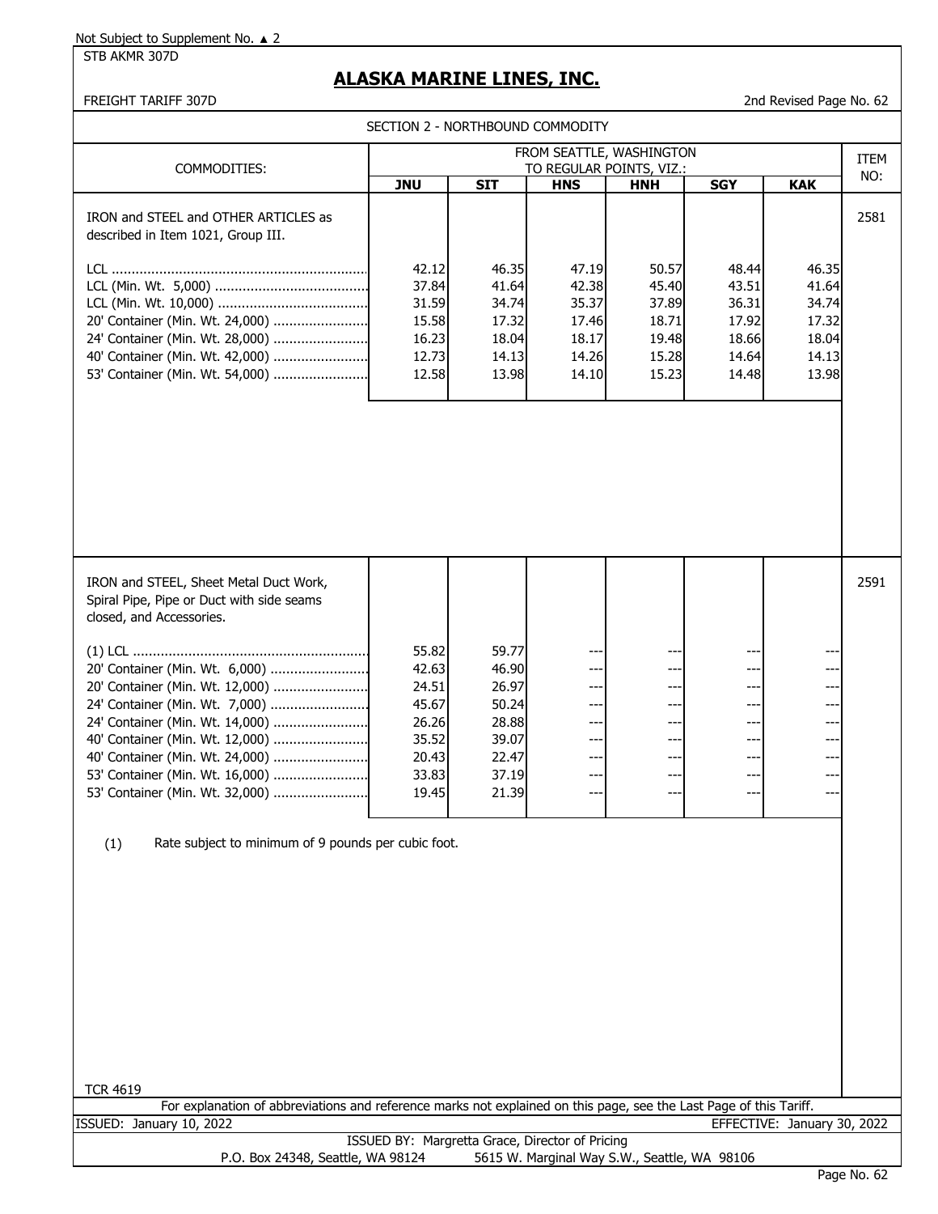Not Subject to Supplement No. ▲ 2

STB AKMR 307D

# ALASKA MARINE LINES, INC.

FREIGHT TARIFF 307D

2nd Revised Page No. 62

## SECTION 2 - NORTHBOUND COMMODITY

| COMMODITIES: | FROM SEATTLE, WASHINGTON TO REGULAR POINTS, VIZ.: | | | | | | ITEM NO: |
|---|---|---|---|---|---|---|---|
| | **JNU** | **SIT** | **HNS** | **HNH** | **SGY** | **KAK** | |
| IRON and STEEL and OTHER ARTICLES as described in Item 1021, Group III. | | | | | | | 2581 |
| LCL | 42.12 | 46.35 | 47.19 | 50.57 | 48.44 | 46.35 | |
| LCL (Min. Wt. 5,000) | 37.84 | 41.64 | 42.38 | 45.40 | 43.51 | 41.64 | |
| LCL (Min. Wt. 10,000) | 31.59 | 34.74 | 35.37 | 37.89 | 36.31 | 34.74 | |
| 20' Container (Min. Wt. 24,000) | 15.58 | 17.32 | 17.46 | 18.71 | 17.92 | 17.32 | |
| 24' Container (Min. Wt. 28,000) | 16.23 | 18.04 | 18.17 | 19.48 | 18.66 | 18.04 | |
| 40' Container (Min. Wt. 42,000) | 12.73 | 14.13 | 14.26 | 15.28 | 14.64 | 14.13 | |
| 53' Container (Min. Wt. 54,000) | 12.58 | 13.98 | 14.10 | 15.23 | 14.48 | 13.98 | |
| IRON and STEEL, Sheet Metal Duct Work, Spiral Pipe, Pipe or Duct with side seams closed, and Accessories. | | | | | | | 2591 |
| (1) LCL | 55.82 | 59.77 | --- | --- | --- | --- | |
| 20' Container (Min. Wt. 6,000) | 42.63 | 46.90 | --- | --- | --- | --- | |
| 20' Container (Min. Wt. 12,000) | 24.51 | 26.97 | --- | --- | --- | --- | |
| 24' Container (Min. Wt. 7,000) | 45.67 | 50.24 | --- | --- | --- | --- | |
| 24' Container (Min. Wt. 14,000) | 26.26 | 28.88 | --- | --- | --- | --- | |
| 40' Container (Min. Wt. 12,000) | 35.52 | 39.07 | --- | --- | --- | --- | |
| 40' Container (Min. Wt. 24,000) | 20.43 | 22.47 | --- | --- | --- | --- | |
| 53' Container (Min. Wt. 16,000) | 33.83 | 37.19 | --- | --- | --- | --- | |
| 53' Container (Min. Wt. 32,000) | 19.45 | 21.39 | --- | --- | --- | --- | |

(1) Rate subject to minimum of 9 pounds per cubic foot.

TCR 4619

For explanation of abbreviations and reference marks not explained on this page, see the Last Page of this Tariff.

ISSUED: January 10, 2022

EFFECTIVE: January 30, 2022

ISSUED BY: Margretta Grace, Director of Pricing

P.O. Box 24348, Seattle, WA 98124 5615 W. Marginal Way S.W., Seattle, WA 98106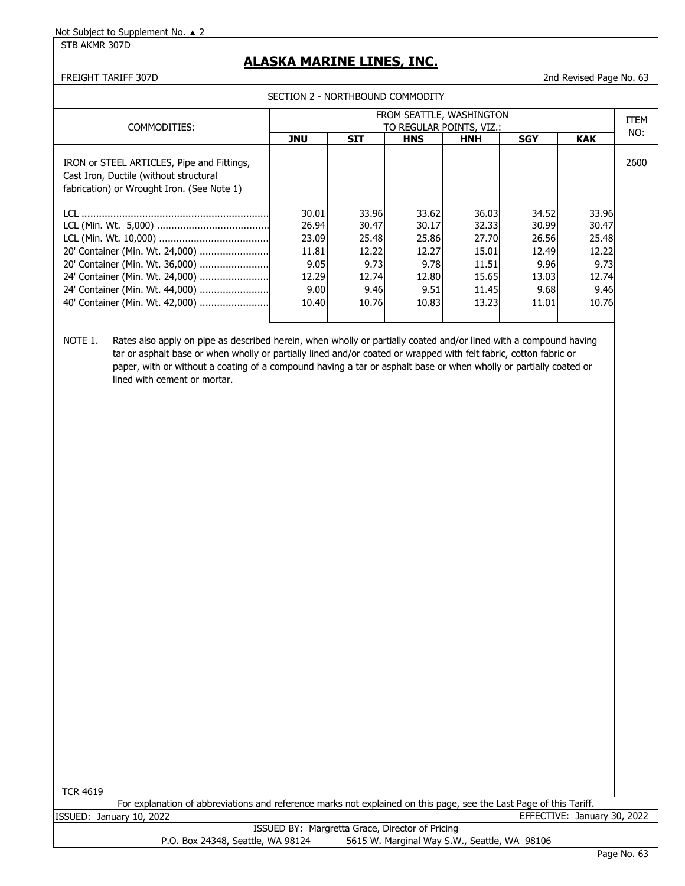Not Subject to Supplement No. ▲ 2

STB AKMR 307D

# ALASKA MARINE LINES, INC.

FREIGHT TARIFF 307D

2nd Revised Page No. 63

## SECTION 2 - NORTHBOUND COMMODITY

| COMMODITIES: | FROM SEATTLE, WASHINGTON TO REGULAR POINTS, VIZ.: | | | | | | ITEM NO: |
|---|---|---|---|---|---|---|---|
| | **JNU** | **SIT** | **HNS** | **HNH** | **SGY** | **KAK** | |
| IRON or STEEL ARTICLES, Pipe and Fittings, Cast Iron, Ductile (without structural fabrication) or Wrought Iron. (See Note 1) | | | | | | | 2600 |
| LCL | 30.01 | 33.96 | 33.62 | 36.03 | 34.52 | 33.96 | |
| LCL (Min. Wt. 5,000) | 26.94 | 30.47 | 30.17 | 32.33 | 30.99 | 30.47 | |
| LCL (Min. Wt. 10,000) | 23.09 | 25.48 | 25.86 | 27.70 | 26.56 | 25.48 | |
| 20' Container (Min. Wt. 24,000) | 11.81 | 12.22 | 12.27 | 15.01 | 12.49 | 12.22 | |
| 20' Container (Min. Wt. 36,000) | 9.05 | 9.73 | 9.78 | 11.51 | 9.96 | 9.73 | |
| 24' Container (Min. Wt. 24,000) | 12.29 | 12.74 | 12.80 | 15.65 | 13.03 | 12.74 | |
| 24' Container (Min. Wt. 44,000) | 9.00 | 9.46 | 9.51 | 11.45 | 9.68 | 9.46 | |
| 40' Container (Min. Wt. 42,000) | 10.40 | 10.76 | 10.83 | 13.23 | 11.01 | 10.76 | |

NOTE 1. Rates also apply on pipe as described herein, when wholly or partially coated and/or lined with a compound having tar or asphalt base or when wholly or partially lined and/or coated or wrapped with felt fabric, cotton fabric or paper, with or without a coating of a compound having a tar or asphalt base or when wholly or partially coated or lined with cement or mortar.

TCR 4619

For explanation of abbreviations and reference marks not explained on this page, see the Last Page of this Tariff.

ISSUED: January 10, 2022

EFFECTIVE: January 30, 2022

ISSUED BY: Margretta Grace, Director of Pricing

P.O. Box 24348, Seattle, WA 98124 5615 W. Marginal Way S.W., Seattle, WA 98106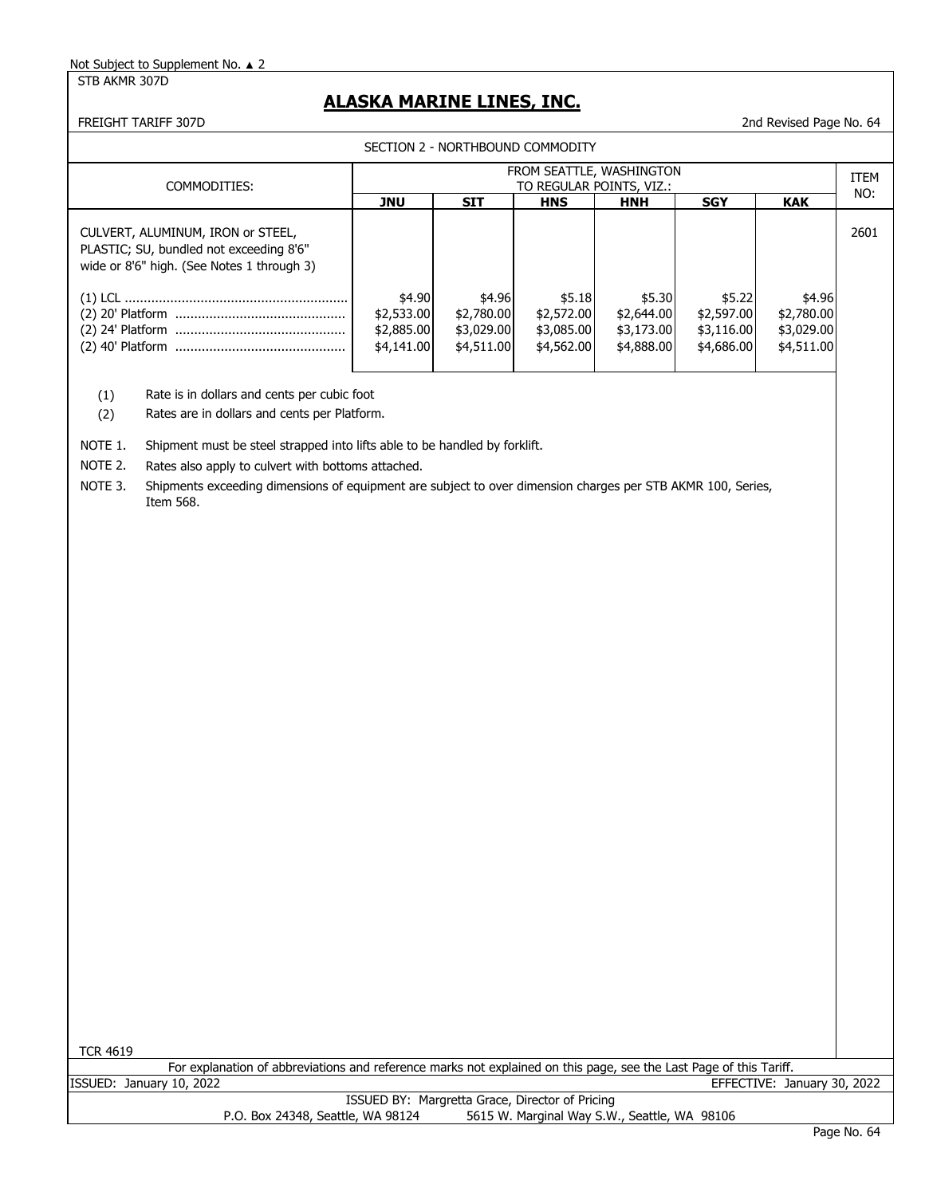Not Subject to Supplement No. ▲ 2

STB AKMR 307D

# ALASKA MARINE LINES, INC.

FREIGHT TARIFF 307D

2nd Revised Page No. 64

SECTION 2 - NORTHBOUND COMMODITY

| COMMODITIES: | FROM SEATTLE, WASHINGTON TO REGULAR POINTS, VIZ.: | | | | | | ITEM NO: |
|---|---|---|---|---|---|---|---|
| | **JNU** | **SIT** | **HNS** | **HNH** | **SGY** | **KAK** | |
| CULVERT, ALUMINUM, IRON or STEEL, PLASTIC; SU, bundled not exceeding 8'6" wide or 8'6" high. (See Notes 1 through 3) | | | | | | | 2601 |
| (1) LCL | $4.90 | $4.96 | $5.18 | $5.30 | $5.22 | $4.96 | |
| (2) 20' Platform | $2,533.00 | $2,780.00 | $2,572.00 | $2,644.00 | $2,597.00 | $2,780.00 | |
| (2) 24' Platform | $2,885.00 | $3,029.00 | $3,085.00 | $3,173.00 | $3,116.00 | $3,029.00 | |
| (2) 40' Platform | $4,141.00 | $4,511.00 | $4,562.00 | $4,888.00 | $4,686.00 | $4,511.00 | |

(1) Rate is in dollars and cents per cubic foot

(2) Rates are in dollars and cents per Platform.

NOTE 1. Shipment must be steel strapped into lifts able to be handled by forklift.

NOTE 2. Rates also apply to culvert with bottoms attached.

NOTE 3. Shipments exceeding dimensions of equipment are subject to over dimension charges per STB AKMR 100, Series, Item 568.

TCR 4619

For explanation of abbreviations and reference marks not explained on this page, see the Last Page of this Tariff.

ISSUED: January 10, 2022 EFFECTIVE: January 30, 2022

ISSUED BY: Margretta Grace, Director of Pricing

P.O. Box 24348, Seattle, WA 98124 5615 W. Marginal Way S.W., Seattle, WA 98106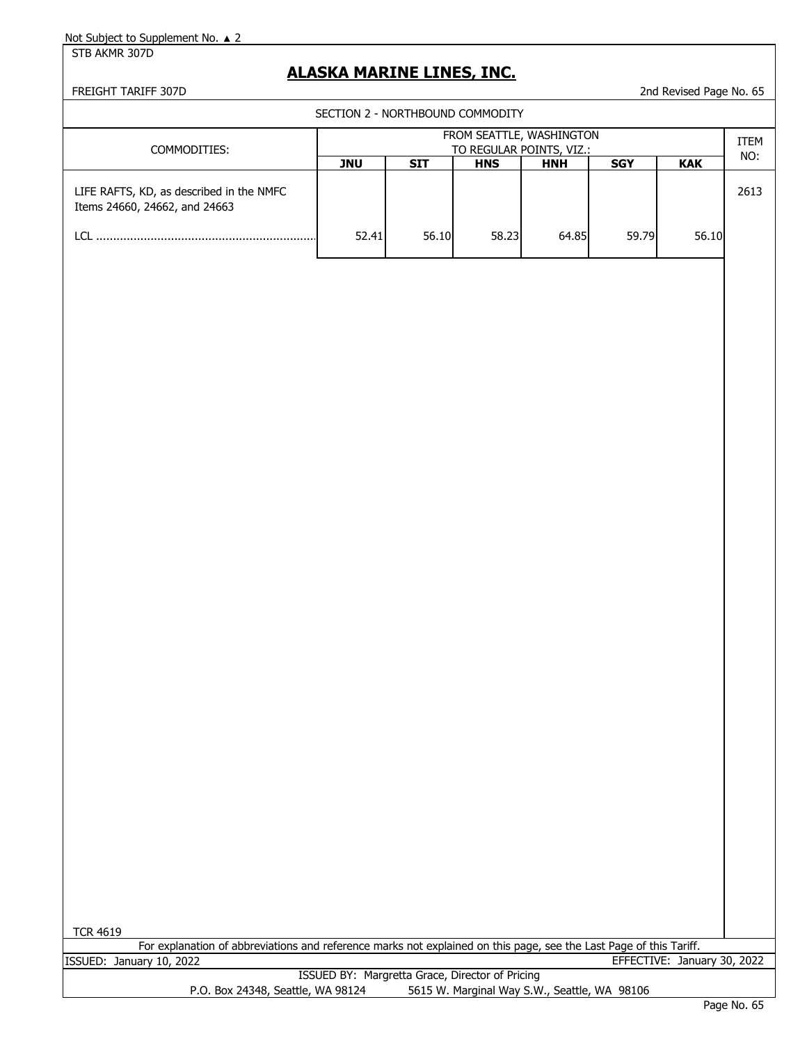Not Subject to Supplement No. ▲ 2

STB AKMR 307D

# ALASKA MARINE LINES, INC.

FREIGHT TARIFF 307D

2nd Revised Page No. 65

SECTION 2 - NORTHBOUND COMMODITY

| COMMODITIES: | FROM SEATTLE, WASHINGTON TO REGULAR POINTS, VIZ.: | | | | | | ITEM NO: |
|---|---|---|---|---|---|---|---|
| | **JNU** | **SIT** | **HNS** | **HNH** | **SGY** | **KAK** | |
| LIFE RAFTS, KD, as described in the NMFC Items 24660, 24662, and 24663 | | | | | | | 2613 |
| LCL ................................................................ | 52.41 | 56.10 | 58.23 | 64.85 | 59.79 | 56.10 | |

TCR 4619

For explanation of abbreviations and reference marks not explained on this page, see the Last Page of this Tariff.

ISSUED: January 10, 2022

EFFECTIVE: January 30, 2022

ISSUED BY: Margretta Grace, Director of Pricing

P.O. Box 24348, Seattle, WA 98124 5615 W. Marginal Way S.W., Seattle, WA 98106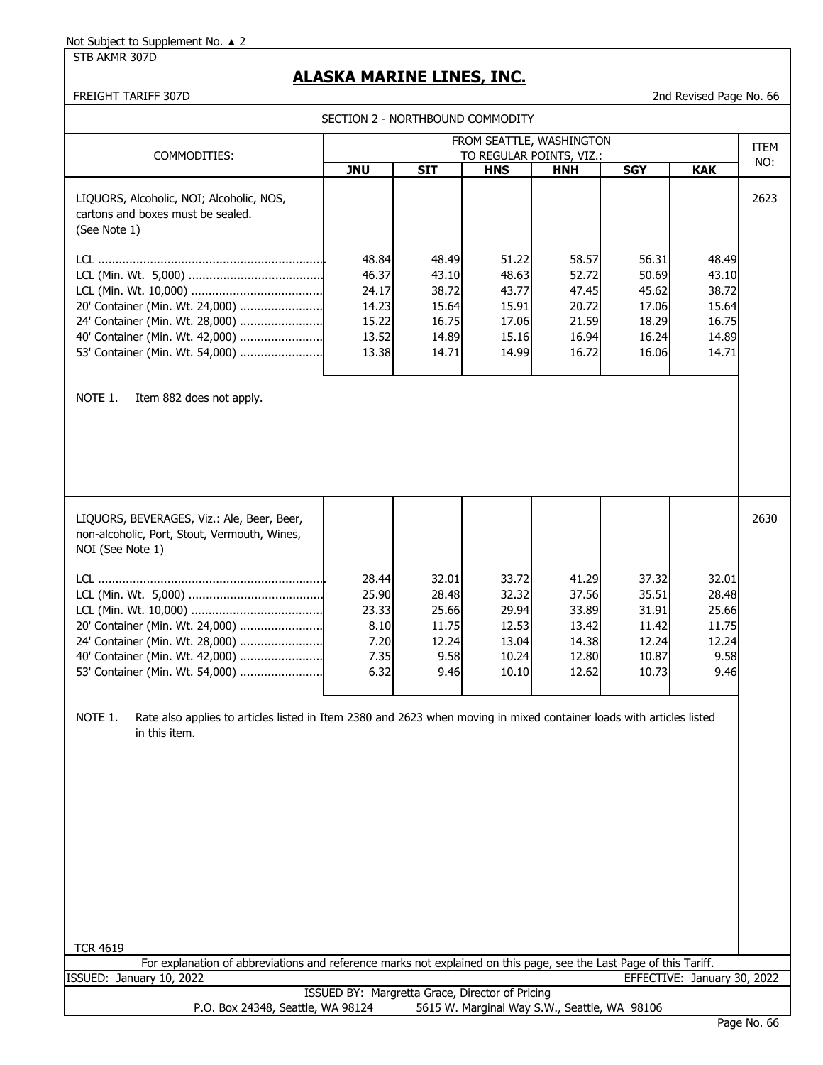Not Subject to Supplement No. ▲ 2

STB AKMR 307D

# ALASKA MARINE LINES, INC.

FREIGHT TARIFF 307D

2nd Revised Page No. 66

## SECTION 2 - NORTHBOUND COMMODITY

| COMMODITIES: | FROM SEATTLE, WASHINGTON TO REGULAR POINTS, VIZ.: | | | | | | ITEM NO: |
|---|---|---|---|---|---|---|---|
| | **JNU** | **SIT** | **HNS** | **HNH** | **SGY** | **KAK** | |
| LIQUORS, Alcoholic, NOI; Alcoholic, NOS, cartons and boxes must be sealed. (See Note 1) | | | | | | | 2623 |
| LCL | 48.84 | 48.49 | 51.22 | 58.57 | 56.31 | 48.49 | |
| LCL (Min. Wt. 5,000) | 46.37 | 43.10 | 48.63 | 52.72 | 50.69 | 43.10 | |
| LCL (Min. Wt. 10,000) | 24.17 | 38.72 | 43.77 | 47.45 | 45.62 | 38.72 | |
| 20' Container (Min. Wt. 24,000) | 14.23 | 15.64 | 15.91 | 20.72 | 17.06 | 15.64 | |
| 24' Container (Min. Wt. 28,000) | 15.22 | 16.75 | 17.06 | 21.59 | 18.29 | 16.75 | |
| 40' Container (Min. Wt. 42,000) | 13.52 | 14.89 | 15.16 | 16.94 | 16.24 | 14.89 | |
| 53' Container (Min. Wt. 54,000) | 13.38 | 14.71 | 14.99 | 16.72 | 16.06 | 14.71 | |

NOTE 1. Item 882 does not apply.

| COMMODITIES: | **JNU** | **SIT** | **HNS** | **HNH** | **SGY** | **KAK** | ITEM NO: |
|---|---|---|---|---|---|---|---|
| LIQUORS, BEVERAGES, Viz.: Ale, Beer, Beer, non-alcoholic, Port, Stout, Vermouth, Wines, NOI (See Note 1) | | | | | | | 2630 |
| LCL | 28.44 | 32.01 | 33.72 | 41.29 | 37.32 | 32.01 | |
| LCL (Min. Wt. 5,000) | 25.90 | 28.48 | 32.32 | 37.56 | 35.51 | 28.48 | |
| LCL (Min. Wt. 10,000) | 23.33 | 25.66 | 29.94 | 33.89 | 31.91 | 25.66 | |
| 20' Container (Min. Wt. 24,000) | 8.10 | 11.75 | 12.53 | 13.42 | 11.42 | 11.75 | |
| 24' Container (Min. Wt. 28,000) | 7.20 | 12.24 | 13.04 | 14.38 | 12.24 | 12.24 | |
| 40' Container (Min. Wt. 42,000) | 7.35 | 9.58 | 10.24 | 12.80 | 10.87 | 9.58 | |
| 53' Container (Min. Wt. 54,000) | 6.32 | 9.46 | 10.10 | 12.62 | 10.73 | 9.46 | |

NOTE 1. Rate also applies to articles listed in Item 2380 and 2623 when moving in mixed container loads with articles listed in this item.

TCR 4619

For explanation of abbreviations and reference marks not explained on this page, see the Last Page of this Tariff.

ISSUED: January 10, 2022

EFFECTIVE: January 30, 2022

ISSUED BY: Margretta Grace, Director of Pricing

P.O. Box 24348, Seattle, WA 98124 5615 W. Marginal Way S.W., Seattle, WA 98106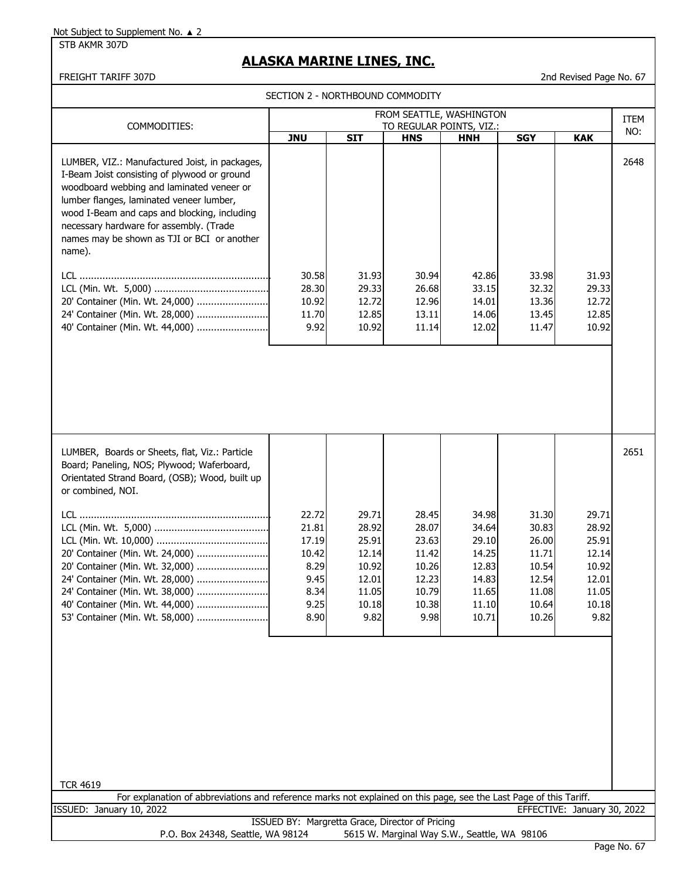Not Subject to Supplement No. ▲ 2

STB AKMR 307D

# ALASKA MARINE LINES, INC.

FREIGHT TARIFF 307D

2nd Revised Page No. 67

## SECTION 2 - NORTHBOUND COMMODITY

| COMMODITIES: | FROM SEATTLE, WASHINGTON TO REGULAR POINTS, VIZ.: | | | | | | ITEM NO: |
|---|---|---|---|---|---|---|---|
| | **JNU** | **SIT** | **HNS** | **HNH** | **SGY** | **KAK** | |
| LUMBER, VIZ.: Manufactured Joist, in packages, I-Beam Joist consisting of plywood or ground woodboard webbing and laminated veneer or lumber flanges, laminated veneer lumber, wood I-Beam and caps and blocking, including necessary hardware for assembly. (Trade names may be shown as TJI or BCI or another name). | | | | | | | 2648 |
| LCL | 30.58 | 31.93 | 30.94 | 42.86 | 33.98 | 31.93 | |
| LCL (Min. Wt. 5,000) | 28.30 | 29.33 | 26.68 | 33.15 | 32.32 | 29.33 | |
| 20' Container (Min. Wt. 24,000) | 10.92 | 12.72 | 12.96 | 14.01 | 13.36 | 12.72 | |
| 24' Container (Min. Wt. 28,000) | 11.70 | 12.85 | 13.11 | 14.06 | 13.45 | 12.85 | |
| 40' Container (Min. Wt. 44,000) | 9.92 | 10.92 | 11.14 | 12.02 | 11.47 | 10.92 | |
| LUMBER, Boards or Sheets, flat, Viz.: Particle Board; Paneling, NOS; Plywood; Waferboard, Orientated Strand Board, (OSB); Wood, built up or combined, NOI. | | | | | | | 2651 |
| LCL | 22.72 | 29.71 | 28.45 | 34.98 | 31.30 | 29.71 | |
| LCL (Min. Wt. 5,000) | 21.81 | 28.92 | 28.07 | 34.64 | 30.83 | 28.92 | |
| LCL (Min. Wt. 10,000) | 17.19 | 25.91 | 23.63 | 29.10 | 26.00 | 25.91 | |
| 20' Container (Min. Wt. 24,000) | 10.42 | 12.14 | 11.42 | 14.25 | 11.71 | 12.14 | |
| 20' Container (Min. Wt. 32,000) | 8.29 | 10.92 | 10.26 | 12.83 | 10.54 | 10.92 | |
| 24' Container (Min. Wt. 28,000) | 9.45 | 12.01 | 12.23 | 14.83 | 12.54 | 12.01 | |
| 24' Container (Min. Wt. 38,000) | 8.34 | 11.05 | 10.79 | 11.65 | 11.08 | 11.05 | |
| 40' Container (Min. Wt. 44,000) | 9.25 | 10.18 | 10.38 | 11.10 | 10.64 | 10.18 | |
| 53' Container (Min. Wt. 58,000) | 8.90 | 9.82 | 9.98 | 10.71 | 10.26 | 9.82 | |

TCR 4619

For explanation of abbreviations and reference marks not explained on this page, see the Last Page of this Tariff.

ISSUED: January 10, 2022

EFFECTIVE: January 30, 2022

ISSUED BY: Margretta Grace, Director of Pricing

P.O. Box 24348, Seattle, WA 98124 5615 W. Marginal Way S.W., Seattle, WA 98106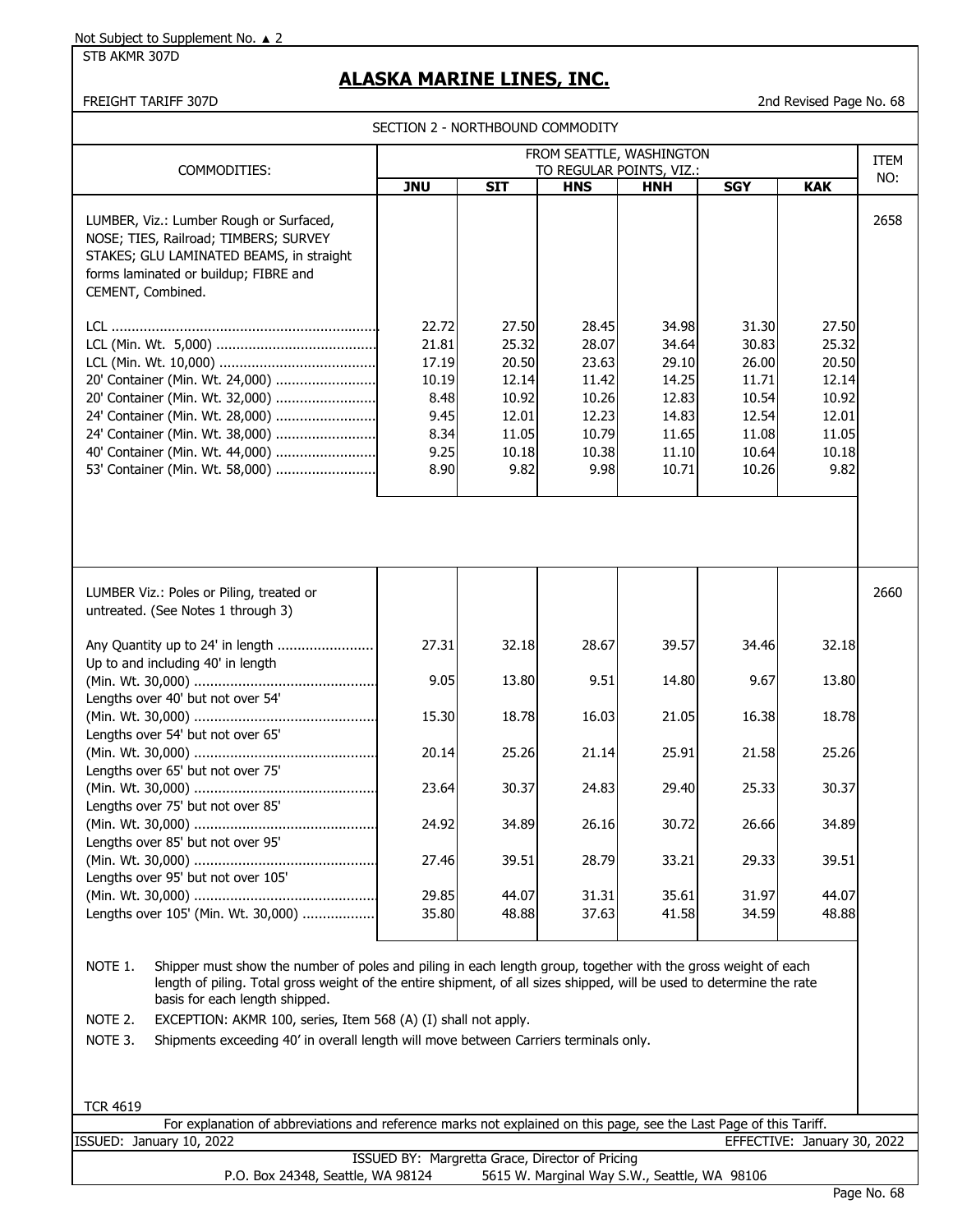Not Subject to Supplement No. ▲ 2

STB AKMR 307D

# ALASKA MARINE LINES, INC.

FREIGHT TARIFF 307D — 2nd Revised Page No. 68

SECTION 2 - NORTHBOUND COMMODITY

| COMMODITIES: | FROM SEATTLE, WASHINGTON TO REGULAR POINTS, VIZ.: | | | | | | ITEM NO: |
|---|---|---|---|---|---|---|---|
| | **JNU** | **SIT** | **HNS** | **HNH** | **SGY** | **KAK** | |
| LUMBER, Viz.: Lumber Rough or Surfaced, NOSE; TIES, Railroad; TIMBERS; SURVEY STAKES; GLU LAMINATED BEAMS, in straight forms laminated or buildup; FIBRE and CEMENT, Combined. | | | | | | | 2658 |
| LCL | 22.72 | 27.50 | 28.45 | 34.98 | 31.30 | 27.50 | |
| LCL (Min. Wt. 5,000) | 21.81 | 25.32 | 28.07 | 34.64 | 30.83 | 25.32 | |
| LCL (Min. Wt. 10,000) | 17.19 | 20.50 | 23.63 | 29.10 | 26.00 | 20.50 | |
| 20' Container (Min. Wt. 24,000) | 10.19 | 12.14 | 11.42 | 14.25 | 11.71 | 12.14 | |
| 20' Container (Min. Wt. 32,000) | 8.48 | 10.92 | 10.26 | 12.83 | 10.54 | 10.92 | |
| 24' Container (Min. Wt. 28,000) | 9.45 | 12.01 | 12.23 | 14.83 | 12.54 | 12.01 | |
| 24' Container (Min. Wt. 38,000) | 8.34 | 11.05 | 10.79 | 11.65 | 11.08 | 11.05 | |
| 40' Container (Min. Wt. 44,000) | 9.25 | 10.18 | 10.38 | 11.10 | 10.64 | 10.18 | |
| 53' Container (Min. Wt. 58,000) | 8.90 | 9.82 | 9.98 | 10.71 | 10.26 | 9.82 | |
| LUMBER Viz.: Poles or Piling, treated or untreated. (See Notes 1 through 3) | | | | | | | 2660 |
| Any Quantity up to 24' in length | 27.31 | 32.18 | 28.67 | 39.57 | 34.46 | 32.18 | |
| Up to and including 40' in length (Min. Wt. 30,000) | 9.05 | 13.80 | 9.51 | 14.80 | 9.67 | 13.80 | |
| Lengths over 40' but not over 54' (Min. Wt. 30,000) | 15.30 | 18.78 | 16.03 | 21.05 | 16.38 | 18.78 | |
| Lengths over 54' but not over 65' (Min. Wt. 30,000) | 20.14 | 25.26 | 21.14 | 25.91 | 21.58 | 25.26 | |
| Lengths over 65' but not over 75' (Min. Wt. 30,000) | 23.64 | 30.37 | 24.83 | 29.40 | 25.33 | 30.37 | |
| Lengths over 75' but not over 85' (Min. Wt. 30,000) | 24.92 | 34.89 | 26.16 | 30.72 | 26.66 | 34.89 | |
| Lengths over 85' but not over 95' (Min. Wt. 30,000) | 27.46 | 39.51 | 28.79 | 33.21 | 29.33 | 39.51 | |
| Lengths over 95' but not over 105' (Min. Wt. 30,000) | 29.85 | 44.07 | 31.31 | 35.61 | 31.97 | 44.07 | |
| Lengths over 105' (Min. Wt. 30,000) | 35.80 | 48.88 | 37.63 | 41.58 | 34.59 | 48.88 | |

NOTE 1. Shipper must show the number of poles and piling in each length group, together with the gross weight of each length of piling. Total gross weight of the entire shipment, of all sizes shipped, will be used to determine the rate basis for each length shipped.

NOTE 2. EXCEPTION: AKMR 100, series, Item 568 (A) (I) shall not apply.

NOTE 3. Shipments exceeding 40' in overall length will move between Carriers terminals only.

TCR 4619

For explanation of abbreviations and reference marks not explained on this page, see the Last Page of this Tariff.

ISSUED: January 10, 2022 — EFFECTIVE: January 30, 2022

ISSUED BY: Margretta Grace, Director of Pricing

P.O. Box 24348, Seattle, WA 98124 — 5615 W. Marginal Way S.W., Seattle, WA 98106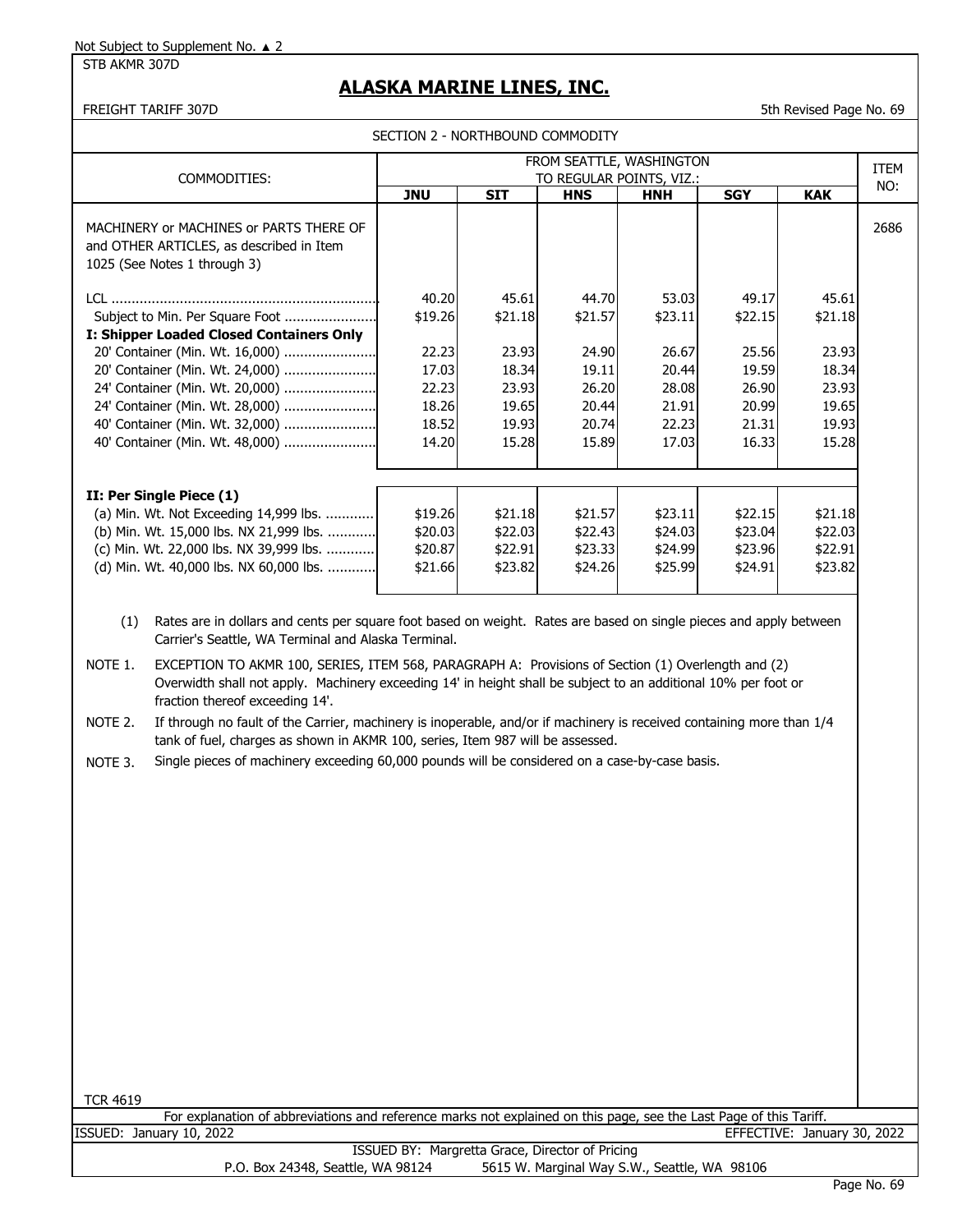Not Subject to Supplement No. ▲ 2

STB AKMR 307D

# ALASKA MARINE LINES, INC.

FREIGHT TARIFF 307D

5th Revised Page No. 69

SECTION 2 - NORTHBOUND COMMODITY

| COMMODITIES: | FROM SEATTLE, WASHINGTON TO REGULAR POINTS, VIZ.: | | | | | | ITEM NO: |
|---|---|---|---|---|---|---|---|
| | **JNU** | **SIT** | **HNS** | **HNH** | **SGY** | **KAK** | |
| MACHINERY or MACHINES or PARTS THERE OF and OTHER ARTICLES, as described in Item 1025 (See Notes 1 through 3) | | | | | | | 2686 |
| LCL | 40.20 | 45.61 | 44.70 | 53.03 | 49.17 | 45.61 | |
| Subject to Min. Per Square Foot | $19.26 | $21.18 | $21.57 | $23.11 | $22.15 | $21.18 | |
| **I: Shipper Loaded Closed Containers Only** | | | | | | | |
| 20' Container (Min. Wt. 16,000) | 22.23 | 23.93 | 24.90 | 26.67 | 25.56 | 23.93 | |
| 20' Container (Min. Wt. 24,000) | 17.03 | 18.34 | 19.11 | 20.44 | 19.59 | 18.34 | |
| 24' Container (Min. Wt. 20,000) | 22.23 | 23.93 | 26.20 | 28.08 | 26.90 | 23.93 | |
| 24' Container (Min. Wt. 28,000) | 18.26 | 19.65 | 20.44 | 21.91 | 20.99 | 19.65 | |
| 40' Container (Min. Wt. 32,000) | 18.52 | 19.93 | 20.74 | 22.23 | 21.31 | 19.93 | |
| 40' Container (Min. Wt. 48,000) | 14.20 | 15.28 | 15.89 | 17.03 | 16.33 | 15.28 | |
| **II: Per Single Piece (1)** | | | | | | | |
| (a) Min. Wt. Not Exceeding 14,999 lbs. | $19.26 | $21.18 | $21.57 | $23.11 | $22.15 | $21.18 | |
| (b) Min. Wt. 15,000 lbs. NX 21,999 lbs. | $20.03 | $22.03 | $22.43 | $24.03 | $23.04 | $22.03 | |
| (c) Min. Wt. 22,000 lbs. NX 39,999 lbs. | $20.87 | $22.91 | $23.33 | $24.99 | $23.96 | $22.91 | |
| (d) Min. Wt. 40,000 lbs. NX 60,000 lbs. | $21.66 | $23.82 | $24.26 | $25.99 | $24.91 | $23.82 | |

(1) Rates are in dollars and cents per square foot based on weight. Rates are based on single pieces and apply between Carrier's Seattle, WA Terminal and Alaska Terminal.

NOTE 1. EXCEPTION TO AKMR 100, SERIES, ITEM 568, PARAGRAPH A: Provisions of Section (1) Overlength and (2) Overwidth shall not apply. Machinery exceeding 14' in height shall be subject to an additional 10% per foot or fraction thereof exceeding 14'.

NOTE 2. If through no fault of the Carrier, machinery is inoperable, and/or if machinery is received containing more than 1/4 tank of fuel, charges as shown in AKMR 100, series, Item 987 will be assessed.

NOTE 3. Single pieces of machinery exceeding 60,000 pounds will be considered on a case-by-case basis.

TCR 4619

For explanation of abbreviations and reference marks not explained on this page, see the Last Page of this Tariff.

ISSUED: January 10, 2022

EFFECTIVE: January 30, 2022

ISSUED BY: Margretta Grace, Director of Pricing

P.O. Box 24348, Seattle, WA 98124 5615 W. Marginal Way S.W., Seattle, WA 98106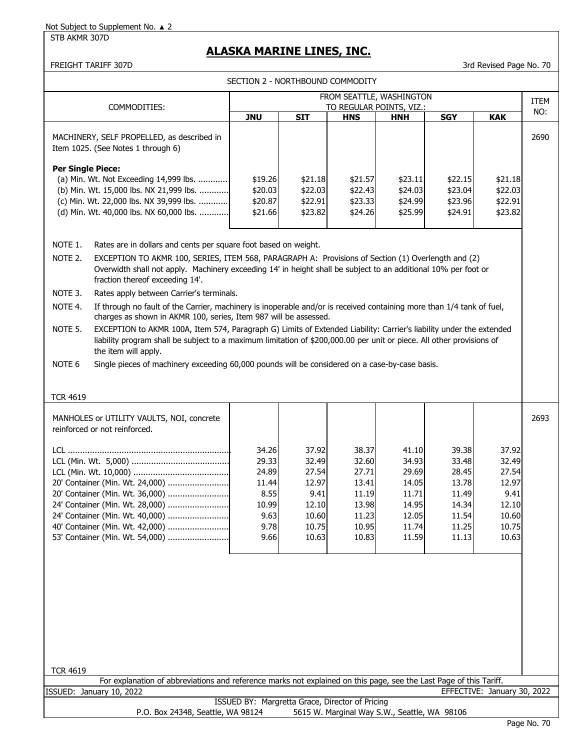Not Subject to Supplement No. ▲ 2

STB AKMR 307D

# ALASKA MARINE LINES, INC.

FREIGHT TARIFF 307D

3rd Revised Page No. 70

SECTION 2 - NORTHBOUND COMMODITY

| COMMODITIES: | FROM SEATTLE, WASHINGTON TO REGULAR POINTS, VIZ.: | | | | | | ITEM NO: |
|---|---|---|---|---|---|---|---|
| | **JNU** | **SIT** | **HNS** | **HNH** | **SGY** | **KAK** | |
| MACHINERY, SELF PROPELLED, as described in Item 1025. (See Notes 1 through 6) | | | | | | | 2690 |
| **Per Single Piece:** | | | | | | | |
| (a) Min. Wt. Not Exceeding 14,999 lbs. | $19.26 | $21.18 | $21.57 | $23.11 | $22.15 | $21.18 | |
| (b) Min. Wt. 15,000 lbs. NX 21,999 lbs. | $20.03 | $22.03 | $22.43 | $24.03 | $23.04 | $22.03 | |
| (c) Min. Wt. 22,000 lbs. NX 39,999 lbs. | $20.87 | $22.91 | $23.33 | $24.99 | $23.96 | $22.91 | |
| (d) Min. Wt. 40,000 lbs. NX 60,000 lbs. | $21.66 | $23.82 | $24.26 | $25.99 | $24.91 | $23.82 | |

NOTE 1. Rates are in dollars and cents per square foot based on weight.

NOTE 2. EXCEPTION TO AKMR 100, SERIES, ITEM 568, PARAGRAPH A: Provisions of Section (1) Overlength and (2) Overwidth shall not apply. Machinery exceeding 14' in height shall be subject to an additional 10% per foot or fraction thereof exceeding 14'.

NOTE 3. Rates apply between Carrier's terminals.

NOTE 4. If through no fault of the Carrier, machinery is inoperable and/or is received containing more than 1/4 tank of fuel, charges as shown in AKMR 100, series, Item 987 will be assessed.

NOTE 5. EXCEPTION to AKMR 100A, Item 574, Paragraph G) Limits of Extended Liability: Carrier's liability under the extended liability program shall be subject to a maximum limitation of $200,000.00 per unit or piece. All other provisions of the item will apply.

NOTE 6 Single pieces of machinery exceeding 60,000 pounds will be considered on a case-by-case basis.

TCR 4619

| COMMODITIES: | JNU | SIT | HNS | HNH | SGY | KAK | ITEM NO: |
|---|---|---|---|---|---|---|---|
| MANHOLES or UTILITY VAULTS, NOI, concrete reinforced or not reinforced. | | | | | | | 2693 |
| LCL | 34.26 | 37.92 | 38.37 | 41.10 | 39.38 | 37.92 | |
| LCL (Min. Wt. 5,000) | 29.33 | 32.49 | 32.60 | 34.93 | 33.48 | 32.49 | |
| LCL (Min. Wt. 10,000) | 24.89 | 27.54 | 27.71 | 29.69 | 28.45 | 27.54 | |
| 20' Container (Min. Wt. 24,000) | 11.44 | 12.97 | 13.41 | 14.05 | 13.78 | 12.97 | |
| 20' Container (Min. Wt. 36,000) | 8.55 | 9.41 | 11.19 | 11.71 | 11.49 | 9.41 | |
| 24' Container (Min. Wt. 28,000) | 10.99 | 12.10 | 13.98 | 14.95 | 14.34 | 12.10 | |
| 24' Container (Min. Wt. 40,000) | 9.63 | 10.60 | 11.23 | 12.05 | 11.54 | 10.60 | |
| 40' Container (Min. Wt. 42,000) | 9.78 | 10.75 | 10.95 | 11.74 | 11.25 | 10.75 | |
| 53' Container (Min. Wt. 54,000) | 9.66 | 10.63 | 10.83 | 11.59 | 11.13 | 10.63 | |

TCR 4619

For explanation of abbreviations and reference marks not explained on this page, see the Last Page of this Tariff.

ISSUED: January 10, 2022 — EFFECTIVE: January 30, 2022

ISSUED BY: Margretta Grace, Director of Pricing

P.O. Box 24348, Seattle, WA 98124 — 5615 W. Marginal Way S.W., Seattle, WA 98106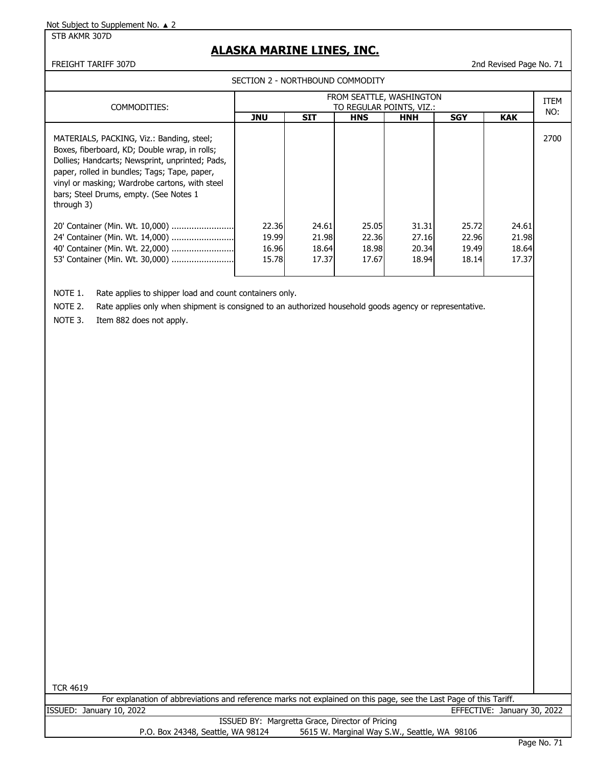Not Subject to Supplement No. ▲ 2

STB AKMR 307D

# ALASKA MARINE LINES, INC.

FREIGHT TARIFF 307D

2nd Revised Page No. 71

SECTION 2 - NORTHBOUND COMMODITY

| COMMODITIES: | FROM SEATTLE, WASHINGTON TO REGULAR POINTS, VIZ.: | | | | | | ITEM NO: |
|---|---|---|---|---|---|---|---|
| | **JNU** | **SIT** | **HNS** | **HNH** | **SGY** | **KAK** | |
| MATERIALS, PACKING, Viz.: Banding, steel; Boxes, fiberboard, KD; Double wrap, in rolls; Dollies; Handcarts; Newsprint, unprinted; Pads, paper, rolled in bundles; Tags; Tape, paper, vinyl or masking; Wardrobe cartons, with steel bars; Steel Drums, empty. (See Notes 1 through 3) | | | | | | | 2700 |
| 20' Container (Min. Wt. 10,000) ......................... | 22.36 | 24.61 | 25.05 | 31.31 | 25.72 | 24.61 | |
| 24' Container (Min. Wt. 14,000) ......................... | 19.99 | 21.98 | 22.36 | 27.16 | 22.96 | 21.98 | |
| 40' Container (Min. Wt. 22,000) ......................... | 16.96 | 18.64 | 18.98 | 20.34 | 19.49 | 18.64 | |
| 53' Container (Min. Wt. 30,000) ......................... | 15.78 | 17.37 | 17.67 | 18.94 | 18.14 | 17.37 | |

NOTE 1. Rate applies to shipper load and count containers only.

NOTE 2. Rate applies only when shipment is consigned to an authorized household goods agency or representative.

NOTE 3. Item 882 does not apply.

TCR 4619

For explanation of abbreviations and reference marks not explained on this page, see the Last Page of this Tariff.

ISSUED: January 10, 2022

EFFECTIVE: January 30, 2022

ISSUED BY: Margretta Grace, Director of Pricing

P.O. Box 24348, Seattle, WA 98124 5615 W. Marginal Way S.W., Seattle, WA 98106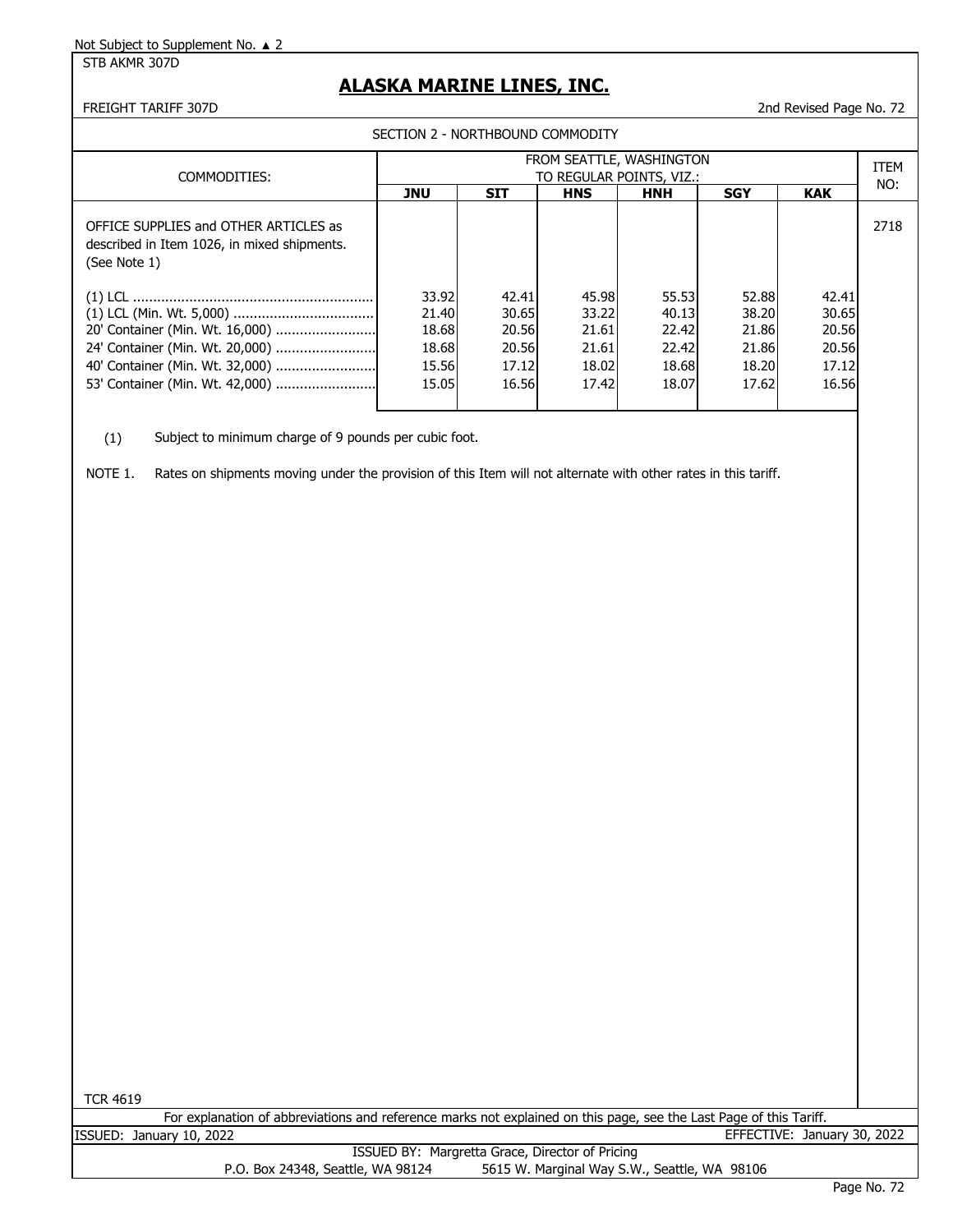Not Subject to Supplement No. ▲ 2

STB AKMR 307D

# ALASKA MARINE LINES, INC.

FREIGHT TARIFF 307D

2nd Revised Page No. 72

SECTION 2 - NORTHBOUND COMMODITY

| COMMODITIES: | FROM SEATTLE, WASHINGTON TO REGULAR POINTS, VIZ.: | | | | | | ITEM NO: |
|---|---|---|---|---|---|---|---|
| | **JNU** | **SIT** | **HNS** | **HNH** | **SGY** | **KAK** | |
| OFFICE SUPPLIES and OTHER ARTICLES as described in Item 1026, in mixed shipments. (See Note 1) | | | | | | | 2718 |
| (1) LCL | 33.92 | 42.41 | 45.98 | 55.53 | 52.88 | 42.41 | |
| (1) LCL (Min. Wt. 5,000) | 21.40 | 30.65 | 33.22 | 40.13 | 38.20 | 30.65 | |
| 20' Container (Min. Wt. 16,000) | 18.68 | 20.56 | 21.61 | 22.42 | 21.86 | 20.56 | |
| 24' Container (Min. Wt. 20,000) | 18.68 | 20.56 | 21.61 | 22.42 | 21.86 | 20.56 | |
| 40' Container (Min. Wt. 32,000) | 15.56 | 17.12 | 18.02 | 18.68 | 18.20 | 17.12 | |
| 53' Container (Min. Wt. 42,000) | 15.05 | 16.56 | 17.42 | 18.07 | 17.62 | 16.56 | |

(1) Subject to minimum charge of 9 pounds per cubic foot.

NOTE 1. Rates on shipments moving under the provision of this Item will not alternate with other rates in this tariff.

TCR 4619

For explanation of abbreviations and reference marks not explained on this page, see the Last Page of this Tariff.

ISSUED: January 10, 2022

EFFECTIVE: January 30, 2022

ISSUED BY: Margretta Grace, Director of Pricing

P.O. Box 24348, Seattle, WA 98124 5615 W. Marginal Way S.W., Seattle, WA 98106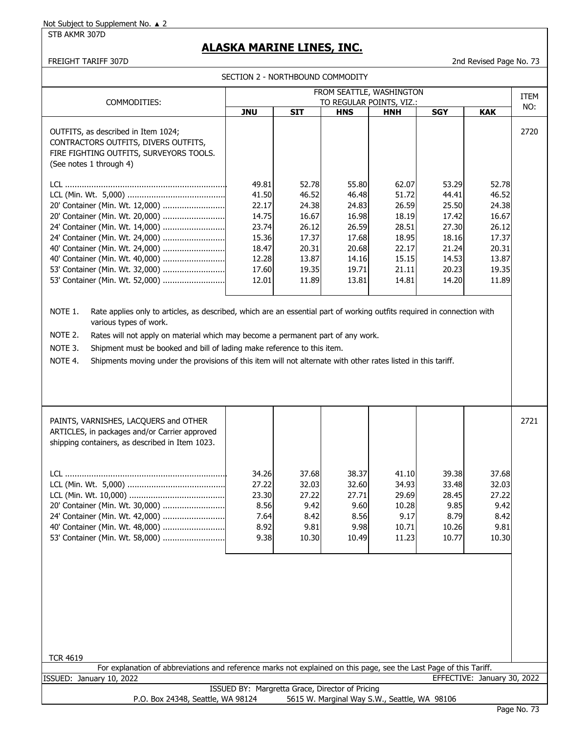Not Subject to Supplement No. ▲ 2

STB AKMR 307D

# ALASKA MARINE LINES, INC.

FREIGHT TARIFF 307D

2nd Revised Page No. 73

## SECTION 2 - NORTHBOUND COMMODITY

| COMMODITIES: | FROM SEATTLE, WASHINGTON TO REGULAR POINTS, VIZ.: | | | | | | ITEM NO: |
|---|---|---|---|---|---|---|---|
| | **JNU** | **SIT** | **HNS** | **HNH** | **SGY** | **KAK** | |
| OUTFITS, as described in Item 1024; CONTRACTORS OUTFITS, DIVERS OUTFITS, FIRE FIGHTING OUTFITS, SURVEYORS TOOLS. (See notes 1 through 4) | | | | | | | 2720 |
| LCL | 49.81 | 52.78 | 55.80 | 62.07 | 53.29 | 52.78 | |
| LCL (Min. Wt. 5,000) | 41.50 | 46.52 | 46.48 | 51.72 | 44.41 | 46.52 | |
| 20' Container (Min. Wt. 12,000) | 22.17 | 24.38 | 24.83 | 26.59 | 25.50 | 24.38 | |
| 20' Container (Min. Wt. 20,000) | 14.75 | 16.67 | 16.98 | 18.19 | 17.42 | 16.67 | |
| 24' Container (Min. Wt. 14,000) | 23.74 | 26.12 | 26.59 | 28.51 | 27.30 | 26.12 | |
| 24' Container (Min. Wt. 24,000) | 15.36 | 17.37 | 17.68 | 18.95 | 18.16 | 17.37 | |
| 40' Container (Min. Wt. 24,000) | 18.47 | 20.31 | 20.68 | 22.17 | 21.24 | 20.31 | |
| 40' Container (Min. Wt. 40,000) | 12.28 | 13.87 | 14.16 | 15.15 | 14.53 | 13.87 | |
| 53' Container (Min. Wt. 32,000) | 17.60 | 19.35 | 19.71 | 21.11 | 20.23 | 19.35 | |
| 53' Container (Min. Wt. 52,000) | 12.01 | 11.89 | 13.81 | 14.81 | 14.20 | 11.89 | |

NOTE 1. Rate applies only to articles, as described, which are an essential part of working outfits required in connection with various types of work.

NOTE 2. Rates will not apply on material which may become a permanent part of any work.

NOTE 3. Shipment must be booked and bill of lading make reference to this item.

NOTE 4. Shipments moving under the provisions of this item will not alternate with other rates listed in this tariff.

| COMMODITIES: | JNU | SIT | HNS | HNH | SGY | KAK | ITEM NO: |
|---|---|---|---|---|---|---|---|
| PAINTS, VARNISHES, LACQUERS and OTHER ARTICLES, in packages and/or Carrier approved shipping containers, as described in Item 1023. | | | | | | | 2721 |
| LCL | 34.26 | 37.68 | 38.37 | 41.10 | 39.38 | 37.68 | |
| LCL (Min. Wt. 5,000) | 27.22 | 32.03 | 32.60 | 34.93 | 33.48 | 32.03 | |
| LCL (Min. Wt. 10,000) | 23.30 | 27.22 | 27.71 | 29.69 | 28.45 | 27.22 | |
| 20' Container (Min. Wt. 30,000) | 8.56 | 9.42 | 9.60 | 10.28 | 9.85 | 9.42 | |
| 24' Container (Min. Wt. 42,000) | 7.64 | 8.42 | 8.56 | 9.17 | 8.79 | 8.42 | |
| 40' Container (Min. Wt. 48,000) | 8.92 | 9.81 | 9.98 | 10.71 | 10.26 | 9.81 | |
| 53' Container (Min. Wt. 58,000) | 9.38 | 10.30 | 10.49 | 11.23 | 10.77 | 10.30 | |

TCR 4619

For explanation of abbreviations and reference marks not explained on this page, see the Last Page of this Tariff.

ISSUED: January 10, 2022

EFFECTIVE: January 30, 2022

ISSUED BY: Margretta Grace, Director of Pricing

P.O. Box 24348, Seattle, WA 98124 5615 W. Marginal Way S.W., Seattle, WA 98106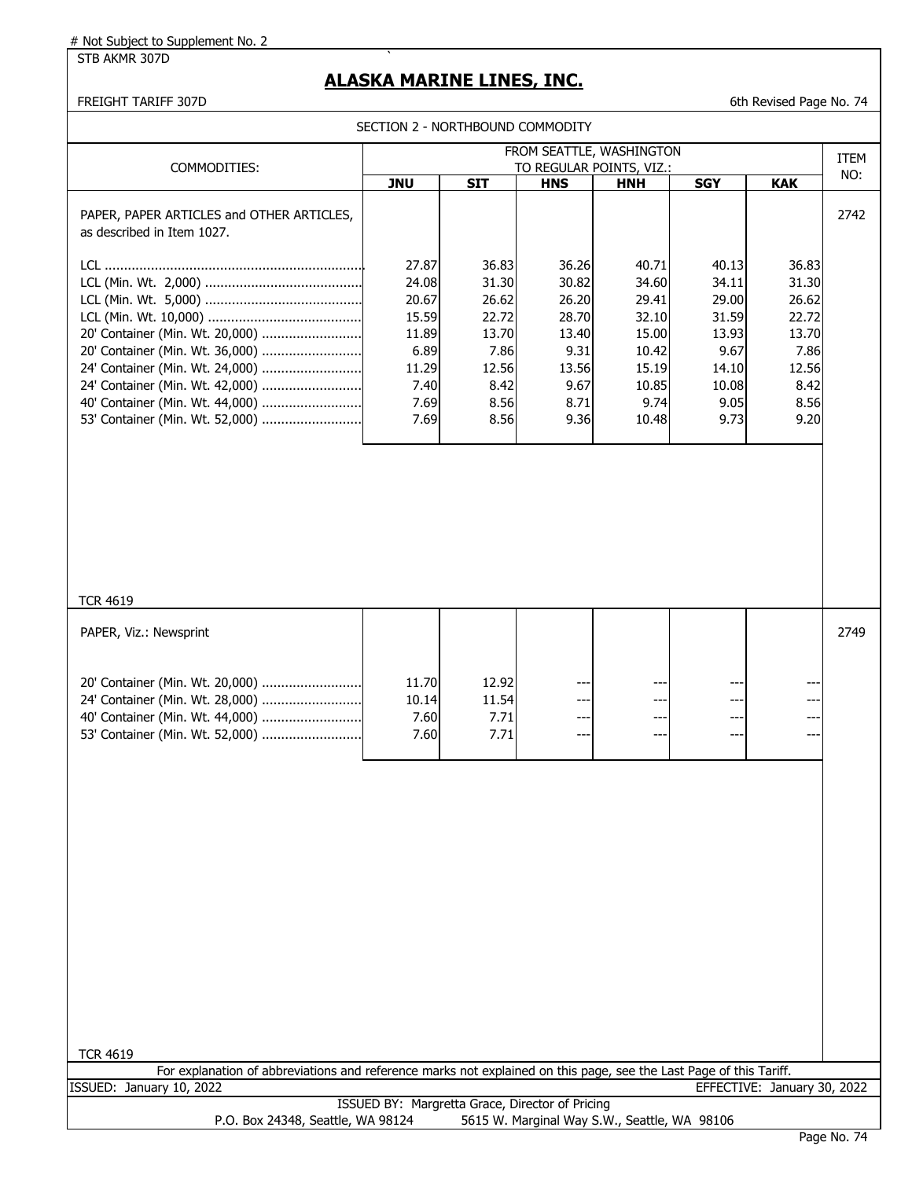# Not Subject to Supplement No. 2

STB AKMR 307D

# ALASKA MARINE LINES, INC.

FREIGHT TARIFF 307D

6th Revised Page No. 74

SECTION 2 - NORTHBOUND COMMODITY

| COMMODITIES: | FROM SEATTLE, WASHINGTON TO REGULAR POINTS, VIZ.: | | | | | | ITEM NO: |
|---|---|---|---|---|---|---|---|
| | **JNU** | **SIT** | **HNS** | **HNH** | **SGY** | **KAK** | |
| PAPER, PAPER ARTICLES and OTHER ARTICLES, as described in Item 1027. | | | | | | | 2742 |
| LCL | 27.87 | 36.83 | 36.26 | 40.71 | 40.13 | 36.83 | |
| LCL (Min. Wt. 2,000) | 24.08 | 31.30 | 30.82 | 34.60 | 34.11 | 31.30 | |
| LCL (Min. Wt. 5,000) | 20.67 | 26.62 | 26.20 | 29.41 | 29.00 | 26.62 | |
| LCL (Min. Wt. 10,000) | 15.59 | 22.72 | 28.70 | 32.10 | 31.59 | 22.72 | |
| 20' Container (Min. Wt. 20,000) | 11.89 | 13.70 | 13.40 | 15.00 | 13.93 | 13.70 | |
| 20' Container (Min. Wt. 36,000) | 6.89 | 7.86 | 9.31 | 10.42 | 9.67 | 7.86 | |
| 24' Container (Min. Wt. 24,000) | 11.29 | 12.56 | 13.56 | 15.19 | 14.10 | 12.56 | |
| 24' Container (Min. Wt. 42,000) | 7.40 | 8.42 | 9.67 | 10.85 | 10.08 | 8.42 | |
| 40' Container (Min. Wt. 44,000) | 7.69 | 8.56 | 8.71 | 9.74 | 9.05 | 8.56 | |
| 53' Container (Min. Wt. 52,000) | 7.69 | 8.56 | 9.36 | 10.48 | 9.73 | 9.20 | |
| TCR 4619 | | | | | | | |
| PAPER, Viz.: Newsprint | | | | | | | 2749 |
| 20' Container (Min. Wt. 20,000) | 11.70 | 12.92 | --- | --- | --- | --- | |
| 24' Container (Min. Wt. 28,000) | 10.14 | 11.54 | --- | --- | --- | --- | |
| 40' Container (Min. Wt. 44,000) | 7.60 | 7.71 | --- | --- | --- | --- | |
| 53' Container (Min. Wt. 52,000) | 7.60 | 7.71 | --- | --- | --- | --- | |
| TCR 4619 | | | | | | | |

For explanation of abbreviations and reference marks not explained on this page, see the Last Page of this Tariff.

ISSUED: January 10, 2022

EFFECTIVE: January 30, 2022

ISSUED BY: Margretta Grace, Director of Pricing

P.O. Box 24348, Seattle, WA 98124 5615 W. Marginal Way S.W., Seattle, WA 98106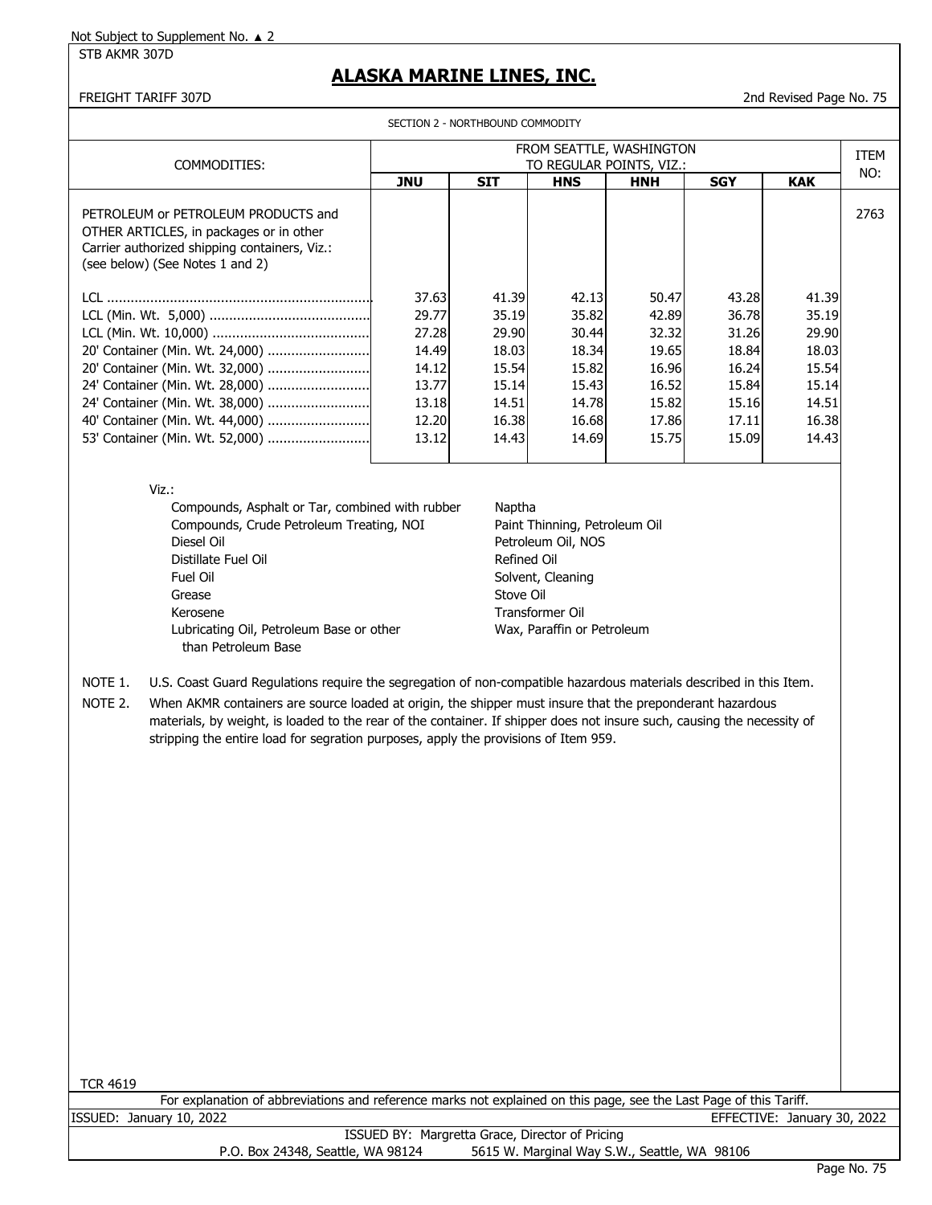Not Subject to Supplement No. ▲ 2

STB AKMR 307D

# ALASKA MARINE LINES, INC.

FREIGHT TARIFF 307D

2nd Revised Page No. 75

SECTION 2 - NORTHBOUND COMMODITY

| COMMODITIES: | FROM SEATTLE, WASHINGTON TO REGULAR POINTS, VIZ.: | | | | | | ITEM NO: |
|---|---|---|---|---|---|---|---|
| | **JNU** | **SIT** | **HNS** | **HNH** | **SGY** | **KAK** | |
| PETROLEUM or PETROLEUM PRODUCTS and OTHER ARTICLES, in packages or in other Carrier authorized shipping containers, Viz.: (see below) (See Notes 1 and 2) | | | | | | | 2763 |
| LCL | 37.63 | 41.39 | 42.13 | 50.47 | 43.28 | 41.39 | |
| LCL (Min. Wt. 5,000) | 29.77 | 35.19 | 35.82 | 42.89 | 36.78 | 35.19 | |
| LCL (Min. Wt. 10,000) | 27.28 | 29.90 | 30.44 | 32.32 | 31.26 | 29.90 | |
| 20' Container (Min. Wt. 24,000) | 14.49 | 18.03 | 18.34 | 19.65 | 18.84 | 18.03 | |
| 20' Container (Min. Wt. 32,000) | 14.12 | 15.54 | 15.82 | 16.96 | 16.24 | 15.54 | |
| 24' Container (Min. Wt. 28,000) | 13.77 | 15.14 | 15.43 | 16.52 | 15.84 | 15.14 | |
| 24' Container (Min. Wt. 38,000) | 13.18 | 14.51 | 14.78 | 15.82 | 15.16 | 14.51 | |
| 40' Container (Min. Wt. 44,000) | 12.20 | 16.38 | 16.68 | 17.86 | 17.11 | 16.38 | |
| 53' Container (Min. Wt. 52,000) | 13.12 | 14.43 | 14.69 | 15.75 | 15.09 | 14.43 | |

Viz.:

- Compounds, Asphalt or Tar, combined with rubber
- Compounds, Crude Petroleum Treating, NOI
- Diesel Oil
- Distillate Fuel Oil
- Fuel Oil
- Grease
- Kerosene
- Lubricating Oil, Petroleum Base or other than Petroleum Base
- Naptha
- Paint Thinning, Petroleum Oil
- Petroleum Oil, NOS
- Refined Oil
- Solvent, Cleaning
- Stove Oil
- Transformer Oil
- Wax, Paraffin or Petroleum

NOTE 1. U.S. Coast Guard Regulations require the segregation of non-compatible hazardous materials described in this Item.

NOTE 2. When AKMR containers are source loaded at origin, the shipper must insure that the preponderant hazardous materials, by weight, is loaded to the rear of the container. If shipper does not insure such, causing the necessity of stripping the entire load for segration purposes, apply the provisions of Item 959.

TCR 4619

For explanation of abbreviations and reference marks not explained on this page, see the Last Page of this Tariff.

ISSUED: January 10, 2022 EFFECTIVE: January 30, 2022

ISSUED BY: Margretta Grace, Director of Pricing

P.O. Box 24348, Seattle, WA 98124 5615 W. Marginal Way S.W., Seattle, WA 98106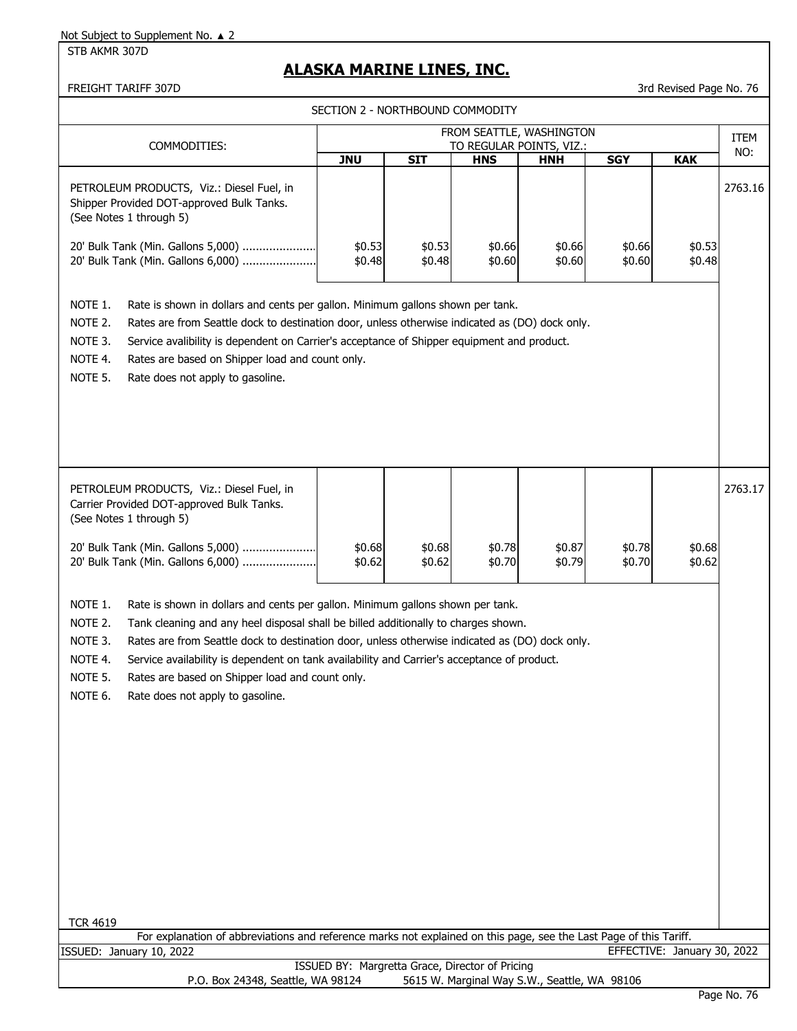Not Subject to Supplement No. ▲ 2

STB AKMR 307D

# ALASKA MARINE LINES, INC.

FREIGHT TARIFF 307D

3rd Revised Page No. 76

## SECTION 2 - NORTHBOUND COMMODITY

| COMMODITIES: | FROM SEATTLE, WASHINGTON TO REGULAR POINTS, VIZ.: | | | | | | ITEM NO: |
|---|---|---|---|---|---|---|---|
| | **JNU** | **SIT** | **HNS** | **HNH** | **SGY** | **KAK** | |
| PETROLEUM PRODUCTS, Viz.: Diesel Fuel, in Shipper Provided DOT-approved Bulk Tanks. (See Notes 1 through 5) | | | | | | | 2763.16 |
| 20' Bulk Tank (Min. Gallons 5,000) ..................... | $0.53 | $0.53 | $0.66 | $0.66 | $0.66 | $0.53 | |
| 20' Bulk Tank (Min. Gallons 6,000) ..................... | $0.48 | $0.48 | $0.60 | $0.60 | $0.60 | $0.48 | |

NOTE 1. Rate is shown in dollars and cents per gallon. Minimum gallons shown per tank.

NOTE 2. Rates are from Seattle dock to destination door, unless otherwise indicated as (DO) dock only.

NOTE 3. Service avalibility is dependent on Carrier's acceptance of Shipper equipment and product.

NOTE 4. Rates are based on Shipper load and count only.

NOTE 5. Rate does not apply to gasoline.

| COMMODITIES: | JNU | SIT | HNS | HNH | SGY | KAK | ITEM NO: |
|---|---|---|---|---|---|---|---|
| PETROLEUM PRODUCTS, Viz.: Diesel Fuel, in Carrier Provided DOT-approved Bulk Tanks. (See Notes 1 through 5) | | | | | | | 2763.17 |
| 20' Bulk Tank (Min. Gallons 5,000) ..................... | $0.68 | $0.68 | $0.78 | $0.87 | $0.78 | $0.68 | |
| 20' Bulk Tank (Min. Gallons 6,000) ..................... | $0.62 | $0.62 | $0.70 | $0.79 | $0.70 | $0.62 | |

NOTE 1. Rate is shown in dollars and cents per gallon. Minimum gallons shown per tank.

NOTE 2. Tank cleaning and any heel disposal shall be billed additionally to charges shown.

NOTE 3. Rates are from Seattle dock to destination door, unless otherwise indicated as (DO) dock only.

NOTE 4. Service availability is dependent on tank availability and Carrier's acceptance of product.

NOTE 5. Rates are based on Shipper load and count only.

NOTE 6. Rate does not apply to gasoline.

TCR 4619

For explanation of abbreviations and reference marks not explained on this page, see the Last Page of this Tariff.

ISSUED: January 10, 2022

EFFECTIVE: January 30, 2022

ISSUED BY: Margretta Grace, Director of Pricing

P.O. Box 24348, Seattle, WA 98124 5615 W. Marginal Way S.W., Seattle, WA 98106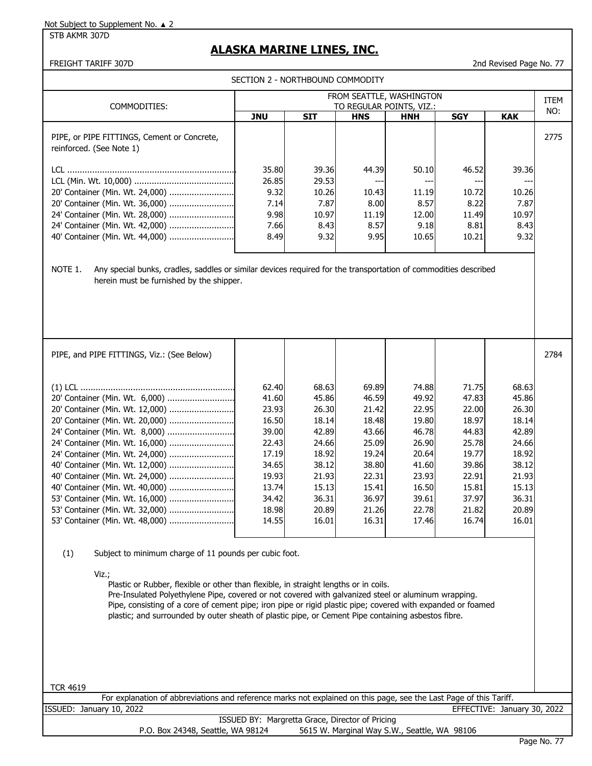Not Subject to Supplement No. ▲ 2

STB AKMR 307D

# ALASKA MARINE LINES, INC.

FREIGHT TARIFF 307D — 2nd Revised Page No. 77

## SECTION 2 - NORTHBOUND COMMODITY

| COMMODITIES: | FROM SEATTLE, WASHINGTON TO REGULAR POINTS, VIZ.: | | | | | | ITEM NO: |
|---|---|---|---|---|---|---|---|
| | JNU | SIT | HNS | HNH | SGY | KAK | |
| PIPE, or PIPE FITTINGS, Cement or Concrete, reinforced. (See Note 1) | | | | | | | 2775 |
| LCL | 35.80 | 39.36 | 44.39 | 50.10 | 46.52 | 39.36 | |
| LCL (Min. Wt. 10,000) | 26.85 | 29.53 | --- | --- | --- | --- | |
| 20' Container (Min. Wt. 24,000) | 9.32 | 10.26 | 10.43 | 11.19 | 10.72 | 10.26 | |
| 20' Container (Min. Wt. 36,000) | 7.14 | 7.87 | 8.00 | 8.57 | 8.22 | 7.87 | |
| 24' Container (Min. Wt. 28,000) | 9.98 | 10.97 | 11.19 | 12.00 | 11.49 | 10.97 | |
| 24' Container (Min. Wt. 42,000) | 7.66 | 8.43 | 8.57 | 9.18 | 8.81 | 8.43 | |
| 40' Container (Min. Wt. 44,000) | 8.49 | 9.32 | 9.95 | 10.65 | 10.21 | 9.32 | |

NOTE 1. Any special bunks, cradles, saddles or similar devices required for the transportation of commodities described herein must be furnished by the shipper.

| COMMODITIES: | JNU | SIT | HNS | HNH | SGY | KAK | ITEM NO: |
|---|---|---|---|---|---|---|---|
| PIPE, and PIPE FITTINGS, Viz.: (See Below) | | | | | | | 2784 |
| (1) LCL | 62.40 | 68.63 | 69.89 | 74.88 | 71.75 | 68.63 | |
| 20' Container (Min. Wt. 6,000) | 41.60 | 45.86 | 46.59 | 49.92 | 47.83 | 45.86 | |
| 20' Container (Min. Wt. 12,000) | 23.93 | 26.30 | 21.42 | 22.95 | 22.00 | 26.30 | |
| 20' Container (Min. Wt. 20,000) | 16.50 | 18.14 | 18.48 | 19.80 | 18.97 | 18.14 | |
| 24' Container (Min. Wt. 8,000) | 39.00 | 42.89 | 43.66 | 46.78 | 44.83 | 42.89 | |
| 24' Container (Min. Wt. 16,000) | 22.43 | 24.66 | 25.09 | 26.90 | 25.78 | 24.66 | |
| 24' Container (Min. Wt. 24,000) | 17.19 | 18.92 | 19.24 | 20.64 | 19.77 | 18.92 | |
| 40' Container (Min. Wt. 12,000) | 34.65 | 38.12 | 38.80 | 41.60 | 39.86 | 38.12 | |
| 40' Container (Min. Wt. 24,000) | 19.93 | 21.93 | 22.31 | 23.93 | 22.91 | 21.93 | |
| 40' Container (Min. Wt. 40,000) | 13.74 | 15.13 | 15.41 | 16.50 | 15.81 | 15.13 | |
| 53' Container (Min. Wt. 16,000) | 34.42 | 36.31 | 36.97 | 39.61 | 37.97 | 36.31 | |
| 53' Container (Min. Wt. 32,000) | 18.98 | 20.89 | 21.26 | 22.78 | 21.82 | 20.89 | |
| 53' Container (Min. Wt. 48,000) | 14.55 | 16.01 | 16.31 | 17.46 | 16.74 | 16.01 | |

(1) Subject to minimum charge of 11 pounds per cubic foot.

Viz.;

- Plastic or Rubber, flexible or other than flexible, in straight lengths or in coils.
- Pre-Insulated Polyethylene Pipe, covered or not covered with galvanized steel or aluminum wrapping.
- Pipe, consisting of a core of cement pipe; iron pipe or rigid plastic pipe; covered with expanded or foamed plastic; and surrounded by outer sheath of plastic pipe, or Cement Pipe containing asbestos fibre.

TCR 4619

For explanation of abbreviations and reference marks not explained on this page, see the Last Page of this Tariff.

ISSUED: January 10, 2022 — EFFECTIVE: January 30, 2022

ISSUED BY: Margretta Grace, Director of Pricing

P.O. Box 24348, Seattle, WA 98124 — 5615 W. Marginal Way S.W., Seattle, WA 98106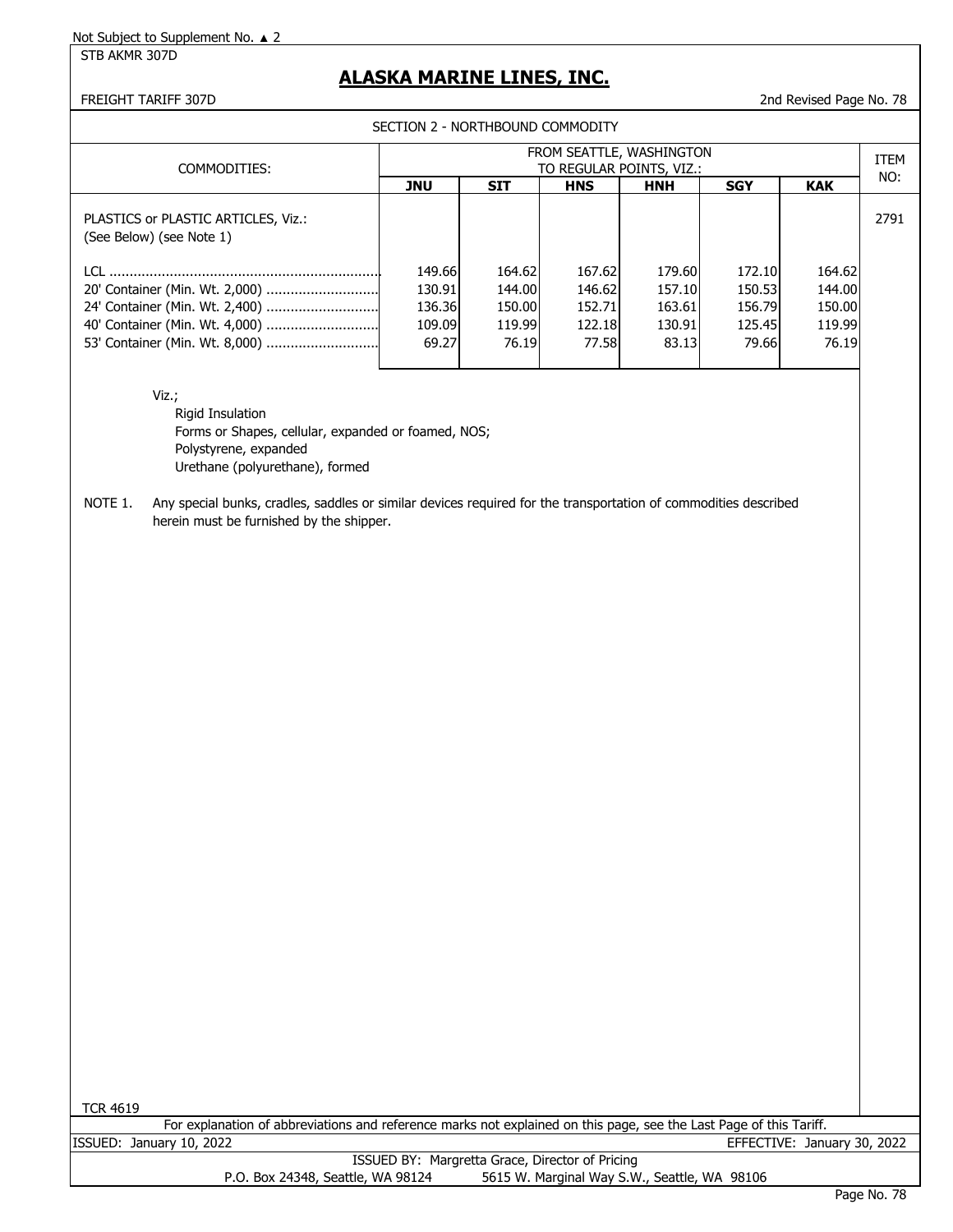Not Subject to Supplement No. ▲ 2

STB AKMR 307D

# ALASKA MARINE LINES, INC.

FREIGHT TARIFF 307D

2nd Revised Page No. 78

SECTION 2 - NORTHBOUND COMMODITY

| COMMODITIES: | FROM SEATTLE, WASHINGTON TO REGULAR POINTS, VIZ.: | | | | | | ITEM NO: |
|---|---|---|---|---|---|---|---|
| | **JNU** | **SIT** | **HNS** | **HNH** | **SGY** | **KAK** | |
| PLASTICS or PLASTIC ARTICLES, Viz.: (See Below) (see Note 1) | | | | | | | 2791 |
| LCL | 149.66 | 164.62 | 167.62 | 179.60 | 172.10 | 164.62 | |
| 20' Container (Min. Wt. 2,000) | 130.91 | 144.00 | 146.62 | 157.10 | 150.53 | 144.00 | |
| 24' Container (Min. Wt. 2,400) | 136.36 | 150.00 | 152.71 | 163.61 | 156.79 | 150.00 | |
| 40' Container (Min. Wt. 4,000) | 109.09 | 119.99 | 122.18 | 130.91 | 125.45 | 119.99 | |
| 53' Container (Min. Wt. 8,000) | 69.27 | 76.19 | 77.58 | 83.13 | 79.66 | 76.19 | |

Viz.;
- Rigid Insulation
- Forms or Shapes, cellular, expanded or foamed, NOS;
- Polystyrene, expanded
- Urethane (polyurethane), formed

NOTE 1. Any special bunks, cradles, saddles or similar devices required for the transportation of commodities described herein must be furnished by the shipper.

TCR 4619

For explanation of abbreviations and reference marks not explained on this page, see the Last Page of this Tariff.

ISSUED: January 10, 2022

EFFECTIVE: January 30, 2022

ISSUED BY: Margretta Grace, Director of Pricing

P.O. Box 24348, Seattle, WA 98124 5615 W. Marginal Way S.W., Seattle, WA 98106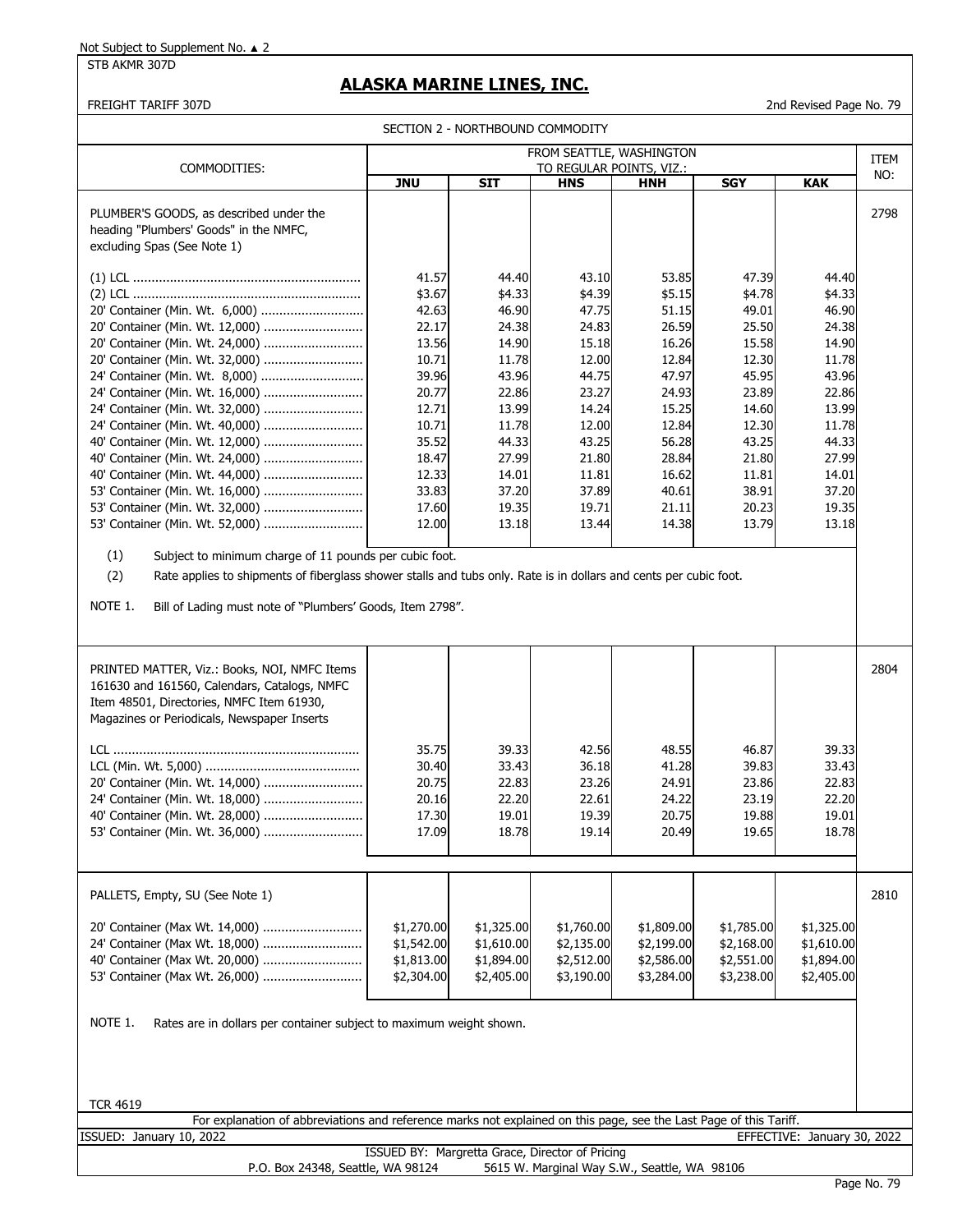Not Subject to Supplement No. ▲ 2

STB AKMR 307D

# ALASKA MARINE LINES, INC.

FREIGHT TARIFF 307D — 2nd Revised Page No. 79

SECTION 2 - NORTHBOUND COMMODITY

| COMMODITIES: | FROM SEATTLE, WASHINGTON TO REGULAR POINTS, VIZ.: | | | | | | ITEM NO: |
|---|---|---|---|---|---|---|---|
| | JNU | SIT | HNS | HNH | SGY | KAK | |
| PLUMBER'S GOODS, as described under the heading "Plumbers' Goods" in the NMFC, excluding Spas (See Note 1) | | | | | | | 2798 |
| (1) LCL | 41.57 | 44.40 | 43.10 | 53.85 | 47.39 | 44.40 | |
| (2) LCL | $3.67 | $4.33 | $4.39 | $5.15 | $4.78 | $4.33 | |
| 20' Container (Min. Wt. 6,000) | 42.63 | 46.90 | 47.75 | 51.15 | 49.01 | 46.90 | |
| 20' Container (Min. Wt. 12,000) | 22.17 | 24.38 | 24.83 | 26.59 | 25.50 | 24.38 | |
| 20' Container (Min. Wt. 24,000) | 13.56 | 14.90 | 15.18 | 16.26 | 15.58 | 14.90 | |
| 20' Container (Min. Wt. 32,000) | 10.71 | 11.78 | 12.00 | 12.84 | 12.30 | 11.78 | |
| 24' Container (Min. Wt. 8,000) | 39.96 | 43.96 | 44.75 | 47.97 | 45.95 | 43.96 | |
| 24' Container (Min. Wt. 16,000) | 20.77 | 22.86 | 23.27 | 24.93 | 23.89 | 22.86 | |
| 24' Container (Min. Wt. 32,000) | 12.71 | 13.99 | 14.24 | 15.25 | 14.60 | 13.99 | |
| 24' Container (Min. Wt. 40,000) | 10.71 | 11.78 | 12.00 | 12.84 | 12.30 | 11.78 | |
| 40' Container (Min. Wt. 12,000) | 35.52 | 44.33 | 43.25 | 56.28 | 43.25 | 44.33 | |
| 40' Container (Min. Wt. 24,000) | 18.47 | 27.99 | 21.80 | 28.84 | 21.80 | 27.99 | |
| 40' Container (Min. Wt. 44,000) | 12.33 | 14.01 | 11.81 | 16.62 | 11.81 | 14.01 | |
| 53' Container (Min. Wt. 16,000) | 33.83 | 37.20 | 37.89 | 40.61 | 38.91 | 37.20 | |
| 53' Container (Min. Wt. 32,000) | 17.60 | 19.35 | 19.71 | 21.11 | 20.23 | 19.35 | |
| 53' Container (Min. Wt. 52,000) | 12.00 | 13.18 | 13.44 | 14.38 | 13.79 | 13.18 | |

(1) Subject to minimum charge of 11 pounds per cubic foot.

(2) Rate applies to shipments of fiberglass shower stalls and tubs only. Rate is in dollars and cents per cubic foot.

NOTE 1. Bill of Lading must note of "Plumbers' Goods, Item 2798".

| COMMODITIES: | JNU | SIT | HNS | HNH | SGY | KAK | ITEM NO: |
|---|---|---|---|---|---|---|---|
| PRINTED MATTER, Viz.: Books, NOI, NMFC Items 161630 and 161560, Calendars, Catalogs, NMFC Item 48501, Directories, NMFC Item 61930, Magazines or Periodicals, Newspaper Inserts | | | | | | | 2804 |
| LCL | 35.75 | 39.33 | 42.56 | 48.55 | 46.87 | 39.33 | |
| LCL (Min. Wt. 5,000) | 30.40 | 33.43 | 36.18 | 41.28 | 39.83 | 33.43 | |
| 20' Container (Min. Wt. 14,000) | 20.75 | 22.83 | 23.26 | 24.91 | 23.86 | 22.83 | |
| 24' Container (Min. Wt. 18,000) | 20.16 | 22.20 | 22.61 | 24.22 | 23.19 | 22.20 | |
| 40' Container (Min. Wt. 28,000) | 17.30 | 19.01 | 19.39 | 20.75 | 19.88 | 19.01 | |
| 53' Container (Min. Wt. 36,000) | 17.09 | 18.78 | 19.14 | 20.49 | 19.65 | 18.78 | |

| COMMODITIES: | JNU | SIT | HNS | HNH | SGY | KAK | ITEM NO: |
|---|---|---|---|---|---|---|---|
| PALLETS, Empty, SU (See Note 1) | | | | | | | 2810 |
| 20' Container (Max Wt. 14,000) | $1,270.00 | $1,325.00 | $1,760.00 | $1,809.00 | $1,785.00 | $1,325.00 | |
| 24' Container (Max Wt. 18,000) | $1,542.00 | $1,610.00 | $2,135.00 | $2,199.00 | $2,168.00 | $1,610.00 | |
| 40' Container (Max Wt. 20,000) | $1,813.00 | $1,894.00 | $2,512.00 | $2,586.00 | $2,551.00 | $1,894.00 | |
| 53' Container (Max Wt. 26,000) | $2,304.00 | $2,405.00 | $3,190.00 | $3,284.00 | $3,238.00 | $2,405.00 | |

NOTE 1. Rates are in dollars per container subject to maximum weight shown.

TCR 4619

For explanation of abbreviations and reference marks not explained on this page, see the Last Page of this Tariff.

ISSUED: January 10, 2022 — EFFECTIVE: January 30, 2022

ISSUED BY: Margretta Grace, Director of Pricing

P.O. Box 24348, Seattle, WA 98124 — 5615 W. Marginal Way S.W., Seattle, WA 98106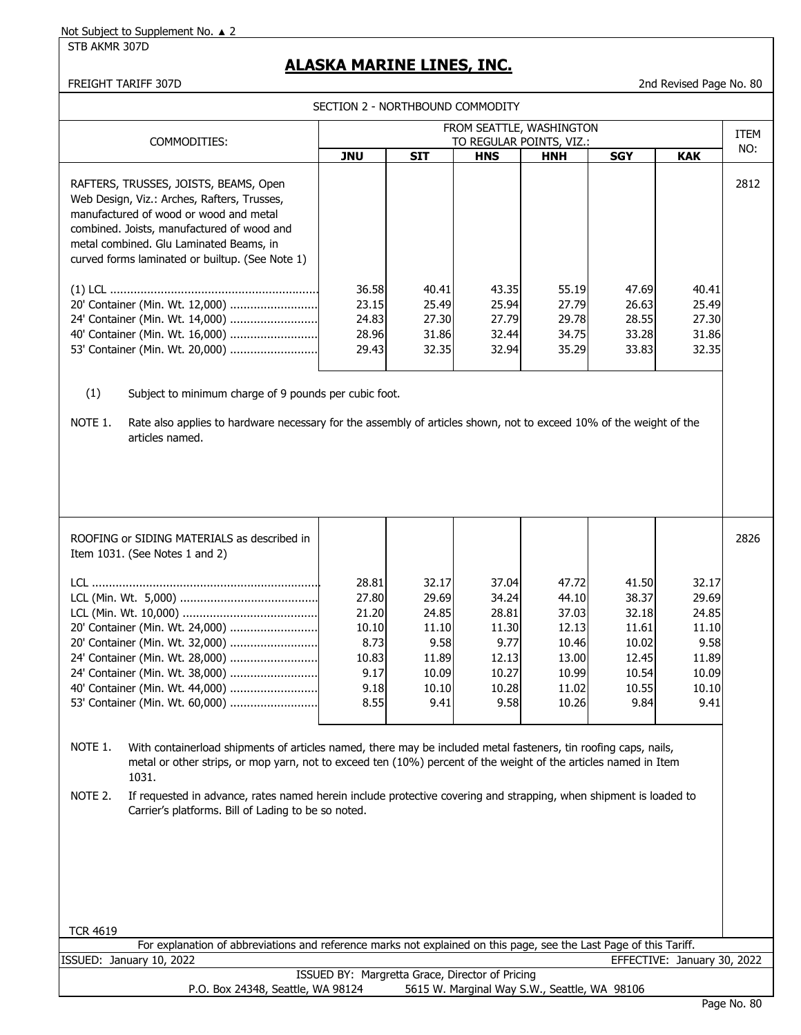Not Subject to Supplement No. ▲ 2

STB AKMR 307D

# ALASKA MARINE LINES, INC.

FREIGHT TARIFF 307D

2nd Revised Page No. 80

## SECTION 2 - NORTHBOUND COMMODITY

| COMMODITIES: | FROM SEATTLE, WASHINGTON TO REGULAR POINTS, VIZ.: | | | | | | ITEM NO: |
|---|---|---|---|---|---|---|---|
| | **JNU** | **SIT** | **HNS** | **HNH** | **SGY** | **KAK** | |
| RAFTERS, TRUSSES, JOISTS, BEAMS, Open Web Design, Viz.: Arches, Rafters, Trusses, manufactured of wood or wood and metal combined. Joists, manufactured of wood and metal combined. Glu Laminated Beams, in curved forms laminated or builtup. (See Note 1) | | | | | | | 2812 |
| (1) LCL | 36.58 | 40.41 | 43.35 | 55.19 | 47.69 | 40.41 | |
| 20' Container (Min. Wt. 12,000) | 23.15 | 25.49 | 25.94 | 27.79 | 26.63 | 25.49 | |
| 24' Container (Min. Wt. 14,000) | 24.83 | 27.30 | 27.79 | 29.78 | 28.55 | 27.30 | |
| 40' Container (Min. Wt. 16,000) | 28.96 | 31.86 | 32.44 | 34.75 | 33.28 | 31.86 | |
| 53' Container (Min. Wt. 20,000) | 29.43 | 32.35 | 32.94 | 35.29 | 33.83 | 32.35 | |

(1) Subject to minimum charge of 9 pounds per cubic foot.

NOTE 1. Rate also applies to hardware necessary for the assembly of articles shown, not to exceed 10% of the weight of the articles named.

| COMMODITIES: | JNU | SIT | HNS | HNH | SGY | KAK | ITEM NO: |
|---|---|---|---|---|---|---|---|
| ROOFING or SIDING MATERIALS as described in Item 1031. (See Notes 1 and 2) | | | | | | | 2826 |
| LCL | 28.81 | 32.17 | 37.04 | 47.72 | 41.50 | 32.17 | |
| LCL (Min. Wt. 5,000) | 27.80 | 29.69 | 34.24 | 44.10 | 38.37 | 29.69 | |
| LCL (Min. Wt. 10,000) | 21.20 | 24.85 | 28.81 | 37.03 | 32.18 | 24.85 | |
| 20' Container (Min. Wt. 24,000) | 10.10 | 11.10 | 11.30 | 12.13 | 11.61 | 11.10 | |
| 20' Container (Min. Wt. 32,000) | 8.73 | 9.58 | 9.77 | 10.46 | 10.02 | 9.58 | |
| 24' Container (Min. Wt. 28,000) | 10.83 | 11.89 | 12.13 | 13.00 | 12.45 | 11.89 | |
| 24' Container (Min. Wt. 38,000) | 9.17 | 10.09 | 10.27 | 10.99 | 10.54 | 10.09 | |
| 40' Container (Min. Wt. 44,000) | 9.18 | 10.10 | 10.28 | 11.02 | 10.55 | 10.10 | |
| 53' Container (Min. Wt. 60,000) | 8.55 | 9.41 | 9.58 | 10.26 | 9.84 | 9.41 | |

NOTE 1. With containerload shipments of articles named, there may be included metal fasteners, tin roofing caps, nails, metal or other strips, or mop yarn, not to exceed ten (10%) percent of the weight of the articles named in Item 1031.

NOTE 2. If requested in advance, rates named herein include protective covering and strapping, when shipment is loaded to Carrier's platforms. Bill of Lading to be so noted.

TCR 4619

For explanation of abbreviations and reference marks not explained on this page, see the Last Page of this Tariff.

ISSUED: January 10, 2022 EFFECTIVE: January 30, 2022

ISSUED BY: Margretta Grace, Director of Pricing

P.O. Box 24348, Seattle, WA 98124 5615 W. Marginal Way S.W., Seattle, WA 98106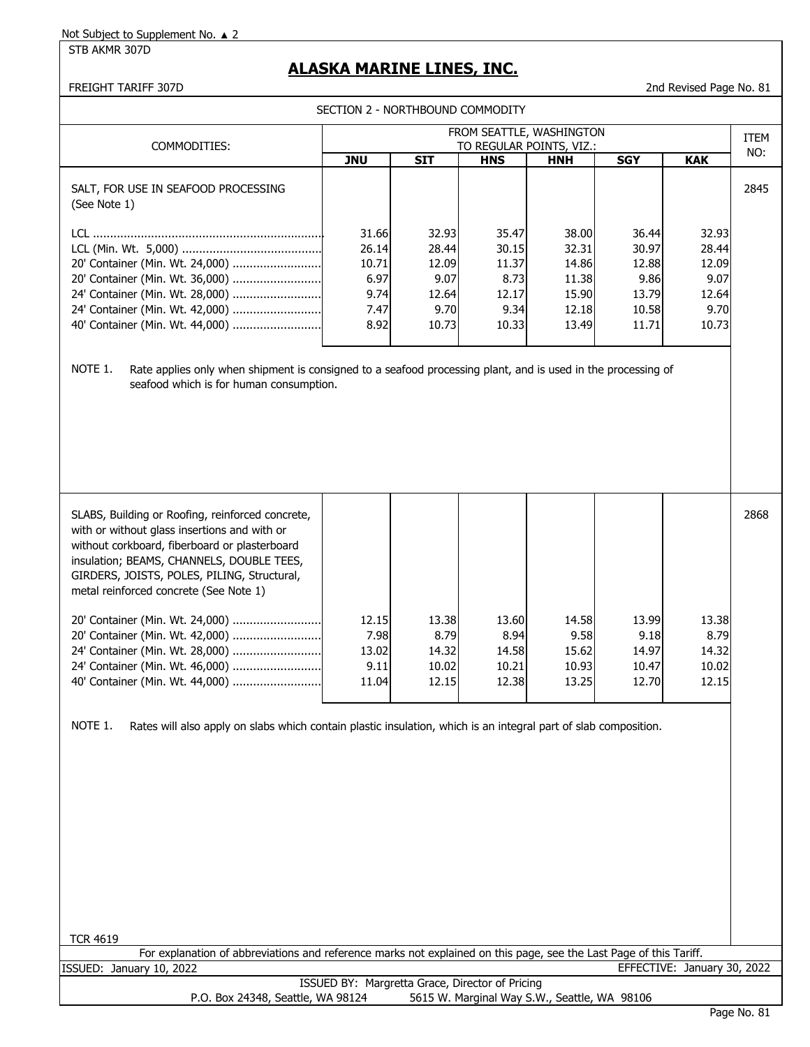Not Subject to Supplement No. ▲ 2

STB AKMR 307D

# ALASKA MARINE LINES, INC.

FREIGHT TARIFF 307D

2nd Revised Page No. 81

## SECTION 2 - NORTHBOUND COMMODITY

| COMMODITIES: | FROM SEATTLE, WASHINGTON TO REGULAR POINTS, VIZ.: | | | | | | ITEM NO: |
|---|---|---|---|---|---|---|---|
| | **JNU** | **SIT** | **HNS** | **HNH** | **SGY** | **KAK** | |
| SALT, FOR USE IN SEAFOOD PROCESSING (See Note 1) | | | | | | | 2845 |
| LCL | 31.66 | 32.93 | 35.47 | 38.00 | 36.44 | 32.93 | |
| LCL (Min. Wt. 5,000) | 26.14 | 28.44 | 30.15 | 32.31 | 30.97 | 28.44 | |
| 20' Container (Min. Wt. 24,000) | 10.71 | 12.09 | 11.37 | 14.86 | 12.88 | 12.09 | |
| 20' Container (Min. Wt. 36,000) | 6.97 | 9.07 | 8.73 | 11.38 | 9.86 | 9.07 | |
| 24' Container (Min. Wt. 28,000) | 9.74 | 12.64 | 12.17 | 15.90 | 13.79 | 12.64 | |
| 24' Container (Min. Wt. 42,000) | 7.47 | 9.70 | 9.34 | 12.18 | 10.58 | 9.70 | |
| 40' Container (Min. Wt. 44,000) | 8.92 | 10.73 | 10.33 | 13.49 | 11.71 | 10.73 | |

NOTE 1. Rate applies only when shipment is consigned to a seafood processing plant, and is used in the processing of seafood which is for human consumption.

| COMMODITIES: | JNU | SIT | HNS | HNH | SGY | KAK | ITEM NO: |
|---|---|---|---|---|---|---|---|
| SLABS, Building or Roofing, reinforced concrete, with or without glass insertions and with or without corkboard, fiberboard or plasterboard insulation; BEAMS, CHANNELS, DOUBLE TEES, GIRDERS, JOISTS, POLES, PILING, Structural, metal reinforced concrete (See Note 1) | | | | | | | 2868 |
| 20' Container (Min. Wt. 24,000) | 12.15 | 13.38 | 13.60 | 14.58 | 13.99 | 13.38 | |
| 20' Container (Min. Wt. 42,000) | 7.98 | 8.79 | 8.94 | 9.58 | 9.18 | 8.79 | |
| 24' Container (Min. Wt. 28,000) | 13.02 | 14.32 | 14.58 | 15.62 | 14.97 | 14.32 | |
| 24' Container (Min. Wt. 46,000) | 9.11 | 10.02 | 10.21 | 10.93 | 10.47 | 10.02 | |
| 40' Container (Min. Wt. 44,000) | 11.04 | 12.15 | 12.38 | 13.25 | 12.70 | 12.15 | |

NOTE 1. Rates will also apply on slabs which contain plastic insulation, which is an integral part of slab composition.

TCR 4619

For explanation of abbreviations and reference marks not explained on this page, see the Last Page of this Tariff.

ISSUED: January 10, 2022 — EFFECTIVE: January 30, 2022

ISSUED BY: Margretta Grace, Director of Pricing

P.O. Box 24348, Seattle, WA 98124 — 5615 W. Marginal Way S.W., Seattle, WA 98106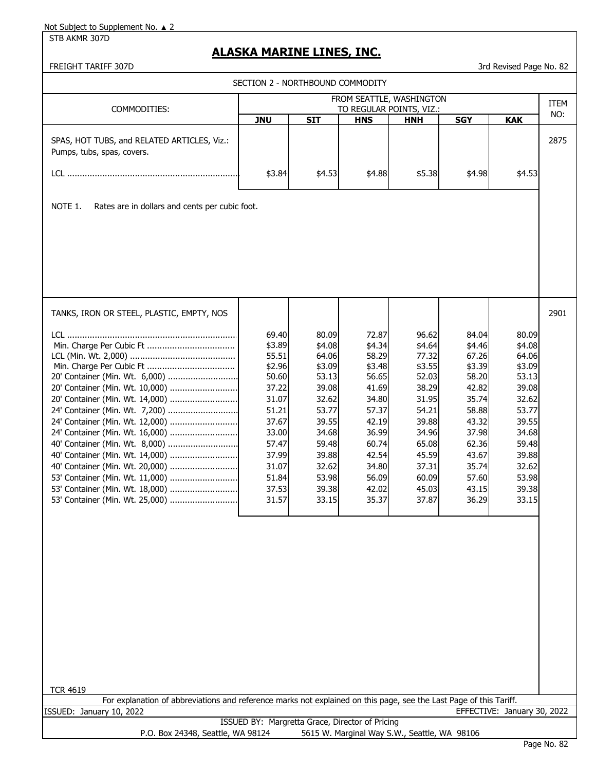Not Subject to Supplement No. ▲ 2

STB AKMR 307D

# ALASKA MARINE LINES, INC.

FREIGHT TARIFF 307D

3rd Revised Page No. 82

SECTION 2 - NORTHBOUND COMMODITY

| COMMODITIES: | FROM SEATTLE, WASHINGTON TO REGULAR POINTS, VIZ.: | | | | | | ITEM NO: |
|---|---|---|---|---|---|---|---|
| | **JNU** | **SIT** | **HNS** | **HNH** | **SGY** | **KAK** | |
| SPAS, HOT TUBS, and RELATED ARTICLES, Viz.: Pumps, tubs, spas, covers. | | | | | | | 2875 |
| LCL | $3.84 | $4.53 | $4.88 | $5.38 | $4.98 | $4.53 | |

NOTE 1. Rates are in dollars and cents per cubic foot.

| COMMODITIES: | JNU | SIT | HNS | HNH | SGY | KAK | ITEM NO: |
|---|---|---|---|---|---|---|---|
| TANKS, IRON OR STEEL, PLASTIC, EMPTY, NOS | | | | | | | 2901 |
| LCL | 69.40 | 80.09 | 72.87 | 96.62 | 84.04 | 80.09 | |
| Min. Charge Per Cubic Ft | $3.89 | $4.08 | $4.34 | $4.64 | $4.46 | $4.08 | |
| LCL (Min. Wt. 2,000) | 55.51 | 64.06 | 58.29 | 77.32 | 67.26 | 64.06 | |
| Min. Charge Per Cubic Ft | $2.96 | $3.09 | $3.48 | $3.55 | $3.39 | $3.09 | |
| 20' Container (Min. Wt. 6,000) | 50.60 | 53.13 | 56.65 | 52.03 | 58.20 | 53.13 | |
| 20' Container (Min. Wt. 10,000) | 37.22 | 39.08 | 41.69 | 38.29 | 42.82 | 39.08 | |
| 20' Container (Min. Wt. 14,000) | 31.07 | 32.62 | 34.80 | 31.95 | 35.74 | 32.62 | |
| 24' Container (Min. Wt. 7,200) | 51.21 | 53.77 | 57.37 | 54.21 | 58.88 | 53.77 | |
| 24' Container (Min. Wt. 12,000) | 37.67 | 39.55 | 42.19 | 39.88 | 43.32 | 39.55 | |
| 24' Container (Min. Wt. 16,000) | 33.00 | 34.68 | 36.99 | 34.96 | 37.98 | 34.68 | |
| 40' Container (Min. Wt. 8,000) | 57.47 | 59.48 | 60.74 | 65.08 | 62.36 | 59.48 | |
| 40' Container (Min. Wt. 14,000) | 37.99 | 39.88 | 42.54 | 45.59 | 43.67 | 39.88 | |
| 40' Container (Min. Wt. 20,000) | 31.07 | 32.62 | 34.80 | 37.31 | 35.74 | 32.62 | |
| 53' Container (Min. Wt. 11,000) | 51.84 | 53.98 | 56.09 | 60.09 | 57.60 | 53.98 | |
| 53' Container (Min. Wt. 18,000) | 37.53 | 39.38 | 42.02 | 45.03 | 43.15 | 39.38 | |
| 53' Container (Min. Wt. 25,000) | 31.57 | 33.15 | 35.37 | 37.87 | 36.29 | 33.15 | |

TCR 4619

For explanation of abbreviations and reference marks not explained on this page, see the Last Page of this Tariff.

ISSUED: January 10, 2022 EFFECTIVE: January 30, 2022

ISSUED BY: Margretta Grace, Director of Pricing

P.O. Box 24348, Seattle, WA 98124 5615 W. Marginal Way S.W., Seattle, WA 98106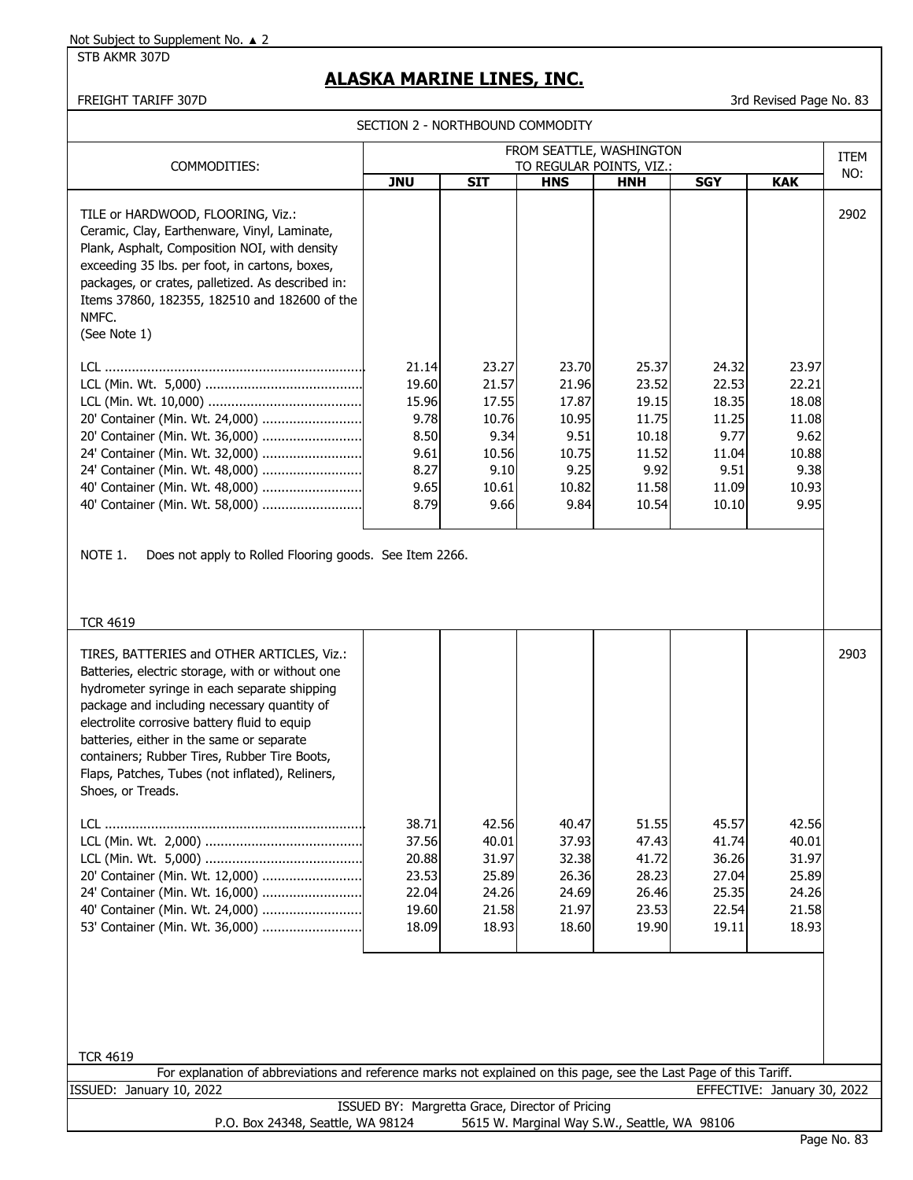Not Subject to Supplement No. ▲ 2

STB AKMR 307D

# ALASKA MARINE LINES, INC.

FREIGHT TARIFF 307D

3rd Revised Page No. 83

## SECTION 2 - NORTHBOUND COMMODITY

| COMMODITIES: | FROM SEATTLE, WASHINGTON TO REGULAR POINTS, VIZ.: | | | | | | ITEM NO: |
|---|---|---|---|---|---|---|---|
| | **JNU** | **SIT** | **HNS** | **HNH** | **SGY** | **KAK** | |
| TILE or HARDWOOD, FLOORING, Viz.: Ceramic, Clay, Earthenware, Vinyl, Laminate, Plank, Asphalt, Composition NOI, with density exceeding 35 lbs. per foot, in cartons, boxes, packages, or crates, palletized. As described in: Items 37860, 182355, 182510 and 182600 of the NMFC. (See Note 1) | | | | | | | 2902 |
| LCL | 21.14 | 23.27 | 23.70 | 25.37 | 24.32 | 23.97 | |
| LCL (Min. Wt. 5,000) | 19.60 | 21.57 | 21.96 | 23.52 | 22.53 | 22.21 | |
| LCL (Min. Wt. 10,000) | 15.96 | 17.55 | 17.87 | 19.15 | 18.35 | 18.08 | |
| 20' Container (Min. Wt. 24,000) | 9.78 | 10.76 | 10.95 | 11.75 | 11.25 | 11.08 | |
| 20' Container (Min. Wt. 36,000) | 8.50 | 9.34 | 9.51 | 10.18 | 9.77 | 9.62 | |
| 24' Container (Min. Wt. 32,000) | 9.61 | 10.56 | 10.75 | 11.52 | 11.04 | 10.88 | |
| 24' Container (Min. Wt. 48,000) | 8.27 | 9.10 | 9.25 | 9.92 | 9.51 | 9.38 | |
| 40' Container (Min. Wt. 48,000) | 9.65 | 10.61 | 10.82 | 11.58 | 11.09 | 10.93 | |
| 40' Container (Min. Wt. 58,000) | 8.79 | 9.66 | 9.84 | 10.54 | 10.10 | 9.95 | |
| NOTE 1. Does not apply to Rolled Flooring goods. See Item 2266. | | | | | | | |
| TCR 4619 | | | | | | | |
| TIRES, BATTERIES and OTHER ARTICLES, Viz.: Batteries, electric storage, with or without one hydrometer syringe in each separate shipping package and including necessary quantity of electrolite corrosive battery fluid to equip batteries, either in the same or separate containers; Rubber Tires, Rubber Tire Boots, Flaps, Patches, Tubes (not inflated), Reliners, Shoes, or Treads. | | | | | | | 2903 |
| LCL | 38.71 | 42.56 | 40.47 | 51.55 | 45.57 | 42.56 | |
| LCL (Min. Wt. 2,000) | 37.56 | 40.01 | 37.93 | 47.43 | 41.74 | 40.01 | |
| LCL (Min. Wt. 5,000) | 20.88 | 31.97 | 32.38 | 41.72 | 36.26 | 31.97 | |
| 20' Container (Min. Wt. 12,000) | 23.53 | 25.89 | 26.36 | 28.23 | 27.04 | 25.89 | |
| 24' Container (Min. Wt. 16,000) | 22.04 | 24.26 | 24.69 | 26.46 | 25.35 | 24.26 | |
| 40' Container (Min. Wt. 24,000) | 19.60 | 21.58 | 21.97 | 23.53 | 22.54 | 21.58 | |
| 53' Container (Min. Wt. 36,000) | 18.09 | 18.93 | 18.60 | 19.90 | 19.11 | 18.93 | |
| TCR 4619 | | | | | | | |

For explanation of abbreviations and reference marks not explained on this page, see the Last Page of this Tariff.

ISSUED: January 10, 2022

EFFECTIVE: January 30, 2022

ISSUED BY: Margretta Grace, Director of Pricing

P.O. Box 24348, Seattle, WA 98124 5615 W. Marginal Way S.W., Seattle, WA 98106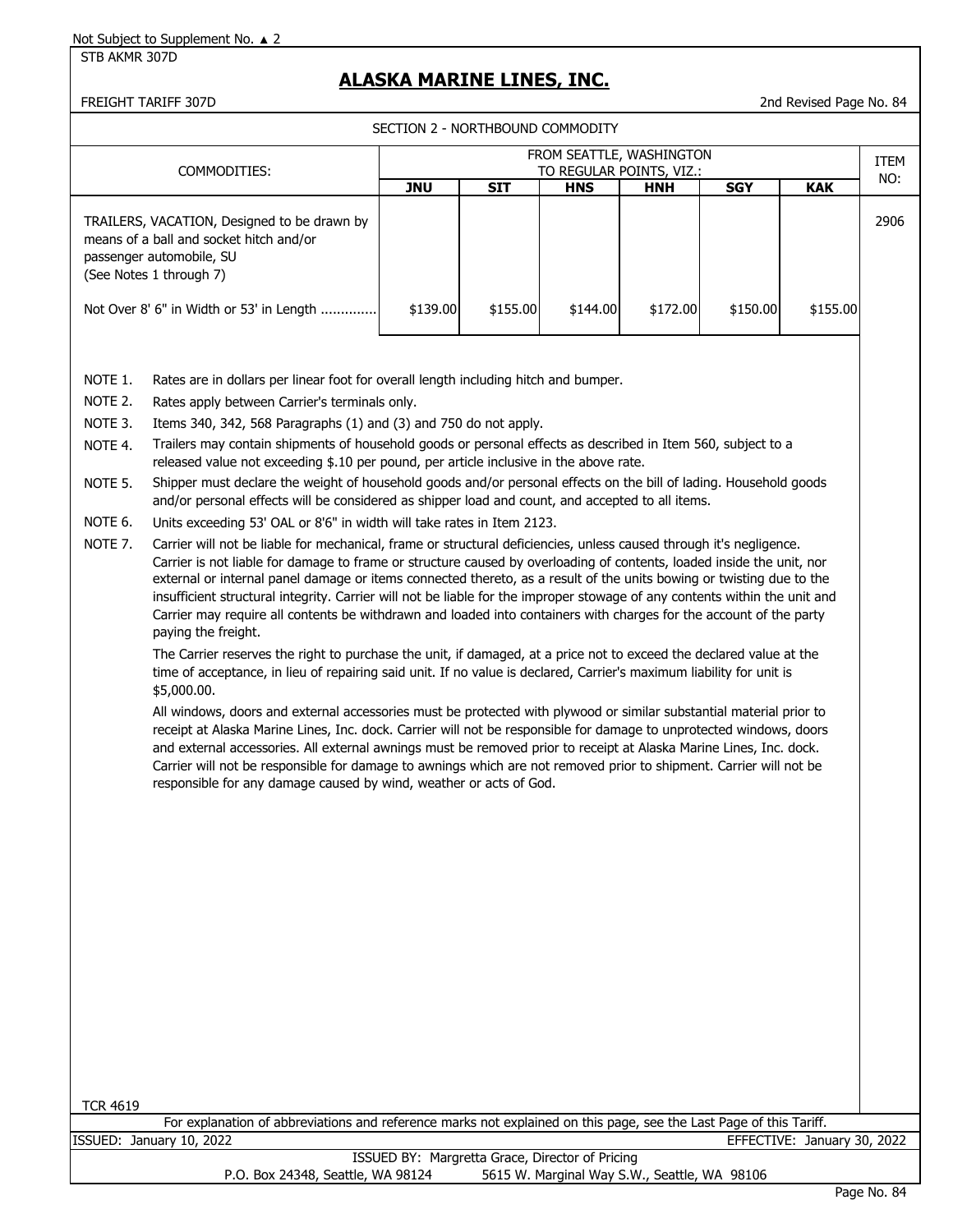Not Subject to Supplement No. ▲ 2

STB AKMR 307D

# ALASKA MARINE LINES, INC.

FREIGHT TARIFF 307D

2nd Revised Page No. 84

## SECTION 2 - NORTHBOUND COMMODITY

| COMMODITIES: | FROM SEATTLE, WASHINGTON TO REGULAR POINTS, VIZ.: | | | | | | ITEM NO: |
|---|---|---|---|---|---|---|---|
| | **JNU** | **SIT** | **HNS** | **HNH** | **SGY** | **KAK** | |
| TRAILERS, VACATION, Designed to be drawn by means of a ball and socket hitch and/or passenger automobile, SU (See Notes 1 through 7) | | | | | | | 2906 |
| Not Over 8' 6" in Width or 53' in Length ............. | $139.00 | $155.00 | $144.00 | $172.00 | $150.00 | $155.00 | |

NOTE 1. Rates are in dollars per linear foot for overall length including hitch and bumper.

NOTE 2. Rates apply between Carrier's terminals only.

NOTE 3. Items 340, 342, 568 Paragraphs (1) and (3) and 750 do not apply.

NOTE 4. Trailers may contain shipments of household goods or personal effects as described in Item 560, subject to a released value not exceeding $.10 per pound, per article inclusive in the above rate.

NOTE 5. Shipper must declare the weight of household goods and/or personal effects on the bill of lading. Household goods and/or personal effects will be considered as shipper load and count, and accepted to all items.

NOTE 6. Units exceeding 53' OAL or 8'6" in width will take rates in Item 2123.

NOTE 7. Carrier will not be liable for mechanical, frame or structural deficiencies, unless caused through it's negligence. Carrier is not liable for damage to frame or structure caused by overloading of contents, loaded inside the unit, nor external or internal panel damage or items connected thereto, as a result of the units bowing or twisting due to the insufficient structural integrity. Carrier will not be liable for the improper stowage of any contents within the unit and Carrier may require all contents be withdrawn and loaded into containers with charges for the account of the party paying the freight.

The Carrier reserves the right to purchase the unit, if damaged, at a price not to exceed the declared value at the time of acceptance, in lieu of repairing said unit. If no value is declared, Carrier's maximum liability for unit is $5,000.00.

All windows, doors and external accessories must be protected with plywood or similar substantial material prior to receipt at Alaska Marine Lines, Inc. dock. Carrier will not be responsible for damage to unprotected windows, doors and external accessories. All external awnings must be removed prior to receipt at Alaska Marine Lines, Inc. dock. Carrier will not be responsible for damage to awnings which are not removed prior to shipment. Carrier will not be responsible for any damage caused by wind, weather or acts of God.

TCR 4619

For explanation of abbreviations and reference marks not explained on this page, see the Last Page of this Tariff.

ISSUED: January 10, 2022 EFFECTIVE: January 30, 2022

ISSUED BY: Margretta Grace, Director of Pricing

P.O. Box 24348, Seattle, WA 98124 5615 W. Marginal Way S.W., Seattle, WA 98106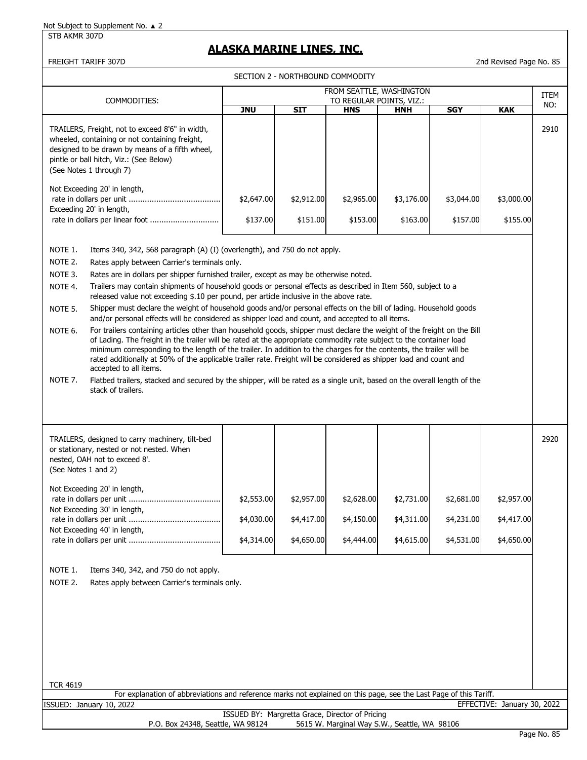Not Subject to Supplement No. ▲ 2

STB AKMR 307D

# ALASKA MARINE LINES, INC.

FREIGHT TARIFF 307D

2nd Revised Page No. 85

## SECTION 2 - NORTHBOUND COMMODITY

| COMMODITIES: | FROM SEATTLE, WASHINGTON TO REGULAR POINTS, VIZ.: | | | | | | ITEM NO: |
|---|---|---|---|---|---|---|---|
| | **JNU** | **SIT** | **HNS** | **HNH** | **SGY** | **KAK** | |
| TRAILERS, Freight, not to exceed 8'6" in width, wheeled, containing or not containing freight, designed to be drawn by means of a fifth wheel, pintle or ball hitch, Viz.: (See Below) (See Notes 1 through 7) | | | | | | | 2910 |
| Not Exceeding 20' in length, rate in dollars per unit | $2,647.00 | $2,912.00 | $2,965.00 | $3,176.00 | $3,044.00 | $3,000.00 | |
| Exceeding 20' in length, rate in dollars per linear foot | $137.00 | $151.00 | $153.00 | $163.00 | $157.00 | $155.00 | |

NOTE 1. Items 340, 342, 568 paragraph (A) (I) (overlength), and 750 do not apply.

NOTE 2. Rates apply between Carrier's terminals only.

NOTE 3. Rates are in dollars per shipper furnished trailer, except as may be otherwise noted.

NOTE 4. Trailers may contain shipments of household goods or personal effects as described in Item 560, subject to a released value not exceeding $.10 per pound, per article inclusive in the above rate.

NOTE 5. Shipper must declare the weight of household goods and/or personal effects on the bill of lading. Household goods and/or personal effects will be considered as shipper load and count, and accepted to all items.

NOTE 6. For trailers containing articles other than household goods, shipper must declare the weight of the freight on the Bill of Lading. The freight in the trailer will be rated at the appropriate commodity rate subject to the container load minimum corresponding to the length of the trailer. In addition to the charges for the contents, the trailer will be rated additionally at 50% of the applicable trailer rate. Freight will be considered as shipper load and count and accepted to all items.

NOTE 7. Flatbed trailers, stacked and secured by the shipper, will be rated as a single unit, based on the overall length of the stack of trailers.

| COMMODITIES: | **JNU** | **SIT** | **HNS** | **HNH** | **SGY** | **KAK** | ITEM NO: |
|---|---|---|---|---|---|---|---|
| TRAILERS, designed to carry machinery, tilt-bed or stationary, nested or not nested. When nested, OAH not to exceed 8'. (See Notes 1 and 2) | | | | | | | 2920 |
| Not Exceeding 20' in length, rate in dollars per unit | $2,553.00 | $2,957.00 | $2,628.00 | $2,731.00 | $2,681.00 | $2,957.00 | |
| Not Exceeding 30' in length, rate in dollars per unit | $4,030.00 | $4,417.00 | $4,150.00 | $4,311.00 | $4,231.00 | $4,417.00 | |
| Not Exceeding 40' in length, rate in dollars per unit | $4,314.00 | $4,650.00 | $4,444.00 | $4,615.00 | $4,531.00 | $4,650.00 | |

NOTE 1. Items 340, 342, and 750 do not apply.

NOTE 2. Rates apply between Carrier's terminals only.

TCR 4619

For explanation of abbreviations and reference marks not explained on this page, see the Last Page of this Tariff.

ISSUED: January 10, 2022

EFFECTIVE: January 30, 2022

ISSUED BY: Margretta Grace, Director of Pricing

P.O. Box 24348, Seattle, WA 98124 5615 W. Marginal Way S.W., Seattle, WA 98106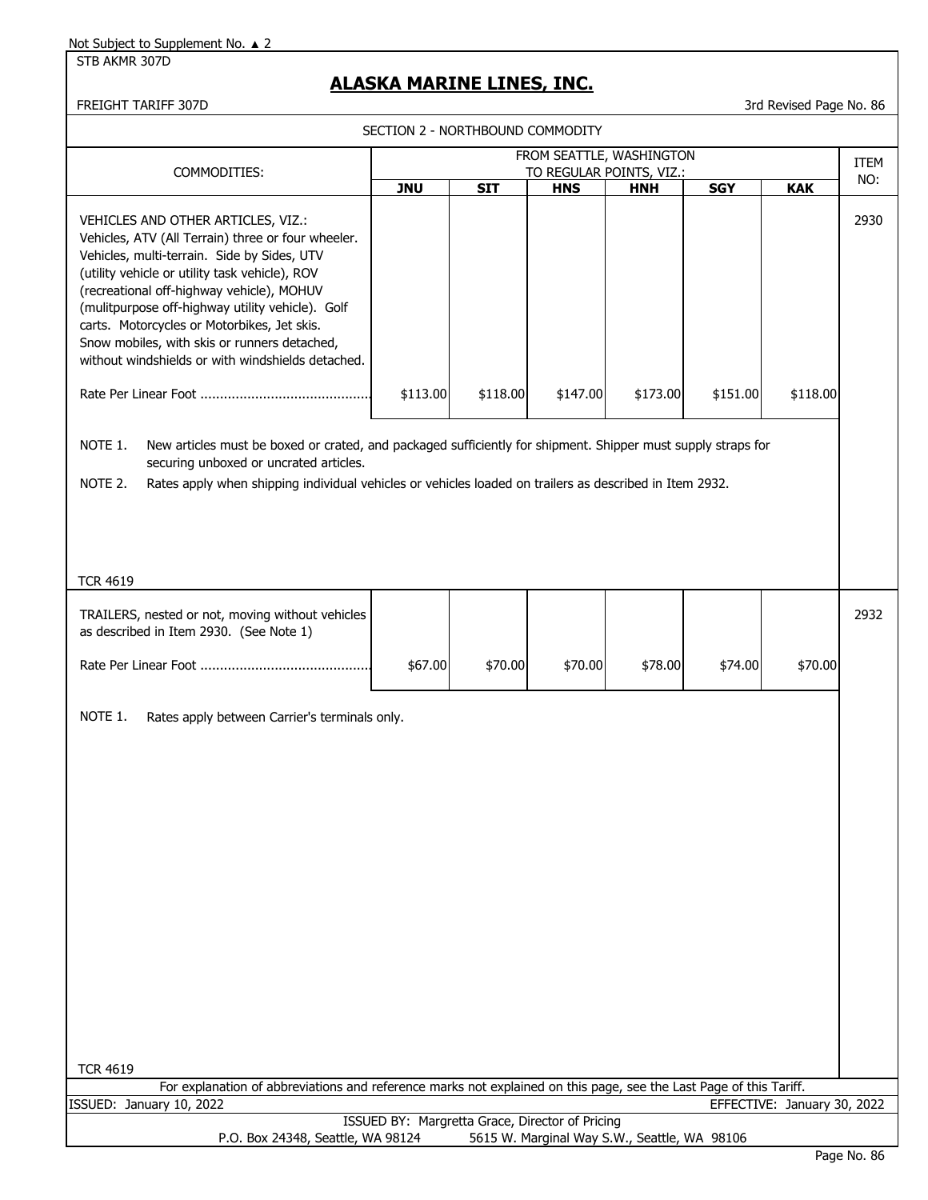Not Subject to Supplement No. ▲ 2

STB AKMR 307D

# ALASKA MARINE LINES, INC.

FREIGHT TARIFF 307D

3rd Revised Page No. 86

SECTION 2 - NORTHBOUND COMMODITY

| COMMODITIES: | FROM SEATTLE, WASHINGTON TO REGULAR POINTS, VIZ.: | | | | | | ITEM NO: |
|---|---|---|---|---|---|---|---|
| | **JNU** | **SIT** | **HNS** | **HNH** | **SGY** | **KAK** | |
| VEHICLES AND OTHER ARTICLES, VIZ.: Vehicles, ATV (All Terrain) three or four wheeler. Vehicles, multi-terrain. Side by Sides, UTV (utility vehicle or utility task vehicle), ROV (recreational off-highway vehicle), MOHUV (mulitpurpose off-highway utility vehicle). Golf carts. Motorcycles or Motorbikes, Jet skis. Snow mobiles, with skis or runners detached, without windshields or with windshields detached. | | | | | | | 2930 |
| Rate Per Linear Foot .......................................... | $113.00 | $118.00 | $147.00 | $173.00 | $151.00 | $118.00 | |

NOTE 1. New articles must be boxed or crated, and packaged sufficiently for shipment. Shipper must supply straps for securing unboxed or uncrated articles.

NOTE 2. Rates apply when shipping individual vehicles or vehicles loaded on trailers as described in Item 2932.

TCR 4619

| COMMODITIES: | JNU | SIT | HNS | HNH | SGY | KAK | ITEM NO: |
|---|---|---|---|---|---|---|---|
| TRAILERS, nested or not, moving without vehicles as described in Item 2930. (See Note 1) | | | | | | | 2932 |
| Rate Per Linear Foot .......................................... | $67.00 | $70.00 | $70.00 | $78.00 | $74.00 | $70.00 | |

NOTE 1. Rates apply between Carrier's terminals only.

TCR 4619

For explanation of abbreviations and reference marks not explained on this page, see the Last Page of this Tariff.

ISSUED: January 10, 2022

EFFECTIVE: January 30, 2022

ISSUED BY: Margretta Grace, Director of Pricing

P.O. Box 24348, Seattle, WA 98124 5615 W. Marginal Way S.W., Seattle, WA 98106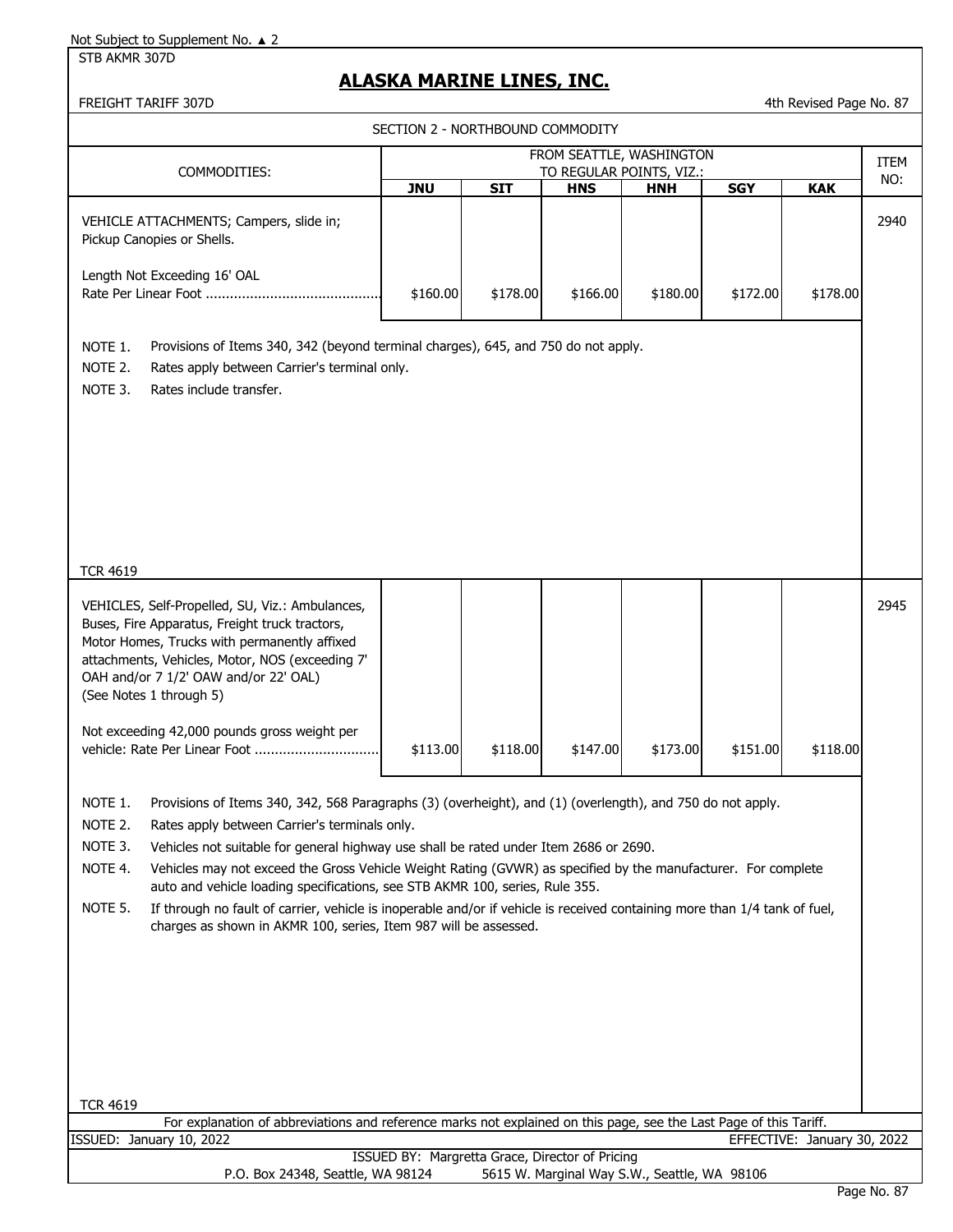Not Subject to Supplement No. ▲ 2

STB AKMR 307D

# ALASKA MARINE LINES, INC.

FREIGHT TARIFF 307D

4th Revised Page No. 87

SECTION 2 - NORTHBOUND COMMODITY

| COMMODITIES: | FROM SEATTLE, WASHINGTON TO REGULAR POINTS, VIZ.: | | | | | | ITEM NO: |
|---|---|---|---|---|---|---|---|
| | JNU | SIT | HNS | HNH | SGY | KAK | |
| VEHICLE ATTACHMENTS; Campers, slide in; Pickup Canopies or Shells. | | | | | | | 2940 |
| Length Not Exceeding 16' OAL Rate Per Linear Foot ........................................... | $160.00 | $178.00 | $166.00 | $180.00 | $172.00 | $178.00 | |

NOTE 1. Provisions of Items 340, 342 (beyond terminal charges), 645, and 750 do not apply.

NOTE 2. Rates apply between Carrier's terminal only.

NOTE 3. Rates include transfer.

TCR 4619

| COMMODITIES: | JNU | SIT | HNS | HNH | SGY | KAK | ITEM NO: |
|---|---|---|---|---|---|---|---|
| VEHICLES, Self-Propelled, SU, Viz.: Ambulances, Buses, Fire Apparatus, Freight truck tractors, Motor Homes, Trucks with permanently affixed attachments, Vehicles, Motor, NOS (exceeding 7' OAH and/or 7 1/2' OAW and/or 22' OAL) (See Notes 1 through 5) | | | | | | | 2945 |
| Not exceeding 42,000 pounds gross weight per vehicle: Rate Per Linear Foot .............................. | $113.00 | $118.00 | $147.00 | $173.00 | $151.00 | $118.00 | |

NOTE 1. Provisions of Items 340, 342, 568 Paragraphs (3) (overheight), and (1) (overlength), and 750 do not apply.

NOTE 2. Rates apply between Carrier's terminals only.

NOTE 3. Vehicles not suitable for general highway use shall be rated under Item 2686 or 2690.

NOTE 4. Vehicles may not exceed the Gross Vehicle Weight Rating (GVWR) as specified by the manufacturer. For complete auto and vehicle loading specifications, see STB AKMR 100, series, Rule 355.

NOTE 5. If through no fault of carrier, vehicle is inoperable and/or if vehicle is received containing more than 1/4 tank of fuel, charges as shown in AKMR 100, series, Item 987 will be assessed.

TCR 4619

For explanation of abbreviations and reference marks not explained on this page, see the Last Page of this Tariff.

ISSUED: January 10, 2022 EFFECTIVE: January 30, 2022

ISSUED BY: Margretta Grace, Director of Pricing

P.O. Box 24348, Seattle, WA 98124 5615 W. Marginal Way S.W., Seattle, WA 98106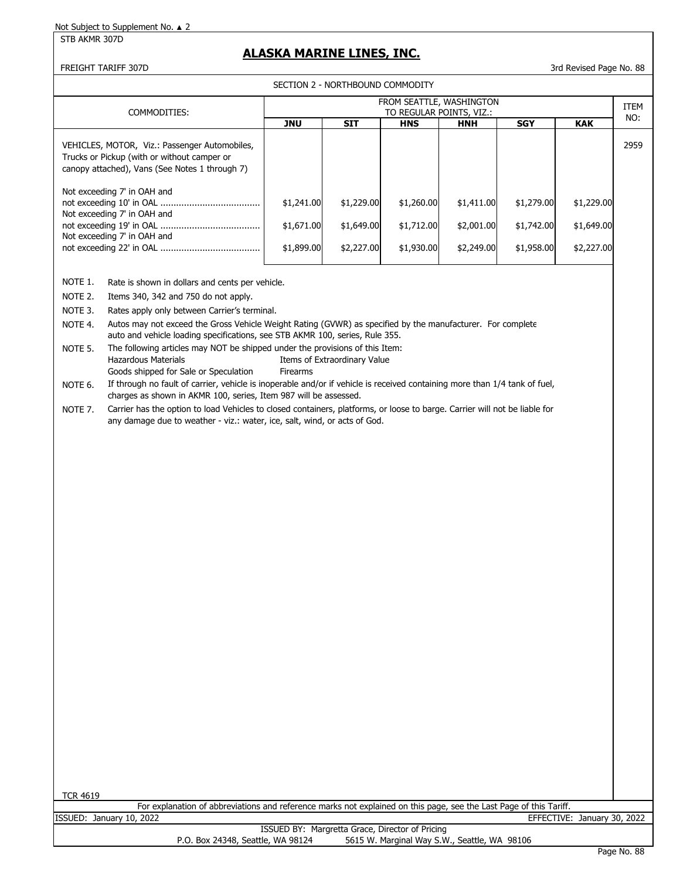Not Subject to Supplement No. ▲ 2

STB AKMR 307D

# ALASKA MARINE LINES, INC.

FREIGHT TARIFF 307D

3rd Revised Page No. 88

SECTION 2 - NORTHBOUND COMMODITY

| COMMODITIES: | FROM SEATTLE, WASHINGTON TO REGULAR POINTS, VIZ.: | | | | | | ITEM NO: |
|---|---|---|---|---|---|---|---|
| | JNU | SIT | HNS | HNH | SGY | KAK | |
| VEHICLES, MOTOR, Viz.: Passenger Automobiles, Trucks or Pickup (with or without camper or canopy attached), Vans (See Notes 1 through 7) | | | | | | | 2959 |
| Not exceeding 7' in OAH and not exceeding 10' in OAL ...................................... | $1,241.00 | $1,229.00 | $1,260.00 | $1,411.00 | $1,279.00 | $1,229.00 | |
| Not exceeding 7' in OAH and not exceeding 19' in OAL ...................................... | $1,671.00 | $1,649.00 | $1,712.00 | $2,001.00 | $1,742.00 | $1,649.00 | |
| Not exceeding 7' in OAH and not exceeding 22' in OAL ...................................... | $1,899.00 | $2,227.00 | $1,930.00 | $2,249.00 | $1,958.00 | $2,227.00 | |

NOTE 1. Rate is shown in dollars and cents per vehicle.

NOTE 2. Items 340, 342 and 750 do not apply.

NOTE 3. Rates apply only between Carrier's terminal.

NOTE 4. Autos may not exceed the Gross Vehicle Weight Rating (GVWR) as specified by the manufacturer. For complete auto and vehicle loading specifications, see STB AKMR 100, series, Rule 355.

NOTE 5. The following articles may NOT be shipped under the provisions of this Item:
- Hazardous Materials
- Items of Extraordinary Value
- Goods shipped for Sale or Speculation
- Firearms

NOTE 6. If through no fault of carrier, vehicle is inoperable and/or if vehicle is received containing more than 1/4 tank of fuel, charges as shown in AKMR 100, series, Item 987 will be assessed.

NOTE 7. Carrier has the option to load Vehicles to closed containers, platforms, or loose to barge. Carrier will not be liable for any damage due to weather - viz.: water, ice, salt, wind, or acts of God.

TCR 4619

For explanation of abbreviations and reference marks not explained on this page, see the Last Page of this Tariff.

ISSUED: January 10, 2022

EFFECTIVE: January 30, 2022

ISSUED BY: Margretta Grace, Director of Pricing

P.O. Box 24348, Seattle, WA 98124 5615 W. Marginal Way S.W., Seattle, WA 98106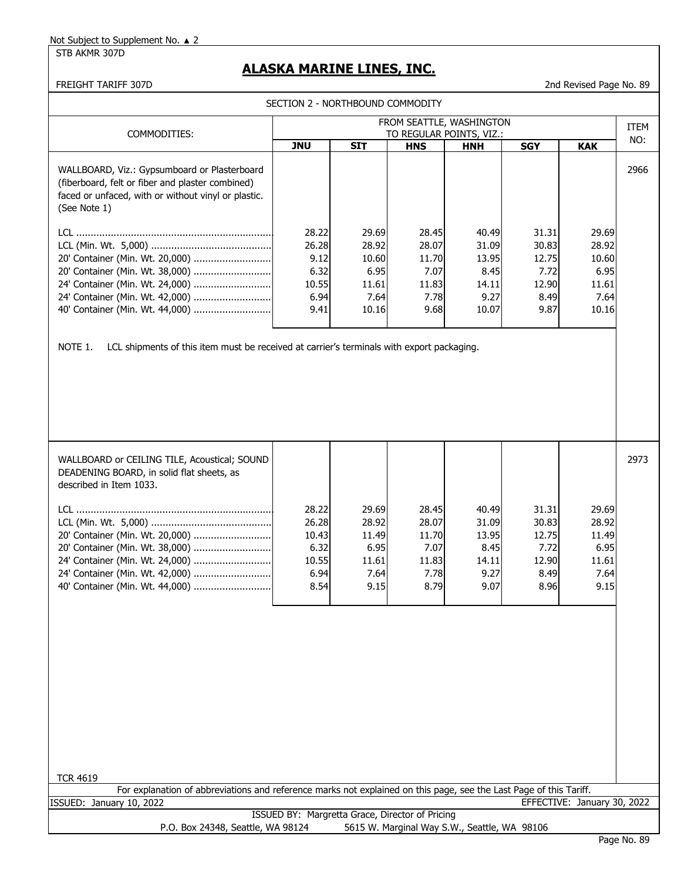Not Subject to Supplement No. ▲ 2

STB AKMR 307D

# ALASKA MARINE LINES, INC.

FREIGHT TARIFF 307D

2nd Revised Page No. 89

SECTION 2 - NORTHBOUND COMMODITY

| COMMODITIES: | FROM SEATTLE, WASHINGTON TO REGULAR POINTS, VIZ.: | | | | | | ITEM NO: |
|---|---|---|---|---|---|---|---|
| | **JNU** | **SIT** | **HNS** | **HNH** | **SGY** | **KAK** | |
| WALLBOARD, Viz.: Gypsumboard or Plasterboard (fiberboard, felt or fiber and plaster combined) faced or unfaced, with or without vinyl or plastic. (See Note 1) | | | | | | | 2966 |
| LCL | 28.22 | 29.69 | 28.45 | 40.49 | 31.31 | 29.69 | |
| LCL (Min. Wt. 5,000) | 26.28 | 28.92 | 28.07 | 31.09 | 30.83 | 28.92 | |
| 20' Container (Min. Wt. 20,000) | 9.12 | 10.60 | 11.70 | 13.95 | 12.75 | 10.60 | |
| 20' Container (Min. Wt. 38,000) | 6.32 | 6.95 | 7.07 | 8.45 | 7.72 | 6.95 | |
| 24' Container (Min. Wt. 24,000) | 10.55 | 11.61 | 11.83 | 14.11 | 12.90 | 11.61 | |
| 24' Container (Min. Wt. 42,000) | 6.94 | 7.64 | 7.78 | 9.27 | 8.49 | 7.64 | |
| 40' Container (Min. Wt. 44,000) | 9.41 | 10.16 | 9.68 | 10.07 | 9.87 | 10.16 | |

NOTE 1. LCL shipments of this item must be received at carrier's terminals with export packaging.

| COMMODITIES: | JNU | SIT | HNS | HNH | SGY | KAK | ITEM NO: |
|---|---|---|---|---|---|---|---|
| WALLBOARD or CEILING TILE, Acoustical; SOUND DEADENING BOARD, in solid flat sheets, as described in Item 1033. | | | | | | | 2973 |
| LCL | 28.22 | 29.69 | 28.45 | 40.49 | 31.31 | 29.69 | |
| LCL (Min. Wt. 5,000) | 26.28 | 28.92 | 28.07 | 31.09 | 30.83 | 28.92 | |
| 20' Container (Min. Wt. 20,000) | 10.43 | 11.49 | 11.70 | 13.95 | 12.75 | 11.49 | |
| 20' Container (Min. Wt. 38,000) | 6.32 | 6.95 | 7.07 | 8.45 | 7.72 | 6.95 | |
| 24' Container (Min. Wt. 24,000) | 10.55 | 11.61 | 11.83 | 14.11 | 12.90 | 11.61 | |
| 24' Container (Min. Wt. 42,000) | 6.94 | 7.64 | 7.78 | 9.27 | 8.49 | 7.64 | |
| 40' Container (Min. Wt. 44,000) | 8.54 | 9.15 | 8.79 | 9.07 | 8.96 | 9.15 | |

TCR 4619

For explanation of abbreviations and reference marks not explained on this page, see the Last Page of this Tariff.

ISSUED: January 10, 2022

EFFECTIVE: January 30, 2022

ISSUED BY: Margretta Grace, Director of Pricing

P.O. Box 24348, Seattle, WA 98124 5615 W. Marginal Way S.W., Seattle, WA 98106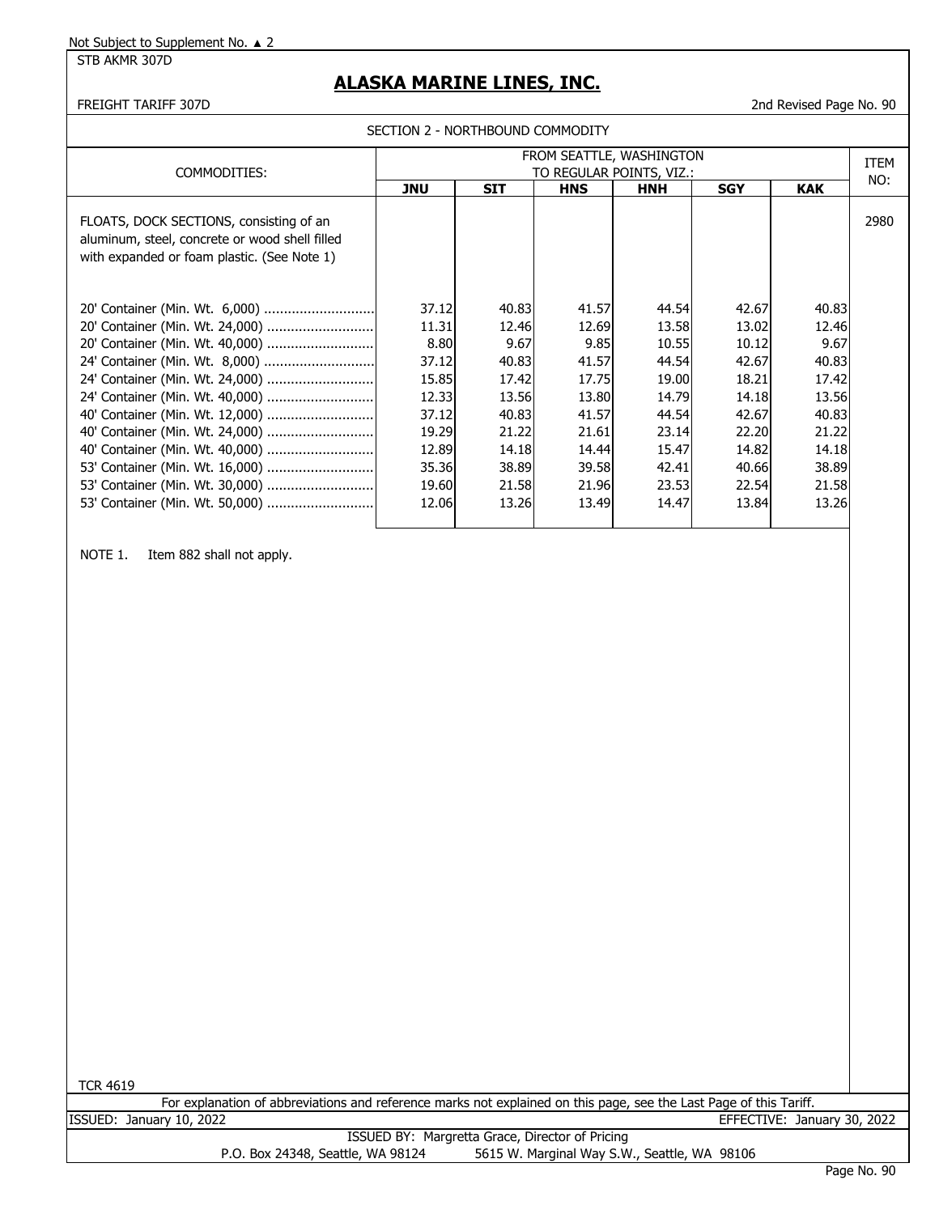Not Subject to Supplement No. ▲ 2

STB AKMR 307D

# ALASKA MARINE LINES, INC.

FREIGHT TARIFF 307D — 2nd Revised Page No. 90

SECTION 2 - NORTHBOUND COMMODITY

| COMMODITIES: | FROM SEATTLE, WASHINGTON TO REGULAR POINTS, VIZ.: | | | | | | ITEM NO: |
|---|---|---|---|---|---|---|---|
| | JNU | SIT | HNS | HNH | SGY | KAK | |
| FLOATS, DOCK SECTIONS, consisting of an aluminum, steel, concrete or wood shell filled with expanded or foam plastic. (See Note 1) | | | | | | | 2980 |
| 20' Container (Min. Wt. 6,000) | 37.12 | 40.83 | 41.57 | 44.54 | 42.67 | 40.83 | |
| 20' Container (Min. Wt. 24,000) | 11.31 | 12.46 | 12.69 | 13.58 | 13.02 | 12.46 | |
| 20' Container (Min. Wt. 40,000) | 8.80 | 9.67 | 9.85 | 10.55 | 10.12 | 9.67 | |
| 24' Container (Min. Wt. 8,000) | 37.12 | 40.83 | 41.57 | 44.54 | 42.67 | 40.83 | |
| 24' Container (Min. Wt. 24,000) | 15.85 | 17.42 | 17.75 | 19.00 | 18.21 | 17.42 | |
| 24' Container (Min. Wt. 40,000) | 12.33 | 13.56 | 13.80 | 14.79 | 14.18 | 13.56 | |
| 40' Container (Min. Wt. 12,000) | 37.12 | 40.83 | 41.57 | 44.54 | 42.67 | 40.83 | |
| 40' Container (Min. Wt. 24,000) | 19.29 | 21.22 | 21.61 | 23.14 | 22.20 | 21.22 | |
| 40' Container (Min. Wt. 40,000) | 12.89 | 14.18 | 14.44 | 15.47 | 14.82 | 14.18 | |
| 53' Container (Min. Wt. 16,000) | 35.36 | 38.89 | 39.58 | 42.41 | 40.66 | 38.89 | |
| 53' Container (Min. Wt. 30,000) | 19.60 | 21.58 | 21.96 | 23.53 | 22.54 | 21.58 | |
| 53' Container (Min. Wt. 50,000) | 12.06 | 13.26 | 13.49 | 14.47 | 13.84 | 13.26 | |

NOTE 1. Item 882 shall not apply.

TCR 4619

For explanation of abbreviations and reference marks not explained on this page, see the Last Page of this Tariff.

ISSUED: January 10, 2022 — EFFECTIVE: January 30, 2022

ISSUED BY: Margretta Grace, Director of Pricing

P.O. Box 24348, Seattle, WA 98124 — 5615 W. Marginal Way S.W., Seattle, WA 98106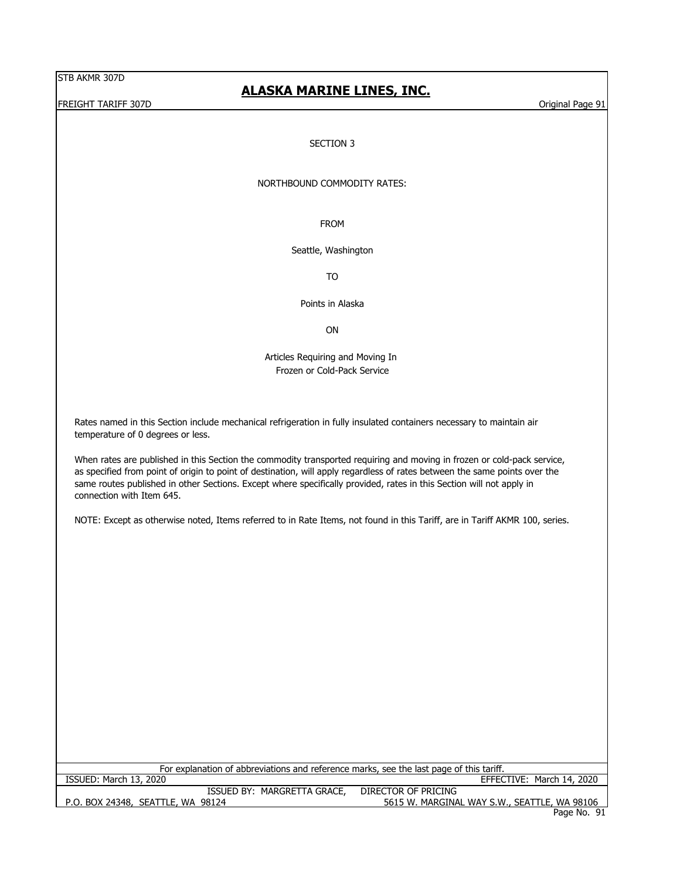# SECTION 3

## NORTHBOUND COMMODITY RATES:

FROM

Seattle, Washington

TO

Points in Alaska

ON

Articles Requiring and Moving In
Frozen or Cold-Pack Service

Rates named in this Section include mechanical refrigeration in fully insulated containers necessary to maintain air temperature of 0 degrees or less.

When rates are published in this Section the commodity transported requiring and moving in frozen or cold-pack service, as specified from point of origin to point of destination, will apply regardless of rates between the same points over the same routes published in other Sections. Except where specifically provided, rates in this Section will not apply in connection with Item 645.

NOTE: Except as otherwise noted, Items referred to in Rate Items, not found in this Tariff, are in Tariff AKMR 100, series.

For explanation of abbreviations and reference marks, see the last page of this tariff.

ISSUED: March 13, 2020 EFFECTIVE: March 14, 2020

ISSUED BY: MARGRETTA GRACE, DIRECTOR OF PRICING

P.O. BOX 24348, SEATTLE, WA 98124 5615 W. MARGINAL WAY S.W., SEATTLE, WA 98106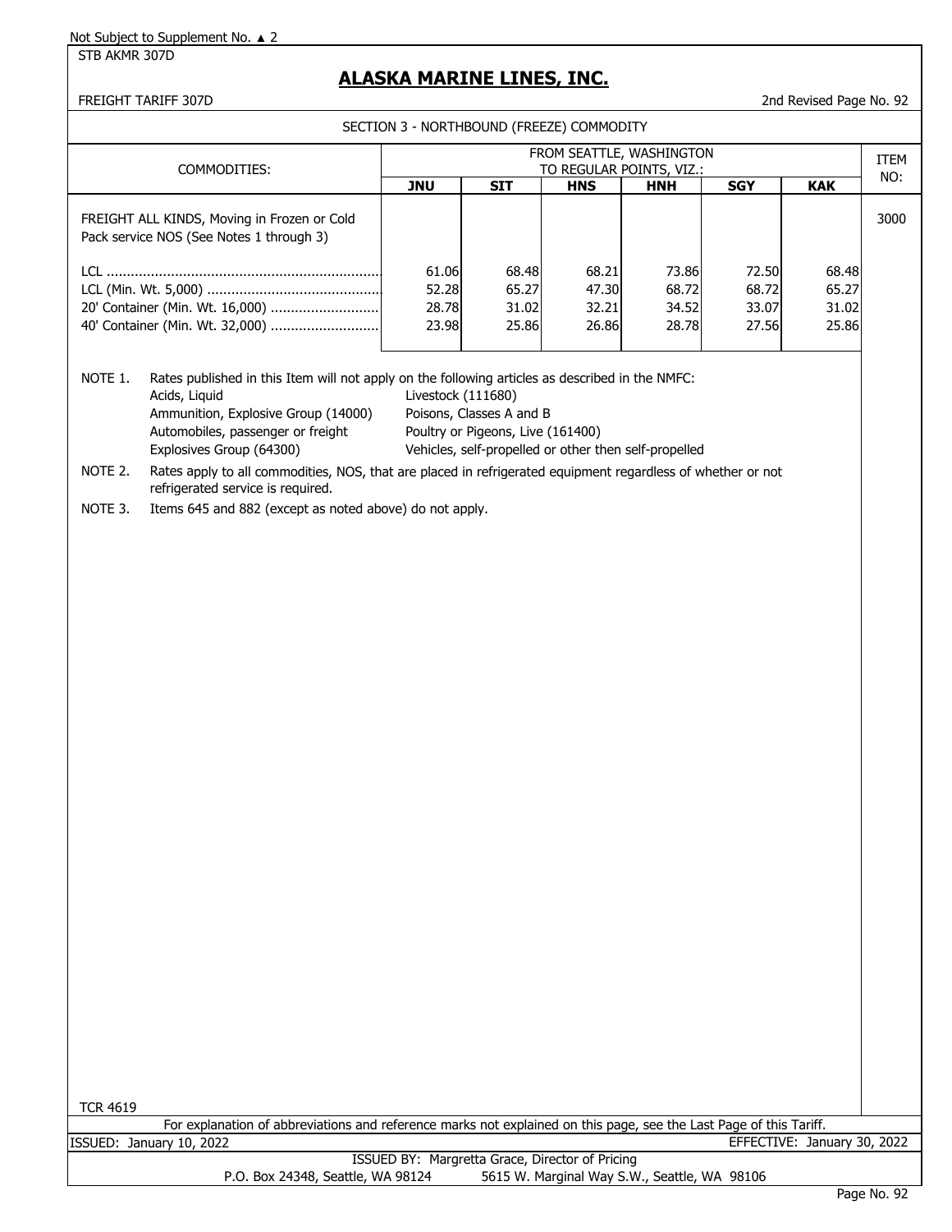Not Subject to Supplement No. ▲ 2

STB AKMR 307D

# ALASKA MARINE LINES, INC.

FREIGHT TARIFF 307D

2nd Revised Page No. 92

SECTION 3 - NORTHBOUND (FREEZE) COMMODITY

| COMMODITIES: | FROM SEATTLE, WASHINGTON TO REGULAR POINTS, VIZ.: | | | | | | ITEM NO: |
|---|---|---|---|---|---|---|---|
| | **JNU** | **SIT** | **HNS** | **HNH** | **SGY** | **KAK** | |
| FREIGHT ALL KINDS, Moving in Frozen or Cold Pack service NOS (See Notes 1 through 3) | | | | | | | 3000 |
| LCL | 61.06 | 68.48 | 68.21 | 73.86 | 72.50 | 68.48 | |
| LCL (Min. Wt. 5,000) | 52.28 | 65.27 | 47.30 | 68.72 | 68.72 | 65.27 | |
| 20' Container (Min. Wt. 16,000) | 28.78 | 31.02 | 32.21 | 34.52 | 33.07 | 31.02 | |
| 40' Container (Min. Wt. 32,000) | 23.98 | 25.86 | 26.86 | 28.78 | 27.56 | 25.86 | |

NOTE 1. Rates published in this Item will not apply on the following articles as described in the NMFC:

- Acids, Liquid
- Ammunition, Explosive Group (14000)
- Automobiles, passenger or freight
- Explosives Group (64300)
- Livestock (111680)
- Poisons, Classes A and B
- Poultry or Pigeons, Live (161400)
- Vehicles, self-propelled or other then self-propelled

NOTE 2. Rates apply to all commodities, NOS, that are placed in refrigerated equipment regardless of whether or not refrigerated service is required.

NOTE 3. Items 645 and 882 (except as noted above) do not apply.

TCR 4619

For explanation of abbreviations and reference marks not explained on this page, see the Last Page of this Tariff.

ISSUED: January 10, 2022

EFFECTIVE: January 30, 2022

ISSUED BY: Margretta Grace, Director of Pricing

P.O. Box 24348, Seattle, WA 98124 5615 W. Marginal Way S.W., Seattle, WA 98106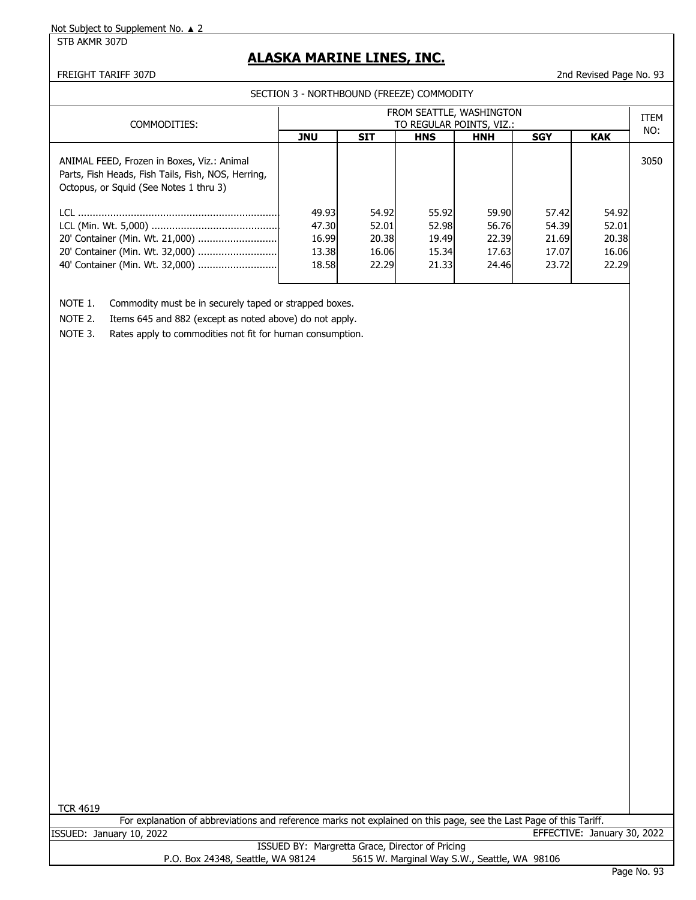Not Subject to Supplement No. ▲ 2

STB AKMR 307D

# ALASKA MARINE LINES, INC.

FREIGHT TARIFF 307D — 2nd Revised Page No. 93

## SECTION 3 - NORTHBOUND (FREEZE) COMMODITY

| COMMODITIES: | FROM SEATTLE, WASHINGTON TO REGULAR POINTS, VIZ.: | | | | | | ITEM NO: |
|---|---|---|---|---|---|---|---|
| | **JNU** | **SIT** | **HNS** | **HNH** | **SGY** | **KAK** | |
| ANIMAL FEED, Frozen in Boxes, Viz.: Animal Parts, Fish Heads, Fish Tails, Fish, NOS, Herring, Octopus, or Squid (See Notes 1 thru 3) | | | | | | | 3050 |
| LCL | 49.93 | 54.92 | 55.92 | 59.90 | 57.42 | 54.92 | |
| LCL (Min. Wt. 5,000) | 47.30 | 52.01 | 52.98 | 56.76 | 54.39 | 52.01 | |
| 20' Container (Min. Wt. 21,000) | 16.99 | 20.38 | 19.49 | 22.39 | 21.69 | 20.38 | |
| 20' Container (Min. Wt. 32,000) | 13.38 | 16.06 | 15.34 | 17.63 | 17.07 | 16.06 | |
| 40' Container (Min. Wt. 32,000) | 18.58 | 22.29 | 21.33 | 24.46 | 23.72 | 22.29 | |

NOTE 1. Commodity must be in securely taped or strapped boxes.

NOTE 2. Items 645 and 882 (except as noted above) do not apply.

NOTE 3. Rates apply to commodities not fit for human consumption.

TCR 4619

For explanation of abbreviations and reference marks not explained on this page, see the Last Page of this Tariff.

ISSUED: January 10, 2022 — EFFECTIVE: January 30, 2022

ISSUED BY: Margretta Grace, Director of Pricing

P.O. Box 24348, Seattle, WA 98124 — 5615 W. Marginal Way S.W., Seattle, WA 98106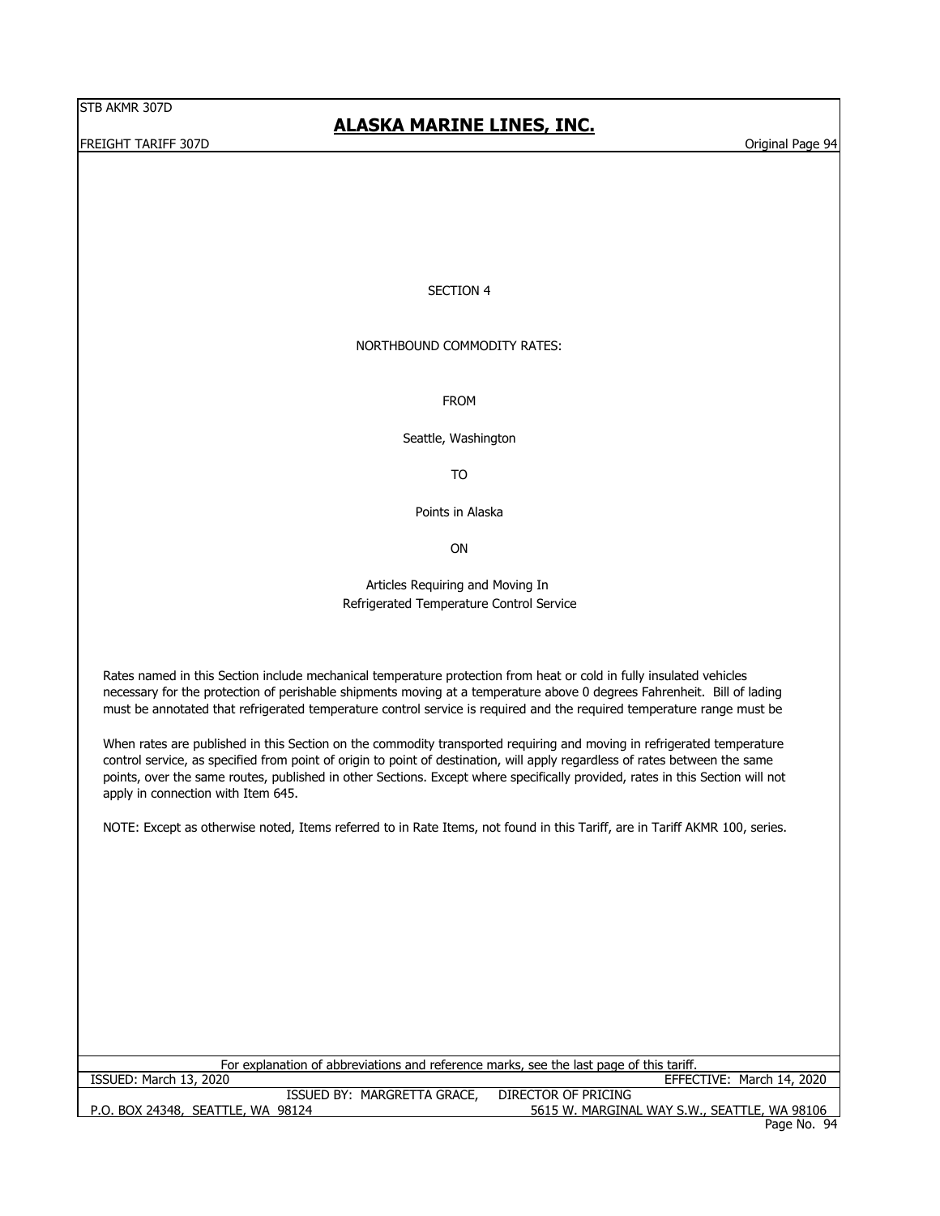# SECTION 4

## NORTHBOUND COMMODITY RATES:

FROM

Seattle, Washington

TO

Points in Alaska

ON

Articles Requiring and Moving In
Refrigerated Temperature Control Service

Rates named in this Section include mechanical temperature protection from heat or cold in fully insulated vehicles necessary for the protection of perishable shipments moving at a temperature above 0 degrees Fahrenheit. Bill of lading must be annotated that refrigerated temperature control service is required and the required temperature range must be

When rates are published in this Section on the commodity transported requiring and moving in refrigerated temperature control service, as specified from point of origin to point of destination, will apply regardless of rates between the same points, over the same routes, published in other Sections. Except where specifically provided, rates in this Section will not apply in connection with Item 645.

NOTE: Except as otherwise noted, Items referred to in Rate Items, not found in this Tariff, are in Tariff AKMR 100, series.

For explanation of abbreviations and reference marks, see the last page of this tariff.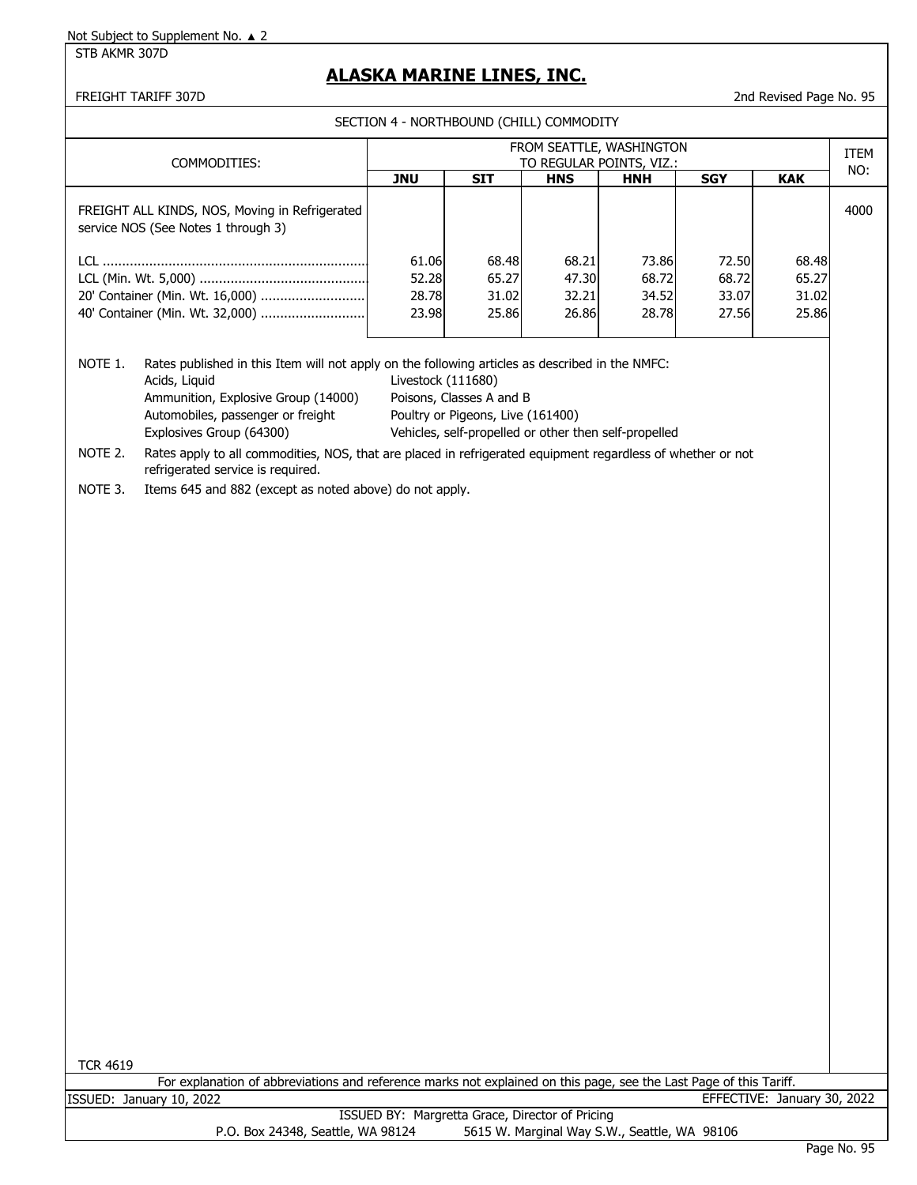Not Subject to Supplement No. ▲ 2

STB AKMR 307D

# ALASKA MARINE LINES, INC.

FREIGHT TARIFF 307D

2nd Revised Page No. 95

SECTION 4 - NORTHBOUND (CHILL) COMMODITY

| COMMODITIES: | FROM SEATTLE, WASHINGTON TO REGULAR POINTS, VIZ.: | | | | | | ITEM NO: |
|---|---|---|---|---|---|---|---|
| | **JNU** | **SIT** | **HNS** | **HNH** | **SGY** | **KAK** | |
| FREIGHT ALL KINDS, NOS, Moving in Refrigerated service NOS (See Notes 1 through 3) | | | | | | | 4000 |
| LCL ..................................................................... | 61.06 | 68.48 | 68.21 | 73.86 | 72.50 | 68.48 | |
| LCL (Min. Wt. 5,000) ............................................ | 52.28 | 65.27 | 47.30 | 68.72 | 68.72 | 65.27 | |
| 20' Container (Min. Wt. 16,000) ........................... | 28.78 | 31.02 | 32.21 | 34.52 | 33.07 | 31.02 | |
| 40' Container (Min. Wt. 32,000) ........................... | 23.98 | 25.86 | 26.86 | 28.78 | 27.56 | 25.86 | |

NOTE 1. Rates published in this Item will not apply on the following articles as described in the NMFC:

- Acids, Liquid
- Ammunition, Explosive Group (14000)
- Automobiles, passenger or freight
- Explosives Group (64300)
- Livestock (111680)
- Poisons, Classes A and B
- Poultry or Pigeons, Live (161400)
- Vehicles, self-propelled or other then self-propelled

NOTE 2. Rates apply to all commodities, NOS, that are placed in refrigerated equipment regardless of whether or not refrigerated service is required.

NOTE 3. Items 645 and 882 (except as noted above) do not apply.

TCR 4619

For explanation of abbreviations and reference marks not explained on this page, see the Last Page of this Tariff.

ISSUED: January 10, 2022 EFFECTIVE: January 30, 2022

ISSUED BY: Margretta Grace, Director of Pricing

P.O. Box 24348, Seattle, WA 98124 5615 W. Marginal Way S.W., Seattle, WA 98106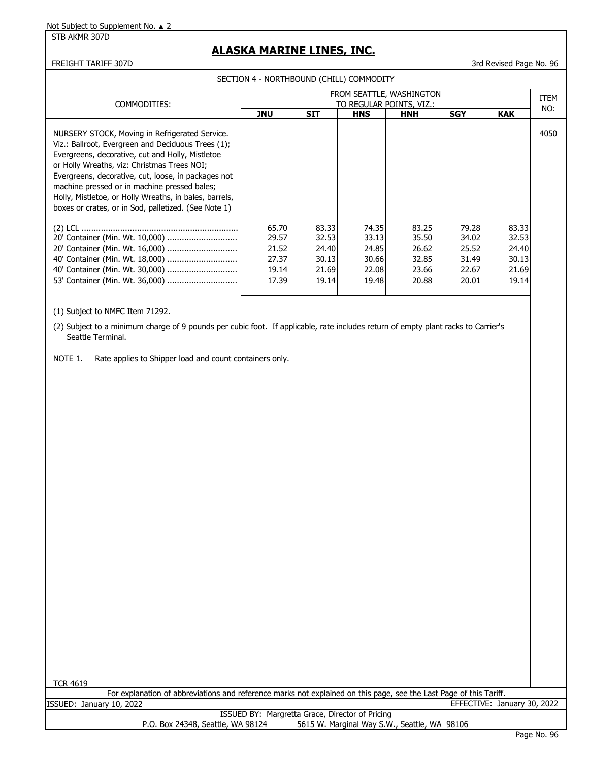Not Subject to Supplement No. ▲ 2

STB AKMR 307D

# ALASKA MARINE LINES, INC.

FREIGHT TARIFF 307D

3rd Revised Page No. 96

## SECTION 4 - NORTHBOUND (CHILL) COMMODITY

| COMMODITIES: | FROM SEATTLE, WASHINGTON TO REGULAR POINTS, VIZ.: | | | | | | ITEM NO: |
|---|---|---|---|---|---|---|---|
| | **JNU** | **SIT** | **HNS** | **HNH** | **SGY** | **KAK** | |
| NURSERY STOCK, Moving in Refrigerated Service. Viz.: Ballroot, Evergreen and Deciduous Trees (1); Evergreens, decorative, cut and Holly, Mistletoe or Holly Wreaths, viz: Christmas Trees NOI; Evergreens, decorative, cut, loose, in packages not machine pressed or in machine pressed bales; Holly, Mistletoe, or Holly Wreaths, in bales, barrels, boxes or crates, or in Sod, palletized. (See Note 1) | | | | | | | 4050 |
| (2) LCL | 65.70 | 83.33 | 74.35 | 83.25 | 79.28 | 83.33 | |
| 20' Container (Min. Wt. 10,000) | 29.57 | 32.53 | 33.13 | 35.50 | 34.02 | 32.53 | |
| 20' Container (Min. Wt. 16,000) | 21.52 | 24.40 | 24.85 | 26.62 | 25.52 | 24.40 | |
| 40' Container (Min. Wt. 18,000) | 27.37 | 30.13 | 30.66 | 32.85 | 31.49 | 30.13 | |
| 40' Container (Min. Wt. 30,000) | 19.14 | 21.69 | 22.08 | 23.66 | 22.67 | 21.69 | |
| 53' Container (Min. Wt. 36,000) | 17.39 | 19.14 | 19.48 | 20.88 | 20.01 | 19.14 | |

(1) Subject to NMFC Item 71292.

(2) Subject to a minimum charge of 9 pounds per cubic foot. If applicable, rate includes return of empty plant racks to Carrier's Seattle Terminal.

NOTE 1. Rate applies to Shipper load and count containers only.

TCR 4619

For explanation of abbreviations and reference marks not explained on this page, see the Last Page of this Tariff.

ISSUED: January 10, 2022

EFFECTIVE: January 30, 2022

ISSUED BY: Margretta Grace, Director of Pricing

P.O. Box 24348, Seattle, WA 98124 — 5615 W. Marginal Way S.W., Seattle, WA 98106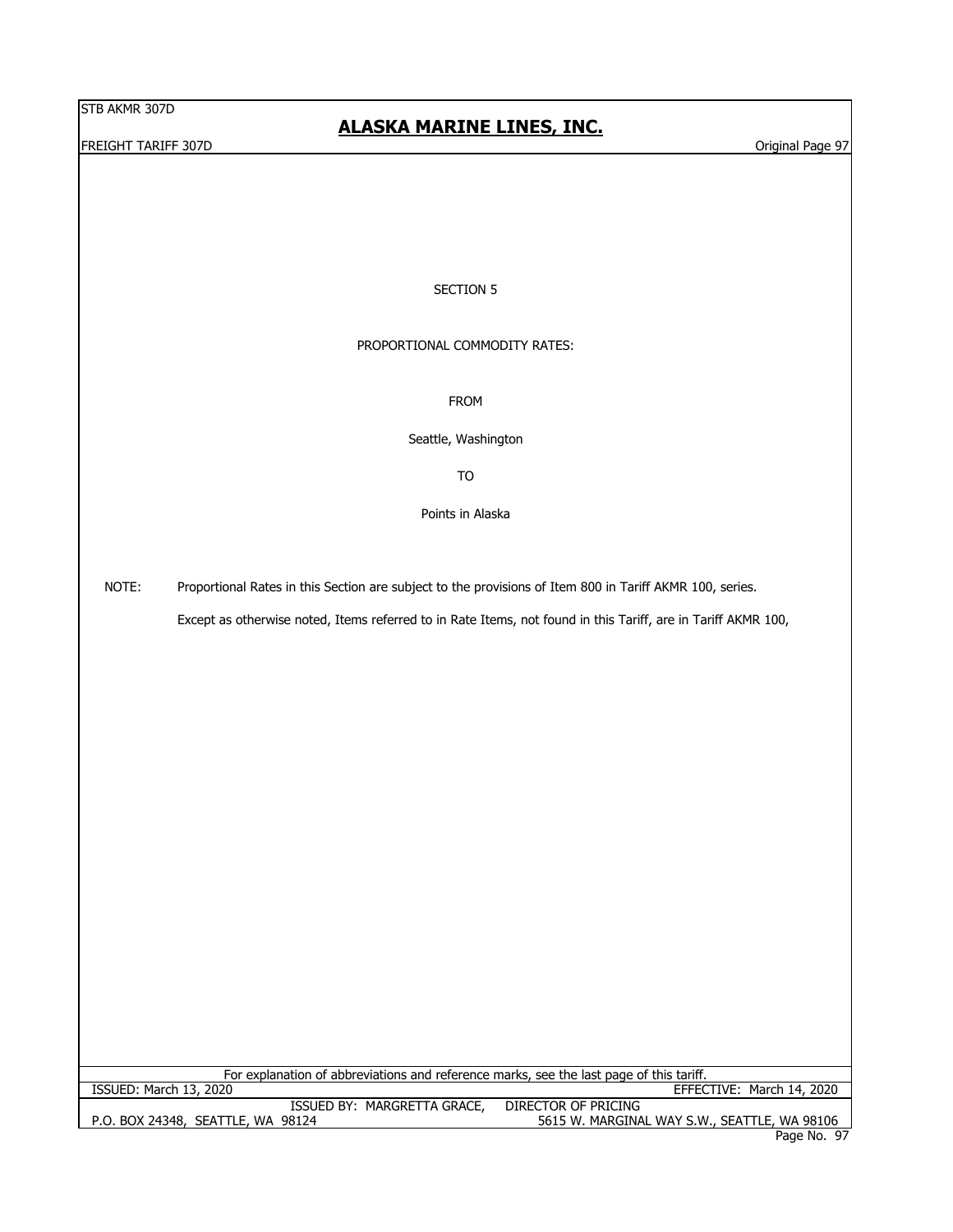SECTION 5

PROPORTIONAL COMMODITY RATES:

FROM

Seattle, Washington

TO

Points in Alaska

NOTE: Proportional Rates in this Section are subject to the provisions of Item 800 in Tariff AKMR 100, series.

Except as otherwise noted, Items referred to in Rate Items, not found in this Tariff, are in Tariff AKMR 100,

For explanation of abbreviations and reference marks, see the last page of this tariff.

ISSUED: March 13, 2020 EFFECTIVE: March 14, 2020

ISSUED BY: MARGRETTA GRACE, DIRECTOR OF PRICING

P.O. BOX 24348, SEATTLE, WA 98124 5615 W. MARGINAL WAY S.W., SEATTLE, WA 98106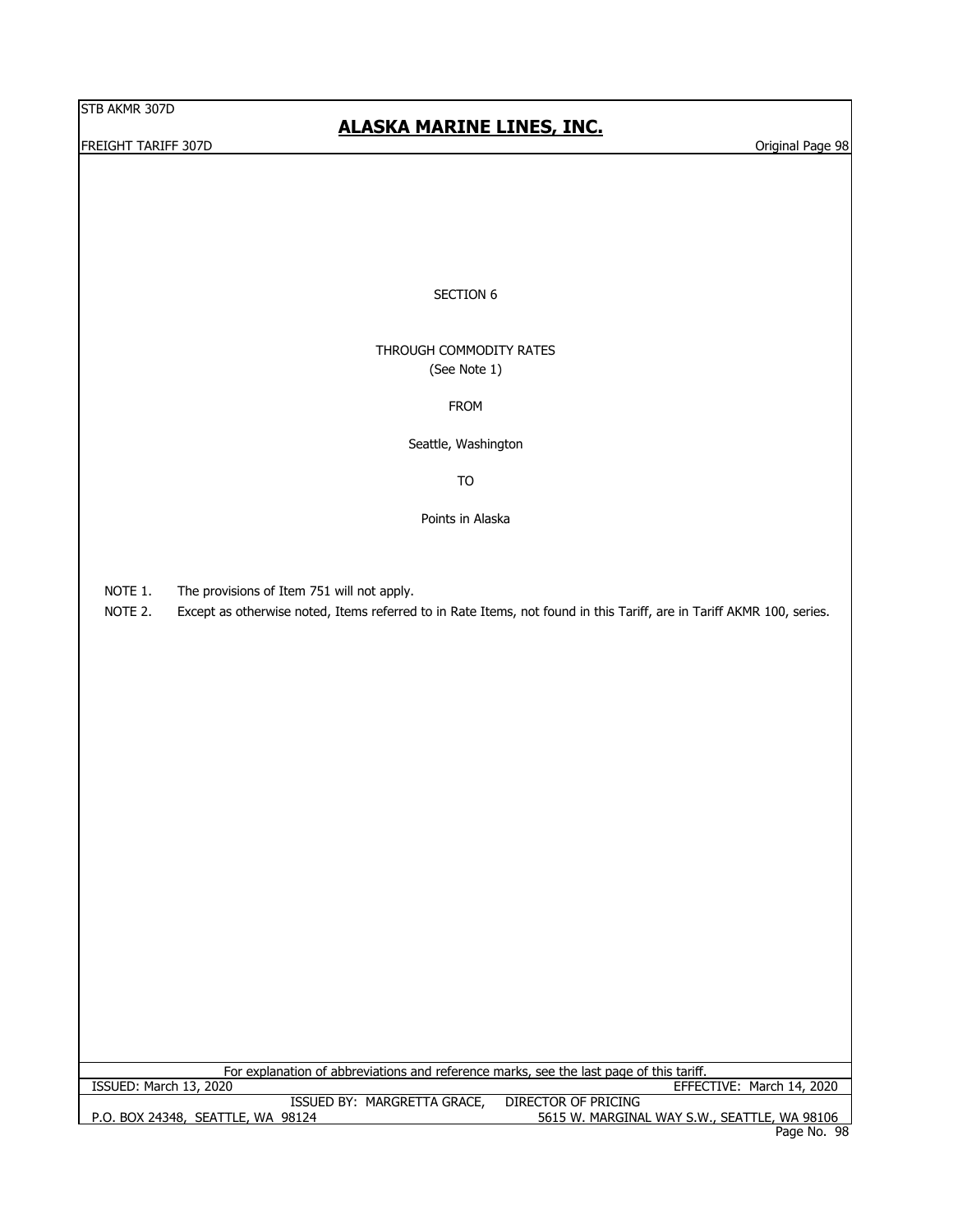# SECTION 6

## THROUGH COMMODITY RATES
(See Note 1)

FROM

Seattle, Washington

TO

Points in Alaska

NOTE 1. The provisions of Item 751 will not apply.

NOTE 2. Except as otherwise noted, Items referred to in Rate Items, not found in this Tariff, are in Tariff AKMR 100, series.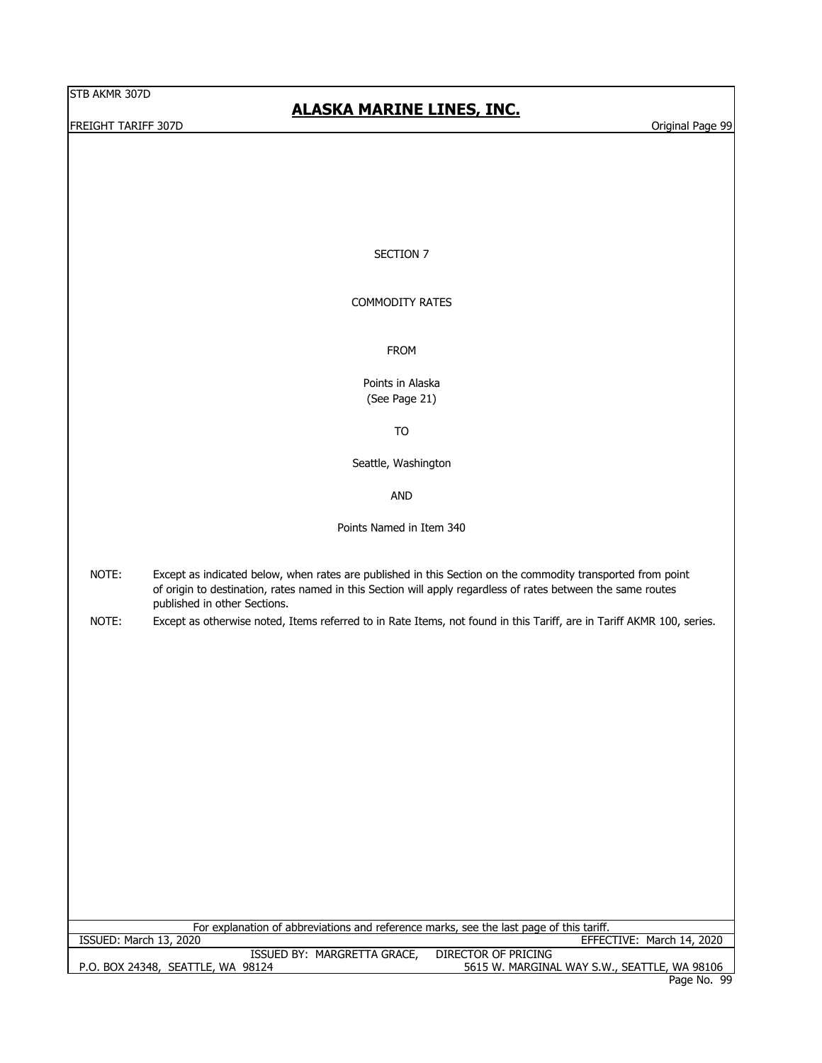# SECTION 7

## COMMODITY RATES

FROM

Points in Alaska
(See Page 21)

TO

Seattle, Washington

AND

Points Named in Item 340

NOTE: Except as indicated below, when rates are published in this Section on the commodity transported from point of origin to destination, rates named in this Section will apply regardless of rates between the same routes published in other Sections.

NOTE: Except as otherwise noted, Items referred to in Rate Items, not found in this Tariff, are in Tariff AKMR 100, series.

For explanation of abbreviations and reference marks, see the last page of this tariff.

ISSUED: March 13, 2020 EFFECTIVE: March 14, 2020

ISSUED BY: MARGRETTA GRACE, DIRECTOR OF PRICING

P.O. BOX 24348, SEATTLE, WA 98124 5615 W. MARGINAL WAY S.W., SEATTLE, WA 98106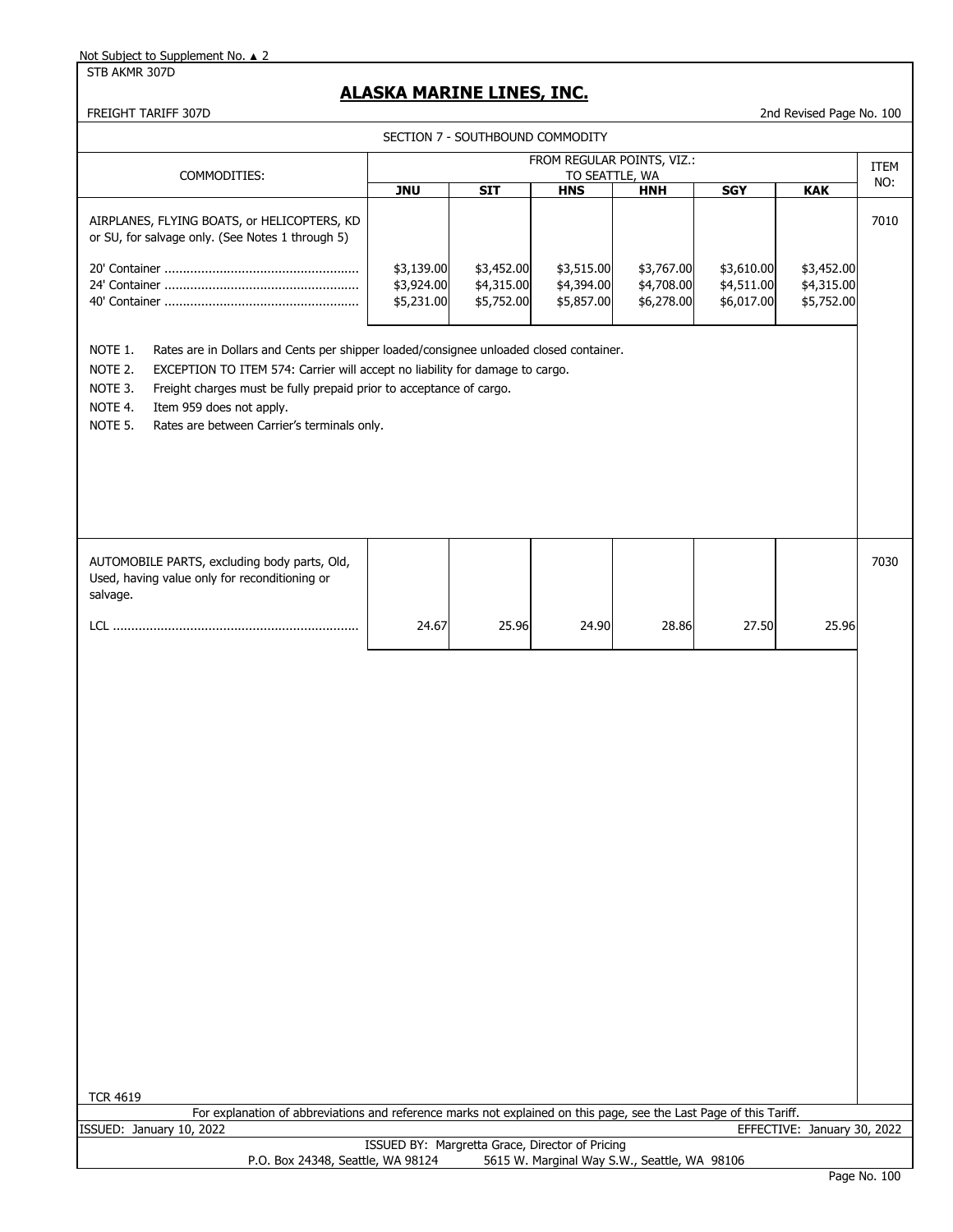Not Subject to Supplement No. ▲ 2

STB AKMR 307D

# ALASKA MARINE LINES, INC.

FREIGHT TARIFF 307D

2nd Revised Page No. 100

## SECTION 7 - SOUTHBOUND COMMODITY

| COMMODITIES: | FROM REGULAR POINTS, VIZ.: TO SEATTLE, WA | | | | | | ITEM NO: |
|---|---|---|---|---|---|---|---|
| | JNU | SIT | HNS | HNH | SGY | KAK | |
| AIRPLANES, FLYING BOATS, or HELICOPTERS, KD or SU, for salvage only. (See Notes 1 through 5) | | | | | | | 7010 |
| 20' Container | $3,139.00 | $3,452.00 | $3,515.00 | $3,767.00 | $3,610.00 | $3,452.00 | |
| 24' Container | $3,924.00 | $4,315.00 | $4,394.00 | $4,708.00 | $4,511.00 | $4,315.00 | |
| 40' Container | $5,231.00 | $5,752.00 | $5,857.00 | $6,278.00 | $6,017.00 | $5,752.00 | |

NOTE 1. Rates are in Dollars and Cents per shipper loaded/consignee unloaded closed container.

NOTE 2. EXCEPTION TO ITEM 574: Carrier will accept no liability for damage to cargo.

NOTE 3. Freight charges must be fully prepaid prior to acceptance of cargo.

NOTE 4. Item 959 does not apply.

NOTE 5. Rates are between Carrier's terminals only.

| COMMODITIES: | JNU | SIT | HNS | HNH | SGY | KAK | ITEM NO: |
|---|---|---|---|---|---|---|---|
| AUTOMOBILE PARTS, excluding body parts, Old, Used, having value only for reconditioning or salvage. | | | | | | | 7030 |
| LCL | 24.67 | 25.96 | 24.90 | 28.86 | 27.50 | 25.96 | |

TCR 4619

For explanation of abbreviations and reference marks not explained on this page, see the Last Page of this Tariff.

ISSUED: January 10, 2022

EFFECTIVE: January 30, 2022

ISSUED BY: Margretta Grace, Director of Pricing

P.O. Box 24348, Seattle, WA 98124 5615 W. Marginal Way S.W., Seattle, WA 98106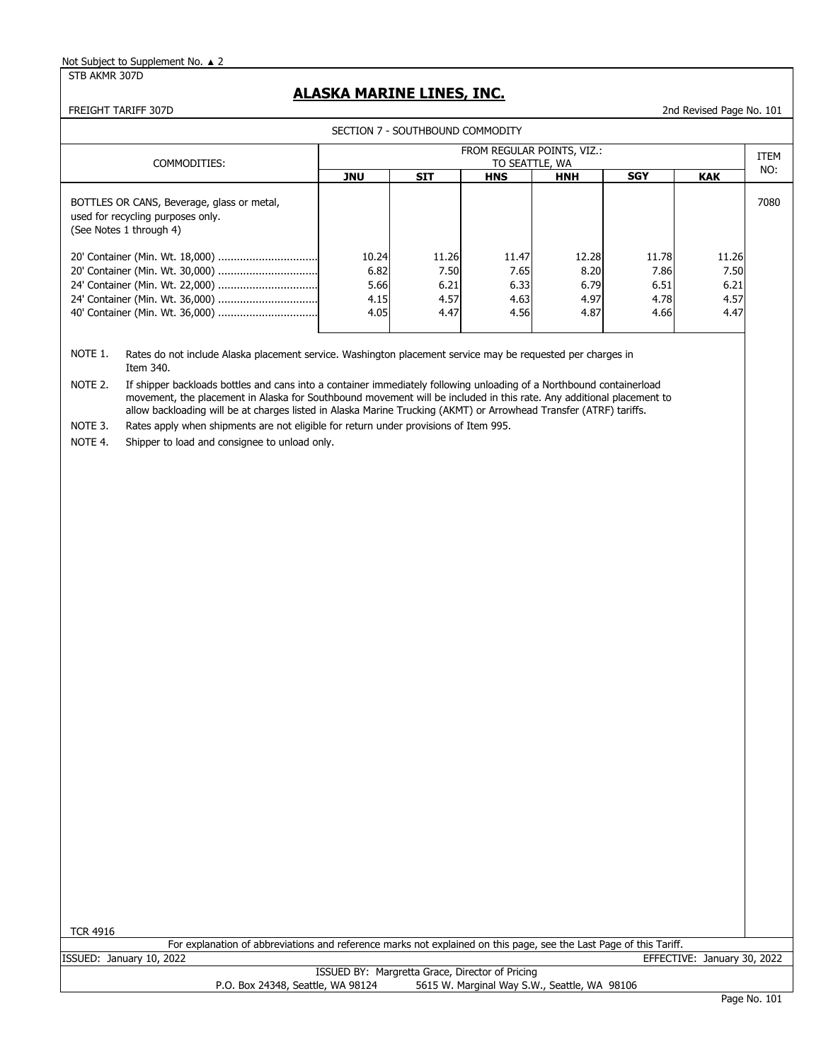Not Subject to Supplement No. ▲ 2

STB AKMR 307D

## ALASKA MARINE LINES, INC.

FREIGHT TARIFF 307D — 2nd Revised Page No. 101

### SECTION 7 - SOUTHBOUND COMMODITY

| COMMODITIES: | FROM REGULAR POINTS, VIZ.: TO SEATTLE, WA | | | | | | ITEM NO: |
|---|---|---|---|---|---|---|---|
| | **JNU** | **SIT** | **HNS** | **HNH** | **SGY** | **KAK** | |
| BOTTLES OR CANS, Beverage, glass or metal, used for recycling purposes only. (See Notes 1 through 4) | | | | | | | 7080 |
| 20' Container (Min. Wt. 18,000) ................................ | 10.24 | 11.26 | 11.47 | 12.28 | 11.78 | 11.26 | |
| 20' Container (Min. Wt. 30,000) ................................ | 6.82 | 7.50 | 7.65 | 8.20 | 7.86 | 7.50 | |
| 24' Container (Min. Wt. 22,000) ................................ | 5.66 | 6.21 | 6.33 | 6.79 | 6.51 | 6.21 | |
| 24' Container (Min. Wt. 36,000) ................................ | 4.15 | 4.57 | 4.63 | 4.97 | 4.78 | 4.57 | |
| 40' Container (Min. Wt. 36,000) ................................ | 4.05 | 4.47 | 4.56 | 4.87 | 4.66 | 4.47 | |

NOTE 1. Rates do not include Alaska placement service. Washington placement service may be requested per charges in Item 340.

NOTE 2. If shipper backloads bottles and cans into a container immediately following unloading of a Northbound containerload movement, the placement in Alaska for Southbound movement will be included in this rate. Any additional placement to allow backloading will be at charges listed in Alaska Marine Trucking (AKMT) or Arrowhead Transfer (ATRF) tariffs.

NOTE 3. Rates apply when shipments are not eligible for return under provisions of Item 995.

NOTE 4. Shipper to load and consignee to unload only.

TCR 4916

For explanation of abbreviations and reference marks not explained on this page, see the Last Page of this Tariff.

ISSUED: January 10, 2022 — EFFECTIVE: January 30, 2022

ISSUED BY: Margretta Grace, Director of Pricing

P.O. Box 24348, Seattle, WA 98124 — 5615 W. Marginal Way S.W., Seattle, WA 98106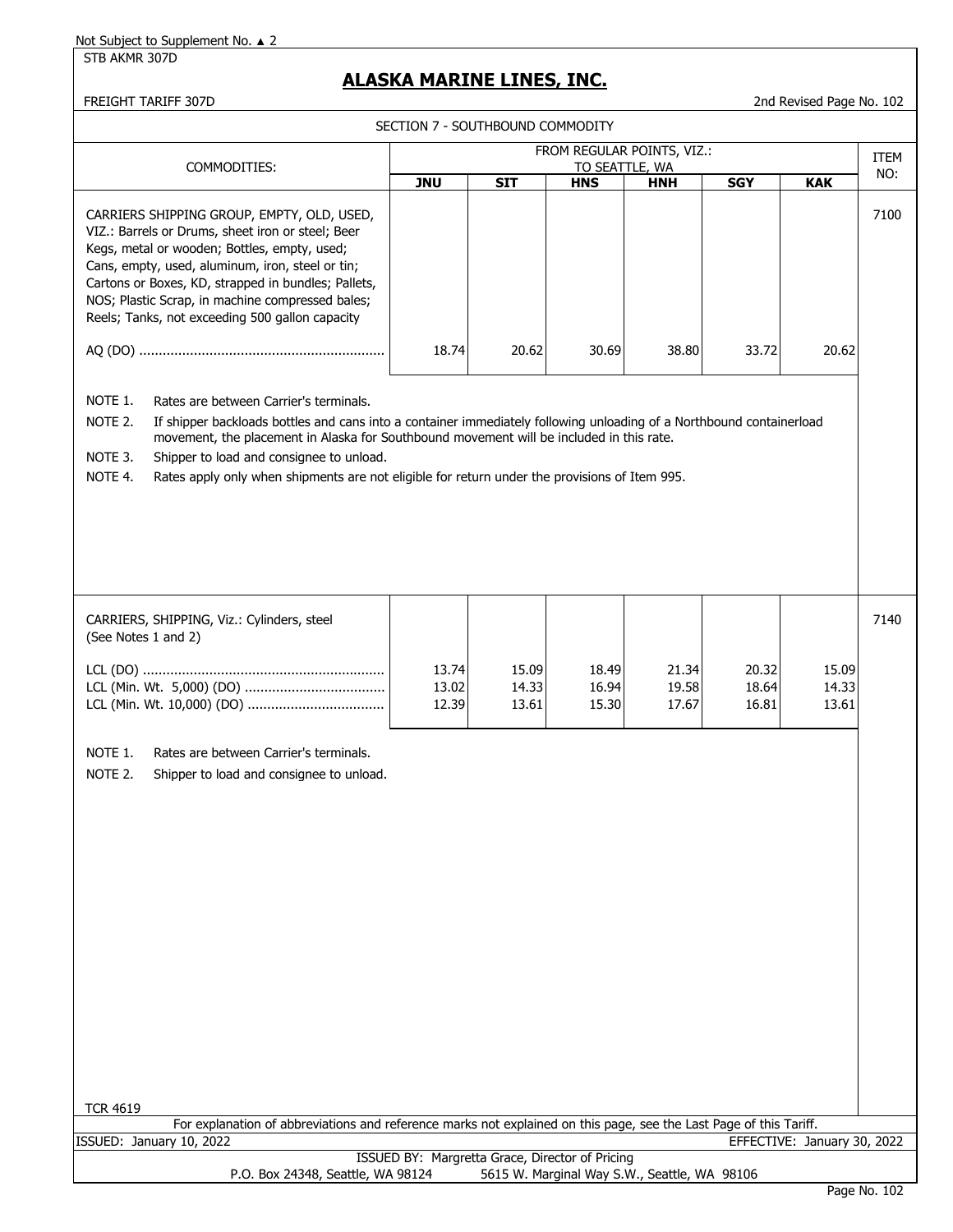Not Subject to Supplement No. ▲ 2

STB AKMR 307D

# ALASKA MARINE LINES, INC.

FREIGHT TARIFF 307D

2nd Revised Page No. 102

SECTION 7 - SOUTHBOUND COMMODITY

| COMMODITIES: | FROM REGULAR POINTS, VIZ.: TO SEATTLE, WA | | | | | | ITEM NO: |
|---|---|---|---|---|---|---|---|
| | **JNU** | **SIT** | **HNS** | **HNH** | **SGY** | **KAK** | |
| CARRIERS SHIPPING GROUP, EMPTY, OLD, USED, VIZ.: Barrels or Drums, sheet iron or steel; Beer Kegs, metal or wooden; Bottles, empty, used; Cans, empty, used, aluminum, iron, steel or tin; Cartons or Boxes, KD, strapped in bundles; Pallets, NOS; Plastic Scrap, in machine compressed bales; Reels; Tanks, not exceeding 500 gallon capacity | | | | | | | 7100 |
| AQ (DO) | 18.74 | 20.62 | 30.69 | 38.80 | 33.72 | 20.62 | |

NOTE 1. Rates are between Carrier's terminals.

NOTE 2. If shipper backloads bottles and cans into a container immediately following unloading of a Northbound containerload movement, the placement in Alaska for Southbound movement will be included in this rate.

NOTE 3. Shipper to load and consignee to unload.

NOTE 4. Rates apply only when shipments are not eligible for return under the provisions of Item 995.

| COMMODITIES: | JNU | SIT | HNS | HNH | SGY | KAK | ITEM NO: |
|---|---|---|---|---|---|---|---|
| CARRIERS, SHIPPING, Viz.: Cylinders, steel (See Notes 1 and 2) | | | | | | | 7140 |
| LCL (DO) | 13.74 | 15.09 | 18.49 | 21.34 | 20.32 | 15.09 | |
| LCL (Min. Wt. 5,000) (DO) | 13.02 | 14.33 | 16.94 | 19.58 | 18.64 | 14.33 | |
| LCL (Min. Wt. 10,000) (DO) | 12.39 | 13.61 | 15.30 | 17.67 | 16.81 | 13.61 | |

NOTE 1. Rates are between Carrier's terminals.

NOTE 2. Shipper to load and consignee to unload.

TCR 4619

For explanation of abbreviations and reference marks not explained on this page, see the Last Page of this Tariff.

ISSUED: January 10, 2022

EFFECTIVE: January 30, 2022

ISSUED BY: Margretta Grace, Director of Pricing

P.O. Box 24348, Seattle, WA 98124 5615 W. Marginal Way S.W., Seattle, WA 98106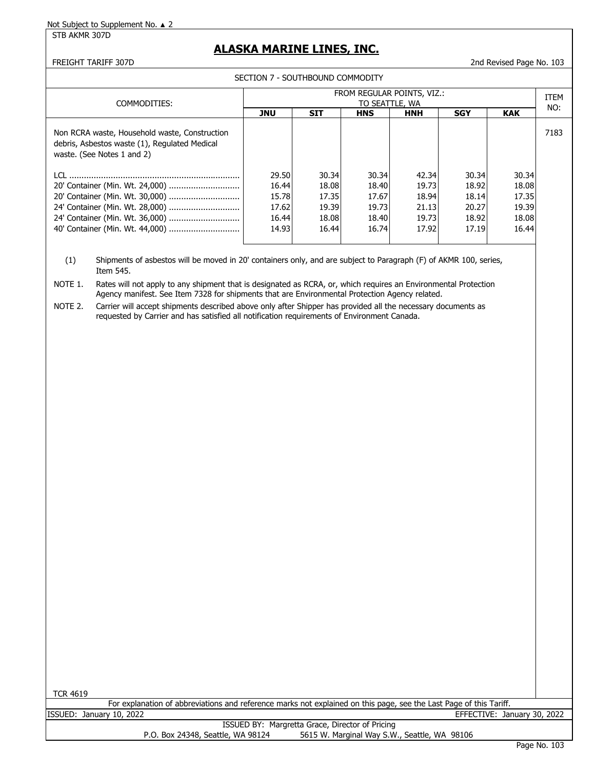Not Subject to Supplement No. ▲ 2

STB AKMR 307D

# ALASKA MARINE LINES, INC.

FREIGHT TARIFF 307D

2nd Revised Page No. 103

SECTION 7 - SOUTHBOUND COMMODITY

| COMMODITIES: | FROM REGULAR POINTS, VIZ.: TO SEATTLE, WA | | | | | | ITEM NO: |
|---|---|---|---|---|---|---|---|
| | JNU | SIT | HNS | HNH | SGY | KAK | |
| Non RCRA waste, Household waste, Construction debris, Asbestos waste (1), Regulated Medical waste. (See Notes 1 and 2) | | | | | | | 7183 |
| LCL | 29.50 | 30.34 | 30.34 | 42.34 | 30.34 | 30.34 | |
| 20' Container (Min. Wt. 24,000) | 16.44 | 18.08 | 18.40 | 19.73 | 18.92 | 18.08 | |
| 20' Container (Min. Wt. 30,000) | 15.78 | 17.35 | 17.67 | 18.94 | 18.14 | 17.35 | |
| 24' Container (Min. Wt. 28,000) | 17.62 | 19.39 | 19.73 | 21.13 | 20.27 | 19.39 | |
| 24' Container (Min. Wt. 36,000) | 16.44 | 18.08 | 18.40 | 19.73 | 18.92 | 18.08 | |
| 40' Container (Min. Wt. 44,000) | 14.93 | 16.44 | 16.74 | 17.92 | 17.19 | 16.44 | |

(1) Shipments of asbestos will be moved in 20' containers only, and are subject to Paragraph (F) of AKMR 100, series, Item 545.

NOTE 1. Rates will not apply to any shipment that is designated as RCRA, or, which requires an Environmental Protection Agency manifest. See Item 7328 for shipments that are Environmental Protection Agency related.

NOTE 2. Carrier will accept shipments described above only after Shipper has provided all the necessary documents as requested by Carrier and has satisfied all notification requirements of Environment Canada.

TCR 4619

For explanation of abbreviations and reference marks not explained on this page, see the Last Page of this Tariff.

ISSUED: January 10, 2022 EFFECTIVE: January 30, 2022

ISSUED BY: Margretta Grace, Director of Pricing

P.O. Box 24348, Seattle, WA 98124 5615 W. Marginal Way S.W., Seattle, WA 98106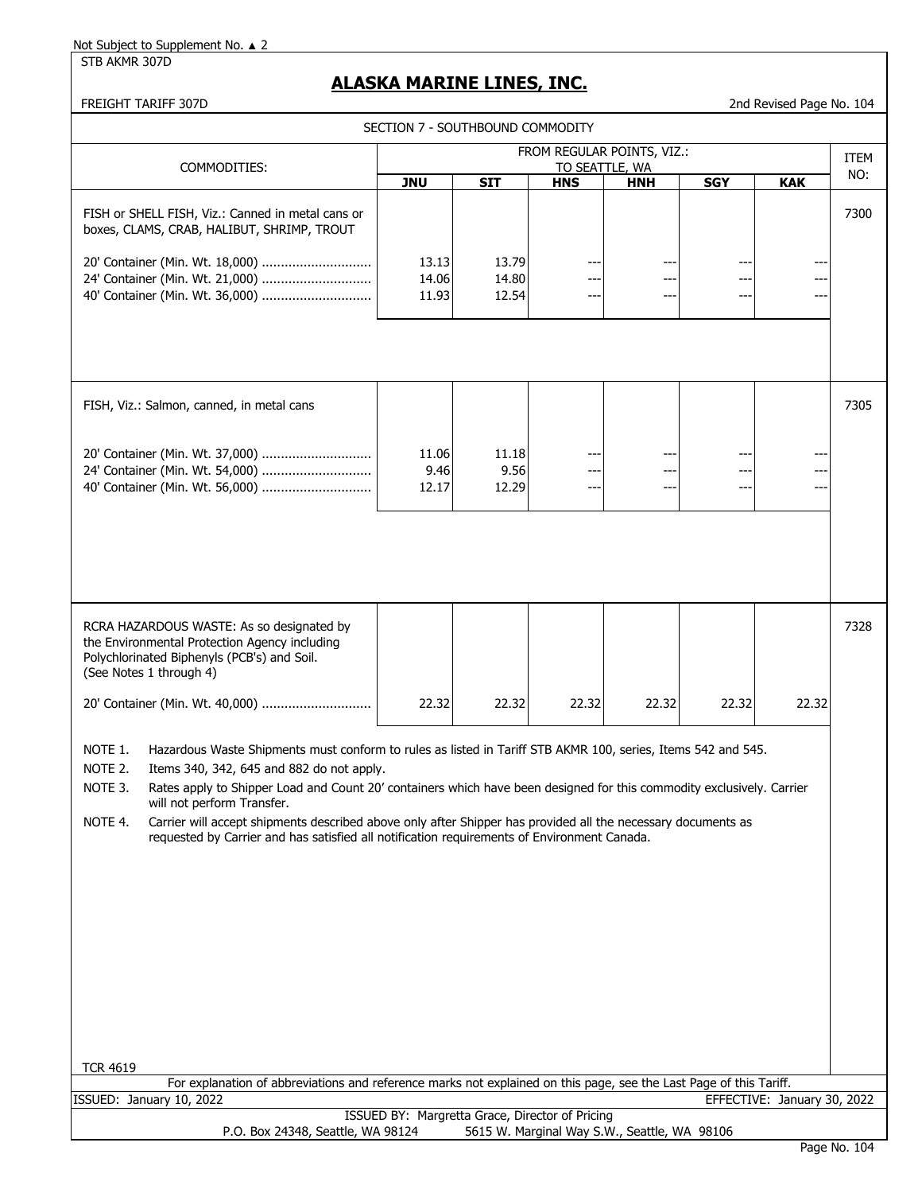Not Subject to Supplement No. ▲ 2

STB AKMR 307D

# ALASKA MARINE LINES, INC.

FREIGHT TARIFF 307D

2nd Revised Page No. 104

## SECTION 7 - SOUTHBOUND COMMODITY

| COMMODITIES: | FROM REGULAR POINTS, VIZ.: TO SEATTLE, WA | | | | | | ITEM NO: |
|---|---|---|---|---|---|---|---|
| | **JNU** | **SIT** | **HNS** | **HNH** | **SGY** | **KAK** | |
| FISH or SHELL FISH, Viz.: Canned in metal cans or boxes, CLAMS, CRAB, HALIBUT, SHRIMP, TROUT | | | | | | | 7300 |
| 20' Container (Min. Wt. 18,000) ............................ | 13.13 | 13.79 | --- | --- | --- | --- | |
| 24' Container (Min. Wt. 21,000) ............................ | 14.06 | 14.80 | --- | --- | --- | --- | |
| 40' Container (Min. Wt. 36,000) ............................ | 11.93 | 12.54 | --- | --- | --- | --- | |
| FISH, Viz.: Salmon, canned, in metal cans | | | | | | | 7305 |
| 20' Container (Min. Wt. 37,000) ............................ | 11.06 | 11.18 | --- | --- | --- | --- | |
| 24' Container (Min. Wt. 54,000) ............................ | 9.46 | 9.56 | --- | --- | --- | --- | |
| 40' Container (Min. Wt. 56,000) ............................ | 12.17 | 12.29 | --- | --- | --- | --- | |
| RCRA HAZARDOUS WASTE: As so designated by the Environmental Protection Agency including Polychlorinated Biphenyls (PCB's) and Soil. (See Notes 1 through 4) | | | | | | | 7328 |
| 20' Container (Min. Wt. 40,000) ............................ | 22.32 | 22.32 | 22.32 | 22.32 | 22.32 | 22.32 | |

NOTE 1. Hazardous Waste Shipments must conform to rules as listed in Tariff STB AKMR 100, series, Items 542 and 545.

NOTE 2. Items 340, 342, 645 and 882 do not apply.

NOTE 3. Rates apply to Shipper Load and Count 20' containers which have been designed for this commodity exclusively. Carrier will not perform Transfer.

NOTE 4. Carrier will accept shipments described above only after Shipper has provided all the necessary documents as requested by Carrier and has satisfied all notification requirements of Environment Canada.

TCR 4619

For explanation of abbreviations and reference marks not explained on this page, see the Last Page of this Tariff.

ISSUED: January 10, 2022 EFFECTIVE: January 30, 2022

ISSUED BY: Margretta Grace, Director of Pricing

P.O. Box 24348, Seattle, WA 98124 5615 W. Marginal Way S.W., Seattle, WA 98106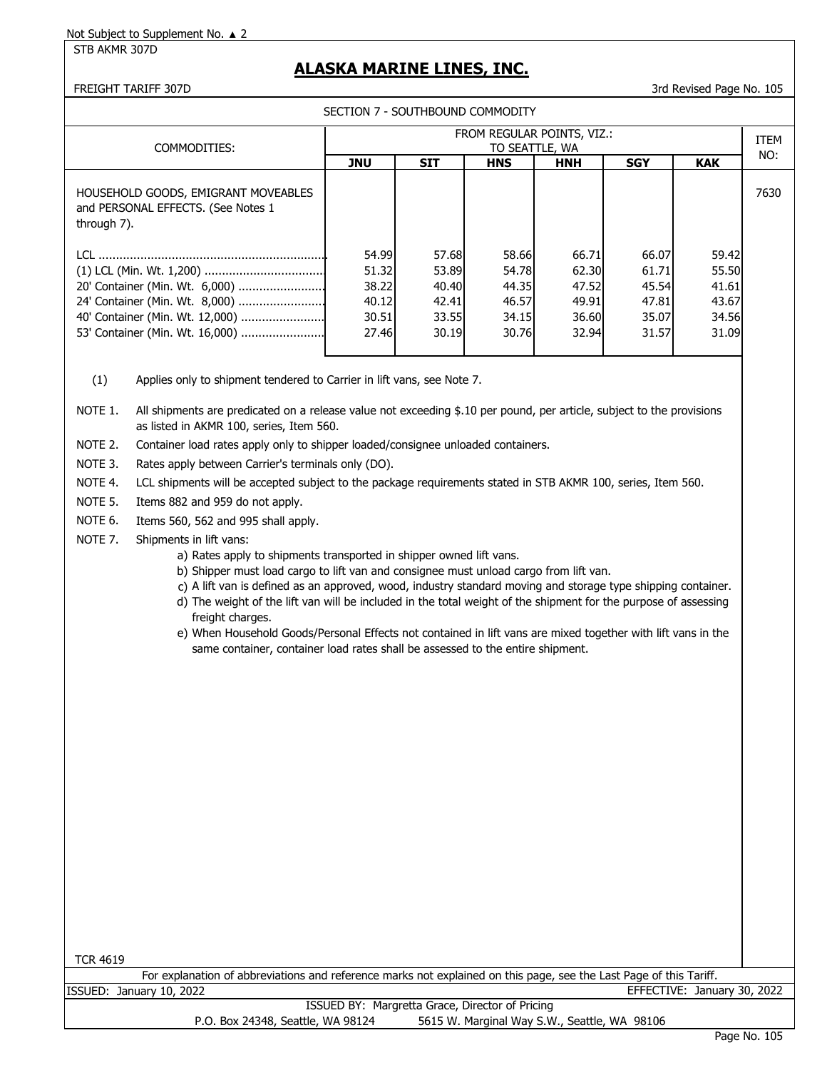Not Subject to Supplement No. ▲ 2

STB AKMR 307D

# ALASKA MARINE LINES, INC.

FREIGHT TARIFF 307D

3rd Revised Page No. 105

## SECTION 7 - SOUTHBOUND COMMODITY

| COMMODITIES: | FROM REGULAR POINTS, VIZ.: TO SEATTLE, WA | | | | | | ITEM NO: |
|---|---|---|---|---|---|---|---|
| | JNU | SIT | HNS | HNH | SGY | KAK | |
| HOUSEHOLD GOODS, EMIGRANT MOVEABLES and PERSONAL EFFECTS. (See Notes 1 through 7). | | | | | | | 7630 |
| LCL | 54.99 | 57.68 | 58.66 | 66.71 | 66.07 | 59.42 | |
| (1) LCL (Min. Wt. 1,200) | 51.32 | 53.89 | 54.78 | 62.30 | 61.71 | 55.50 | |
| 20' Container (Min. Wt. 6,000) | 38.22 | 40.40 | 44.35 | 47.52 | 45.54 | 41.61 | |
| 24' Container (Min. Wt. 8,000) | 40.12 | 42.41 | 46.57 | 49.91 | 47.81 | 43.67 | |
| 40' Container (Min. Wt. 12,000) | 30.51 | 33.55 | 34.15 | 36.60 | 35.07 | 34.56 | |
| 53' Container (Min. Wt. 16,000) | 27.46 | 30.19 | 30.76 | 32.94 | 31.57 | 31.09 | |

(1) Applies only to shipment tendered to Carrier in lift vans, see Note 7.

NOTE 1. All shipments are predicated on a release value not exceeding $.10 per pound, per article, subject to the provisions as listed in AKMR 100, series, Item 560.

NOTE 2. Container load rates apply only to shipper loaded/consignee unloaded containers.

NOTE 3. Rates apply between Carrier's terminals only (DO).

NOTE 4. LCL shipments will be accepted subject to the package requirements stated in STB AKMR 100, series, Item 560.

NOTE 5. Items 882 and 959 do not apply.

NOTE 6. Items 560, 562 and 995 shall apply.

NOTE 7. Shipments in lift vans:

a) Rates apply to shipments transported in shipper owned lift vans.
b) Shipper must load cargo to lift van and consignee must unload cargo from lift van.
c) A lift van is defined as an approved, wood, industry standard moving and storage type shipping container.
d) The weight of the lift van will be included in the total weight of the shipment for the purpose of assessing freight charges.
e) When Household Goods/Personal Effects not contained in lift vans are mixed together with lift vans in the same container, container load rates shall be assessed to the entire shipment.

TCR 4619

For explanation of abbreviations and reference marks not explained on this page, see the Last Page of this Tariff.

ISSUED: January 10, 2022 EFFECTIVE: January 30, 2022

ISSUED BY: Margretta Grace, Director of Pricing

P.O. Box 24348, Seattle, WA 98124 5615 W. Marginal Way S.W., Seattle, WA 98106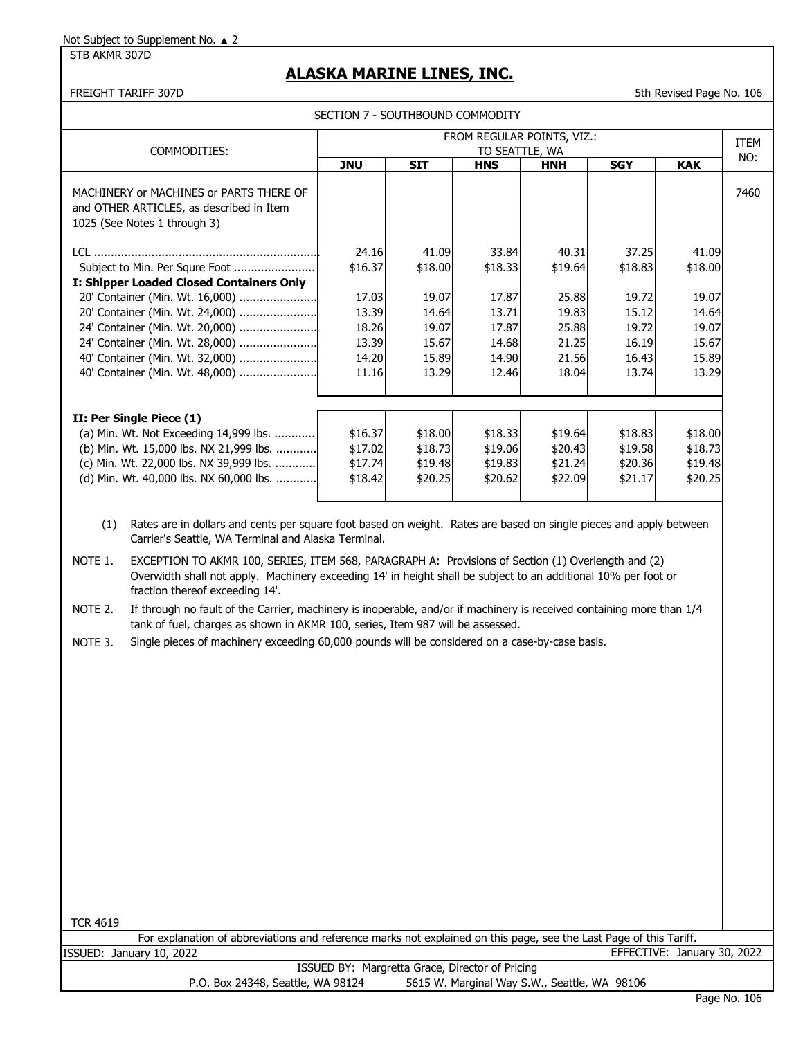Not Subject to Supplement No. ▲ 2

STB AKMR 307D

# ALASKA MARINE LINES, INC.

FREIGHT TARIFF 307D

5th Revised Page No. 106

SECTION 7 - SOUTHBOUND COMMODITY

| COMMODITIES: | FROM REGULAR POINTS, VIZ.: TO SEATTLE, WA | | | | | | ITEM NO: |
|---|---|---|---|---|---|---|---|
| | JNU | SIT | HNS | HNH | SGY | KAK | |
| MACHINERY or MACHINES or PARTS THERE OF and OTHER ARTICLES, as described in Item 1025 (See Notes 1 through 3) | | | | | | | 7460 |
| LCL | 24.16 | 41.09 | 33.84 | 40.31 | 37.25 | 41.09 | |
| Subject to Min. Per Squre Foot | $16.37 | $18.00 | $18.33 | $19.64 | $18.83 | $18.00 | |
| **I: Shipper Loaded Closed Containers Only** | | | | | | | |
| 20' Container (Min. Wt. 16,000) | 17.03 | 19.07 | 17.87 | 25.88 | 19.72 | 19.07 | |
| 20' Container (Min. Wt. 24,000) | 13.39 | 14.64 | 13.71 | 19.83 | 15.12 | 14.64 | |
| 24' Container (Min. Wt. 20,000) | 18.26 | 19.07 | 17.87 | 25.88 | 19.72 | 19.07 | |
| 24' Container (Min. Wt. 28,000) | 13.39 | 15.67 | 14.68 | 21.25 | 16.19 | 15.67 | |
| 40' Container (Min. Wt. 32,000) | 14.20 | 15.89 | 14.90 | 21.56 | 16.43 | 15.89 | |
| 40' Container (Min. Wt. 48,000) | 11.16 | 13.29 | 12.46 | 18.04 | 13.74 | 13.29 | |
| **II: Per Single Piece (1)** | | | | | | | |
| (a) Min. Wt. Not Exceeding 14,999 lbs. | $16.37 | $18.00 | $18.33 | $19.64 | $18.83 | $18.00 | |
| (b) Min. Wt. 15,000 lbs. NX 21,999 lbs. | $17.02 | $18.73 | $19.06 | $20.43 | $19.58 | $18.73 | |
| (c) Min. Wt. 22,000 lbs. NX 39,999 lbs. | $17.74 | $19.48 | $19.83 | $21.24 | $20.36 | $19.48 | |
| (d) Min. Wt. 40,000 lbs. NX 60,000 lbs. | $18.42 | $20.25 | $20.62 | $22.09 | $21.17 | $20.25 | |

(1) Rates are in dollars and cents per square foot based on weight. Rates are based on single pieces and apply between Carrier's Seattle, WA Terminal and Alaska Terminal.

NOTE 1. EXCEPTION TO AKMR 100, SERIES, ITEM 568, PARAGRAPH A: Provisions of Section (1) Overlength and (2) Overwidth shall not apply. Machinery exceeding 14' in height shall be subject to an additional 10% per foot or fraction thereof exceeding 14'.

NOTE 2. If through no fault of the Carrier, machinery is inoperable, and/or if machinery is received containing more than 1/4 tank of fuel, charges as shown in AKMR 100, series, Item 987 will be assessed.

NOTE 3. Single pieces of machinery exceeding 60,000 pounds will be considered on a case-by-case basis.

TCR 4619

For explanation of abbreviations and reference marks not explained on this page, see the Last Page of this Tariff.

ISSUED: January 10, 2022

EFFECTIVE: January 30, 2022

ISSUED BY: Margretta Grace, Director of Pricing

P.O. Box 24348, Seattle, WA 98124 5615 W. Marginal Way S.W., Seattle, WA 98106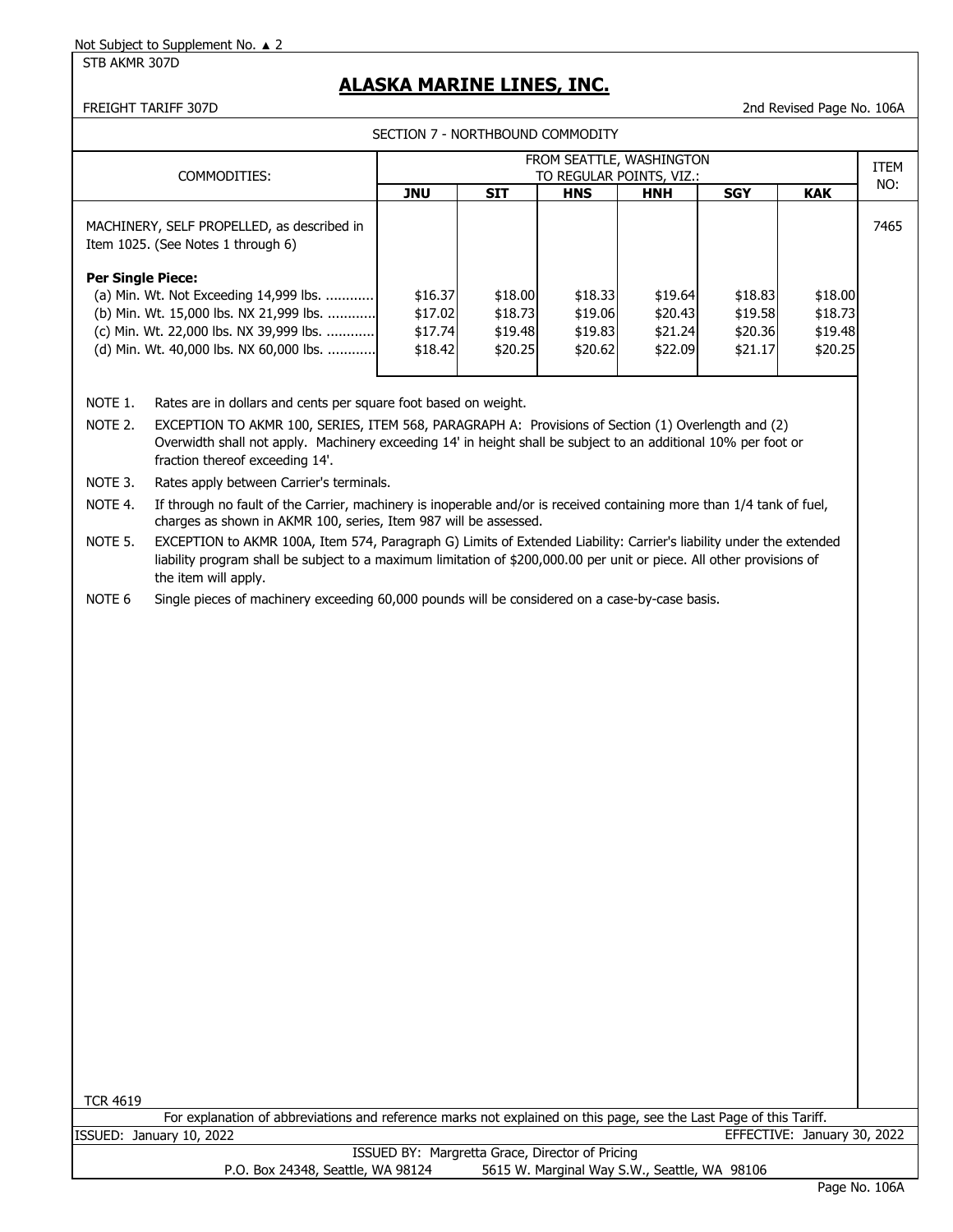Not Subject to Supplement No. ▲ 2

STB AKMR 307D

# ALASKA MARINE LINES, INC.

FREIGHT TARIFF 307D

2nd Revised Page No. 106A

SECTION 7 - NORTHBOUND COMMODITY

| COMMODITIES: | FROM SEATTLE, WASHINGTON TO REGULAR POINTS, VIZ.: | | | | | | ITEM NO: |
|---|---|---|---|---|---|---|---|
| | **JNU** | **SIT** | **HNS** | **HNH** | **SGY** | **KAK** | |
| MACHINERY, SELF PROPELLED, as described in Item 1025. (See Notes 1 through 6) | | | | | | | 7465 |
| **Per Single Piece:** | | | | | | | |
| (a) Min. Wt. Not Exceeding 14,999 lbs. ............ | $16.37 | $18.00 | $18.33 | $19.64 | $18.83 | $18.00 | |
| (b) Min. Wt. 15,000 lbs. NX 21,999 lbs. ............ | $17.02 | $18.73 | $19.06 | $20.43 | $19.58 | $18.73 | |
| (c) Min. Wt. 22,000 lbs. NX 39,999 lbs. ............ | $17.74 | $19.48 | $19.83 | $21.24 | $20.36 | $19.48 | |
| (d) Min. Wt. 40,000 lbs. NX 60,000 lbs. ............ | $18.42 | $20.25 | $20.62 | $22.09 | $21.17 | $20.25 | |

NOTE 1. Rates are in dollars and cents per square foot based on weight.

NOTE 2. EXCEPTION TO AKMR 100, SERIES, ITEM 568, PARAGRAPH A: Provisions of Section (1) Overlength and (2) Overwidth shall not apply. Machinery exceeding 14' in height shall be subject to an additional 10% per foot or fraction thereof exceeding 14'.

NOTE 3. Rates apply between Carrier's terminals.

NOTE 4. If through no fault of the Carrier, machinery is inoperable and/or is received containing more than 1/4 tank of fuel, charges as shown in AKMR 100, series, Item 987 will be assessed.

NOTE 5. EXCEPTION to AKMR 100A, Item 574, Paragraph G) Limits of Extended Liability: Carrier's liability under the extended liability program shall be subject to a maximum limitation of $200,000.00 per unit or piece. All other provisions of the item will apply.

NOTE 6 Single pieces of machinery exceeding 60,000 pounds will be considered on a case-by-case basis.

TCR 4619

For explanation of abbreviations and reference marks not explained on this page, see the Last Page of this Tariff.

ISSUED: January 10, 2022

EFFECTIVE: January 30, 2022

ISSUED BY: Margretta Grace, Director of Pricing

P.O. Box 24348, Seattle, WA 98124 5615 W. Marginal Way S.W., Seattle, WA 98106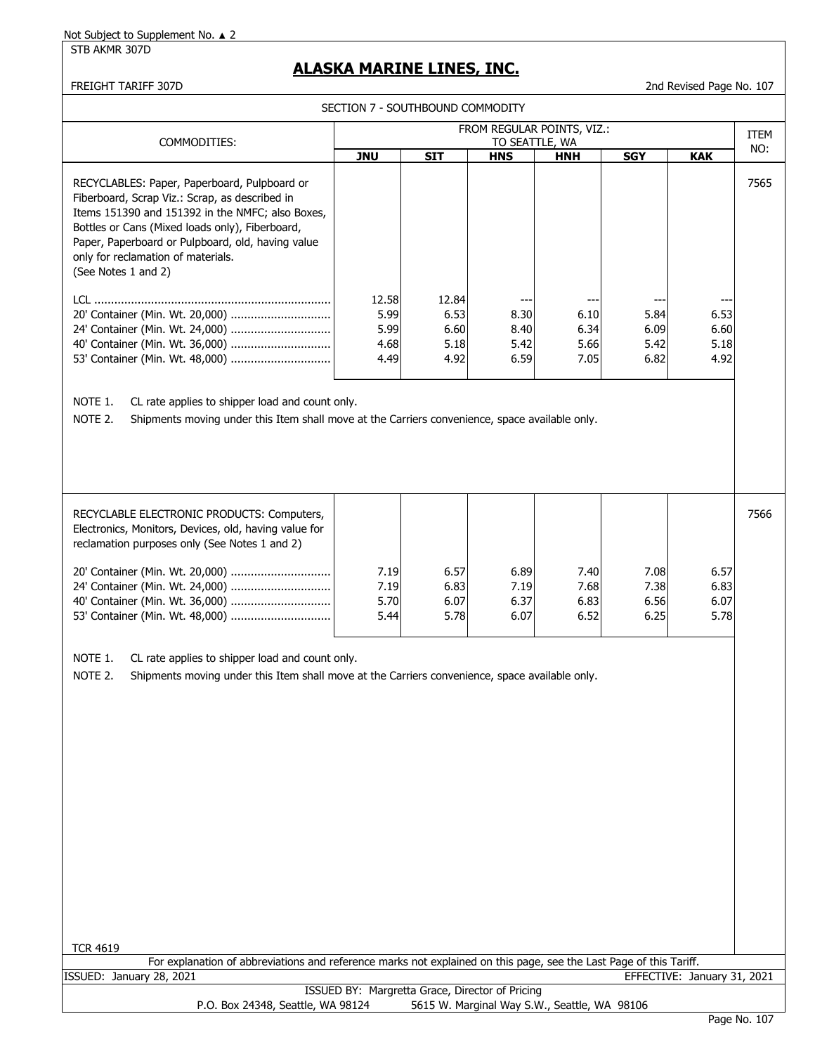Not Subject to Supplement No. ▲ 2

STB AKMR 307D

# ALASKA MARINE LINES, INC.

FREIGHT TARIFF 307D

2nd Revised Page No. 107

## SECTION 7 - SOUTHBOUND COMMODITY

| COMMODITIES: | FROM REGULAR POINTS, VIZ.: TO SEATTLE, WA | | | | | | ITEM NO: |
|---|---|---|---|---|---|---|---|
| | JNU | SIT | HNS | HNH | SGY | KAK | |
| RECYCLABLES: Paper, Paperboard, Pulpboard or Fiberboard, Scrap Viz.: Scrap, as described in Items 151390 and 151392 in the NMFC; also Boxes, Bottles or Cans (Mixed loads only), Fiberboard, Paper, Paperboard or Pulpboard, old, having value only for reclamation of materials. (See Notes 1 and 2) | | | | | | | 7565 |
| LCL | 12.58 | 12.84 | --- | --- | --- | --- | |
| 20' Container (Min. Wt. 20,000) | 5.99 | 6.53 | 8.30 | 6.10 | 5.84 | 6.53 | |
| 24' Container (Min. Wt. 24,000) | 5.99 | 6.60 | 8.40 | 6.34 | 6.09 | 6.60 | |
| 40' Container (Min. Wt. 36,000) | 4.68 | 5.18 | 5.42 | 5.66 | 5.42 | 5.18 | |
| 53' Container (Min. Wt. 48,000) | 4.49 | 4.92 | 6.59 | 7.05 | 6.82 | 4.92 | |

NOTE 1. CL rate applies to shipper load and count only.

NOTE 2. Shipments moving under this Item shall move at the Carriers convenience, space available only.

| COMMODITIES: | JNU | SIT | HNS | HNH | SGY | KAK | ITEM NO: |
|---|---|---|---|---|---|---|---|
| RECYCLABLE ELECTRONIC PRODUCTS: Computers, Electronics, Monitors, Devices, old, having value for reclamation purposes only (See Notes 1 and 2) | | | | | | | 7566 |
| 20' Container (Min. Wt. 20,000) | 7.19 | 6.57 | 6.89 | 7.40 | 7.08 | 6.57 | |
| 24' Container (Min. Wt. 24,000) | 7.19 | 6.83 | 7.19 | 7.68 | 7.38 | 6.83 | |
| 40' Container (Min. Wt. 36,000) | 5.70 | 6.07 | 6.37 | 6.83 | 6.56 | 6.07 | |
| 53' Container (Min. Wt. 48,000) | 5.44 | 5.78 | 6.07 | 6.52 | 6.25 | 5.78 | |

NOTE 1. CL rate applies to shipper load and count only.

NOTE 2. Shipments moving under this Item shall move at the Carriers convenience, space available only.

TCR 4619

For explanation of abbreviations and reference marks not explained on this page, see the Last Page of this Tariff.

ISSUED: January 28, 2021

EFFECTIVE: January 31, 2021

ISSUED BY: Margretta Grace, Director of Pricing

P.O. Box 24348, Seattle, WA 98124 5615 W. Marginal Way S.W., Seattle, WA 98106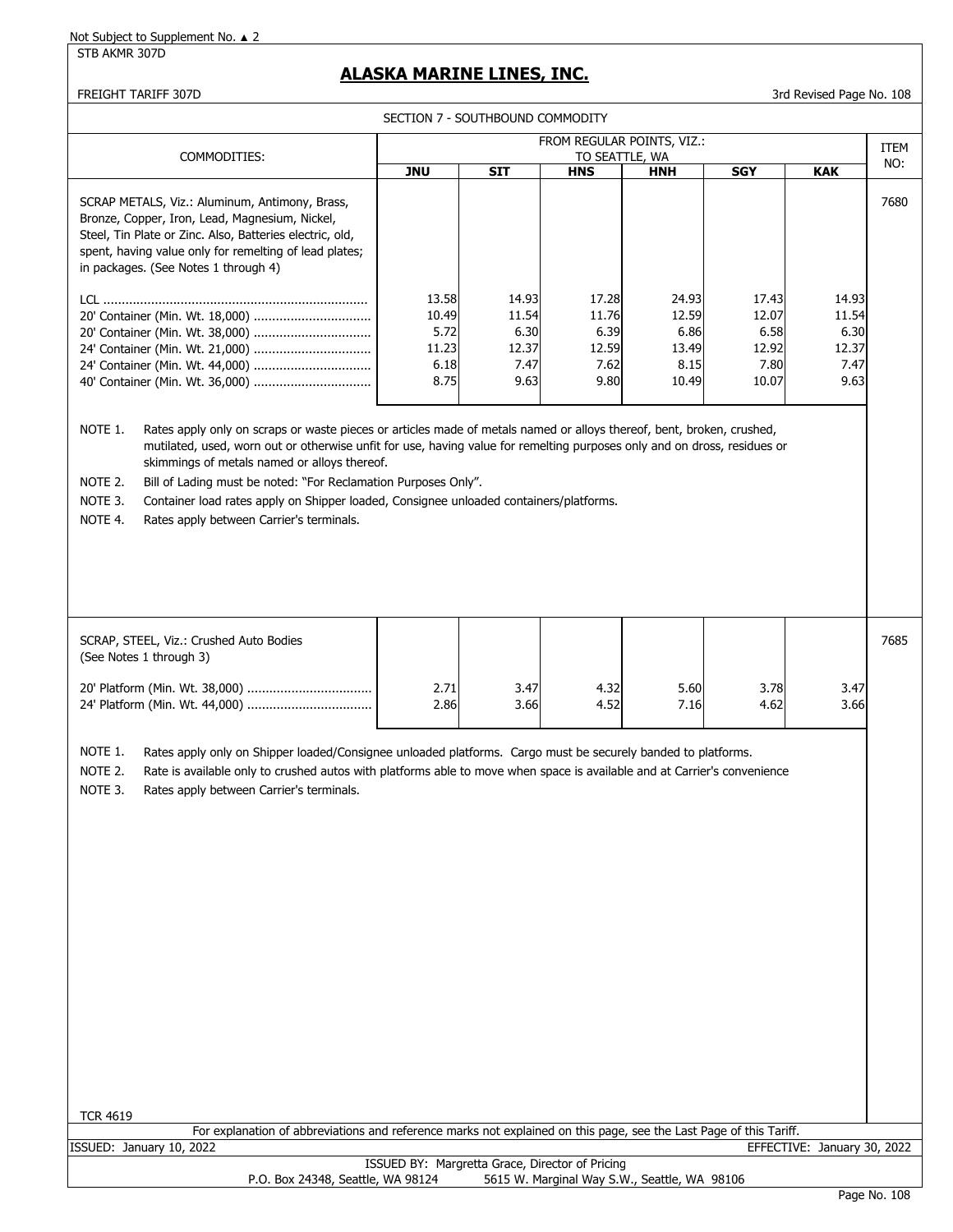Not Subject to Supplement No. ▲ 2

STB AKMR 307D

# ALASKA MARINE LINES, INC.

FREIGHT TARIFF 307D

3rd Revised Page No. 108

## SECTION 7 - SOUTHBOUND COMMODITY

| COMMODITIES: | FROM REGULAR POINTS, VIZ.: TO SEATTLE, WA | | | | | | ITEM NO: |
|---|---|---|---|---|---|---|---|
| | JNU | SIT | HNS | HNH | SGY | KAK | |
| SCRAP METALS, Viz.: Aluminum, Antimony, Brass, Bronze, Copper, Iron, Lead, Magnesium, Nickel, Steel, Tin Plate or Zinc. Also, Batteries electric, old, spent, having value only for remelting of lead plates; in packages. (See Notes 1 through 4) | | | | | | | 7680 |
| LCL | 13.58 | 14.93 | 17.28 | 24.93 | 17.43 | 14.93 | |
| 20' Container (Min. Wt. 18,000) | 10.49 | 11.54 | 11.76 | 12.59 | 12.07 | 11.54 | |
| 20' Container (Min. Wt. 38,000) | 5.72 | 6.30 | 6.39 | 6.86 | 6.58 | 6.30 | |
| 24' Container (Min. Wt. 21,000) | 11.23 | 12.37 | 12.59 | 13.49 | 12.92 | 12.37 | |
| 24' Container (Min. Wt. 44,000) | 6.18 | 7.47 | 7.62 | 8.15 | 7.80 | 7.47 | |
| 40' Container (Min. Wt. 36,000) | 8.75 | 9.63 | 9.80 | 10.49 | 10.07 | 9.63 | |

NOTE 1. Rates apply only on scraps or waste pieces or articles made of metals named or alloys thereof, bent, broken, crushed, mutilated, used, worn out or otherwise unfit for use, having value for remelting purposes only and on dross, residues or skimmings of metals named or alloys thereof.

NOTE 2. Bill of Lading must be noted: "For Reclamation Purposes Only".

NOTE 3. Container load rates apply on Shipper loaded, Consignee unloaded containers/platforms.

NOTE 4. Rates apply between Carrier's terminals.

| COMMODITIES: | JNU | SIT | HNS | HNH | SGY | KAK | ITEM NO: |
|---|---|---|---|---|---|---|---|
| SCRAP, STEEL, Viz.: Crushed Auto Bodies (See Notes 1 through 3) | | | | | | | 7685 |
| 20' Platform (Min. Wt. 38,000) | 2.71 | 3.47 | 4.32 | 5.60 | 3.78 | 3.47 | |
| 24' Platform (Min. Wt. 44,000) | 2.86 | 3.66 | 4.52 | 7.16 | 4.62 | 3.66 | |

NOTE 1. Rates apply only on Shipper loaded/Consignee unloaded platforms. Cargo must be securely banded to platforms.

NOTE 2. Rate is available only to crushed autos with platforms able to move when space is available and at Carrier's convenience

NOTE 3. Rates apply between Carrier's terminals.

TCR 4619

For explanation of abbreviations and reference marks not explained on this page, see the Last Page of this Tariff.

ISSUED: January 10, 2022

EFFECTIVE: January 30, 2022

ISSUED BY: Margretta Grace, Director of Pricing

P.O. Box 24348, Seattle, WA 98124 5615 W. Marginal Way S.W., Seattle, WA 98106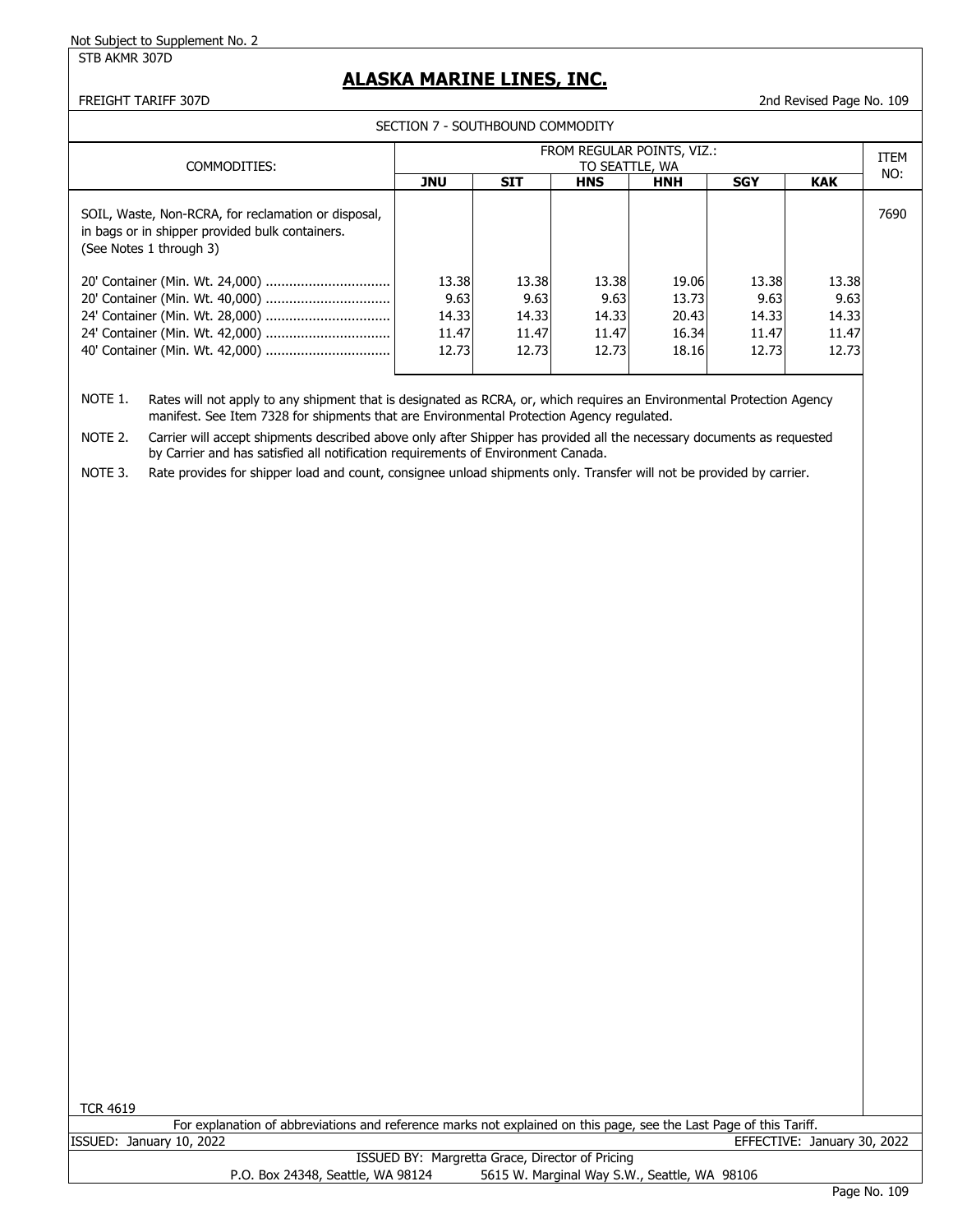Not Subject to Supplement No. 2

STB AKMR 307D

# ALASKA MARINE LINES, INC.

FREIGHT TARIFF 307D

2nd Revised Page No. 109

## SECTION 7 - SOUTHBOUND COMMODITY

| COMMODITIES: | FROM REGULAR POINTS, VIZ.: TO SEATTLE, WA | | | | | | ITEM NO: |
|---|---|---|---|---|---|---|---|
| | **JNU** | **SIT** | **HNS** | **HNH** | **SGY** | **KAK** | |
| SOIL, Waste, Non-RCRA, for reclamation or disposal, in bags or in shipper provided bulk containers. (See Notes 1 through 3) | | | | | | | 7690 |
| 20' Container (Min. Wt. 24,000) ................................ | 13.38 | 13.38 | 13.38 | 19.06 | 13.38 | 13.38 | |
| 20' Container (Min. Wt. 40,000) ................................ | 9.63 | 9.63 | 9.63 | 13.73 | 9.63 | 9.63 | |
| 24' Container (Min. Wt. 28,000) ................................ | 14.33 | 14.33 | 14.33 | 20.43 | 14.33 | 14.33 | |
| 24' Container (Min. Wt. 42,000) ................................ | 11.47 | 11.47 | 11.47 | 16.34 | 11.47 | 11.47 | |
| 40' Container (Min. Wt. 42,000) ................................ | 12.73 | 12.73 | 12.73 | 18.16 | 12.73 | 12.73 | |

NOTE 1. Rates will not apply to any shipment that is designated as RCRA, or, which requires an Environmental Protection Agency manifest. See Item 7328 for shipments that are Environmental Protection Agency regulated.

NOTE 2. Carrier will accept shipments described above only after Shipper has provided all the necessary documents as requested by Carrier and has satisfied all notification requirements of Environment Canada.

NOTE 3. Rate provides for shipper load and count, consignee unload shipments only. Transfer will not be provided by carrier.

TCR 4619

For explanation of abbreviations and reference marks not explained on this page, see the Last Page of this Tariff.

ISSUED: January 10, 2022 EFFECTIVE: January 30, 2022

ISSUED BY: Margretta Grace, Director of Pricing

P.O. Box 24348, Seattle, WA 98124 5615 W. Marginal Way S.W., Seattle, WA 98106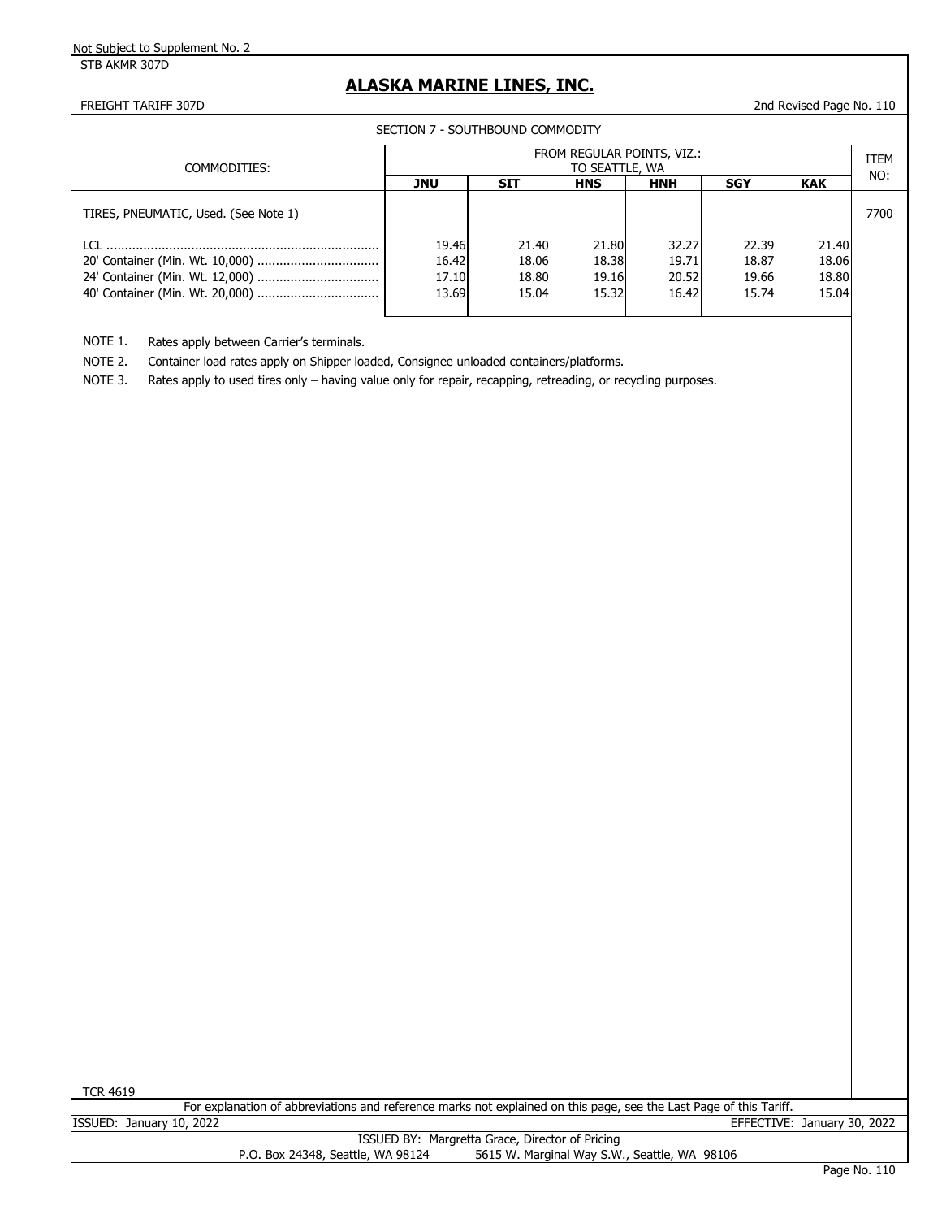Not Subject to Supplement No. 2

STB AKMR 307D

## ALASKA MARINE LINES, INC.

FREIGHT TARIFF 307D

2nd Revised Page No. 110

SECTION 7 - SOUTHBOUND COMMODITY

| COMMODITIES: | FROM REGULAR POINTS, VIZ.: TO SEATTLE, WA | | | | | | ITEM NO: |
|---|---|---|---|---|---|---|---|
| | **JNU** | **SIT** | **HNS** | **HNH** | **SGY** | **KAK** | |
| TIRES, PNEUMATIC, Used. (See Note 1) | | | | | | | 7700 |
| LCL ........................................................................ | 19.46 | 21.40 | 21.80 | 32.27 | 22.39 | 21.40 | |
| 20' Container (Min. Wt. 10,000) ................................ | 16.42 | 18.06 | 18.38 | 19.71 | 18.87 | 18.06 | |
| 24' Container (Min. Wt. 12,000) ................................ | 17.10 | 18.80 | 19.16 | 20.52 | 19.66 | 18.80 | |
| 40' Container (Min. Wt. 20,000) ................................ | 13.69 | 15.04 | 15.32 | 16.42 | 15.74 | 15.04 | |

NOTE 1. Rates apply between Carrier's terminals.

NOTE 2. Container load rates apply on Shipper loaded, Consignee unloaded containers/platforms.

NOTE 3. Rates apply to used tires only – having value only for repair, recapping, retreading, or recycling purposes.

TCR 4619

For explanation of abbreviations and reference marks not explained on this page, see the Last Page of this Tariff.

ISSUED: January 10, 2022

EFFECTIVE: January 30, 2022

ISSUED BY: Margretta Grace, Director of Pricing

P.O. Box 24348, Seattle, WA 98124 5615 W. Marginal Way S.W., Seattle, WA 98106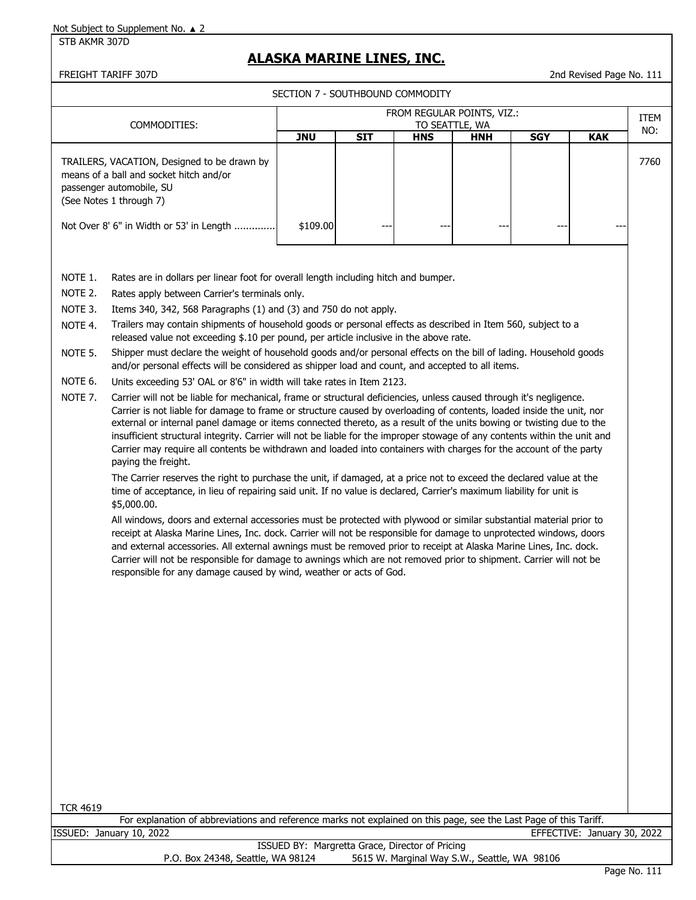Not Subject to Supplement No. ▲ 2

STB AKMR 307D

# ALASKA MARINE LINES, INC.

FREIGHT TARIFF 307D

2nd Revised Page No. 111

## SECTION 7 - SOUTHBOUND COMMODITY

| COMMODITIES: | FROM REGULAR POINTS, VIZ.: TO SEATTLE, WA | | | | | | ITEM NO: |
|---|---|---|---|---|---|---|---|
| | JNU | SIT | HNS | HNH | SGY | KAK | |
| TRAILERS, VACATION, Designed to be drawn by means of a ball and socket hitch and/or passenger automobile, SU (See Notes 1 through 7) | | | | | | | 7760 |
| Not Over 8' 6" in Width or 53' in Length ............. | $109.00 | --- | --- | --- | --- | --- | |

NOTE 1. Rates are in dollars per linear foot for overall length including hitch and bumper.

NOTE 2. Rates apply between Carrier's terminals only.

NOTE 3. Items 340, 342, 568 Paragraphs (1) and (3) and 750 do not apply.

NOTE 4. Trailers may contain shipments of household goods or personal effects as described in Item 560, subject to a released value not exceeding $.10 per pound, per article inclusive in the above rate.

NOTE 5. Shipper must declare the weight of household goods and/or personal effects on the bill of lading. Household goods and/or personal effects will be considered as shipper load and count, and accepted to all items.

NOTE 6. Units exceeding 53' OAL or 8'6" in width will take rates in Item 2123.

NOTE 7. Carrier will not be liable for mechanical, frame or structural deficiencies, unless caused through it's negligence. Carrier is not liable for damage to frame or structure caused by overloading of contents, loaded inside the unit, nor external or internal panel damage or items connected thereto, as a result of the units bowing or twisting due to the insufficient structural integrity. Carrier will not be liable for the improper stowage of any contents within the unit and Carrier may require all contents be withdrawn and loaded into containers with charges for the account of the party paying the freight.

The Carrier reserves the right to purchase the unit, if damaged, at a price not to exceed the declared value at the time of acceptance, in lieu of repairing said unit. If no value is declared, Carrier's maximum liability for unit is $5,000.00.

All windows, doors and external accessories must be protected with plywood or similar substantial material prior to receipt at Alaska Marine Lines, Inc. dock. Carrier will not be responsible for damage to unprotected windows, doors and external accessories. All external awnings must be removed prior to receipt at Alaska Marine Lines, Inc. dock. Carrier will not be responsible for damage to awnings which are not removed prior to shipment. Carrier will not be responsible for any damage caused by wind, weather or acts of God.

TCR 4619

For explanation of abbreviations and reference marks not explained on this page, see the Last Page of this Tariff.

ISSUED: January 10, 2022 EFFECTIVE: January 30, 2022

ISSUED BY: Margretta Grace, Director of Pricing

P.O. Box 24348, Seattle, WA 98124 5615 W. Marginal Way S.W., Seattle, WA 98106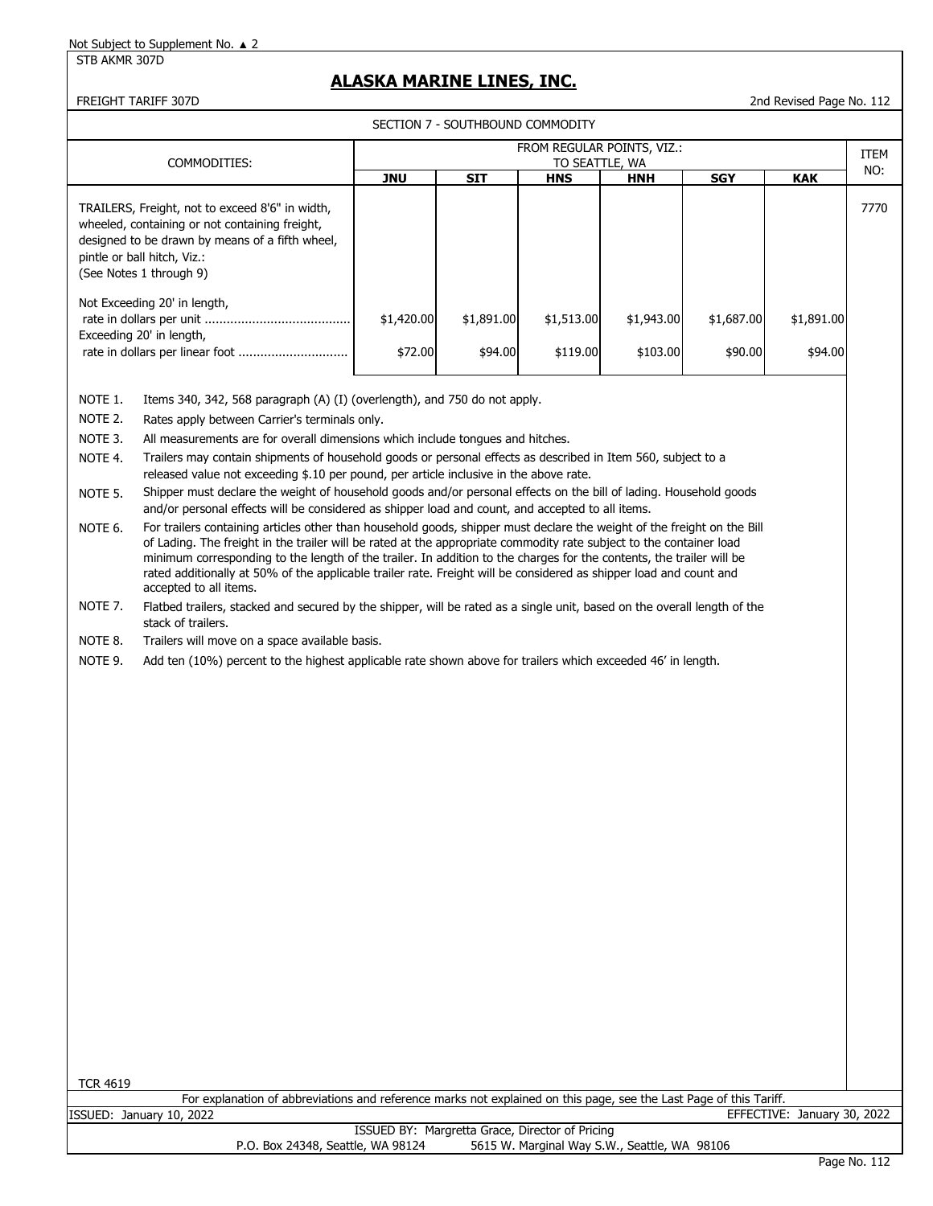Not Subject to Supplement No. ▲ 2

STB AKMR 307D

# ALASKA MARINE LINES, INC.

FREIGHT TARIFF 307D

2nd Revised Page No. 112

## SECTION 7 - SOUTHBOUND COMMODITY

| COMMODITIES: | FROM REGULAR POINTS, VIZ.: TO SEATTLE, WA | | | | | | ITEM NO: |
|---|---|---|---|---|---|---|---|
| | JNU | SIT | HNS | HNH | SGY | KAK | |
| TRAILERS, Freight, not to exceed 8'6" in width, wheeled, containing or not containing freight, designed to be drawn by means of a fifth wheel, pintle or ball hitch, Viz.: (See Notes 1 through 9) | | | | | | | 7770 |
| Not Exceeding 20' in length, rate in dollars per unit | $1,420.00 | $1,891.00 | $1,513.00 | $1,943.00 | $1,687.00 | $1,891.00 | |
| Exceeding 20' in length, rate in dollars per linear foot | $72.00 | $94.00 | $119.00 | $103.00 | $90.00 | $94.00 | |

NOTE 1. Items 340, 342, 568 paragraph (A) (I) (overlength), and 750 do not apply.

NOTE 2. Rates apply between Carrier's terminals only.

NOTE 3. All measurements are for overall dimensions which include tongues and hitches.

NOTE 4. Trailers may contain shipments of household goods or personal effects as described in Item 560, subject to a released value not exceeding $.10 per pound, per article inclusive in the above rate.

NOTE 5. Shipper must declare the weight of household goods and/or personal effects on the bill of lading. Household goods and/or personal effects will be considered as shipper load and count, and accepted to all items.

NOTE 6. For trailers containing articles other than household goods, shipper must declare the weight of the freight on the Bill of Lading. The freight in the trailer will be rated at the appropriate commodity rate subject to the container load minimum corresponding to the length of the trailer. In addition to the charges for the contents, the trailer will be rated additionally at 50% of the applicable trailer rate. Freight will be considered as shipper load and count and accepted to all items.

NOTE 7. Flatbed trailers, stacked and secured by the shipper, will be rated as a single unit, based on the overall length of the stack of trailers.

NOTE 8. Trailers will move on a space available basis.

NOTE 9. Add ten (10%) percent to the highest applicable rate shown above for trailers which exceeded 46' in length.

TCR 4619

For explanation of abbreviations and reference marks not explained on this page, see the Last Page of this Tariff.

ISSUED: January 10, 2022

EFFECTIVE: January 30, 2022

ISSUED BY: Margretta Grace, Director of Pricing

P.O. Box 24348, Seattle, WA 98124 5615 W. Marginal Way S.W., Seattle, WA 98106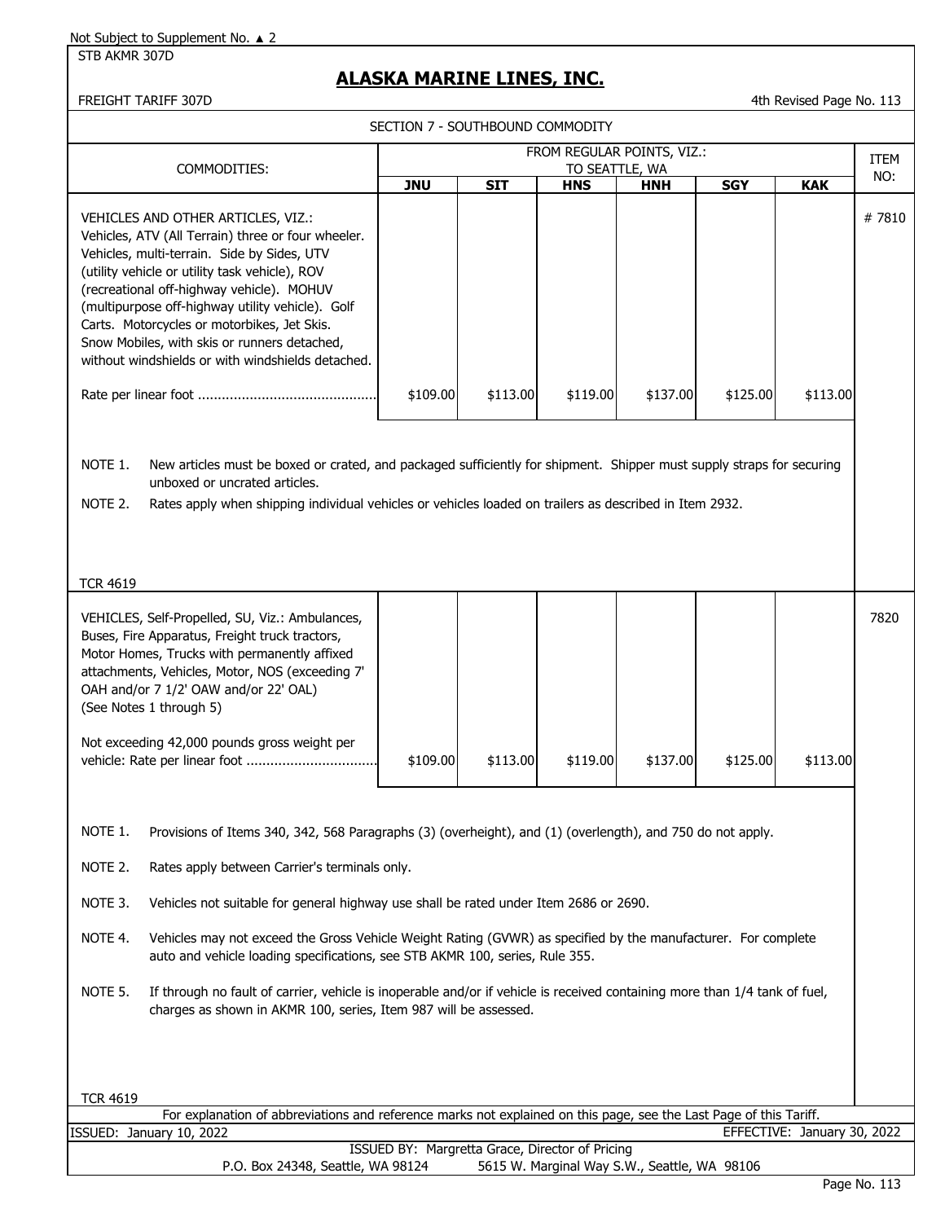Not Subject to Supplement No. ▲ 2

STB AKMR 307D

# ALASKA MARINE LINES, INC.

FREIGHT TARIFF 307D

4th Revised Page No. 113

## SECTION 7 - SOUTHBOUND COMMODITY

| COMMODITIES: | FROM REGULAR POINTS, VIZ.: TO SEATTLE, WA | | | | | | ITEM NO: |
|---|---|---|---|---|---|---|---|
| | **JNU** | **SIT** | **HNS** | **HNH** | **SGY** | **KAK** | |
| VEHICLES AND OTHER ARTICLES, VIZ.: Vehicles, ATV (All Terrain) three or four wheeler. Vehicles, multi-terrain. Side by Sides, UTV (utility vehicle or utility task vehicle), ROV (recreational off-highway vehicle). MOHUV (multipurpose off-highway utility vehicle). Golf Carts. Motorcycles or motorbikes, Jet Skis. Snow Mobiles, with skis or runners detached, without windshields or with windshields detached. | | | | | | | # 7810 |
| Rate per linear foot ............................................ | $109.00 | $113.00 | $119.00 | $137.00 | $125.00 | $113.00 | |

NOTE 1. New articles must be boxed or crated, and packaged sufficiently for shipment. Shipper must supply straps for securing unboxed or uncrated articles.

NOTE 2. Rates apply when shipping individual vehicles or vehicles loaded on trailers as described in Item 2932.

TCR 4619

| COMMODITIES: | JNU | SIT | HNS | HNH | SGY | KAK | ITEM NO: |
|---|---|---|---|---|---|---|---|
| VEHICLES, Self-Propelled, SU, Viz.: Ambulances, Buses, Fire Apparatus, Freight truck tractors, Motor Homes, Trucks with permanently affixed attachments, Vehicles, Motor, NOS (exceeding 7' OAH and/or 7 1/2' OAW and/or 22' OAL) (See Notes 1 through 5) | | | | | | | 7820 |
| Not exceeding 42,000 pounds gross weight per vehicle: Rate per linear foot ................................ | $109.00 | $113.00 | $119.00 | $137.00 | $125.00 | $113.00 | |

NOTE 1. Provisions of Items 340, 342, 568 Paragraphs (3) (overheight), and (1) (overlength), and 750 do not apply.

NOTE 2. Rates apply between Carrier's terminals only.

NOTE 3. Vehicles not suitable for general highway use shall be rated under Item 2686 or 2690.

NOTE 4. Vehicles may not exceed the Gross Vehicle Weight Rating (GVWR) as specified by the manufacturer. For complete auto and vehicle loading specifications, see STB AKMR 100, series, Rule 355.

NOTE 5. If through no fault of carrier, vehicle is inoperable and/or if vehicle is received containing more than 1/4 tank of fuel, charges as shown in AKMR 100, series, Item 987 will be assessed.

TCR 4619

For explanation of abbreviations and reference marks not explained on this page, see the Last Page of this Tariff.

ISSUED: January 10, 2022

EFFECTIVE: January 30, 2022

ISSUED BY: Margretta Grace, Director of Pricing

P.O. Box 24348, Seattle, WA 98124 5615 W. Marginal Way S.W., Seattle, WA 98106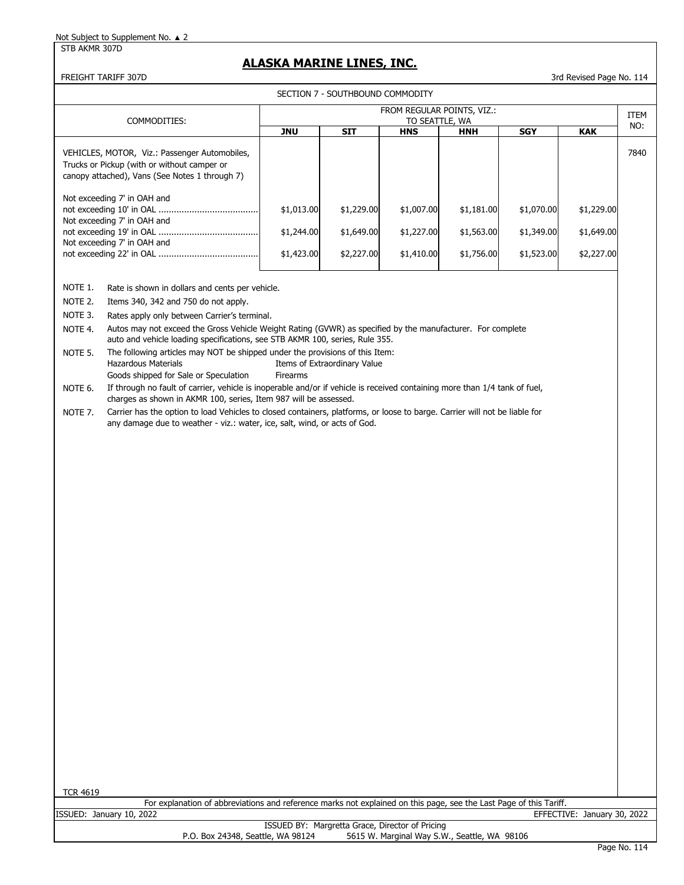Not Subject to Supplement No. ▲ 2

STB AKMR 307D

# ALASKA MARINE LINES, INC.

FREIGHT TARIFF 307D

3rd Revised Page No. 114

SECTION 7 - SOUTHBOUND COMMODITY

| COMMODITIES: | FROM REGULAR POINTS, VIZ.: TO SEATTLE, WA | | | | | | ITEM NO: |
|---|---|---|---|---|---|---|---|
| | **JNU** | **SIT** | **HNS** | **HNH** | **SGY** | **KAK** | |
| VEHICLES, MOTOR, Viz.: Passenger Automobiles, Trucks or Pickup (with or without camper or canopy attached), Vans (See Notes 1 through 7) | | | | | | | 7840 |
| Not exceeding 7' in OAH and not exceeding 10' in OAL ....................................... | $1,013.00 | $1,229.00 | $1,007.00 | $1,181.00 | $1,070.00 | $1,229.00 | |
| Not exceeding 7' in OAH and not exceeding 19' in OAL ....................................... | $1,244.00 | $1,649.00 | $1,227.00 | $1,563.00 | $1,349.00 | $1,649.00 | |
| Not exceeding 7' in OAH and not exceeding 22' in OAL ....................................... | $1,423.00 | $2,227.00 | $1,410.00 | $1,756.00 | $1,523.00 | $2,227.00 | |

NOTE 1. Rate is shown in dollars and cents per vehicle.

NOTE 2. Items 340, 342 and 750 do not apply.

NOTE 3. Rates apply only between Carrier's terminal.

NOTE 4. Autos may not exceed the Gross Vehicle Weight Rating (GVWR) as specified by the manufacturer. For complete auto and vehicle loading specifications, see STB AKMR 100, series, Rule 355.

NOTE 5. The following articles may NOT be shipped under the provisions of this Item:
- Hazardous Materials
- Items of Extraordinary Value
- Goods shipped for Sale or Speculation
- Firearms

NOTE 6. If through no fault of carrier, vehicle is inoperable and/or if vehicle is received containing more than 1/4 tank of fuel, charges as shown in AKMR 100, series, Item 987 will be assessed.

NOTE 7. Carrier has the option to load Vehicles to closed containers, platforms, or loose to barge. Carrier will not be liable for any damage due to weather - viz.: water, ice, salt, wind, or acts of God.

TCR 4619

For explanation of abbreviations and reference marks not explained on this page, see the Last Page of this Tariff.

ISSUED: January 10, 2022

EFFECTIVE: January 30, 2022

ISSUED BY: Margretta Grace, Director of Pricing

P.O. Box 24348, Seattle, WA 98124 5615 W. Marginal Way S.W., Seattle, WA 98106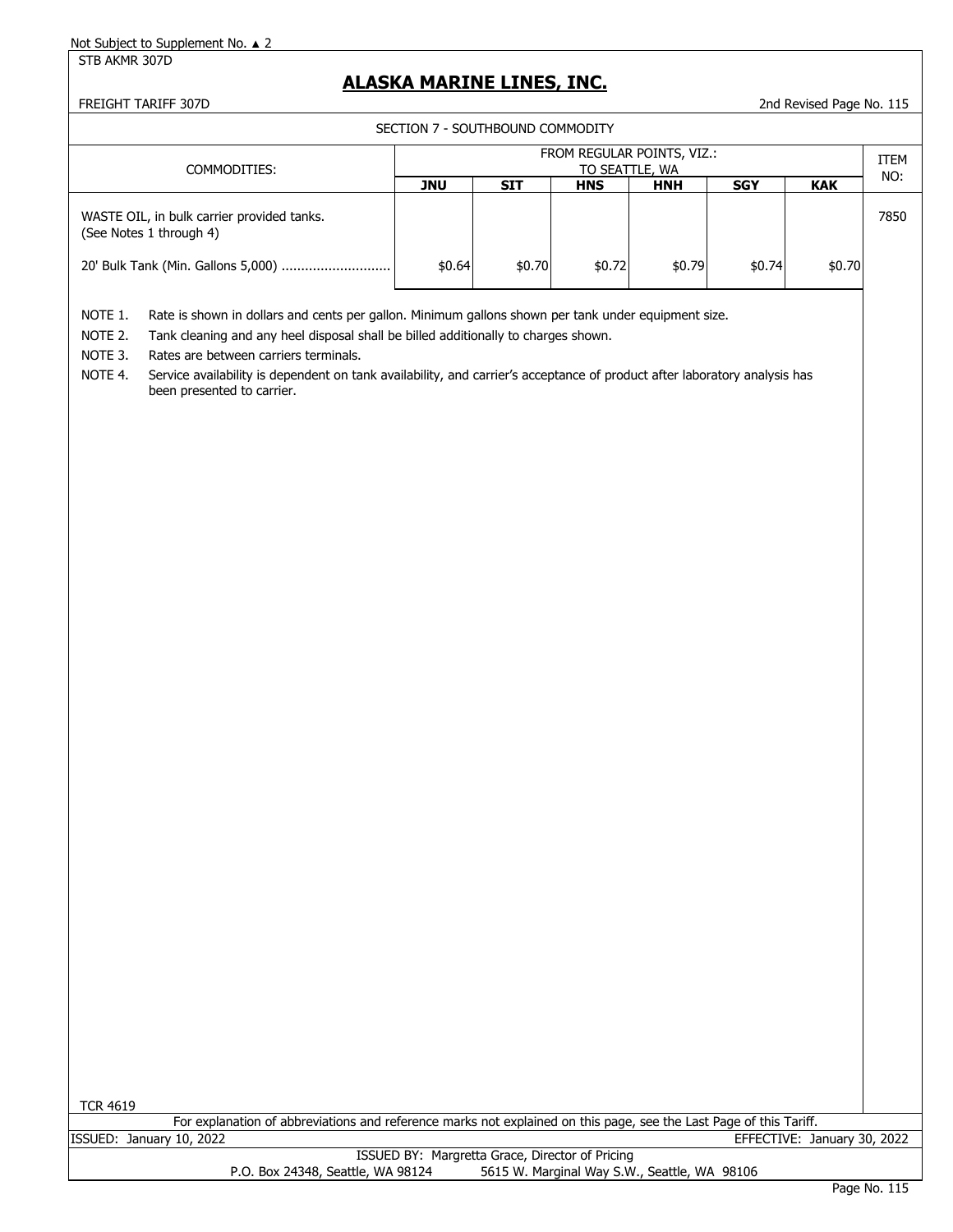Not Subject to Supplement No. ▲ 2

STB AKMR 307D

# ALASKA MARINE LINES, INC.

FREIGHT TARIFF 307D

2nd Revised Page No. 115

SECTION 7 - SOUTHBOUND COMMODITY

| COMMODITIES: | FROM REGULAR POINTS, VIZ.: TO SEATTLE, WA | | | | | | ITEM NO: |
|---|---|---|---|---|---|---|---|
| | **JNU** | **SIT** | **HNS** | **HNH** | **SGY** | **KAK** | |
| WASTE OIL, in bulk carrier provided tanks. (See Notes 1 through 4) | | | | | | | 7850 |
| 20' Bulk Tank (Min. Gallons 5,000) ............................ | $0.64 | $0.70 | $0.72 | $0.79 | $0.74 | $0.70 | |

NOTE 1. Rate is shown in dollars and cents per gallon. Minimum gallons shown per tank under equipment size.

NOTE 2. Tank cleaning and any heel disposal shall be billed additionally to charges shown.

NOTE 3. Rates are between carriers terminals.

NOTE 4. Service availability is dependent on tank availability, and carrier's acceptance of product after laboratory analysis has been presented to carrier.

TCR 4619

For explanation of abbreviations and reference marks not explained on this page, see the Last Page of this Tariff.

ISSUED: January 10, 2022

EFFECTIVE: January 30, 2022

ISSUED BY: Margretta Grace, Director of Pricing

P.O. Box 24348, Seattle, WA 98124 5615 W. Marginal Way S.W., Seattle, WA 98106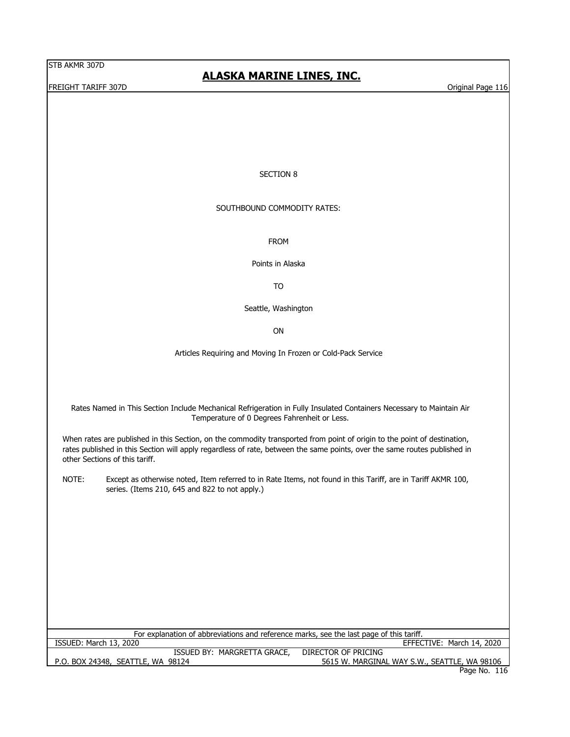# SECTION 8

## SOUTHBOUND COMMODITY RATES:

FROM

Points in Alaska

TO

Seattle, Washington

ON

Articles Requiring and Moving In Frozen or Cold-Pack Service

Rates Named in This Section Include Mechanical Refrigeration in Fully Insulated Containers Necessary to Maintain Air Temperature of 0 Degrees Fahrenheit or Less.

When rates are published in this Section, on the commodity transported from point of origin to the point of destination, rates published in this Section will apply regardless of rate, between the same points, over the same routes published in other Sections of this tariff.

NOTE: Except as otherwise noted, Item referred to in Rate Items, not found in this Tariff, are in Tariff AKMR 100, series. (Items 210, 645 and 822 to not apply.)

For explanation of abbreviations and reference marks, see the last page of this tariff.

ISSUED: March 13, 2020 | EFFECTIVE: March 14, 2020

ISSUED BY: MARGRETTA GRACE, DIRECTOR OF PRICING

P.O. BOX 24348, SEATTLE, WA 98124 | 5615 W. MARGINAL WAY S.W., SEATTLE, WA 98106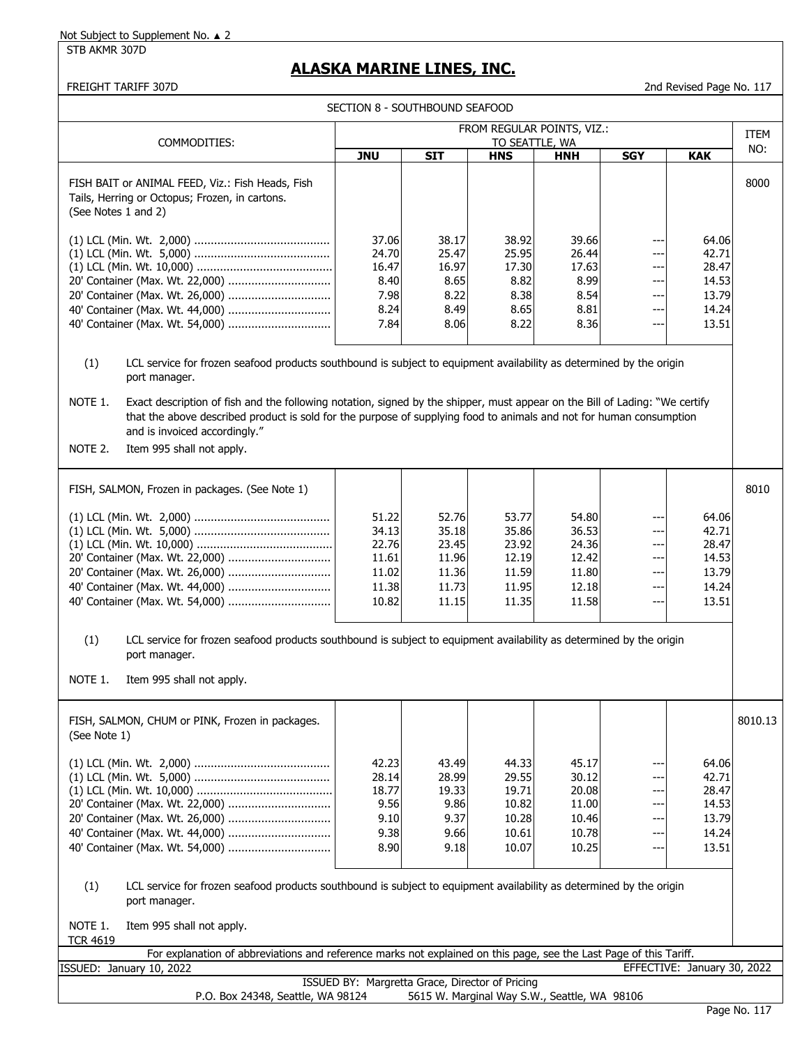Not Subject to Supplement No. ▲ 2

STB AKMR 307D

# ALASKA MARINE LINES, INC.

FREIGHT TARIFF 307D — 2nd Revised Page No. 117

## SECTION 8 - SOUTHBOUND SEAFOOD

| COMMODITIES: | FROM REGULAR POINTS, VIZ.: TO SEATTLE, WA | | | | | | ITEM NO: |
|---|---|---|---|---|---|---|---|
| | JNU | SIT | HNS | HNH | SGY | KAK | |
| FISH BAIT or ANIMAL FEED, Viz.: Fish Heads, Fish Tails, Herring or Octopus; Frozen, in cartons. (See Notes 1 and 2) | | | | | | | 8000 |
| (1) LCL (Min. Wt. 2,000) | 37.06 | 38.17 | 38.92 | 39.66 | --- | 64.06 | |
| (1) LCL (Min. Wt. 5,000) | 24.70 | 25.47 | 25.95 | 26.44 | --- | 42.71 | |
| (1) LCL (Min. Wt. 10,000) | 16.47 | 16.97 | 17.30 | 17.63 | --- | 28.47 | |
| 20' Container (Max. Wt. 22,000) | 8.40 | 8.65 | 8.82 | 8.99 | --- | 14.53 | |
| 20' Container (Max. Wt. 26,000) | 7.98 | 8.22 | 8.38 | 8.54 | --- | 13.79 | |
| 40' Container (Max. Wt. 44,000) | 8.24 | 8.49 | 8.65 | 8.81 | --- | 14.24 | |
| 40' Container (Max. Wt. 54,000) | 7.84 | 8.06 | 8.22 | 8.36 | --- | 13.51 | |

(1) LCL service for frozen seafood products southbound is subject to equipment availability as determined by the origin port manager.

NOTE 1. Exact description of fish and the following notation, signed by the shipper, must appear on the Bill of Lading: "We certify that the above described product is sold for the purpose of supplying food to animals and not for human consumption and is invoiced accordingly."

NOTE 2. Item 995 shall not apply.

| COMMODITIES: | JNU | SIT | HNS | HNH | SGY | KAK | ITEM NO: |
|---|---|---|---|---|---|---|---|
| FISH, SALMON, Frozen in packages. (See Note 1) | | | | | | | 8010 |
| (1) LCL (Min. Wt. 2,000) | 51.22 | 52.76 | 53.77 | 54.80 | --- | 64.06 | |
| (1) LCL (Min. Wt. 5,000) | 34.13 | 35.18 | 35.86 | 36.53 | --- | 42.71 | |
| (1) LCL (Min. Wt. 10,000) | 22.76 | 23.45 | 23.92 | 24.36 | --- | 28.47 | |
| 20' Container (Max. Wt. 22,000) | 11.61 | 11.96 | 12.19 | 12.42 | --- | 14.53 | |
| 20' Container (Max. Wt. 26,000) | 11.02 | 11.36 | 11.59 | 11.80 | --- | 13.79 | |
| 40' Container (Max. Wt. 44,000) | 11.38 | 11.73 | 11.95 | 12.18 | --- | 14.24 | |
| 40' Container (Max. Wt. 54,000) | 10.82 | 11.15 | 11.35 | 11.58 | --- | 13.51 | |

(1) LCL service for frozen seafood products southbound is subject to equipment availability as determined by the origin port manager.

NOTE 1. Item 995 shall not apply.

| COMMODITIES: | JNU | SIT | HNS | HNH | SGY | KAK | ITEM NO: |
|---|---|---|---|---|---|---|---|
| FISH, SALMON, CHUM or PINK, Frozen in packages. (See Note 1) | | | | | | | 8010.13 |
| (1) LCL (Min. Wt. 2,000) | 42.23 | 43.49 | 44.33 | 45.17 | --- | 64.06 | |
| (1) LCL (Min. Wt. 5,000) | 28.14 | 28.99 | 29.55 | 30.12 | --- | 42.71 | |
| (1) LCL (Min. Wt. 10,000) | 18.77 | 19.33 | 19.71 | 20.08 | --- | 28.47 | |
| 20' Container (Max. Wt. 22,000) | 9.56 | 9.86 | 10.82 | 11.00 | --- | 14.53 | |
| 20' Container (Max. Wt. 26,000) | 9.10 | 9.37 | 10.28 | 10.46 | --- | 13.79 | |
| 40' Container (Max. Wt. 44,000) | 9.38 | 9.66 | 10.61 | 10.78 | --- | 14.24 | |
| 40' Container (Max. Wt. 54,000) | 8.90 | 9.18 | 10.07 | 10.25 | --- | 13.51 | |

(1) LCL service for frozen seafood products southbound is subject to equipment availability as determined by the origin port manager.

NOTE 1. Item 995 shall not apply.

TCR 4619

For explanation of abbreviations and reference marks not explained on this page, see the Last Page of this Tariff.

ISSUED: January 10, 2022 — EFFECTIVE: January 30, 2022

ISSUED BY: Margretta Grace, Director of Pricing

P.O. Box 24348, Seattle, WA 98124 — 5615 W. Marginal Way S.W., Seattle, WA 98106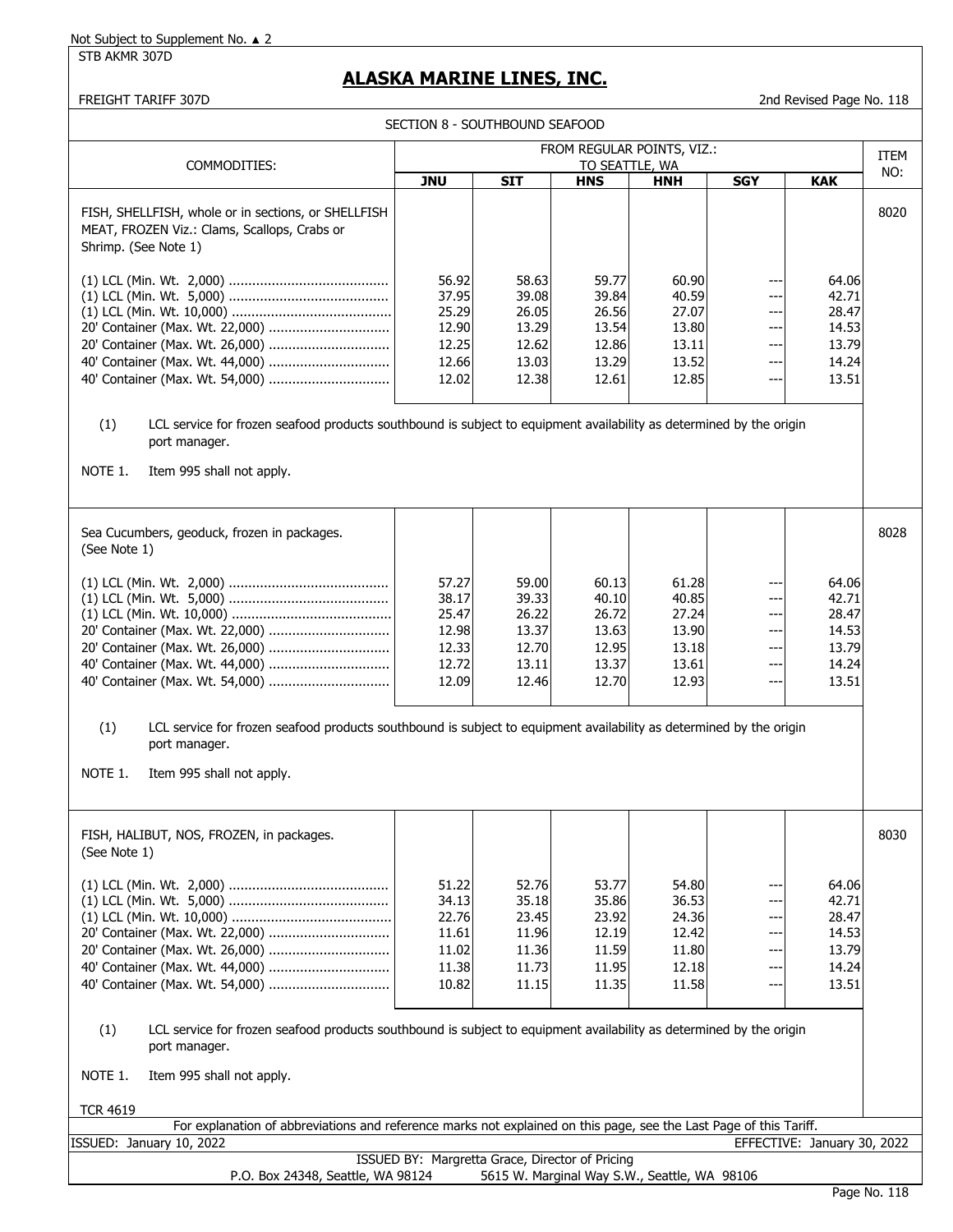Not Subject to Supplement No. ▲ 2

STB AKMR 307D

# ALASKA MARINE LINES, INC.

FREIGHT TARIFF 307D

2nd Revised Page No. 118

## SECTION 8 - SOUTHBOUND SEAFOOD

| COMMODITIES: | FROM REGULAR POINTS, VIZ.: TO SEATTLE, WA | | | | | | ITEM NO: |
|---|---|---|---|---|---|---|---|
| | **JNU** | **SIT** | **HNS** | **HNH** | **SGY** | **KAK** | |
| FISH, SHELLFISH, whole or in sections, or SHELLFISH MEAT, FROZEN Viz.: Clams, Scallops, Crabs or Shrimp. (See Note 1) | | | | | | | 8020 |
| (1) LCL (Min. Wt. 2,000) | 56.92 | 58.63 | 59.77 | 60.90 | --- | 64.06 | |
| (1) LCL (Min. Wt. 5,000) | 37.95 | 39.08 | 39.84 | 40.59 | --- | 42.71 | |
| (1) LCL (Min. Wt. 10,000) | 25.29 | 26.05 | 26.56 | 27.07 | --- | 28.47 | |
| 20' Container (Max. Wt. 22,000) | 12.90 | 13.29 | 13.54 | 13.80 | --- | 14.53 | |
| 20' Container (Max. Wt. 26,000) | 12.25 | 12.62 | 12.86 | 13.11 | --- | 13.79 | |
| 40' Container (Max. Wt. 44,000) | 12.66 | 13.03 | 13.29 | 13.52 | --- | 14.24 | |
| 40' Container (Max. Wt. 54,000) | 12.02 | 12.38 | 12.61 | 12.85 | --- | 13.51 | |

(1) LCL service for frozen seafood products southbound is subject to equipment availability as determined by the origin port manager.

NOTE 1. Item 995 shall not apply.

| COMMODITIES: | JNU | SIT | HNS | HNH | SGY | KAK | ITEM NO: |
|---|---|---|---|---|---|---|---|
| Sea Cucumbers, geoduck, frozen in packages. (See Note 1) | | | | | | | 8028 |
| (1) LCL (Min. Wt. 2,000) | 57.27 | 59.00 | 60.13 | 61.28 | --- | 64.06 | |
| (1) LCL (Min. Wt. 5,000) | 38.17 | 39.33 | 40.10 | 40.85 | --- | 42.71 | |
| (1) LCL (Min. Wt. 10,000) | 25.47 | 26.22 | 26.72 | 27.24 | --- | 28.47 | |
| 20' Container (Max. Wt. 22,000) | 12.98 | 13.37 | 13.63 | 13.90 | --- | 14.53 | |
| 20' Container (Max. Wt. 26,000) | 12.33 | 12.70 | 12.95 | 13.18 | --- | 13.79 | |
| 40' Container (Max. Wt. 44,000) | 12.72 | 13.11 | 13.37 | 13.61 | --- | 14.24 | |
| 40' Container (Max. Wt. 54,000) | 12.09 | 12.46 | 12.70 | 12.93 | --- | 13.51 | |

(1) LCL service for frozen seafood products southbound is subject to equipment availability as determined by the origin port manager.

NOTE 1. Item 995 shall not apply.

| COMMODITIES: | JNU | SIT | HNS | HNH | SGY | KAK | ITEM NO: |
|---|---|---|---|---|---|---|---|
| FISH, HALIBUT, NOS, FROZEN, in packages. (See Note 1) | | | | | | | 8030 |
| (1) LCL (Min. Wt. 2,000) | 51.22 | 52.76 | 53.77 | 54.80 | --- | 64.06 | |
| (1) LCL (Min. Wt. 5,000) | 34.13 | 35.18 | 35.86 | 36.53 | --- | 42.71 | |
| (1) LCL (Min. Wt. 10,000) | 22.76 | 23.45 | 23.92 | 24.36 | --- | 28.47 | |
| 20' Container (Max. Wt. 22,000) | 11.61 | 11.96 | 12.19 | 12.42 | --- | 14.53 | |
| 20' Container (Max. Wt. 26,000) | 11.02 | 11.36 | 11.59 | 11.80 | --- | 13.79 | |
| 40' Container (Max. Wt. 44,000) | 11.38 | 11.73 | 11.95 | 12.18 | --- | 14.24 | |
| 40' Container (Max. Wt. 54,000) | 10.82 | 11.15 | 11.35 | 11.58 | --- | 13.51 | |

(1) LCL service for frozen seafood products southbound is subject to equipment availability as determined by the origin port manager.

NOTE 1. Item 995 shall not apply.

TCR 4619

For explanation of abbreviations and reference marks not explained on this page, see the Last Page of this Tariff.

ISSUED: January 10, 2022

EFFECTIVE: January 30, 2022

ISSUED BY: Margretta Grace, Director of Pricing

P.O. Box 24348, Seattle, WA 98124    5615 W. Marginal Way S.W., Seattle, WA 98106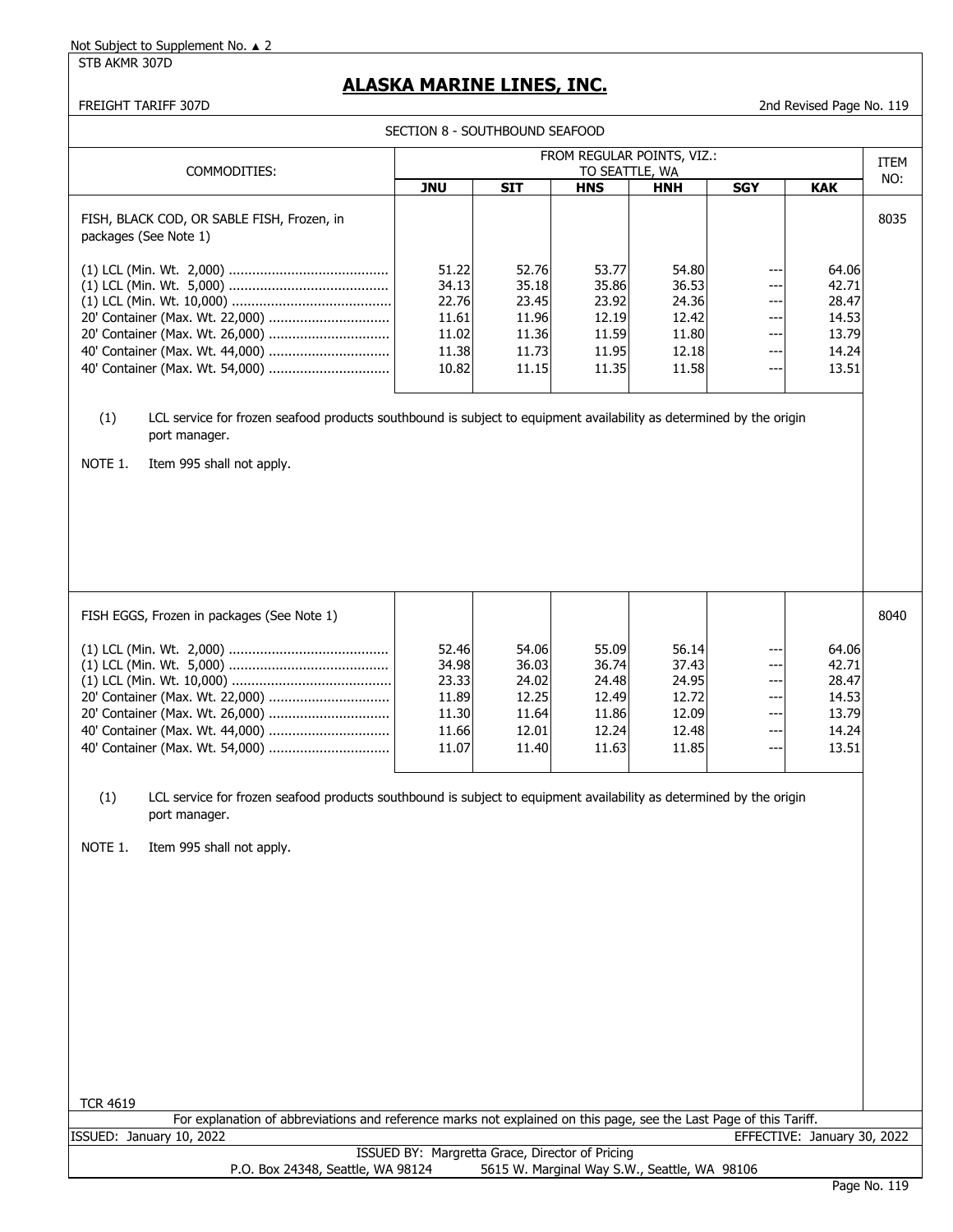Not Subject to Supplement No. ▲ 2

STB AKMR 307D

# ALASKA MARINE LINES, INC.

FREIGHT TARIFF 307D

2nd Revised Page No. 119

SECTION 8 - SOUTHBOUND SEAFOOD

| COMMODITIES: | FROM REGULAR POINTS, VIZ.: TO SEATTLE, WA | | | | | | ITEM NO: |
|---|---|---|---|---|---|---|---|
| | **JNU** | **SIT** | **HNS** | **HNH** | **SGY** | **KAK** | |
| FISH, BLACK COD, OR SABLE FISH, Frozen, in packages (See Note 1) | | | | | | | 8035 |
| (1) LCL (Min. Wt. 2,000) | 51.22 | 52.76 | 53.77 | 54.80 | --- | 64.06 | |
| (1) LCL (Min. Wt. 5,000) | 34.13 | 35.18 | 35.86 | 36.53 | --- | 42.71 | |
| (1) LCL (Min. Wt. 10,000) | 22.76 | 23.45 | 23.92 | 24.36 | --- | 28.47 | |
| 20' Container (Max. Wt. 22,000) | 11.61 | 11.96 | 12.19 | 12.42 | --- | 14.53 | |
| 20' Container (Max. Wt. 26,000) | 11.02 | 11.36 | 11.59 | 11.80 | --- | 13.79 | |
| 40' Container (Max. Wt. 44,000) | 11.38 | 11.73 | 11.95 | 12.18 | --- | 14.24 | |
| 40' Container (Max. Wt. 54,000) | 10.82 | 11.15 | 11.35 | 11.58 | --- | 13.51 | |

(1) LCL service for frozen seafood products southbound is subject to equipment availability as determined by the origin port manager.

NOTE 1. Item 995 shall not apply.

| COMMODITIES: | JNU | SIT | HNS | HNH | SGY | KAK | ITEM NO: |
|---|---|---|---|---|---|---|---|
| FISH EGGS, Frozen in packages (See Note 1) | | | | | | | 8040 |
| (1) LCL (Min. Wt. 2,000) | 52.46 | 54.06 | 55.09 | 56.14 | --- | 64.06 | |
| (1) LCL (Min. Wt. 5,000) | 34.98 | 36.03 | 36.74 | 37.43 | --- | 42.71 | |
| (1) LCL (Min. Wt. 10,000) | 23.33 | 24.02 | 24.48 | 24.95 | --- | 28.47 | |
| 20' Container (Max. Wt. 22,000) | 11.89 | 12.25 | 12.49 | 12.72 | --- | 14.53 | |
| 20' Container (Max. Wt. 26,000) | 11.30 | 11.64 | 11.86 | 12.09 | --- | 13.79 | |
| 40' Container (Max. Wt. 44,000) | 11.66 | 12.01 | 12.24 | 12.48 | --- | 14.24 | |
| 40' Container (Max. Wt. 54,000) | 11.07 | 11.40 | 11.63 | 11.85 | --- | 13.51 | |

(1) LCL service for frozen seafood products southbound is subject to equipment availability as determined by the origin port manager.

NOTE 1. Item 995 shall not apply.

TCR 4619

For explanation of abbreviations and reference marks not explained on this page, see the Last Page of this Tariff.

ISSUED: January 10, 2022 EFFECTIVE: January 30, 2022

ISSUED BY: Margretta Grace, Director of Pricing

P.O. Box 24348, Seattle, WA 98124 5615 W. Marginal Way S.W., Seattle, WA 98106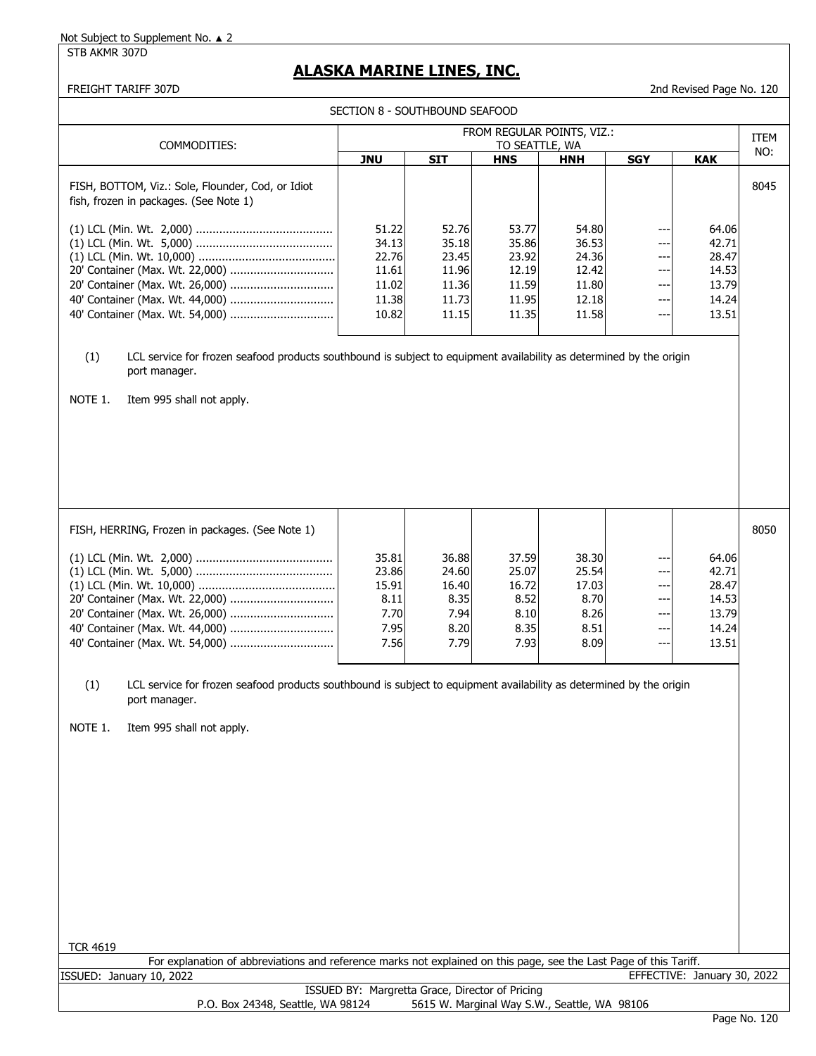Not Subject to Supplement No. ▲ 2

STB AKMR 307D

# ALASKA MARINE LINES, INC.

FREIGHT TARIFF 307D

2nd Revised Page No. 120

## SECTION 8 - SOUTHBOUND SEAFOOD

| COMMODITIES: | FROM REGULAR POINTS, VIZ.: TO SEATTLE, WA | | | | | | ITEM NO: |
|---|---|---|---|---|---|---|---|
| | **JNU** | **SIT** | **HNS** | **HNH** | **SGY** | **KAK** | |
| FISH, BOTTOM, Viz.: Sole, Flounder, Cod, or Idiot fish, frozen in packages. (See Note 1) | | | | | | | 8045 |
| (1) LCL (Min. Wt. 2,000) | 51.22 | 52.76 | 53.77 | 54.80 | --- | 64.06 | |
| (1) LCL (Min. Wt. 5,000) | 34.13 | 35.18 | 35.86 | 36.53 | --- | 42.71 | |
| (1) LCL (Min. Wt. 10,000) | 22.76 | 23.45 | 23.92 | 24.36 | --- | 28.47 | |
| 20' Container (Max. Wt. 22,000) | 11.61 | 11.96 | 12.19 | 12.42 | --- | 14.53 | |
| 20' Container (Max. Wt. 26,000) | 11.02 | 11.36 | 11.59 | 11.80 | --- | 13.79 | |
| 40' Container (Max. Wt. 44,000) | 11.38 | 11.73 | 11.95 | 12.18 | --- | 14.24 | |
| 40' Container (Max. Wt. 54,000) | 10.82 | 11.15 | 11.35 | 11.58 | --- | 13.51 | |

(1) LCL service for frozen seafood products southbound is subject to equipment availability as determined by the origin port manager.

NOTE 1. Item 995 shall not apply.

| COMMODITIES: | **JNU** | **SIT** | **HNS** | **HNH** | **SGY** | **KAK** | ITEM NO: |
|---|---|---|---|---|---|---|---|
| FISH, HERRING, Frozen in packages. (See Note 1) | | | | | | | 8050 |
| (1) LCL (Min. Wt. 2,000) | 35.81 | 36.88 | 37.59 | 38.30 | --- | 64.06 | |
| (1) LCL (Min. Wt. 5,000) | 23.86 | 24.60 | 25.07 | 25.54 | --- | 42.71 | |
| (1) LCL (Min. Wt. 10,000) | 15.91 | 16.40 | 16.72 | 17.03 | --- | 28.47 | |
| 20' Container (Max. Wt. 22,000) | 8.11 | 8.35 | 8.52 | 8.70 | --- | 14.53 | |
| 20' Container (Max. Wt. 26,000) | 7.70 | 7.94 | 8.10 | 8.26 | --- | 13.79 | |
| 40' Container (Max. Wt. 44,000) | 7.95 | 8.20 | 8.35 | 8.51 | --- | 14.24 | |
| 40' Container (Max. Wt. 54,000) | 7.56 | 7.79 | 7.93 | 8.09 | --- | 13.51 | |

(1) LCL service for frozen seafood products southbound is subject to equipment availability as determined by the origin port manager.

NOTE 1. Item 995 shall not apply.

TCR 4619

For explanation of abbreviations and reference marks not explained on this page, see the Last Page of this Tariff.

ISSUED: January 10, 2022

EFFECTIVE: January 30, 2022

ISSUED BY: Margretta Grace, Director of Pricing

P.O. Box 24348, Seattle, WA 98124 5615 W. Marginal Way S.W., Seattle, WA 98106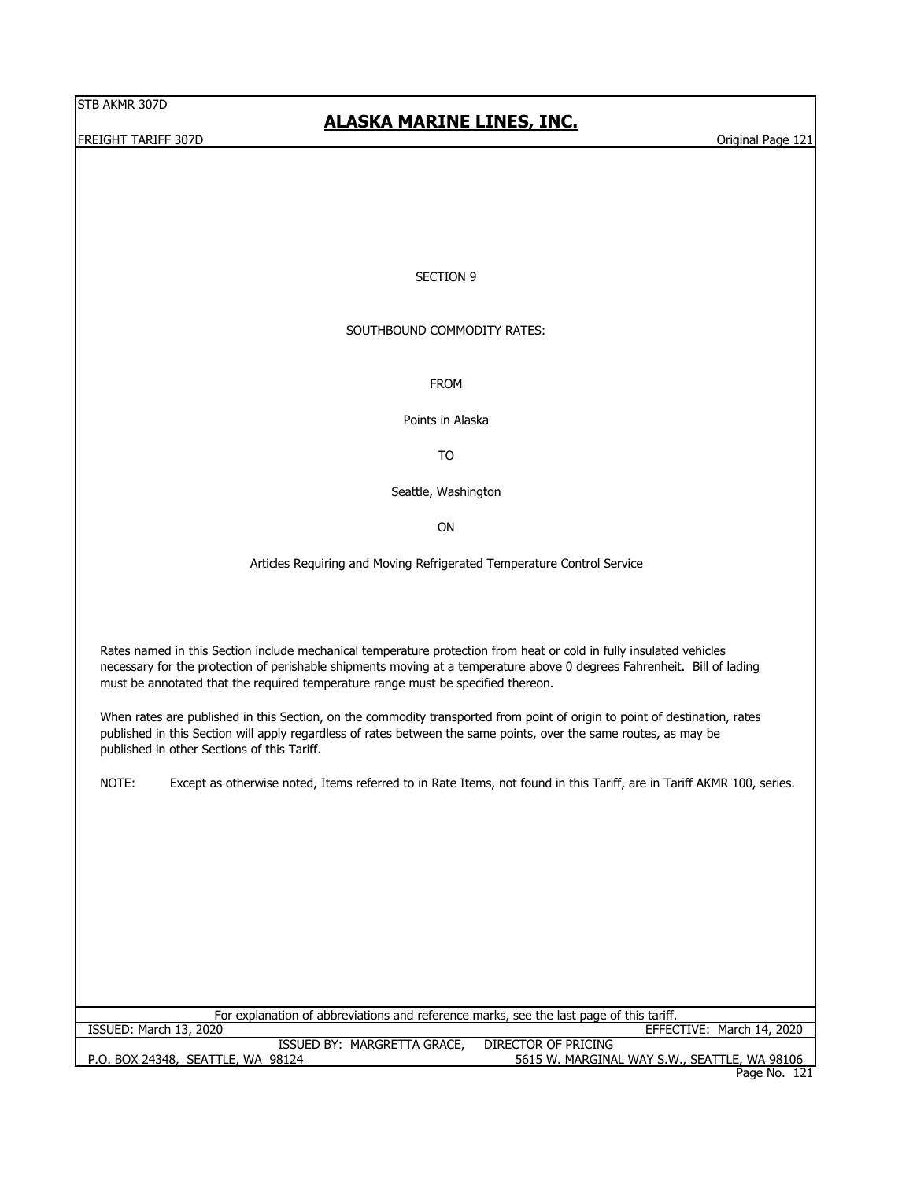# SECTION 9

SOUTHBOUND COMMODITY RATES:

FROM

Points in Alaska

TO

Seattle, Washington

ON

Articles Requiring and Moving Refrigerated Temperature Control Service

Rates named in this Section include mechanical temperature protection from heat or cold in fully insulated vehicles necessary for the protection of perishable shipments moving at a temperature above 0 degrees Fahrenheit. Bill of lading must be annotated that the required temperature range must be specified thereon.

When rates are published in this Section, on the commodity transported from point of origin to point of destination, rates published in this Section will apply regardless of rates between the same points, over the same routes, as may be published in other Sections of this Tariff.

NOTE: Except as otherwise noted, Items referred to in Rate Items, not found in this Tariff, are in Tariff AKMR 100, series.

For explanation of abbreviations and reference marks, see the last page of this tariff.

ISSUED: March 13, 2020 EFFECTIVE: March 14, 2020

ISSUED BY: MARGRETTA GRACE, DIRECTOR OF PRICING

P.O. BOX 24348, SEATTLE, WA 98124 5615 W. MARGINAL WAY S.W., SEATTLE, WA 98106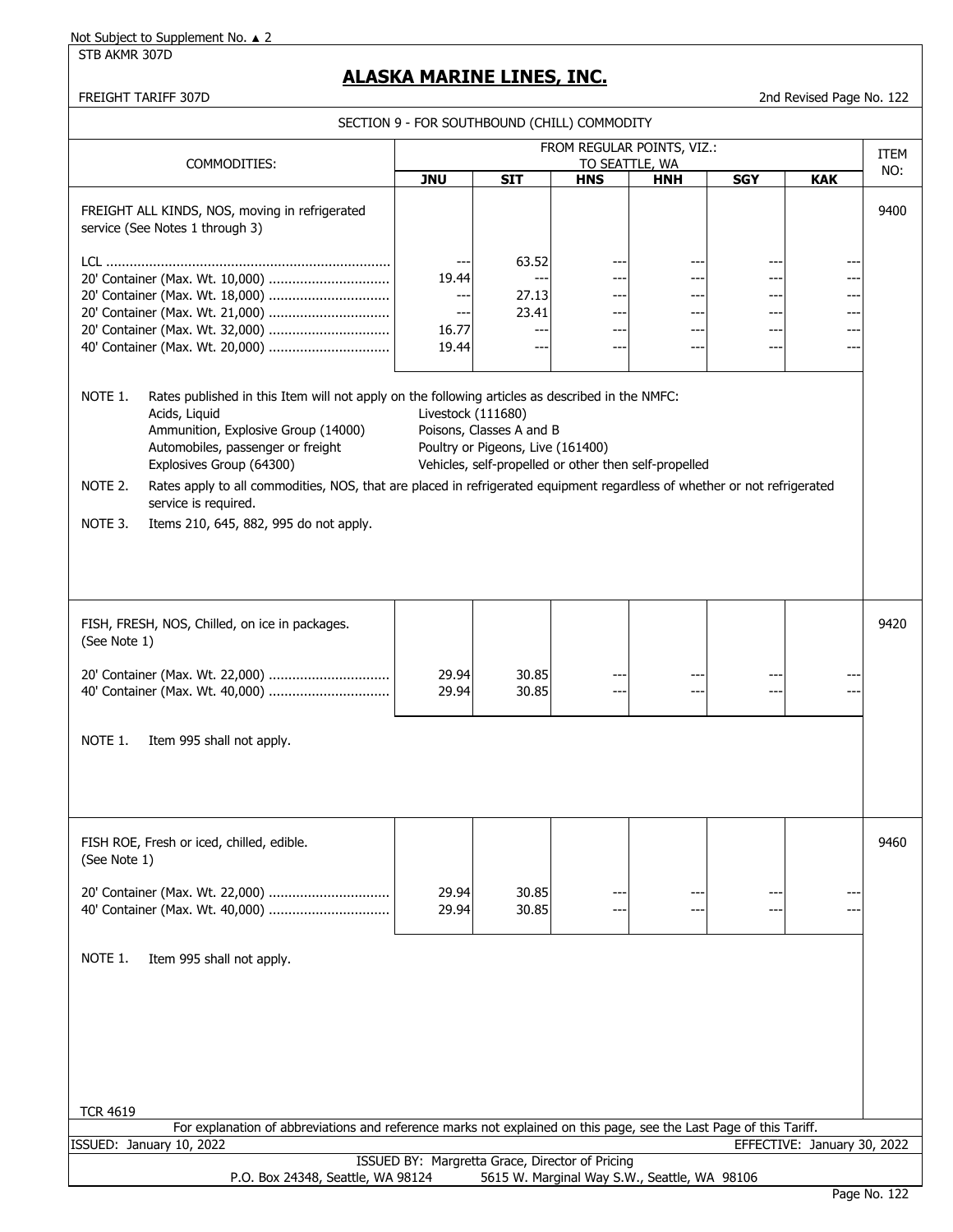Not Subject to Supplement No. ▲ 2

STB AKMR 307D

# ALASKA MARINE LINES, INC.

FREIGHT TARIFF 307D

2nd Revised Page No. 122

## SECTION 9 - FOR SOUTHBOUND (CHILL) COMMODITY

| COMMODITIES: | FROM REGULAR POINTS, VIZ.: TO SEATTLE, WA | | | | | | ITEM NO: |
|---|---|---|---|---|---|---|---|
| | JNU | SIT | HNS | HNH | SGY | KAK | |
| FREIGHT ALL KINDS, NOS, moving in refrigerated service (See Notes 1 through 3) | | | | | | | 9400 |
| LCL | --- | 63.52 | --- | --- | --- | --- | |
| 20' Container (Max. Wt. 10,000) | 19.44 | --- | --- | --- | --- | --- | |
| 20' Container (Max. Wt. 18,000) | --- | 27.13 | --- | --- | --- | --- | |
| 20' Container (Max. Wt. 21,000) | --- | 23.41 | --- | --- | --- | --- | |
| 20' Container (Max. Wt. 32,000) | 16.77 | --- | --- | --- | --- | --- | |
| 40' Container (Max. Wt. 20,000) | 19.44 | --- | --- | --- | --- | --- | |

NOTE 1. Rates published in this Item will not apply on the following articles as described in the NMFC:

- Acids, Liquid
- Ammunition, Explosive Group (14000)
- Automobiles, passenger or freight
- Explosives Group (64300)
- Livestock (111680)
- Poisons, Classes A and B
- Poultry or Pigeons, Live (161400)
- Vehicles, self-propelled or other then self-propelled

NOTE 2. Rates apply to all commodities, NOS, that are placed in refrigerated equipment regardless of whether or not refrigerated service is required.

NOTE 3. Items 210, 645, 882, 995 do not apply.

| COMMODITIES: | JNU | SIT | HNS | HNH | SGY | KAK | ITEM NO: |
|---|---|---|---|---|---|---|---|
| FISH, FRESH, NOS, Chilled, on ice in packages. (See Note 1) | | | | | | | 9420 |
| 20' Container (Max. Wt. 22,000) | 29.94 | 30.85 | --- | --- | --- | --- | |
| 40' Container (Max. Wt. 40,000) | 29.94 | 30.85 | --- | --- | --- | --- | |

NOTE 1. Item 995 shall not apply.

| COMMODITIES: | JNU | SIT | HNS | HNH | SGY | KAK | ITEM NO: |
|---|---|---|---|---|---|---|---|
| FISH ROE, Fresh or iced, chilled, edible. (See Note 1) | | | | | | | 9460 |
| 20' Container (Max. Wt. 22,000) | 29.94 | 30.85 | --- | --- | --- | --- | |
| 40' Container (Max. Wt. 40,000) | 29.94 | 30.85 | --- | --- | --- | --- | |

NOTE 1. Item 995 shall not apply.

TCR 4619

For explanation of abbreviations and reference marks not explained on this page, see the Last Page of this Tariff.

ISSUED: January 10, 2022

EFFECTIVE: January 30, 2022

ISSUED BY: Margretta Grace, Director of Pricing

P.O. Box 24348, Seattle, WA 98124 5615 W. Marginal Way S.W., Seattle, WA 98106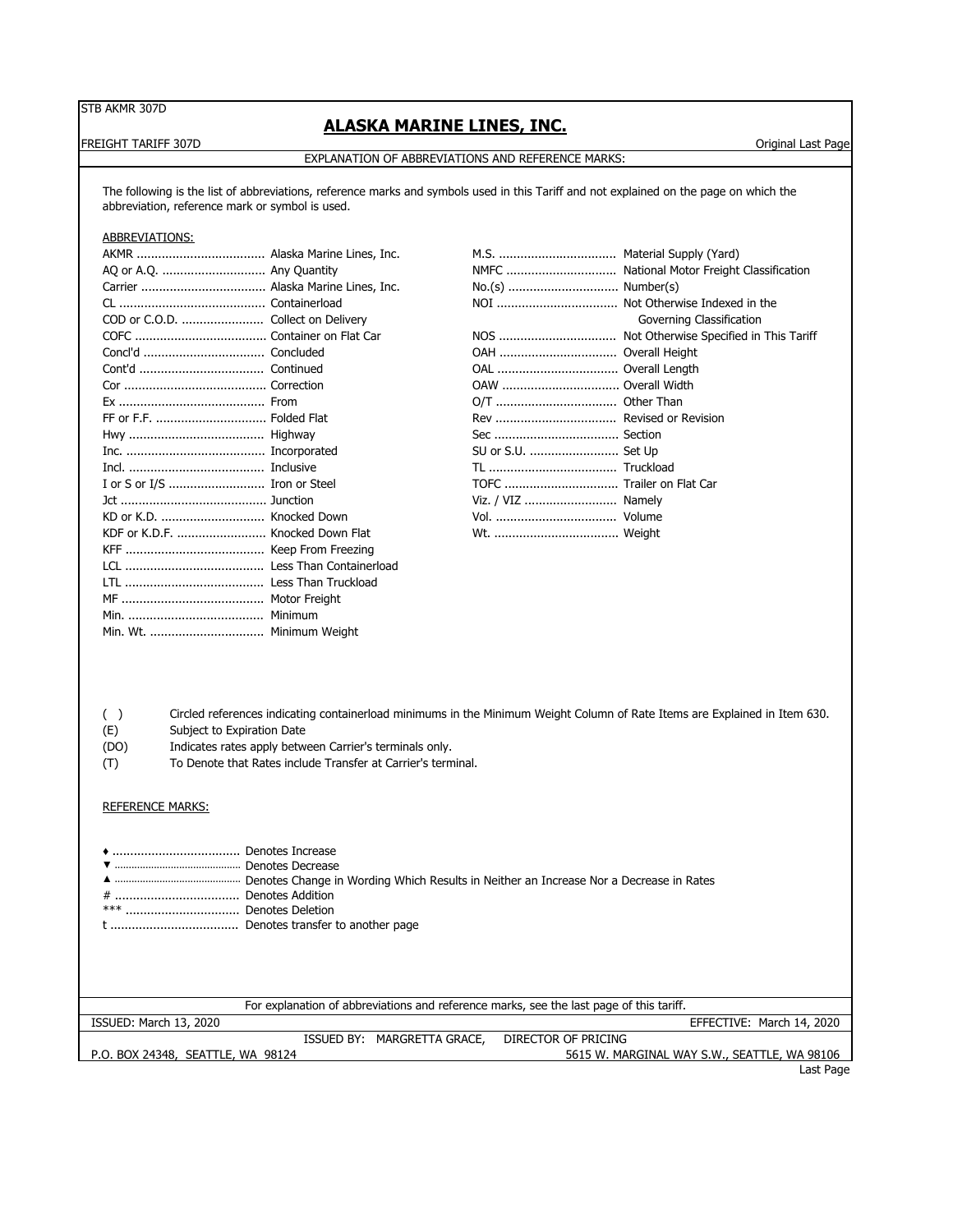# ALASKA MARINE LINES, INC.

FREIGHT TARIFF 307D

EXPLANATION OF ABBREVIATIONS AND REFERENCE MARKS:

The following is the list of abbreviations, reference marks and symbols used in this Tariff and not explained on the page on which the abbreviation, reference mark or symbol is used.

ABBREVIATIONS:

| | |
|---|---|
| AKMR | Alaska Marine Lines, Inc. |
| AQ or A.Q. | Any Quantity |
| Carrier | Alaska Marine Lines, Inc. |
| CL | Containerload |
| COD or C.O.D. | Collect on Delivery |
| COFC | Container on Flat Car |
| Concl'd | Concluded |
| Cont'd | Continued |
| Cor | Correction |
| Ex | From |
| FF or F.F. | Folded Flat |
| Hwy | Highway |
| Inc. | Incorporated |
| Incl. | Inclusive |
| I or S or I/S | Iron or Steel |
| Jct | Junction |
| KD or K.D. | Knocked Down |
| KDF or K.D.F. | Knocked Down Flat |
| KFF | Keep From Freezing |
| LCL | Less Than Containerload |
| LTL | Less Than Truckload |
| MF | Motor Freight |
| Min. | Minimum |
| Min. Wt. | Minimum Weight |
| M.S. | Material Supply (Yard) |
| NMFC | National Motor Freight Classification |
| No.(s) | Number(s) |
| NOI | Not Otherwise Indexed in the Governing Classification |
| NOS | Not Otherwise Specified in This Tariff |
| OAH | Overall Height |
| OAL | Overall Length |
| OAW | Overall Width |
| O/T | Other Than |
| Rev | Revised or Revision |
| Sec | Section |
| SU or S.U. | Set Up |
| TL | Truckload |
| TOFC | Trailer on Flat Car |
| Viz. / VIZ | Namely |
| Vol. | Volume |
| Wt. | Weight |

| | |
|---|---|
| ( ) | Circled references indicating containerload minimums in the Minimum Weight Column of Rate Items are Explained in Item 630. |
| (E) | Subject to Expiration Date |
| (DO) | Indicates rates apply between Carrier's terminals only. |
| (T) | To Denote that Rates include Transfer at Carrier's terminal. |

REFERENCE MARKS:

| | |
|---|---|
| ♦ | Denotes Increase |
| ▼ | Denotes Decrease |
| ▲ | Denotes Change in Wording Which Results in Neither an Increase Nor a Decrease in Rates |
| # | Denotes Addition |
| *** | Denotes Deletion |
| t | Denotes transfer to another page |

For explanation of abbreviations and reference marks, see the last page of this tariff.

ISSUED: March 13, 2020 — EFFECTIVE: March 14, 2020

ISSUED BY: MARGRETTA GRACE, DIRECTOR OF PRICING

P.O. BOX 24348, SEATTLE, WA 98124 — 5615 W. MARGINAL WAY S.W., SEATTLE, WA 98106